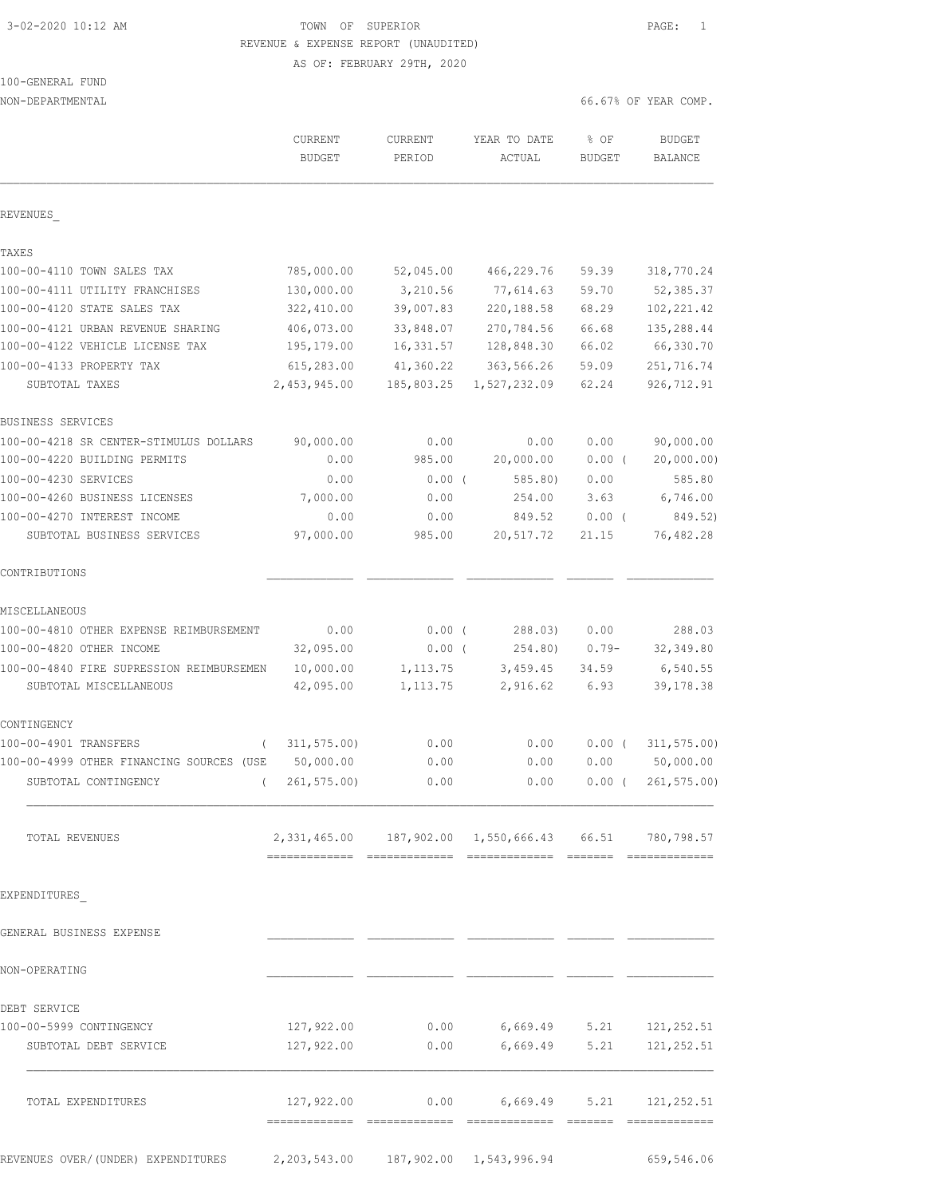3-02-2020 10:12 AM

TOWN OF SUPERIOR

REVENUE & EXPENSE REPORT (UNAUDITED)

AS OF: FEBRUARY 29TH, 2020

100-GENERAL FUND

NON-DEPARTMENTAL

66.67% OF YEAR COMP.

| | CURRENT BUDGET | CURRENT PERIOD | YEAR TO DATE ACTUAL | % OF BUDGET | BUDGET BALANCE |
|---|---|---|---|---|---|
| REVENUES_ | | | | | |
| TAXES | | | | | |
| 100-00-4110 TOWN SALES TAX | 785,000.00 | 52,045.00 | 466,229.76 | 59.39 | 318,770.24 |
| 100-00-4111 UTILITY FRANCHISES | 130,000.00 | 3,210.56 | 77,614.63 | 59.70 | 52,385.37 |
| 100-00-4120 STATE SALES TAX | 322,410.00 | 39,007.83 | 220,188.58 | 68.29 | 102,221.42 |
| 100-00-4121 URBAN REVENUE SHARING | 406,073.00 | 33,848.07 | 270,784.56 | 66.68 | 135,288.44 |
| 100-00-4122 VEHICLE LICENSE TAX | 195,179.00 | 16,331.57 | 128,848.30 | 66.02 | 66,330.70 |
| 100-00-4133 PROPERTY TAX | 615,283.00 | 41,360.22 | 363,566.26 | 59.09 | 251,716.74 |
| SUBTOTAL TAXES | 2,453,945.00 | 185,803.25 | 1,527,232.09 | 62.24 | 926,712.91 |
| BUSINESS SERVICES | | | | | |
| 100-00-4218 SR CENTER-STIMULUS DOLLARS | 90,000.00 | 0.00 | 0.00 | 0.00 | 90,000.00 |
| 100-00-4220 BUILDING PERMITS | 0.00 | 985.00 | 20,000.00 | 0.00 | ( 20,000.00) |
| 100-00-4230 SERVICES | 0.00 | 0.00 | ( 585.80) | 0.00 | 585.80 |
| 100-00-4260 BUSINESS LICENSES | 7,000.00 | 0.00 | 254.00 | 3.63 | 6,746.00 |
| 100-00-4270 INTEREST INCOME | 0.00 | 0.00 | 849.52 | 0.00 | ( 849.52) |
| SUBTOTAL BUSINESS SERVICES | 97,000.00 | 985.00 | 20,517.72 | 21.15 | 76,482.28 |
| CONTRIBUTIONS | | | | | |
| MISCELLANEOUS | | | | | |
| 100-00-4810 OTHER EXPENSE REIMBURSEMENT | 0.00 | 0.00 | ( 288.03) | 0.00 | 288.03 |
| 100-00-4820 OTHER INCOME | 32,095.00 | 0.00 | ( 254.80) | 0.79- | 32,349.80 |
| 100-00-4840 FIRE SUPRESSION REIMBURSEMEN | 10,000.00 | 1,113.75 | 3,459.45 | 34.59 | 6,540.55 |
| SUBTOTAL MISCELLANEOUS | 42,095.00 | 1,113.75 | 2,916.62 | 6.93 | 39,178.38 |
| CONTINGENCY | | | | | |
| 100-00-4901 TRANSFERS | ( 311,575.00) | 0.00 | 0.00 | 0.00 | ( 311,575.00) |
| 100-00-4999 OTHER FINANCING SOURCES (USE | 50,000.00 | 0.00 | 0.00 | 0.00 | 50,000.00 |
| SUBTOTAL CONTINGENCY | ( 261,575.00) | 0.00 | 0.00 | 0.00 | ( 261,575.00) |
| TOTAL REVENUES | 2,331,465.00 | 187,902.00 | 1,550,666.43 | 66.51 | 780,798.57 |
| EXPENDITURES_ | | | | | |
| GENERAL BUSINESS EXPENSE | | | | | |
| NON-OPERATING | | | | | |
| DEBT SERVICE | | | | | |
| 100-00-5999 CONTINGENCY | 127,922.00 | 0.00 | 6,669.49 | 5.21 | 121,252.51 |
| SUBTOTAL DEBT SERVICE | 127,922.00 | 0.00 | 6,669.49 | 5.21 | 121,252.51 |
| TOTAL EXPENDITURES | 127,922.00 | 0.00 | 6,669.49 | 5.21 | 121,252.51 |
| REVENUES OVER/(UNDER) EXPENDITURES | 2,203,543.00 | 187,902.00 | 1,543,996.94 | | 659,546.06 |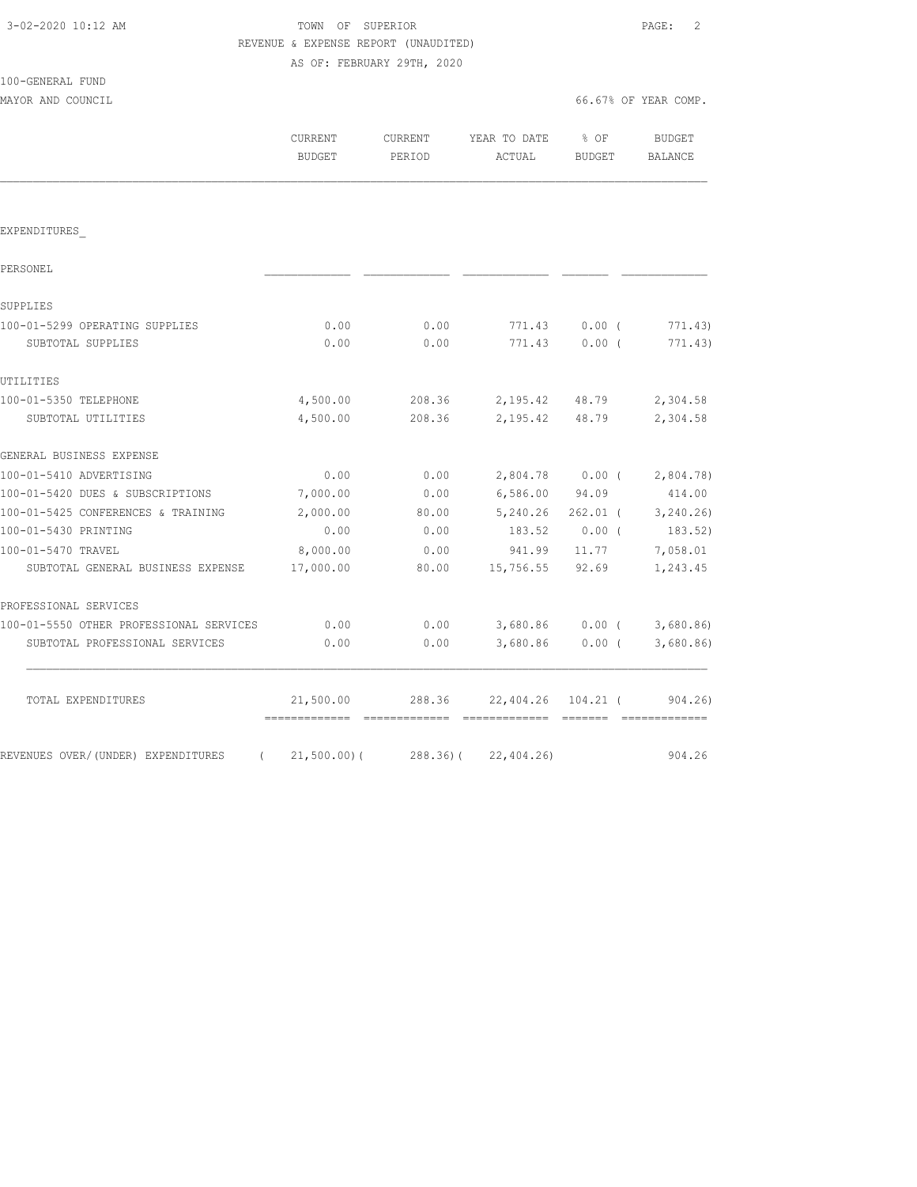3-02-2020 10:12 AM

# TOWN OF SUPERIOR

REVENUE & EXPENSE REPORT (UNAUDITED)

AS OF: FEBRUARY 29TH, 2020

100-GENERAL FUND

MAYOR AND COUNCIL — 66.67% OF YEAR COMP.

| | CURRENT BUDGET | CURRENT PERIOD | YEAR TO DATE ACTUAL | % OF BUDGET | BUDGET BALANCE |
|---|---|---|---|---|---|
| **EXPENDITURES** | | | | | |
| PERSONEL | | | | | |
| SUPPLIES | | | | | |
| 100-01-5299 OPERATING SUPPLIES | 0.00 | 0.00 | 771.43 | 0.00 | (771.43) |
| SUBTOTAL SUPPLIES | 0.00 | 0.00 | 771.43 | 0.00 | (771.43) |
| UTILITIES | | | | | |
| 100-01-5350 TELEPHONE | 4,500.00 | 208.36 | 2,195.42 | 48.79 | 2,304.58 |
| SUBTOTAL UTILITIES | 4,500.00 | 208.36 | 2,195.42 | 48.79 | 2,304.58 |
| GENERAL BUSINESS EXPENSE | | | | | |
| 100-01-5410 ADVERTISING | 0.00 | 0.00 | 2,804.78 | 0.00 | (2,804.78) |
| 100-01-5420 DUES & SUBSCRIPTIONS | 7,000.00 | 0.00 | 6,586.00 | 94.09 | 414.00 |
| 100-01-5425 CONFERENCES & TRAINING | 2,000.00 | 80.00 | 5,240.26 | 262.01 | (3,240.26) |
| 100-01-5430 PRINTING | 0.00 | 0.00 | 183.52 | 0.00 | (183.52) |
| 100-01-5470 TRAVEL | 8,000.00 | 0.00 | 941.99 | 11.77 | 7,058.01 |
| SUBTOTAL GENERAL BUSINESS EXPENSE | 17,000.00 | 80.00 | 15,756.55 | 92.69 | 1,243.45 |
| PROFESSIONAL SERVICES | | | | | |
| 100-01-5550 OTHER PROFESSIONAL SERVICES | 0.00 | 0.00 | 3,680.86 | 0.00 | (3,680.86) |
| SUBTOTAL PROFESSIONAL SERVICES | 0.00 | 0.00 | 3,680.86 | 0.00 | (3,680.86) |
| TOTAL EXPENDITURES | 21,500.00 | 288.36 | 22,404.26 | 104.21 | (904.26) |
| REVENUES OVER/(UNDER) EXPENDITURES | (21,500.00) | (288.36) | (22,404.26) | | 904.26 |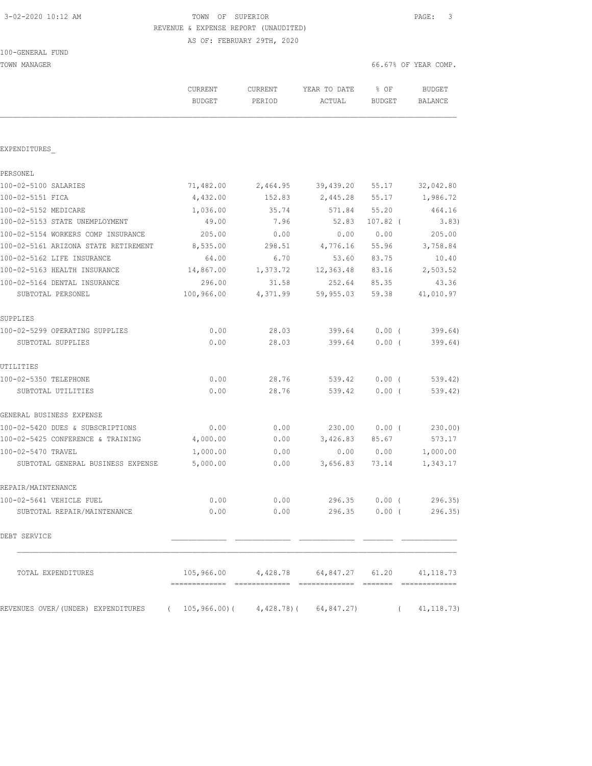3-02-2020 10:12 AM

TOWN OF SUPERIOR

REVENUE & EXPENSE REPORT (UNAUDITED)

AS OF: FEBRUARY 29TH, 2020

100-GENERAL FUND

TOWN MANAGER

66.67% OF YEAR COMP.

| | CURRENT BUDGET | CURRENT PERIOD | YEAR TO DATE ACTUAL | % OF BUDGET | BUDGET BALANCE |
|---|---|---|---|---|---|
| EXPENDITURES_ | | | | | |
| PERSONEL | | | | | |
| 100-02-5100 SALARIES | 71,482.00 | 2,464.95 | 39,439.20 | 55.17 | 32,042.80 |
| 100-02-5151 FICA | 4,432.00 | 152.83 | 2,445.28 | 55.17 | 1,986.72 |
| 100-02-5152 MEDICARE | 1,036.00 | 35.74 | 571.84 | 55.20 | 464.16 |
| 100-02-5153 STATE UNEMPLOYMENT | 49.00 | 7.96 | 52.83 | 107.82 ( | 3.83) |
| 100-02-5154 WORKERS COMP INSURANCE | 205.00 | 0.00 | 0.00 | 0.00 | 205.00 |
| 100-02-5161 ARIZONA STATE RETIREMENT | 8,535.00 | 298.51 | 4,776.16 | 55.96 | 3,758.84 |
| 100-02-5162 LIFE INSURANCE | 64.00 | 6.70 | 53.60 | 83.75 | 10.40 |
| 100-02-5163 HEALTH INSURANCE | 14,867.00 | 1,373.72 | 12,363.48 | 83.16 | 2,503.52 |
| 100-02-5164 DENTAL INSURANCE | 296.00 | 31.58 | 252.64 | 85.35 | 43.36 |
| SUBTOTAL PERSONEL | 100,966.00 | 4,371.99 | 59,955.03 | 59.38 | 41,010.97 |
| SUPPLIES | | | | | |
| 100-02-5299 OPERATING SUPPLIES | 0.00 | 28.03 | 399.64 | 0.00 ( | 399.64) |
| SUBTOTAL SUPPLIES | 0.00 | 28.03 | 399.64 | 0.00 ( | 399.64) |
| UTILITIES | | | | | |
| 100-02-5350 TELEPHONE | 0.00 | 28.76 | 539.42 | 0.00 ( | 539.42) |
| SUBTOTAL UTILITIES | 0.00 | 28.76 | 539.42 | 0.00 ( | 539.42) |
| GENERAL BUSINESS EXPENSE | | | | | |
| 100-02-5420 DUES & SUBSCRIPTIONS | 0.00 | 0.00 | 230.00 | 0.00 ( | 230.00) |
| 100-02-5425 CONFERENCE & TRAINING | 4,000.00 | 0.00 | 3,426.83 | 85.67 | 573.17 |
| 100-02-5470 TRAVEL | 1,000.00 | 0.00 | 0.00 | 0.00 | 1,000.00 |
| SUBTOTAL GENERAL BUSINESS EXPENSE | 5,000.00 | 0.00 | 3,656.83 | 73.14 | 1,343.17 |
| REPAIR/MAINTENANCE | | | | | |
| 100-02-5641 VEHICLE FUEL | 0.00 | 0.00 | 296.35 | 0.00 ( | 296.35) |
| SUBTOTAL REPAIR/MAINTENANCE | 0.00 | 0.00 | 296.35 | 0.00 ( | 296.35) |
| DEBT SERVICE | | | | | |
| TOTAL EXPENDITURES | 105,966.00 | 4,428.78 | 64,847.27 | 61.20 | 41,118.73 |
| REVENUES OVER/(UNDER) EXPENDITURES | ( 105,966.00)( | 4,428.78)( | 64,847.27) | ( | 41,118.73) |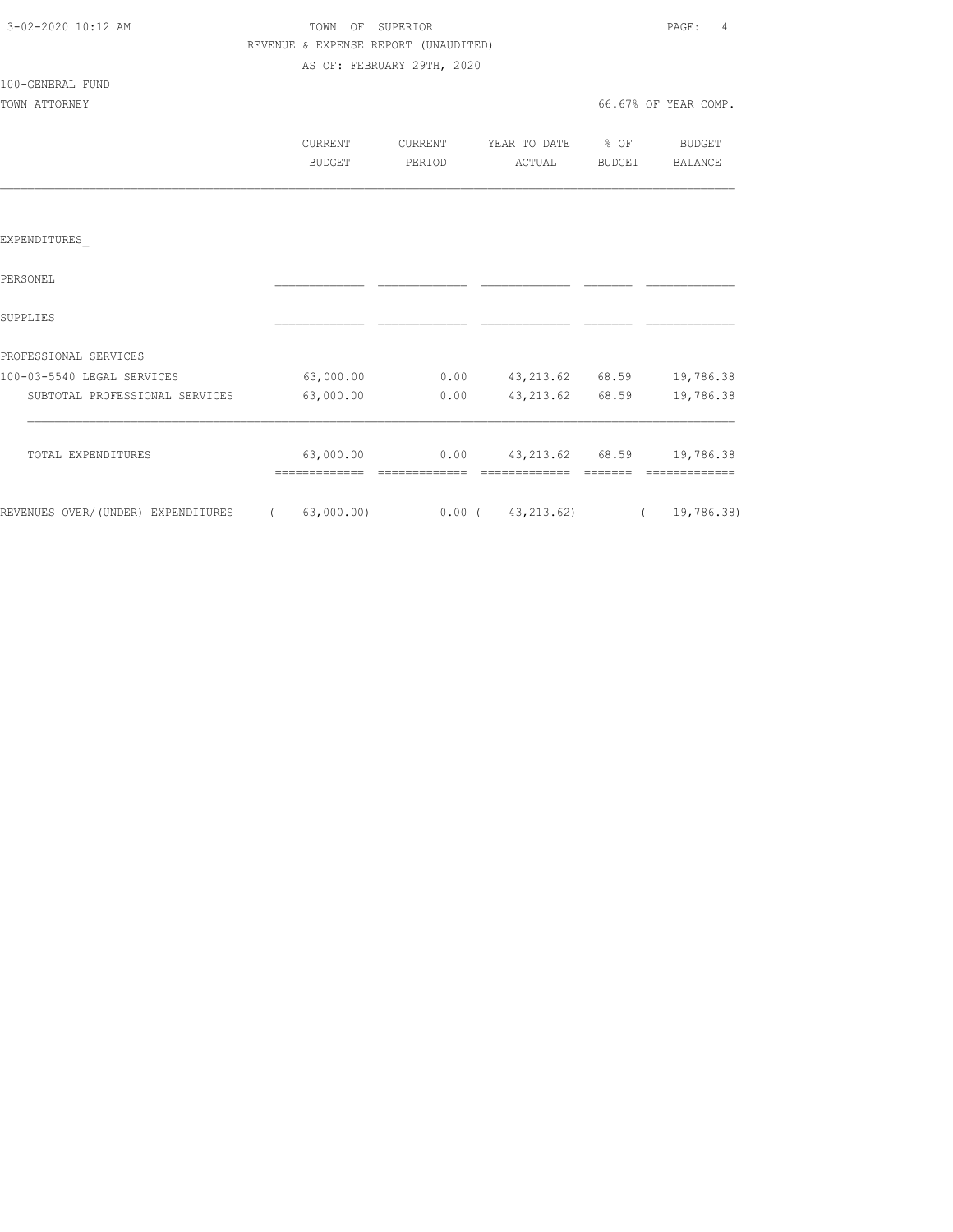TOWN OF SUPERIOR

REVENUE & EXPENSE REPORT (UNAUDITED)

AS OF: FEBRUARY 29TH, 2020

100-GENERAL FUND

TOWN ATTORNEY

66.67% OF YEAR COMP.

| | CURRENT BUDGET | CURRENT PERIOD | YEAR TO DATE ACTUAL | % OF BUDGET | BUDGET BALANCE |
|---|---|---|---|---|---|
| EXPENDITURES_ | | | | | |
| PERSONEL | | | | | |
| SUPPLIES | | | | | |
| PROFESSIONAL SERVICES | | | | | |
| 100-03-5540 LEGAL SERVICES | 63,000.00 | 0.00 | 43,213.62 | 68.59 | 19,786.38 |
| SUBTOTAL PROFESSIONAL SERVICES | 63,000.00 | 0.00 | 43,213.62 | 68.59 | 19,786.38 |
| TOTAL EXPENDITURES | 63,000.00 | 0.00 | 43,213.62 | 68.59 | 19,786.38 |
| REVENUES OVER/(UNDER) EXPENDITURES | ( 63,000.00) | 0.00 | ( 43,213.62) | | ( 19,786.38) |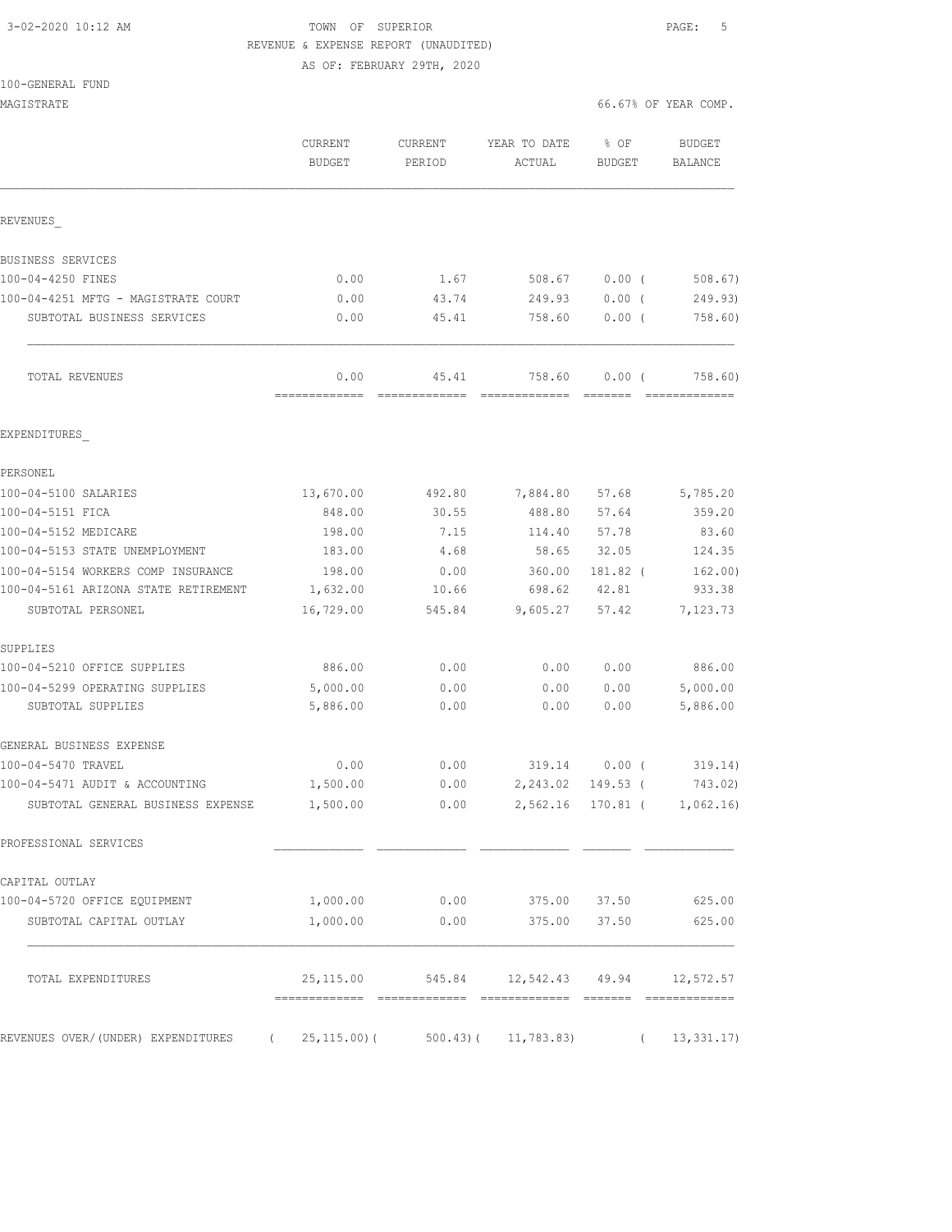3-02-2020 10:12 AM

TOWN OF SUPERIOR
REVENUE & EXPENSE REPORT (UNAUDITED)
AS OF: FEBRUARY 29TH, 2020

100-GENERAL FUND
MAGISTRATE

66.67% OF YEAR COMP.

| | CURRENT BUDGET | CURRENT PERIOD | YEAR TO DATE ACTUAL | % OF BUDGET | BUDGET BALANCE |
|---|---|---|---|---|---|
| REVENUES_ | | | | | |
| BUSINESS SERVICES | | | | | |
| 100-04-4250 FINES | 0.00 | 1.67 | 508.67 | 0.00 ( | 508.67) |
| 100-04-4251 MFTG - MAGISTRATE COURT | 0.00 | 43.74 | 249.93 | 0.00 ( | 249.93) |
| SUBTOTAL BUSINESS SERVICES | 0.00 | 45.41 | 758.60 | 0.00 ( | 758.60) |
| TOTAL REVENUES | 0.00 | 45.41 | 758.60 | 0.00 ( | 758.60) |
| EXPENDITURES_ | | | | | |
| PERSONEL | | | | | |
| 100-04-5100 SALARIES | 13,670.00 | 492.80 | 7,884.80 | 57.68 | 5,785.20 |
| 100-04-5151 FICA | 848.00 | 30.55 | 488.80 | 57.64 | 359.20 |
| 100-04-5152 MEDICARE | 198.00 | 7.15 | 114.40 | 57.78 | 83.60 |
| 100-04-5153 STATE UNEMPLOYMENT | 183.00 | 4.68 | 58.65 | 32.05 | 124.35 |
| 100-04-5154 WORKERS COMP INSURANCE | 198.00 | 0.00 | 360.00 | 181.82 ( | 162.00) |
| 100-04-5161 ARIZONA STATE RETIREMENT | 1,632.00 | 10.66 | 698.62 | 42.81 | 933.38 |
| SUBTOTAL PERSONEL | 16,729.00 | 545.84 | 9,605.27 | 57.42 | 7,123.73 |
| SUPPLIES | | | | | |
| 100-04-5210 OFFICE SUPPLIES | 886.00 | 0.00 | 0.00 | 0.00 | 886.00 |
| 100-04-5299 OPERATING SUPPLIES | 5,000.00 | 0.00 | 0.00 | 0.00 | 5,000.00 |
| SUBTOTAL SUPPLIES | 5,886.00 | 0.00 | 0.00 | 0.00 | 5,886.00 |
| GENERAL BUSINESS EXPENSE | | | | | |
| 100-04-5470 TRAVEL | 0.00 | 0.00 | 319.14 | 0.00 ( | 319.14) |
| 100-04-5471 AUDIT & ACCOUNTING | 1,500.00 | 0.00 | 2,243.02 | 149.53 ( | 743.02) |
| SUBTOTAL GENERAL BUSINESS EXPENSE | 1,500.00 | 0.00 | 2,562.16 | 170.81 ( | 1,062.16) |
| PROFESSIONAL SERVICES | | | | | |
| CAPITAL OUTLAY | | | | | |
| 100-04-5720 OFFICE EQUIPMENT | 1,000.00 | 0.00 | 375.00 | 37.50 | 625.00 |
| SUBTOTAL CAPITAL OUTLAY | 1,000.00 | 0.00 | 375.00 | 37.50 | 625.00 |
| TOTAL EXPENDITURES | 25,115.00 | 545.84 | 12,542.43 | 49.94 | 12,572.57 |
| REVENUES OVER/(UNDER) EXPENDITURES | ( 25,115.00)( | 500.43)( | 11,783.83) | ( | 13,331.17) |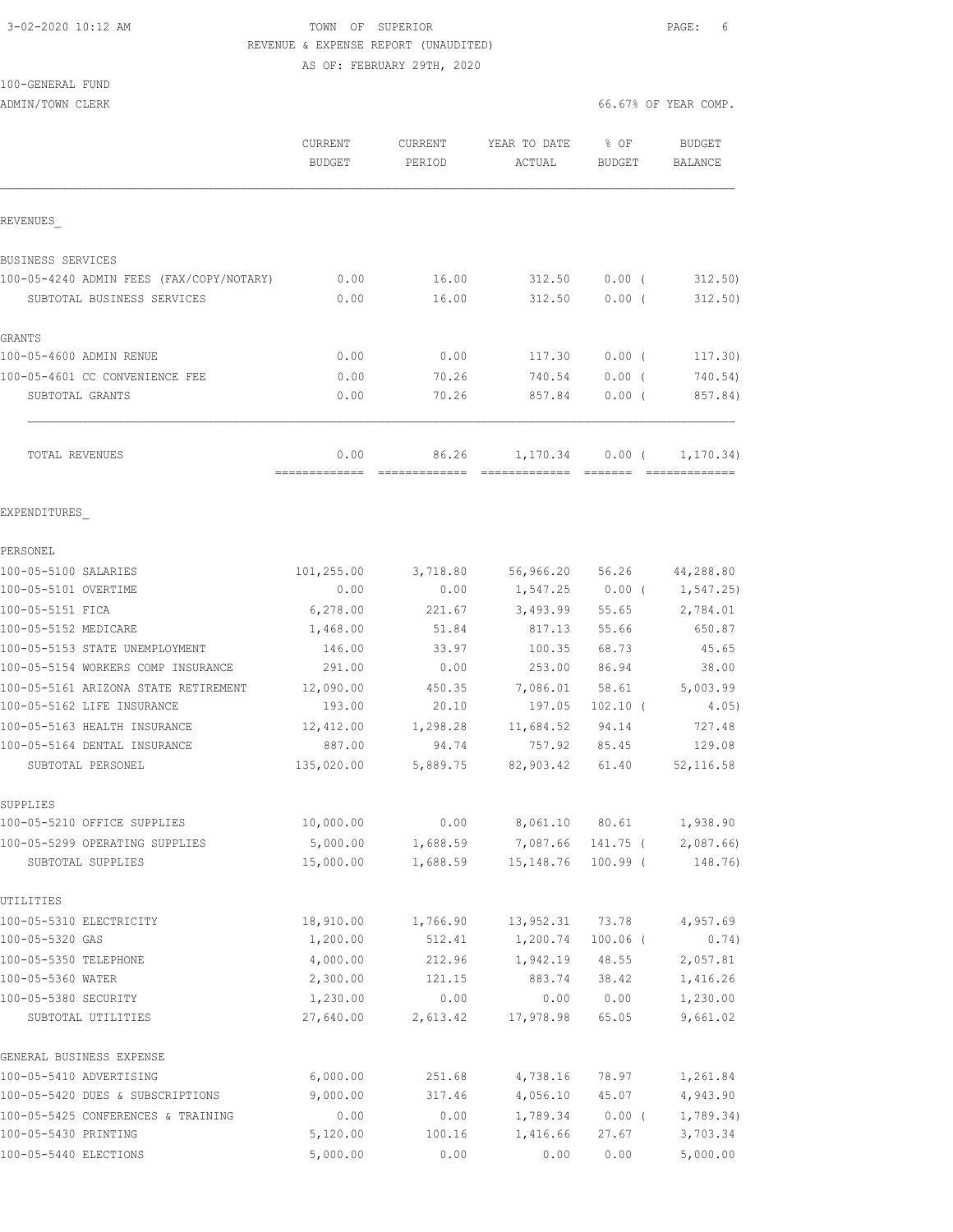3-02-2020 10:12 AM

TOWN OF SUPERIOR

REVENUE & EXPENSE REPORT (UNAUDITED)

AS OF: FEBRUARY 29TH, 2020

100-GENERAL FUND

ADMIN/TOWN CLERK

66.67% OF YEAR COMP.

| | CURRENT BUDGET | CURRENT PERIOD | YEAR TO DATE ACTUAL | % OF BUDGET | BUDGET BALANCE |
|---|---|---|---|---|---|
| REVENUES_ | | | | | |
| BUSINESS SERVICES | | | | | |
| 100-05-4240 ADMIN FEES (FAX/COPY/NOTARY) | 0.00 | 16.00 | 312.50 | 0.00 ( | 312.50) |
| SUBTOTAL BUSINESS SERVICES | 0.00 | 16.00 | 312.50 | 0.00 ( | 312.50) |
| GRANTS | | | | | |
| 100-05-4600 ADMIN RENUE | 0.00 | 0.00 | 117.30 | 0.00 ( | 117.30) |
| 100-05-4601 CC CONVENIENCE FEE | 0.00 | 70.26 | 740.54 | 0.00 ( | 740.54) |
| SUBTOTAL GRANTS | 0.00 | 70.26 | 857.84 | 0.00 ( | 857.84) |
| TOTAL REVENUES | 0.00 | 86.26 | 1,170.34 | 0.00 ( | 1,170.34) |
| EXPENDITURES_ | | | | | |
| PERSONEL | | | | | |
| 100-05-5100 SALARIES | 101,255.00 | 3,718.80 | 56,966.20 | 56.26 | 44,288.80 |
| 100-05-5101 OVERTIME | 0.00 | 0.00 | 1,547.25 | 0.00 ( | 1,547.25) |
| 100-05-5151 FICA | 6,278.00 | 221.67 | 3,493.99 | 55.65 | 2,784.01 |
| 100-05-5152 MEDICARE | 1,468.00 | 51.84 | 817.13 | 55.66 | 650.87 |
| 100-05-5153 STATE UNEMPLOYMENT | 146.00 | 33.97 | 100.35 | 68.73 | 45.65 |
| 100-05-5154 WORKERS COMP INSURANCE | 291.00 | 0.00 | 253.00 | 86.94 | 38.00 |
| 100-05-5161 ARIZONA STATE RETIREMENT | 12,090.00 | 450.35 | 7,086.01 | 58.61 | 5,003.99 |
| 100-05-5162 LIFE INSURANCE | 193.00 | 20.10 | 197.05 | 102.10 ( | 4.05) |
| 100-05-5163 HEALTH INSURANCE | 12,412.00 | 1,298.28 | 11,684.52 | 94.14 | 727.48 |
| 100-05-5164 DENTAL INSURANCE | 887.00 | 94.74 | 757.92 | 85.45 | 129.08 |
| SUBTOTAL PERSONEL | 135,020.00 | 5,889.75 | 82,903.42 | 61.40 | 52,116.58 |
| SUPPLIES | | | | | |
| 100-05-5210 OFFICE SUPPLIES | 10,000.00 | 0.00 | 8,061.10 | 80.61 | 1,938.90 |
| 100-05-5299 OPERATING SUPPLIES | 5,000.00 | 1,688.59 | 7,087.66 | 141.75 ( | 2,087.66) |
| SUBTOTAL SUPPLIES | 15,000.00 | 1,688.59 | 15,148.76 | 100.99 ( | 148.76) |
| UTILITIES | | | | | |
| 100-05-5310 ELECTRICITY | 18,910.00 | 1,766.90 | 13,952.31 | 73.78 | 4,957.69 |
| 100-05-5320 GAS | 1,200.00 | 512.41 | 1,200.74 | 100.06 ( | 0.74) |
| 100-05-5350 TELEPHONE | 4,000.00 | 212.96 | 1,942.19 | 48.55 | 2,057.81 |
| 100-05-5360 WATER | 2,300.00 | 121.15 | 883.74 | 38.42 | 1,416.26 |
| 100-05-5380 SECURITY | 1,230.00 | 0.00 | 0.00 | 0.00 | 1,230.00 |
| SUBTOTAL UTILITIES | 27,640.00 | 2,613.42 | 17,978.98 | 65.05 | 9,661.02 |
| GENERAL BUSINESS EXPENSE | | | | | |
| 100-05-5410 ADVERTISING | 6,000.00 | 251.68 | 4,738.16 | 78.97 | 1,261.84 |
| 100-05-5420 DUES & SUBSCRIPTIONS | 9,000.00 | 317.46 | 4,056.10 | 45.07 | 4,943.90 |
| 100-05-5425 CONFERENCES & TRAINING | 0.00 | 0.00 | 1,789.34 | 0.00 ( | 1,789.34) |
| 100-05-5430 PRINTING | 5,120.00 | 100.16 | 1,416.66 | 27.67 | 3,703.34 |
| 100-05-5440 ELECTIONS | 5,000.00 | 0.00 | 0.00 | 0.00 | 5,000.00 |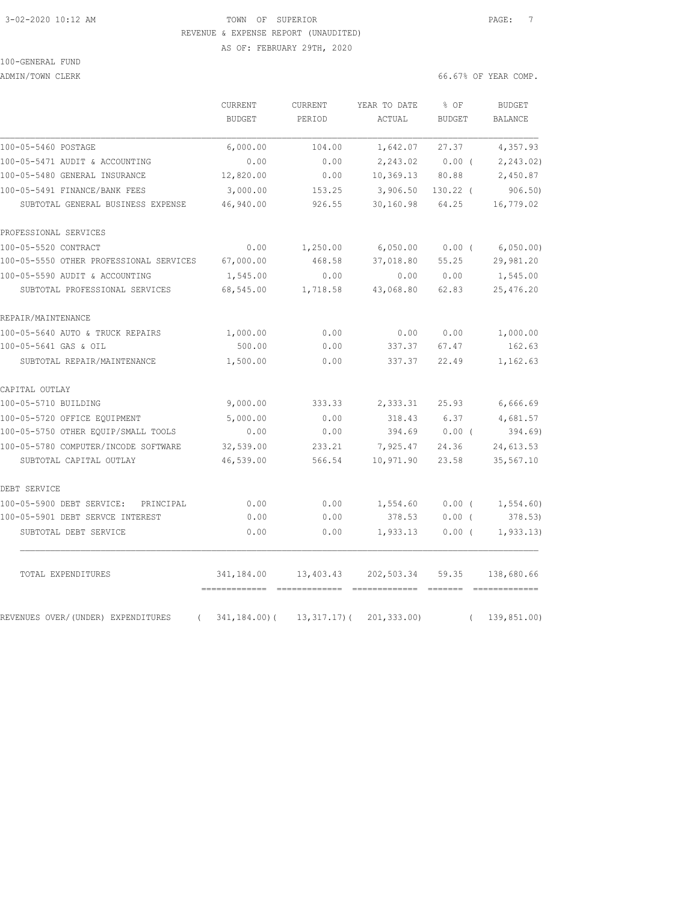TOWN OF SUPERIOR

REVENUE & EXPENSE REPORT (UNAUDITED)

AS OF: FEBRUARY 29TH, 2020

100-GENERAL FUND

ADMIN/TOWN CLERK

66.67% OF YEAR COMP.

| | CURRENT BUDGET | CURRENT PERIOD | YEAR TO DATE ACTUAL | % OF BUDGET | BUDGET BALANCE |
|---|---|---|---|---|---|
| 100-05-5460 POSTAGE | 6,000.00 | 104.00 | 1,642.07 | 27.37 | 4,357.93 |
| 100-05-5471 AUDIT & ACCOUNTING | 0.00 | 0.00 | 2,243.02 | 0.00 ( | 2,243.02) |
| 100-05-5480 GENERAL INSURANCE | 12,820.00 | 0.00 | 10,369.13 | 80.88 | 2,450.87 |
| 100-05-5491 FINANCE/BANK FEES | 3,000.00 | 153.25 | 3,906.50 | 130.22 ( | 906.50) |
| SUBTOTAL GENERAL BUSINESS EXPENSE | 46,940.00 | 926.55 | 30,160.98 | 64.25 | 16,779.02 |
| PROFESSIONAL SERVICES | | | | | |
| 100-05-5520 CONTRACT | 0.00 | 1,250.00 | 6,050.00 | 0.00 ( | 6,050.00) |
| 100-05-5550 OTHER PROFESSIONAL SERVICES | 67,000.00 | 468.58 | 37,018.80 | 55.25 | 29,981.20 |
| 100-05-5590 AUDIT & ACCOUNTING | 1,545.00 | 0.00 | 0.00 | 0.00 | 1,545.00 |
| SUBTOTAL PROFESSIONAL SERVICES | 68,545.00 | 1,718.58 | 43,068.80 | 62.83 | 25,476.20 |
| REPAIR/MAINTENANCE | | | | | |
| 100-05-5640 AUTO & TRUCK REPAIRS | 1,000.00 | 0.00 | 0.00 | 0.00 | 1,000.00 |
| 100-05-5641 GAS & OIL | 500.00 | 0.00 | 337.37 | 67.47 | 162.63 |
| SUBTOTAL REPAIR/MAINTENANCE | 1,500.00 | 0.00 | 337.37 | 22.49 | 1,162.63 |
| CAPITAL OUTLAY | | | | | |
| 100-05-5710 BUILDING | 9,000.00 | 333.33 | 2,333.31 | 25.93 | 6,666.69 |
| 100-05-5720 OFFICE EQUIPMENT | 5,000.00 | 0.00 | 318.43 | 6.37 | 4,681.57 |
| 100-05-5750 OTHER EQUIP/SMALL TOOLS | 0.00 | 0.00 | 394.69 | 0.00 ( | 394.69) |
| 100-05-5780 COMPUTER/INCODE SOFTWARE | 32,539.00 | 233.21 | 7,925.47 | 24.36 | 24,613.53 |
| SUBTOTAL CAPITAL OUTLAY | 46,539.00 | 566.54 | 10,971.90 | 23.58 | 35,567.10 |
| DEBT SERVICE | | | | | |
| 100-05-5900 DEBT SERVICE: PRINCIPAL | 0.00 | 0.00 | 1,554.60 | 0.00 ( | 1,554.60) |
| 100-05-5901 DEBT SERVCE INTEREST | 0.00 | 0.00 | 378.53 | 0.00 ( | 378.53) |
| SUBTOTAL DEBT SERVICE | 0.00 | 0.00 | 1,933.13 | 0.00 ( | 1,933.13) |
| TOTAL EXPENDITURES | 341,184.00 | 13,403.43 | 202,503.34 | 59.35 | 138,680.66 |
| REVENUES OVER/(UNDER) EXPENDITURES | ( 341,184.00)( | 13,317.17)( | 201,333.00) | ( | 139,851.00) |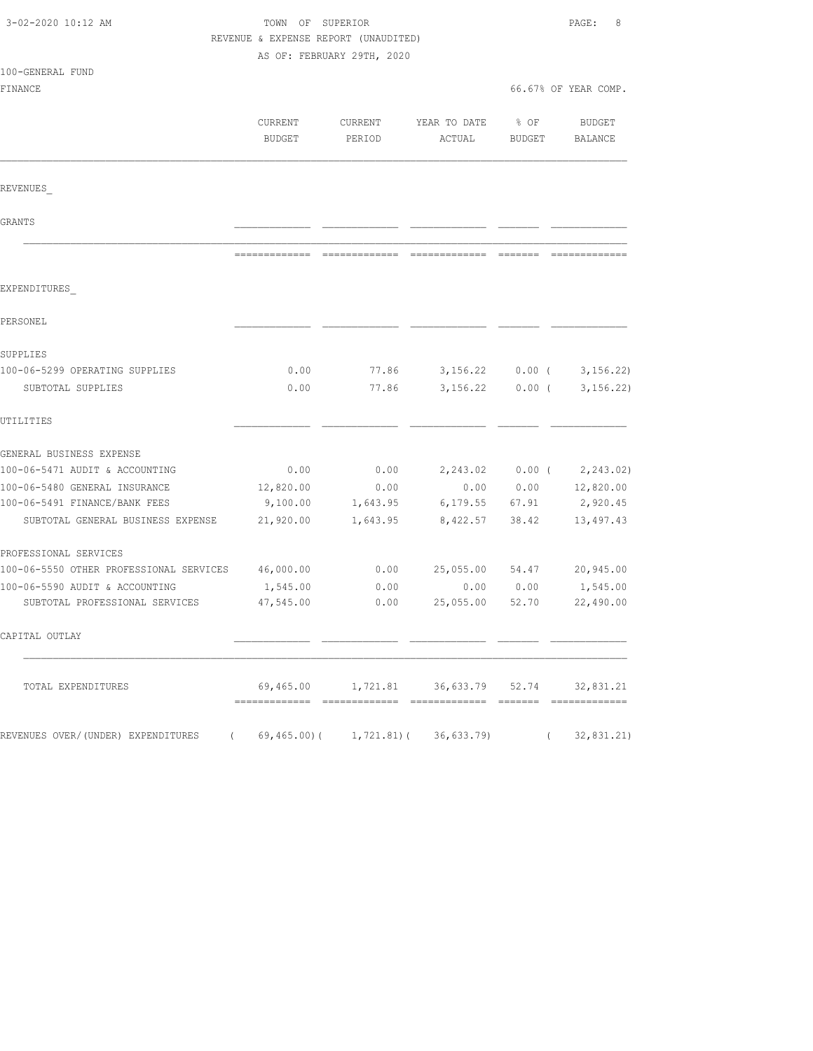3-02-2020 10:12 AM

TOWN OF SUPERIOR

REVENUE & EXPENSE REPORT (UNAUDITED)

AS OF: FEBRUARY 29TH, 2020

100-GENERAL FUND

FINANCE — 66.67% OF YEAR COMP.

| | CURRENT BUDGET | CURRENT PERIOD | YEAR TO DATE ACTUAL | % OF BUDGET | BUDGET BALANCE |
|---|---|---|---|---|---|
| REVENUES_ | | | | | |
| GRANTS | | | | | |
| EXPENDITURES_ | | | | | |
| PERSONEL | | | | | |
| SUPPLIES | | | | | |
| 100-06-5299 OPERATING SUPPLIES | 0.00 | 77.86 | 3,156.22 | 0.00 | ( 3,156.22) |
| SUBTOTAL SUPPLIES | 0.00 | 77.86 | 3,156.22 | 0.00 | ( 3,156.22) |
| UTILITIES | | | | | |
| GENERAL BUSINESS EXPENSE | | | | | |
| 100-06-5471 AUDIT & ACCOUNTING | 0.00 | 0.00 | 2,243.02 | 0.00 | ( 2,243.02) |
| 100-06-5480 GENERAL INSURANCE | 12,820.00 | 0.00 | 0.00 | 0.00 | 12,820.00 |
| 100-06-5491 FINANCE/BANK FEES | 9,100.00 | 1,643.95 | 6,179.55 | 67.91 | 2,920.45 |
| SUBTOTAL GENERAL BUSINESS EXPENSE | 21,920.00 | 1,643.95 | 8,422.57 | 38.42 | 13,497.43 |
| PROFESSIONAL SERVICES | | | | | |
| 100-06-5550 OTHER PROFESSIONAL SERVICES | 46,000.00 | 0.00 | 25,055.00 | 54.47 | 20,945.00 |
| 100-06-5590 AUDIT & ACCOUNTING | 1,545.00 | 0.00 | 0.00 | 0.00 | 1,545.00 |
| SUBTOTAL PROFESSIONAL SERVICES | 47,545.00 | 0.00 | 25,055.00 | 52.70 | 22,490.00 |
| CAPITAL OUTLAY | | | | | |
| TOTAL EXPENDITURES | 69,465.00 | 1,721.81 | 36,633.79 | 52.74 | 32,831.21 |
| REVENUES OVER/(UNDER) EXPENDITURES | ( 69,465.00) | ( 1,721.81) | ( 36,633.79) | | ( 32,831.21) |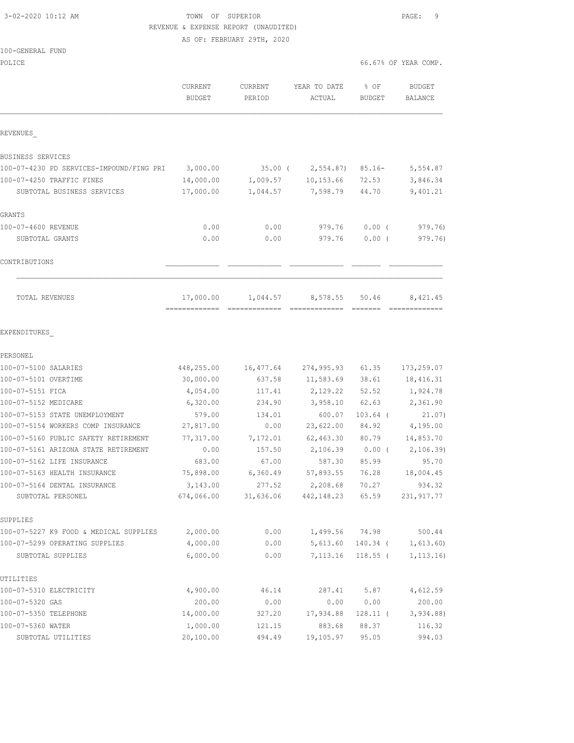3-02-2020 10:12 AM TOWN OF SUPERIOR

REVENUE & EXPENSE REPORT (UNAUDITED)

AS OF: FEBRUARY 29TH, 2020

100-GENERAL FUND

POLICE 66.67% OF YEAR COMP.

| | CURRENT BUDGET | CURRENT PERIOD | YEAR TO DATE ACTUAL | % OF BUDGET | BUDGET BALANCE |
|---|---|---|---|---|---|
| REVENUES_ | | | | | |
| BUSINESS SERVICES | | | | | |
| 100-07-4230 PD SERVICES-IMPOUND/FING PRI | 3,000.00 | 35.00 | ( 2,554.87) | 85.16- | 5,554.87 |
| 100-07-4250 TRAFFIC FINES | 14,000.00 | 1,009.57 | 10,153.66 | 72.53 | 3,846.34 |
| SUBTOTAL BUSINESS SERVICES | 17,000.00 | 1,044.57 | 7,598.79 | 44.70 | 9,401.21 |
| GRANTS | | | | | |
| 100-07-4600 REVENUE | 0.00 | 0.00 | 979.76 | 0.00 | ( 979.76) |
| SUBTOTAL GRANTS | 0.00 | 0.00 | 979.76 | 0.00 | ( 979.76) |
| CONTRIBUTIONS | | | | | |
| TOTAL REVENUES | 17,000.00 | 1,044.57 | 8,578.55 | 50.46 | 8,421.45 |
| EXPENDITURES_ | | | | | |
| PERSONEL | | | | | |
| 100-07-5100 SALARIES | 448,255.00 | 16,477.64 | 274,995.93 | 61.35 | 173,259.07 |
| 100-07-5101 OVERTIME | 30,000.00 | 637.58 | 11,583.69 | 38.61 | 18,416.31 |
| 100-07-5151 FICA | 4,054.00 | 117.41 | 2,129.22 | 52.52 | 1,924.78 |
| 100-07-5152 MEDICARE | 6,320.00 | 234.90 | 3,958.10 | 62.63 | 2,361.90 |
| 100-07-5153 STATE UNEMPLOYMENT | 579.00 | 134.01 | 600.07 | 103.64 | ( 21.07) |
| 100-07-5154 WORKERS COMP INSURANCE | 27,817.00 | 0.00 | 23,622.00 | 84.92 | 4,195.00 |
| 100-07-5160 PUBLIC SAFETY RETIREMENT | 77,317.00 | 7,172.01 | 62,463.30 | 80.79 | 14,853.70 |
| 100-07-5161 ARIZONA STATE RETIREMENT | 0.00 | 157.50 | 2,106.39 | 0.00 | ( 2,106.39) |
| 100-07-5162 LIFE INSURANCE | 683.00 | 67.00 | 587.30 | 85.99 | 95.70 |
| 100-07-5163 HEALTH INSURANCE | 75,898.00 | 6,360.49 | 57,893.55 | 76.28 | 18,004.45 |
| 100-07-5164 DENTAL INSURANCE | 3,143.00 | 277.52 | 2,208.68 | 70.27 | 934.32 |
| SUBTOTAL PERSONEL | 674,066.00 | 31,636.06 | 442,148.23 | 65.59 | 231,917.77 |
| SUPPLIES | | | | | |
| 100-07-5227 K9 FOOD & MEDICAL SUPPLIES | 2,000.00 | 0.00 | 1,499.56 | 74.98 | 500.44 |
| 100-07-5299 OPERATING SUPPLIES | 4,000.00 | 0.00 | 5,613.60 | 140.34 | ( 1,613.60) |
| SUBTOTAL SUPPLIES | 6,000.00 | 0.00 | 7,113.16 | 118.55 | ( 1,113.16) |
| UTILITIES | | | | | |
| 100-07-5310 ELECTRICITY | 4,900.00 | 46.14 | 287.41 | 5.87 | 4,612.59 |
| 100-07-5320 GAS | 200.00 | 0.00 | 0.00 | 0.00 | 200.00 |
| 100-07-5350 TELEPHONE | 14,000.00 | 327.20 | 17,934.88 | 128.11 | ( 3,934.88) |
| 100-07-5360 WATER | 1,000.00 | 121.15 | 883.68 | 88.37 | 116.32 |
| SUBTOTAL UTILITIES | 20,100.00 | 494.49 | 19,105.97 | 95.05 | 994.03 |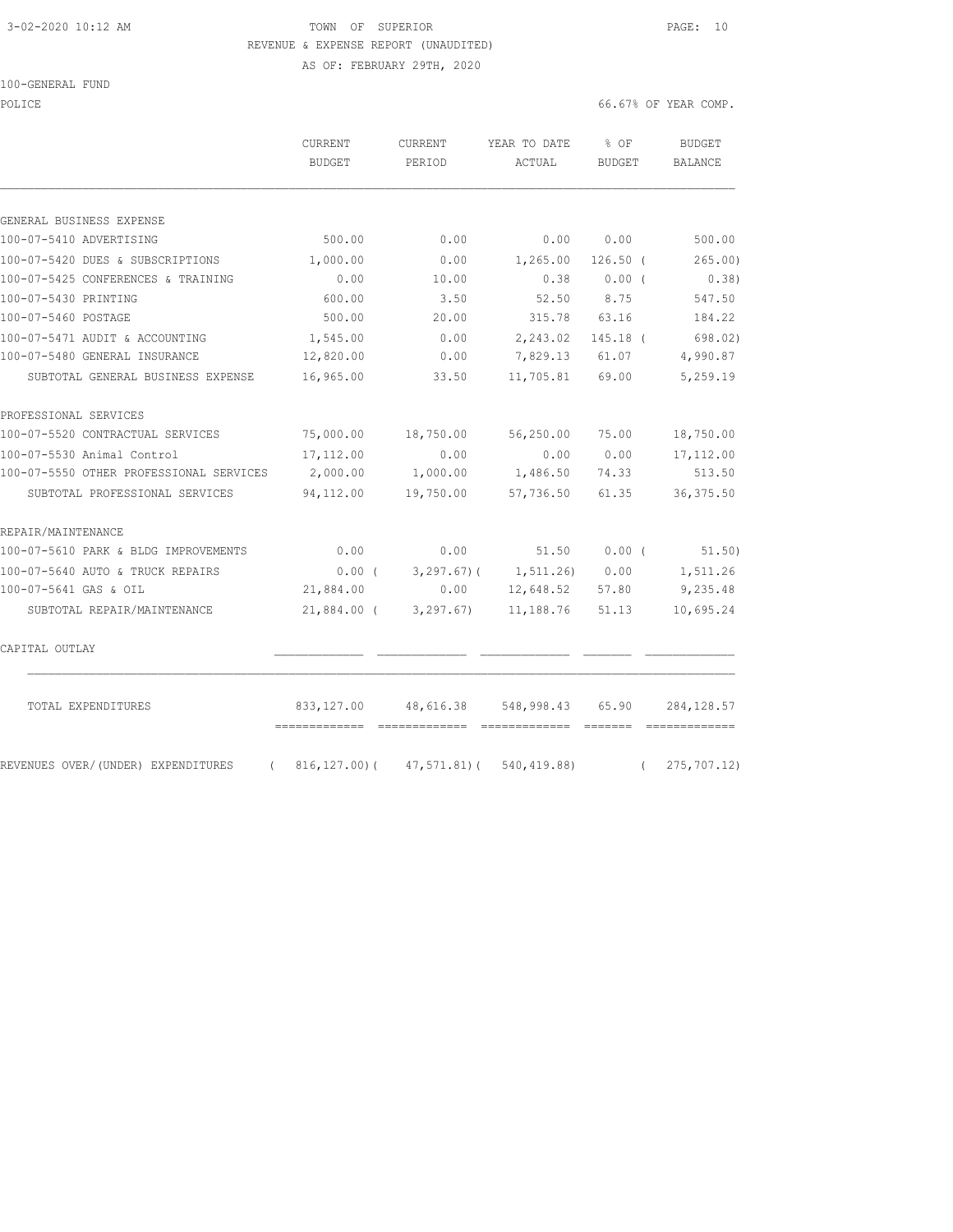3-02-2020 10:12 AM TOWN OF SUPERIOR

REVENUE & EXPENSE REPORT (UNAUDITED)

AS OF: FEBRUARY 29TH, 2020

100-GENERAL FUND

POLICE 66.67% OF YEAR COMP.

| | CURRENT BUDGET | CURRENT PERIOD | YEAR TO DATE ACTUAL | % OF BUDGET | BUDGET BALANCE |
|---|---|---|---|---|---|
| GENERAL BUSINESS EXPENSE | | | | | |
| 100-07-5410 ADVERTISING | 500.00 | 0.00 | 0.00 | 0.00 | 500.00 |
| 100-07-5420 DUES & SUBSCRIPTIONS | 1,000.00 | 0.00 | 1,265.00 | 126.50 ( | 265.00) |
| 100-07-5425 CONFERENCES & TRAINING | 0.00 | 10.00 | 0.38 | 0.00 ( | 0.38) |
| 100-07-5430 PRINTING | 600.00 | 3.50 | 52.50 | 8.75 | 547.50 |
| 100-07-5460 POSTAGE | 500.00 | 20.00 | 315.78 | 63.16 | 184.22 |
| 100-07-5471 AUDIT & ACCOUNTING | 1,545.00 | 0.00 | 2,243.02 | 145.18 ( | 698.02) |
| 100-07-5480 GENERAL INSURANCE | 12,820.00 | 0.00 | 7,829.13 | 61.07 | 4,990.87 |
| SUBTOTAL GENERAL BUSINESS EXPENSE | 16,965.00 | 33.50 | 11,705.81 | 69.00 | 5,259.19 |
| PROFESSIONAL SERVICES | | | | | |
| 100-07-5520 CONTRACTUAL SERVICES | 75,000.00 | 18,750.00 | 56,250.00 | 75.00 | 18,750.00 |
| 100-07-5530 Animal Control | 17,112.00 | 0.00 | 0.00 | 0.00 | 17,112.00 |
| 100-07-5550 OTHER PROFESSIONAL SERVICES | 2,000.00 | 1,000.00 | 1,486.50 | 74.33 | 513.50 |
| SUBTOTAL PROFESSIONAL SERVICES | 94,112.00 | 19,750.00 | 57,736.50 | 61.35 | 36,375.50 |
| REPAIR/MAINTENANCE | | | | | |
| 100-07-5610 PARK & BLDG IMPROVEMENTS | 0.00 | 0.00 | 51.50 | 0.00 ( | 51.50) |
| 100-07-5640 AUTO & TRUCK REPAIRS | 0.00 ( | 3,297.67)( | 1,511.26) | 0.00 | 1,511.26 |
| 100-07-5641 GAS & OIL | 21,884.00 | 0.00 | 12,648.52 | 57.80 | 9,235.48 |
| SUBTOTAL REPAIR/MAINTENANCE | 21,884.00 ( | 3,297.67) | 11,188.76 | 51.13 | 10,695.24 |
| CAPITAL OUTLAY | | | | | |
| TOTAL EXPENDITURES | 833,127.00 | 48,616.38 | 548,998.43 | 65.90 | 284,128.57 |
| REVENUES OVER/(UNDER) EXPENDITURES | ( 816,127.00)( | 47,571.81)( | 540,419.88) | | ( 275,707.12) |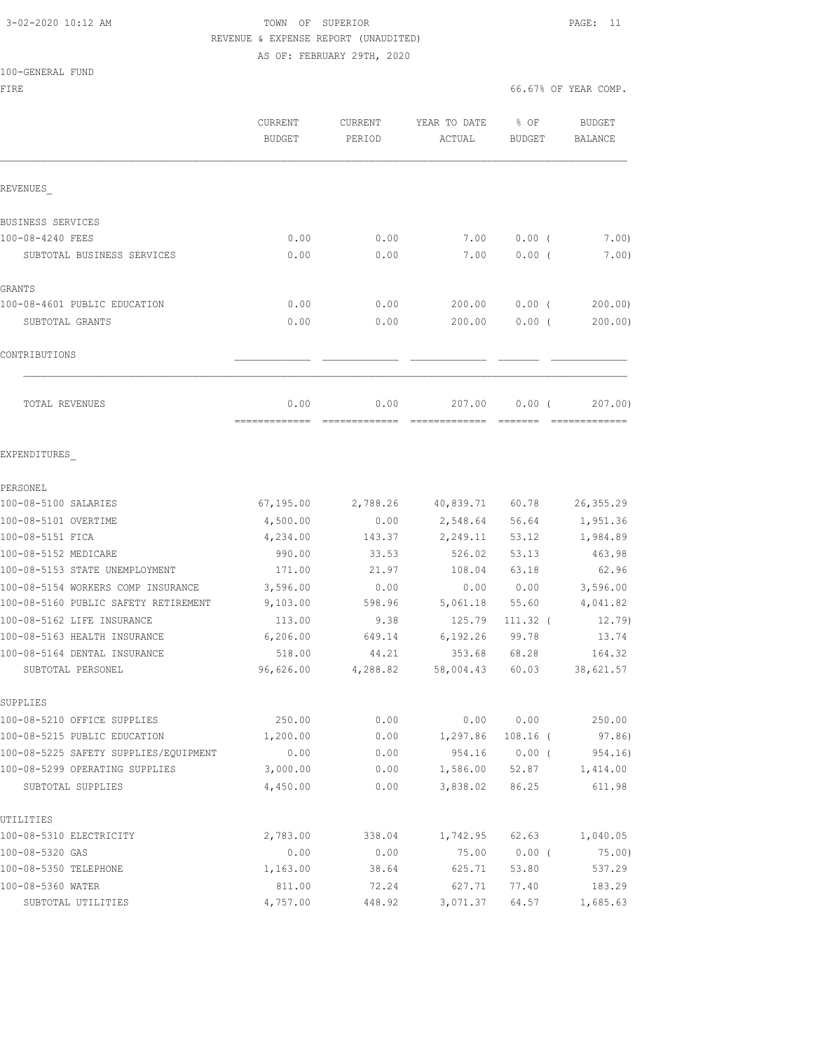TOWN OF SUPERIOR
REVENUE & EXPENSE REPORT (UNAUDITED)
AS OF: FEBRUARY 29TH, 2020

100-GENERAL FUND
FIRE

66.67% OF YEAR COMP.

| | CURRENT BUDGET | CURRENT PERIOD | YEAR TO DATE ACTUAL | % OF BUDGET | BUDGET BALANCE |
|---|---|---|---|---|---|
| REVENUES_ | | | | | |
| BUSINESS SERVICES | | | | | |
| 100-08-4240 FEES | 0.00 | 0.00 | 7.00 | 0.00 ( | 7.00) |
| SUBTOTAL BUSINESS SERVICES | 0.00 | 0.00 | 7.00 | 0.00 ( | 7.00) |
| GRANTS | | | | | |
| 100-08-4601 PUBLIC EDUCATION | 0.00 | 0.00 | 200.00 | 0.00 ( | 200.00) |
| SUBTOTAL GRANTS | 0.00 | 0.00 | 200.00 | 0.00 ( | 200.00) |
| CONTRIBUTIONS | | | | | |
| TOTAL REVENUES | 0.00 | 0.00 | 207.00 | 0.00 ( | 207.00) |
| EXPENDITURES_ | | | | | |
| PERSONEL | | | | | |
| 100-08-5100 SALARIES | 67,195.00 | 2,788.26 | 40,839.71 | 60.78 | 26,355.29 |
| 100-08-5101 OVERTIME | 4,500.00 | 0.00 | 2,548.64 | 56.64 | 1,951.36 |
| 100-08-5151 FICA | 4,234.00 | 143.37 | 2,249.11 | 53.12 | 1,984.89 |
| 100-08-5152 MEDICARE | 990.00 | 33.53 | 526.02 | 53.13 | 463.98 |
| 100-08-5153 STATE UNEMPLOYMENT | 171.00 | 21.97 | 108.04 | 63.18 | 62.96 |
| 100-08-5154 WORKERS COMP INSURANCE | 3,596.00 | 0.00 | 0.00 | 0.00 | 3,596.00 |
| 100-08-5160 PUBLIC SAFETY RETIREMENT | 9,103.00 | 598.96 | 5,061.18 | 55.60 | 4,041.82 |
| 100-08-5162 LIFE INSURANCE | 113.00 | 9.38 | 125.79 | 111.32 ( | 12.79) |
| 100-08-5163 HEALTH INSURANCE | 6,206.00 | 649.14 | 6,192.26 | 99.78 | 13.74 |
| 100-08-5164 DENTAL INSURANCE | 518.00 | 44.21 | 353.68 | 68.28 | 164.32 |
| SUBTOTAL PERSONEL | 96,626.00 | 4,288.82 | 58,004.43 | 60.03 | 38,621.57 |
| SUPPLIES | | | | | |
| 100-08-5210 OFFICE SUPPLIES | 250.00 | 0.00 | 0.00 | 0.00 | 250.00 |
| 100-08-5215 PUBLIC EDUCATION | 1,200.00 | 0.00 | 1,297.86 | 108.16 ( | 97.86) |
| 100-08-5225 SAFETY SUPPLIES/EQUIPMENT | 0.00 | 0.00 | 954.16 | 0.00 ( | 954.16) |
| 100-08-5299 OPERATING SUPPLIES | 3,000.00 | 0.00 | 1,586.00 | 52.87 | 1,414.00 |
| SUBTOTAL SUPPLIES | 4,450.00 | 0.00 | 3,838.02 | 86.25 | 611.98 |
| UTILITIES | | | | | |
| 100-08-5310 ELECTRICITY | 2,783.00 | 338.04 | 1,742.95 | 62.63 | 1,040.05 |
| 100-08-5320 GAS | 0.00 | 0.00 | 75.00 | 0.00 ( | 75.00) |
| 100-08-5350 TELEPHONE | 1,163.00 | 38.64 | 625.71 | 53.80 | 537.29 |
| 100-08-5360 WATER | 811.00 | 72.24 | 627.71 | 77.40 | 183.29 |
| SUBTOTAL UTILITIES | 4,757.00 | 448.92 | 3,071.37 | 64.57 | 1,685.63 |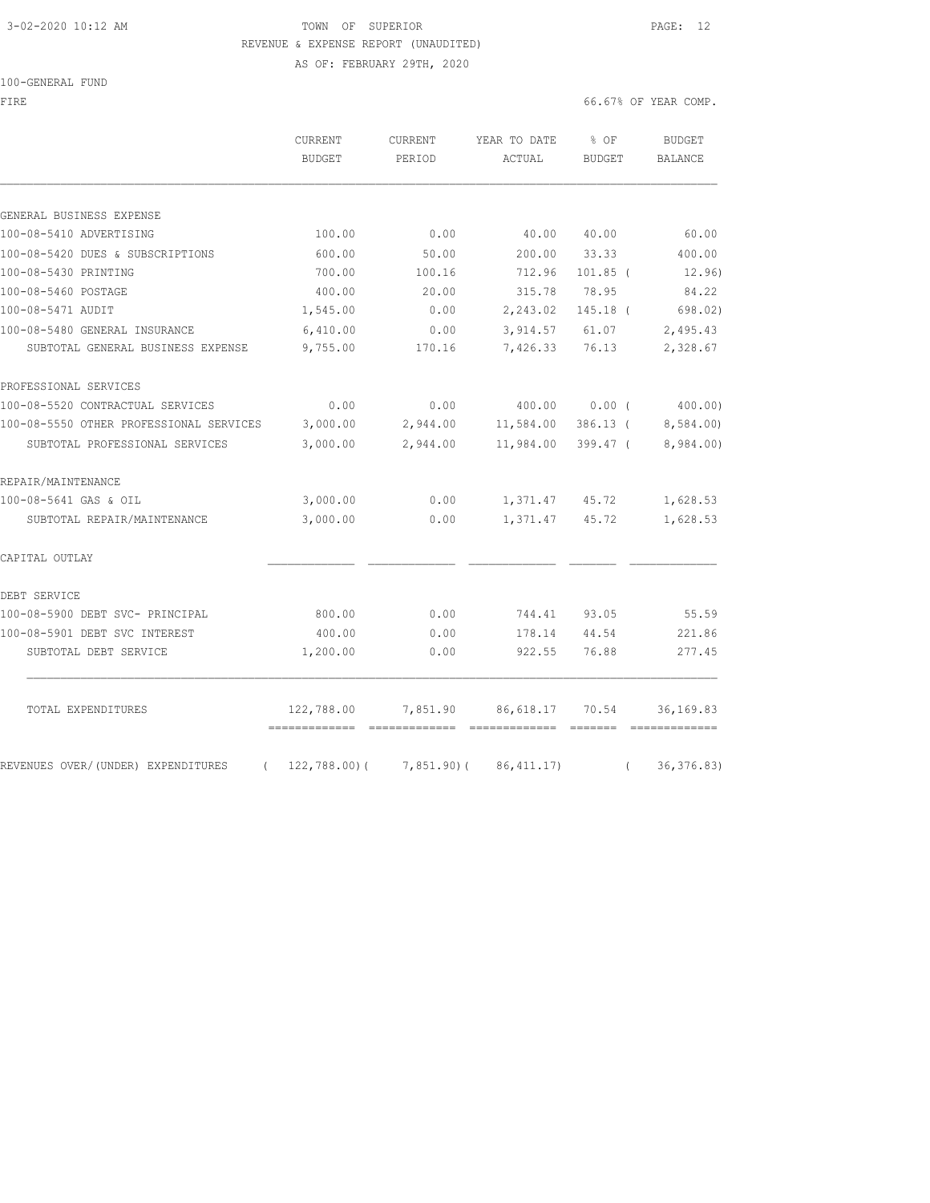3-02-2020 10:12 AM TOWN OF SUPERIOR

REVENUE & EXPENSE REPORT (UNAUDITED)

AS OF: FEBRUARY 29TH, 2020

100-GENERAL FUND

FIRE 66.67% OF YEAR COMP.

| | CURRENT BUDGET | CURRENT PERIOD | YEAR TO DATE ACTUAL | % OF BUDGET | BUDGET BALANCE |
|---|---|---|---|---|---|
| GENERAL BUSINESS EXPENSE | | | | | |
| 100-08-5410 ADVERTISING | 100.00 | 0.00 | 40.00 | 40.00 | 60.00 |
| 100-08-5420 DUES & SUBSCRIPTIONS | 600.00 | 50.00 | 200.00 | 33.33 | 400.00 |
| 100-08-5430 PRINTING | 700.00 | 100.16 | 712.96 | 101.85 ( | 12.96) |
| 100-08-5460 POSTAGE | 400.00 | 20.00 | 315.78 | 78.95 | 84.22 |
| 100-08-5471 AUDIT | 1,545.00 | 0.00 | 2,243.02 | 145.18 ( | 698.02) |
| 100-08-5480 GENERAL INSURANCE | 6,410.00 | 0.00 | 3,914.57 | 61.07 | 2,495.43 |
| SUBTOTAL GENERAL BUSINESS EXPENSE | 9,755.00 | 170.16 | 7,426.33 | 76.13 | 2,328.67 |
| PROFESSIONAL SERVICES | | | | | |
| 100-08-5520 CONTRACTUAL SERVICES | 0.00 | 0.00 | 400.00 | 0.00 ( | 400.00) |
| 100-08-5550 OTHER PROFESSIONAL SERVICES | 3,000.00 | 2,944.00 | 11,584.00 | 386.13 ( | 8,584.00) |
| SUBTOTAL PROFESSIONAL SERVICES | 3,000.00 | 2,944.00 | 11,984.00 | 399.47 ( | 8,984.00) |
| REPAIR/MAINTENANCE | | | | | |
| 100-08-5641 GAS & OIL | 3,000.00 | 0.00 | 1,371.47 | 45.72 | 1,628.53 |
| SUBTOTAL REPAIR/MAINTENANCE | 3,000.00 | 0.00 | 1,371.47 | 45.72 | 1,628.53 |
| CAPITAL OUTLAY | | | | | |
| DEBT SERVICE | | | | | |
| 100-08-5900 DEBT SVC- PRINCIPAL | 800.00 | 0.00 | 744.41 | 93.05 | 55.59 |
| 100-08-5901 DEBT SVC INTEREST | 400.00 | 0.00 | 178.14 | 44.54 | 221.86 |
| SUBTOTAL DEBT SERVICE | 1,200.00 | 0.00 | 922.55 | 76.88 | 277.45 |
| TOTAL EXPENDITURES | 122,788.00 | 7,851.90 | 86,618.17 | 70.54 | 36,169.83 |
| REVENUES OVER/(UNDER) EXPENDITURES | ( 122,788.00)( | 7,851.90)( | 86,411.17) | ( | 36,376.83) |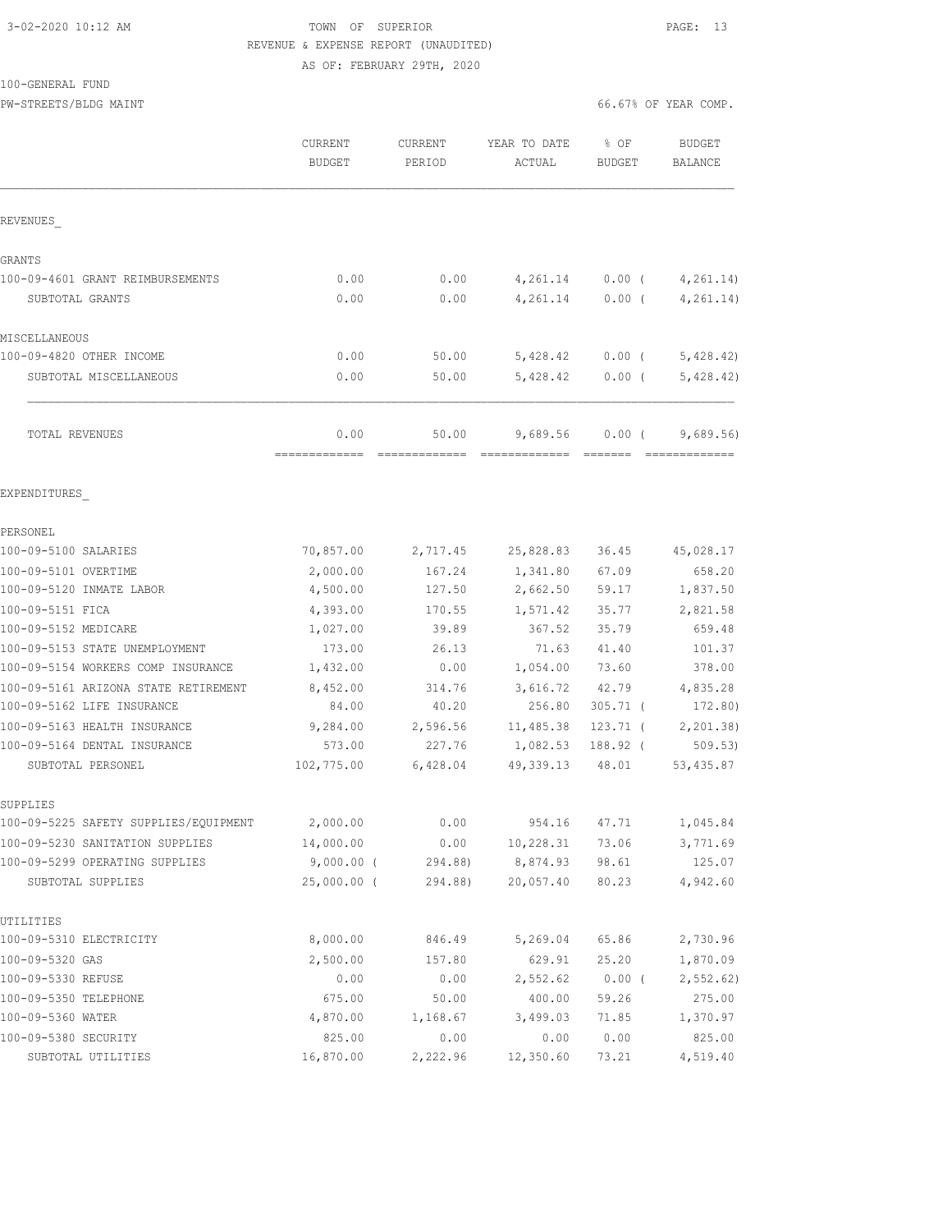3-02-2020 10:12 AM

TOWN OF SUPERIOR

REVENUE & EXPENSE REPORT (UNAUDITED)

AS OF: FEBRUARY 29TH, 2020

100-GENERAL FUND

PW-STREETS/BLDG MAINT — 66.67% OF YEAR COMP.

| | CURRENT BUDGET | CURRENT PERIOD | YEAR TO DATE ACTUAL | % OF BUDGET | BUDGET BALANCE |
|---|---|---|---|---|---|
| **REVENUES** | | | | | |
| GRANTS | | | | | |
| 100-09-4601 GRANT REIMBURSEMENTS | 0.00 | 0.00 | 4,261.14 | 0.00 ( | 4,261.14) |
| SUBTOTAL GRANTS | 0.00 | 0.00 | 4,261.14 | 0.00 ( | 4,261.14) |
| MISCELLANEOUS | | | | | |
| 100-09-4820 OTHER INCOME | 0.00 | 50.00 | 5,428.42 | 0.00 ( | 5,428.42) |
| SUBTOTAL MISCELLANEOUS | 0.00 | 50.00 | 5,428.42 | 0.00 ( | 5,428.42) |
| TOTAL REVENUES | 0.00 | 50.00 | 9,689.56 | 0.00 ( | 9,689.56) |
| **EXPENDITURES** | | | | | |
| PERSONEL | | | | | |
| 100-09-5100 SALARIES | 70,857.00 | 2,717.45 | 25,828.83 | 36.45 | 45,028.17 |
| 100-09-5101 OVERTIME | 2,000.00 | 167.24 | 1,341.80 | 67.09 | 658.20 |
| 100-09-5120 INMATE LABOR | 4,500.00 | 127.50 | 2,662.50 | 59.17 | 1,837.50 |
| 100-09-5151 FICA | 4,393.00 | 170.55 | 1,571.42 | 35.77 | 2,821.58 |
| 100-09-5152 MEDICARE | 1,027.00 | 39.89 | 367.52 | 35.79 | 659.48 |
| 100-09-5153 STATE UNEMPLOYMENT | 173.00 | 26.13 | 71.63 | 41.40 | 101.37 |
| 100-09-5154 WORKERS COMP INSURANCE | 1,432.00 | 0.00 | 1,054.00 | 73.60 | 378.00 |
| 100-09-5161 ARIZONA STATE RETIREMENT | 8,452.00 | 314.76 | 3,616.72 | 42.79 | 4,835.28 |
| 100-09-5162 LIFE INSURANCE | 84.00 | 40.20 | 256.80 | 305.71 ( | 172.80) |
| 100-09-5163 HEALTH INSURANCE | 9,284.00 | 2,596.56 | 11,485.38 | 123.71 ( | 2,201.38) |
| 100-09-5164 DENTAL INSURANCE | 573.00 | 227.76 | 1,082.53 | 188.92 ( | 509.53) |
| SUBTOTAL PERSONEL | 102,775.00 | 6,428.04 | 49,339.13 | 48.01 | 53,435.87 |
| SUPPLIES | | | | | |
| 100-09-5225 SAFETY SUPPLIES/EQUIPMENT | 2,000.00 | 0.00 | 954.16 | 47.71 | 1,045.84 |
| 100-09-5230 SANITATION SUPPLIES | 14,000.00 | 0.00 | 10,228.31 | 73.06 | 3,771.69 |
| 100-09-5299 OPERATING SUPPLIES | 9,000.00 ( | 294.88) | 8,874.93 | 98.61 | 125.07 |
| SUBTOTAL SUPPLIES | 25,000.00 ( | 294.88) | 20,057.40 | 80.23 | 4,942.60 |
| UTILITIES | | | | | |
| 100-09-5310 ELECTRICITY | 8,000.00 | 846.49 | 5,269.04 | 65.86 | 2,730.96 |
| 100-09-5320 GAS | 2,500.00 | 157.80 | 629.91 | 25.20 | 1,870.09 |
| 100-09-5330 REFUSE | 0.00 | 0.00 | 2,552.62 | 0.00 ( | 2,552.62) |
| 100-09-5350 TELEPHONE | 675.00 | 50.00 | 400.00 | 59.26 | 275.00 |
| 100-09-5360 WATER | 4,870.00 | 1,168.67 | 3,499.03 | 71.85 | 1,370.97 |
| 100-09-5380 SECURITY | 825.00 | 0.00 | 0.00 | 0.00 | 825.00 |
| SUBTOTAL UTILITIES | 16,870.00 | 2,222.96 | 12,350.60 | 73.21 | 4,519.40 |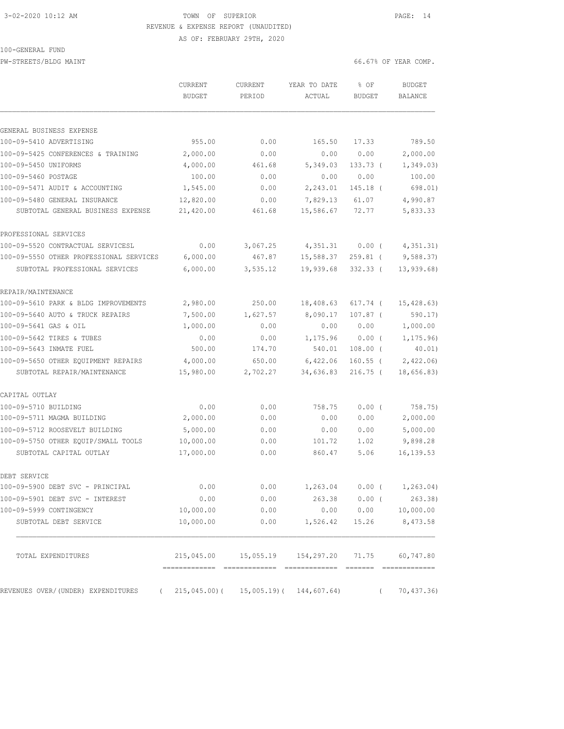3-02-2020 10:12 AM TOWN OF SUPERIOR

REVENUE & EXPENSE REPORT (UNAUDITED)

AS OF: FEBRUARY 29TH, 2020

100-GENERAL FUND

PW-STREETS/BLDG MAINT 66.67% OF YEAR COMP.

| | CURRENT BUDGET | CURRENT PERIOD | YEAR TO DATE ACTUAL | % OF BUDGET | BUDGET BALANCE |
|---|---|---|---|---|---|
| GENERAL BUSINESS EXPENSE | | | | | |
| 100-09-5410 ADVERTISING | 955.00 | 0.00 | 165.50 | 17.33 | 789.50 |
| 100-09-5425 CONFERENCES & TRAINING | 2,000.00 | 0.00 | 0.00 | 0.00 | 2,000.00 |
| 100-09-5450 UNIFORMS | 4,000.00 | 461.68 | 5,349.03 | 133.73 ( | 1,349.03) |
| 100-09-5460 POSTAGE | 100.00 | 0.00 | 0.00 | 0.00 | 100.00 |
| 100-09-5471 AUDIT & ACCOUNTING | 1,545.00 | 0.00 | 2,243.01 | 145.18 ( | 698.01) |
| 100-09-5480 GENERAL INSURANCE | 12,820.00 | 0.00 | 7,829.13 | 61.07 | 4,990.87 |
| SUBTOTAL GENERAL BUSINESS EXPENSE | 21,420.00 | 461.68 | 15,586.67 | 72.77 | 5,833.33 |
| PROFESSIONAL SERVICES | | | | | |
| 100-09-5520 CONTRACTUAL SERVICESL | 0.00 | 3,067.25 | 4,351.31 | 0.00 ( | 4,351.31) |
| 100-09-5550 OTHER PROFESSIONAL SERVICES | 6,000.00 | 467.87 | 15,588.37 | 259.81 ( | 9,588.37) |
| SUBTOTAL PROFESSIONAL SERVICES | 6,000.00 | 3,535.12 | 19,939.68 | 332.33 ( | 13,939.68) |
| REPAIR/MAINTENANCE | | | | | |
| 100-09-5610 PARK & BLDG IMPROVEMENTS | 2,980.00 | 250.00 | 18,408.63 | 617.74 ( | 15,428.63) |
| 100-09-5640 AUTO & TRUCK REPAIRS | 7,500.00 | 1,627.57 | 8,090.17 | 107.87 ( | 590.17) |
| 100-09-5641 GAS & OIL | 1,000.00 | 0.00 | 0.00 | 0.00 | 1,000.00 |
| 100-09-5642 TIRES & TUBES | 0.00 | 0.00 | 1,175.96 | 0.00 ( | 1,175.96) |
| 100-09-5643 INMATE FUEL | 500.00 | 174.70 | 540.01 | 108.00 ( | 40.01) |
| 100-09-5650 OTHER EQUIPMENT REPAIRS | 4,000.00 | 650.00 | 6,422.06 | 160.55 ( | 2,422.06) |
| SUBTOTAL REPAIR/MAINTENANCE | 15,980.00 | 2,702.27 | 34,636.83 | 216.75 ( | 18,656.83) |
| CAPITAL OUTLAY | | | | | |
| 100-09-5710 BUILDING | 0.00 | 0.00 | 758.75 | 0.00 ( | 758.75) |
| 100-09-5711 MAGMA BUILDING | 2,000.00 | 0.00 | 0.00 | 0.00 | 2,000.00 |
| 100-09-5712 ROOSEVELT BUILDING | 5,000.00 | 0.00 | 0.00 | 0.00 | 5,000.00 |
| 100-09-5750 OTHER EQUIP/SMALL TOOLS | 10,000.00 | 0.00 | 101.72 | 1.02 | 9,898.28 |
| SUBTOTAL CAPITAL OUTLAY | 17,000.00 | 0.00 | 860.47 | 5.06 | 16,139.53 |
| DEBT SERVICE | | | | | |
| 100-09-5900 DEBT SVC - PRINCIPAL | 0.00 | 0.00 | 1,263.04 | 0.00 ( | 1,263.04) |
| 100-09-5901 DEBT SVC - INTEREST | 0.00 | 0.00 | 263.38 | 0.00 ( | 263.38) |
| 100-09-5999 CONTINGENCY | 10,000.00 | 0.00 | 0.00 | 0.00 | 10,000.00 |
| SUBTOTAL DEBT SERVICE | 10,000.00 | 0.00 | 1,526.42 | 15.26 | 8,473.58 |
| TOTAL EXPENDITURES | 215,045.00 | 15,055.19 | 154,297.20 | 71.75 | 60,747.80 |
| REVENUES OVER/(UNDER) EXPENDITURES | ( 215,045.00)( | 15,005.19)( | 144,607.64) | ( | 70,437.36) |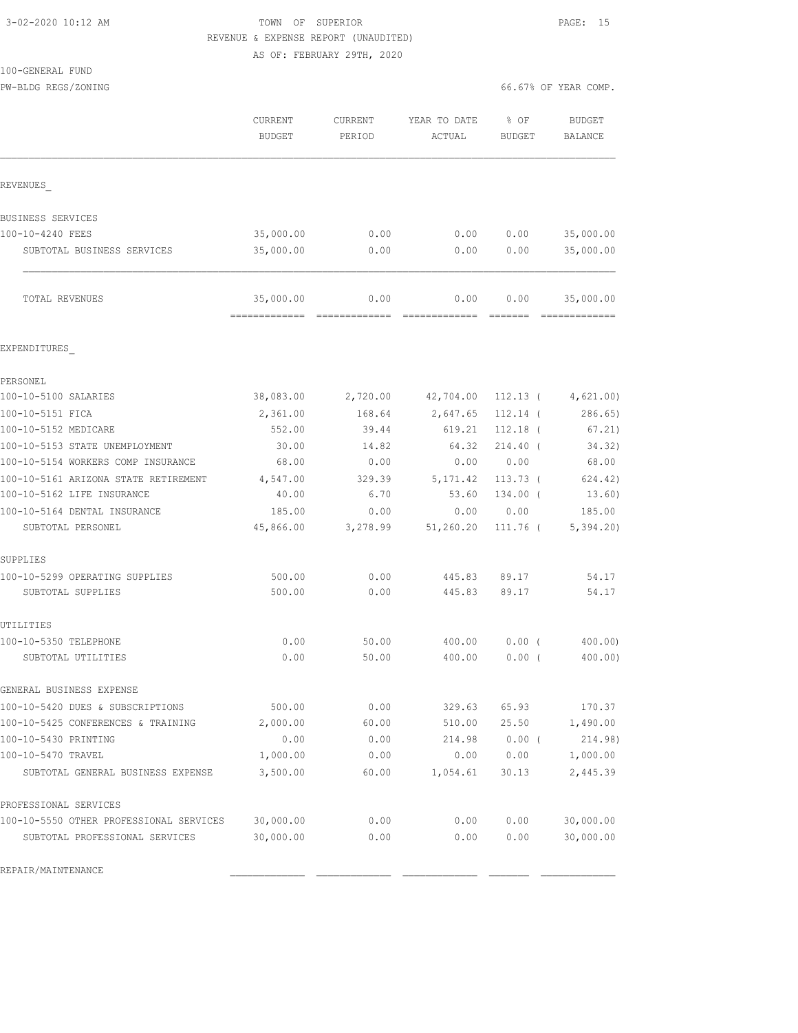3-02-2020 10:12 AM TOWN OF SUPERIOR

REVENUE & EXPENSE REPORT (UNAUDITED)

AS OF: FEBRUARY 29TH, 2020

100-GENERAL FUND

PW-BLDG REGS/ZONING 66.67% OF YEAR COMP.

| | CURRENT BUDGET | CURRENT PERIOD | YEAR TO DATE ACTUAL | % OF BUDGET | BUDGET BALANCE |
|---|---|---|---|---|---|
| REVENUES_ | | | | | |
| BUSINESS SERVICES | | | | | |
| 100-10-4240 FEES | 35,000.00 | 0.00 | 0.00 | 0.00 | 35,000.00 |
| SUBTOTAL BUSINESS SERVICES | 35,000.00 | 0.00 | 0.00 | 0.00 | 35,000.00 |
| TOTAL REVENUES | 35,000.00 | 0.00 | 0.00 | 0.00 | 35,000.00 |
| EXPENDITURES_ | | | | | |
| PERSONEL | | | | | |
| 100-10-5100 SALARIES | 38,083.00 | 2,720.00 | 42,704.00 | 112.13 ( | 4,621.00) |
| 100-10-5151 FICA | 2,361.00 | 168.64 | 2,647.65 | 112.14 ( | 286.65) |
| 100-10-5152 MEDICARE | 552.00 | 39.44 | 619.21 | 112.18 ( | 67.21) |
| 100-10-5153 STATE UNEMPLOYMENT | 30.00 | 14.82 | 64.32 | 214.40 ( | 34.32) |
| 100-10-5154 WORKERS COMP INSURANCE | 68.00 | 0.00 | 0.00 | 0.00 | 68.00 |
| 100-10-5161 ARIZONA STATE RETIREMENT | 4,547.00 | 329.39 | 5,171.42 | 113.73 ( | 624.42) |
| 100-10-5162 LIFE INSURANCE | 40.00 | 6.70 | 53.60 | 134.00 ( | 13.60) |
| 100-10-5164 DENTAL INSURANCE | 185.00 | 0.00 | 0.00 | 0.00 | 185.00 |
| SUBTOTAL PERSONEL | 45,866.00 | 3,278.99 | 51,260.20 | 111.76 ( | 5,394.20) |
| SUPPLIES | | | | | |
| 100-10-5299 OPERATING SUPPLIES | 500.00 | 0.00 | 445.83 | 89.17 | 54.17 |
| SUBTOTAL SUPPLIES | 500.00 | 0.00 | 445.83 | 89.17 | 54.17 |
| UTILITIES | | | | | |
| 100-10-5350 TELEPHONE | 0.00 | 50.00 | 400.00 | 0.00 ( | 400.00) |
| SUBTOTAL UTILITIES | 0.00 | 50.00 | 400.00 | 0.00 ( | 400.00) |
| GENERAL BUSINESS EXPENSE | | | | | |
| 100-10-5420 DUES & SUBSCRIPTIONS | 500.00 | 0.00 | 329.63 | 65.93 | 170.37 |
| 100-10-5425 CONFERENCES & TRAINING | 2,000.00 | 60.00 | 510.00 | 25.50 | 1,490.00 |
| 100-10-5430 PRINTING | 0.00 | 0.00 | 214.98 | 0.00 ( | 214.98) |
| 100-10-5470 TRAVEL | 1,000.00 | 0.00 | 0.00 | 0.00 | 1,000.00 |
| SUBTOTAL GENERAL BUSINESS EXPENSE | 3,500.00 | 60.00 | 1,054.61 | 30.13 | 2,445.39 |
| PROFESSIONAL SERVICES | | | | | |
| 100-10-5550 OTHER PROFESSIONAL SERVICES | 30,000.00 | 0.00 | 0.00 | 0.00 | 30,000.00 |
| SUBTOTAL PROFESSIONAL SERVICES | 30,000.00 | 0.00 | 0.00 | 0.00 | 30,000.00 |
| REPAIR/MAINTENANCE | | | | | |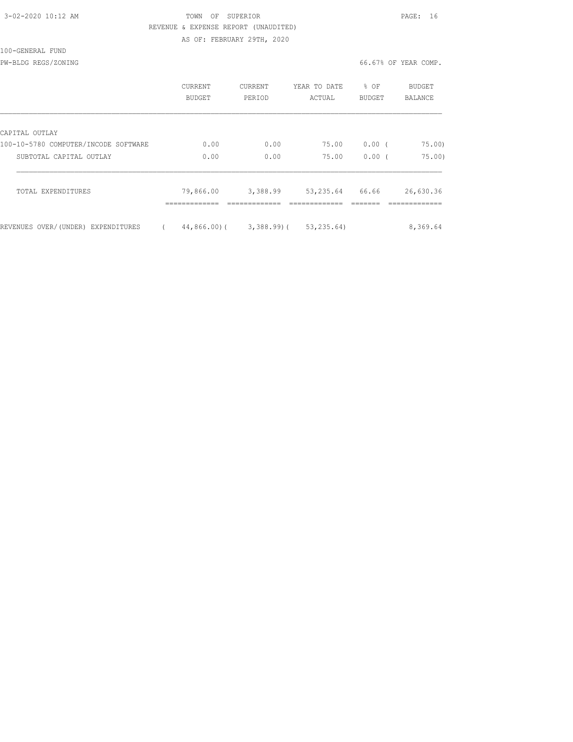3-02-2020 10:12 AM

TOWN OF SUPERIOR

REVENUE & EXPENSE REPORT (UNAUDITED)

AS OF: FEBRUARY 29TH, 2020

100-GENERAL FUND

PW-BLDG REGS/ZONING

66.67% OF YEAR COMP.

| | CURRENT BUDGET | CURRENT PERIOD | YEAR TO DATE ACTUAL | % OF BUDGET | BUDGET BALANCE |
|---|---|---|---|---|---|
| CAPITAL OUTLAY | | | | | |
| 100-10-5780 COMPUTER/INCODE SOFTWARE | 0.00 | 0.00 | 75.00 | 0.00 | ( 75.00) |
| SUBTOTAL CAPITAL OUTLAY | 0.00 | 0.00 | 75.00 | 0.00 | ( 75.00) |
| TOTAL EXPENDITURES | 79,866.00 | 3,388.99 | 53,235.64 | 66.66 | 26,630.36 |
| REVENUES OVER/(UNDER) EXPENDITURES | ( 44,866.00) | ( 3,388.99) | ( 53,235.64) | | 8,369.64 |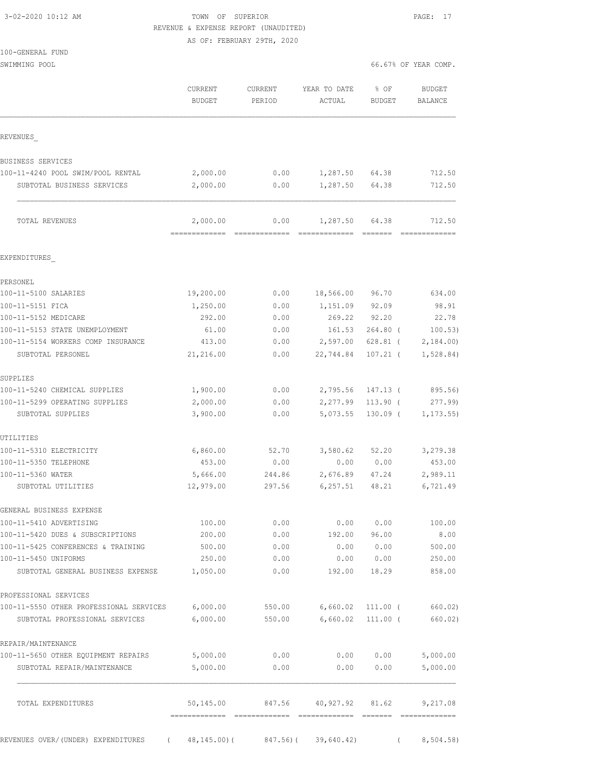3-02-2020 10:12 AM

# TOWN OF SUPERIOR

REVENUE & EXPENSE REPORT (UNAUDITED)

AS OF: FEBRUARY 29TH, 2020

100-GENERAL FUND

SWIMMING POOL — 66.67% OF YEAR COMP.

| | CURRENT BUDGET | CURRENT PERIOD | YEAR TO DATE ACTUAL | % OF BUDGET | BUDGET BALANCE |
|---|---|---|---|---|---|
| **REVENUES** | | | | | |
| BUSINESS SERVICES | | | | | |
| 100-11-4240 POOL SWIM/POOL RENTAL | 2,000.00 | 0.00 | 1,287.50 | 64.38 | 712.50 |
| SUBTOTAL BUSINESS SERVICES | 2,000.00 | 0.00 | 1,287.50 | 64.38 | 712.50 |
| TOTAL REVENUES | 2,000.00 | 0.00 | 1,287.50 | 64.38 | 712.50 |
| **EXPENDITURES** | | | | | |
| PERSONEL | | | | | |
| 100-11-5100 SALARIES | 19,200.00 | 0.00 | 18,566.00 | 96.70 | 634.00 |
| 100-11-5151 FICA | 1,250.00 | 0.00 | 1,151.09 | 92.09 | 98.91 |
| 100-11-5152 MEDICARE | 292.00 | 0.00 | 269.22 | 92.20 | 22.78 |
| 100-11-5153 STATE UNEMPLOYMENT | 61.00 | 0.00 | 161.53 | 264.80 | ( 100.53) |
| 100-11-5154 WORKERS COMP INSURANCE | 413.00 | 0.00 | 2,597.00 | 628.81 | ( 2,184.00) |
| SUBTOTAL PERSONEL | 21,216.00 | 0.00 | 22,744.84 | 107.21 | ( 1,528.84) |
| SUPPLIES | | | | | |
| 100-11-5240 CHEMICAL SUPPLIES | 1,900.00 | 0.00 | 2,795.56 | 147.13 | ( 895.56) |
| 100-11-5299 OPERATING SUPPLIES | 2,000.00 | 0.00 | 2,277.99 | 113.90 | ( 277.99) |
| SUBTOTAL SUPPLIES | 3,900.00 | 0.00 | 5,073.55 | 130.09 | ( 1,173.55) |
| UTILITIES | | | | | |
| 100-11-5310 ELECTRICITY | 6,860.00 | 52.70 | 3,580.62 | 52.20 | 3,279.38 |
| 100-11-5350 TELEPHONE | 453.00 | 0.00 | 0.00 | 0.00 | 453.00 |
| 100-11-5360 WATER | 5,666.00 | 244.86 | 2,676.89 | 47.24 | 2,989.11 |
| SUBTOTAL UTILITIES | 12,979.00 | 297.56 | 6,257.51 | 48.21 | 6,721.49 |
| GENERAL BUSINESS EXPENSE | | | | | |
| 100-11-5410 ADVERTISING | 100.00 | 0.00 | 0.00 | 0.00 | 100.00 |
| 100-11-5420 DUES & SUBSCRIPTIONS | 200.00 | 0.00 | 192.00 | 96.00 | 8.00 |
| 100-11-5425 CONFERENCES & TRAINING | 500.00 | 0.00 | 0.00 | 0.00 | 500.00 |
| 100-11-5450 UNIFORMS | 250.00 | 0.00 | 0.00 | 0.00 | 250.00 |
| SUBTOTAL GENERAL BUSINESS EXPENSE | 1,050.00 | 0.00 | 192.00 | 18.29 | 858.00 |
| PROFESSIONAL SERVICES | | | | | |
| 100-11-5550 OTHER PROFESSIONAL SERVICES | 6,000.00 | 550.00 | 6,660.02 | 111.00 | ( 660.02) |
| SUBTOTAL PROFESSIONAL SERVICES | 6,000.00 | 550.00 | 6,660.02 | 111.00 | ( 660.02) |
| REPAIR/MAINTENANCE | | | | | |
| 100-11-5650 OTHER EQUIPMENT REPAIRS | 5,000.00 | 0.00 | 0.00 | 0.00 | 5,000.00 |
| SUBTOTAL REPAIR/MAINTENANCE | 5,000.00 | 0.00 | 0.00 | 0.00 | 5,000.00 |
| TOTAL EXPENDITURES | 50,145.00 | 847.56 | 40,927.92 | 81.62 | 9,217.08 |
| REVENUES OVER/(UNDER) EXPENDITURES | ( 48,145.00) | ( 847.56) | ( 39,640.42) | | ( 8,504.58) |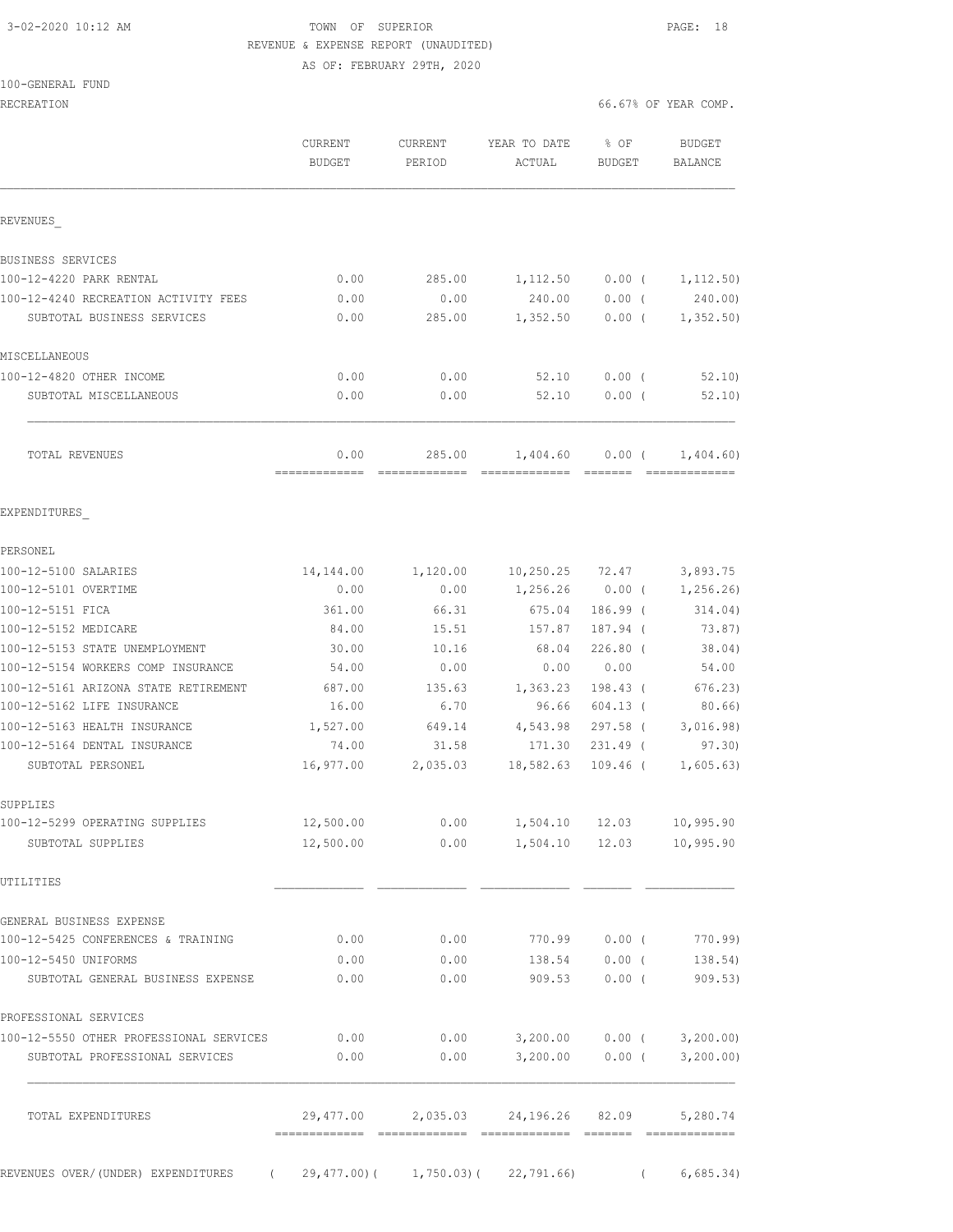3-02-2020 10:12 AM

# TOWN OF SUPERIOR

REVENUE & EXPENSE REPORT (UNAUDITED)

AS OF: FEBRUARY 29TH, 2020

100-GENERAL FUND

RECREATION

66.67% OF YEAR COMP.

| | CURRENT BUDGET | CURRENT PERIOD | YEAR TO DATE ACTUAL | % OF BUDGET | BUDGET BALANCE |
|---|---|---|---|---|---|
| **REVENUES** | | | | | |
| BUSINESS SERVICES | | | | | |
| 100-12-4220 PARK RENTAL | 0.00 | 285.00 | 1,112.50 | 0.00 ( | 1,112.50) |
| 100-12-4240 RECREATION ACTIVITY FEES | 0.00 | 0.00 | 240.00 | 0.00 ( | 240.00) |
| SUBTOTAL BUSINESS SERVICES | 0.00 | 285.00 | 1,352.50 | 0.00 ( | 1,352.50) |
| MISCELLANEOUS | | | | | |
| 100-12-4820 OTHER INCOME | 0.00 | 0.00 | 52.10 | 0.00 ( | 52.10) |
| SUBTOTAL MISCELLANEOUS | 0.00 | 0.00 | 52.10 | 0.00 ( | 52.10) |
| TOTAL REVENUES | 0.00 | 285.00 | 1,404.60 | 0.00 ( | 1,404.60) |
| **EXPENDITURES** | | | | | |
| PERSONEL | | | | | |
| 100-12-5100 SALARIES | 14,144.00 | 1,120.00 | 10,250.25 | 72.47 | 3,893.75 |
| 100-12-5101 OVERTIME | 0.00 | 0.00 | 1,256.26 | 0.00 ( | 1,256.26) |
| 100-12-5151 FICA | 361.00 | 66.31 | 675.04 | 186.99 ( | 314.04) |
| 100-12-5152 MEDICARE | 84.00 | 15.51 | 157.87 | 187.94 ( | 73.87) |
| 100-12-5153 STATE UNEMPLOYMENT | 30.00 | 10.16 | 68.04 | 226.80 ( | 38.04) |
| 100-12-5154 WORKERS COMP INSURANCE | 54.00 | 0.00 | 0.00 | 0.00 | 54.00 |
| 100-12-5161 ARIZONA STATE RETIREMENT | 687.00 | 135.63 | 1,363.23 | 198.43 ( | 676.23) |
| 100-12-5162 LIFE INSURANCE | 16.00 | 6.70 | 96.66 | 604.13 ( | 80.66) |
| 100-12-5163 HEALTH INSURANCE | 1,527.00 | 649.14 | 4,543.98 | 297.58 ( | 3,016.98) |
| 100-12-5164 DENTAL INSURANCE | 74.00 | 31.58 | 171.30 | 231.49 ( | 97.30) |
| SUBTOTAL PERSONEL | 16,977.00 | 2,035.03 | 18,582.63 | 109.46 ( | 1,605.63) |
| SUPPLIES | | | | | |
| 100-12-5299 OPERATING SUPPLIES | 12,500.00 | 0.00 | 1,504.10 | 12.03 | 10,995.90 |
| SUBTOTAL SUPPLIES | 12,500.00 | 0.00 | 1,504.10 | 12.03 | 10,995.90 |
| UTILITIES | | | | | |
| GENERAL BUSINESS EXPENSE | | | | | |
| 100-12-5425 CONFERENCES & TRAINING | 0.00 | 0.00 | 770.99 | 0.00 ( | 770.99) |
| 100-12-5450 UNIFORMS | 0.00 | 0.00 | 138.54 | 0.00 ( | 138.54) |
| SUBTOTAL GENERAL BUSINESS EXPENSE | 0.00 | 0.00 | 909.53 | 0.00 ( | 909.53) |
| PROFESSIONAL SERVICES | | | | | |
| 100-12-5550 OTHER PROFESSIONAL SERVICES | 0.00 | 0.00 | 3,200.00 | 0.00 ( | 3,200.00) |
| SUBTOTAL PROFESSIONAL SERVICES | 0.00 | 0.00 | 3,200.00 | 0.00 ( | 3,200.00) |
| TOTAL EXPENDITURES | 29,477.00 | 2,035.03 | 24,196.26 | 82.09 | 5,280.74 |
| REVENUES OVER/(UNDER) EXPENDITURES | ( 29,477.00)( | 1,750.03)( | 22,791.66) | ( | 6,685.34) |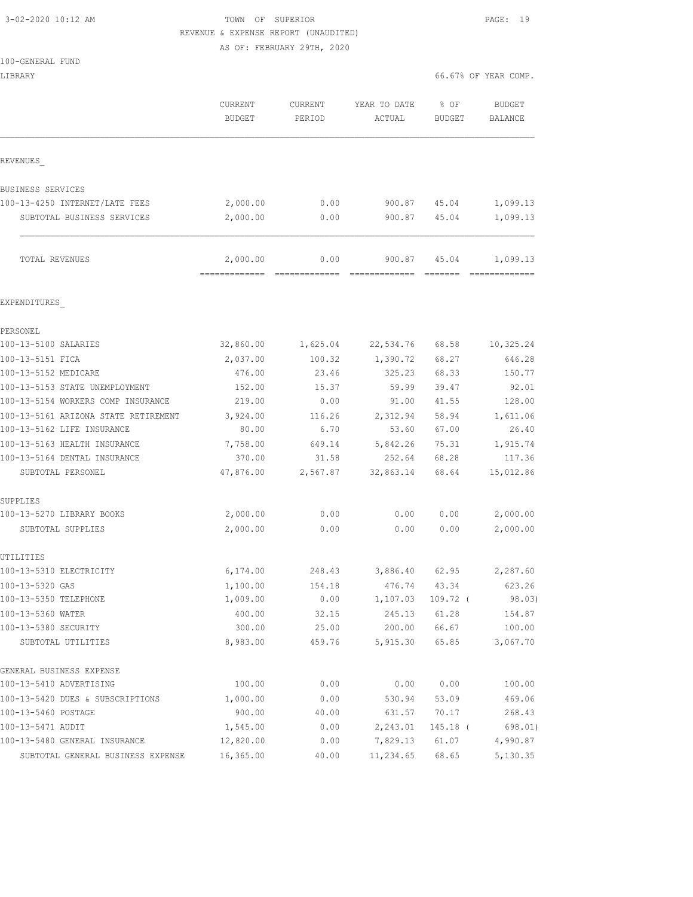TOWN OF SUPERIOR
REVENUE & EXPENSE REPORT (UNAUDITED)
AS OF: FEBRUARY 29TH, 2020

100-GENERAL FUND
LIBRARY — 66.67% OF YEAR COMP.

| | CURRENT BUDGET | CURRENT PERIOD | YEAR TO DATE ACTUAL | % OF BUDGET | BUDGET BALANCE |
|---|---|---|---|---|---|
| **REVENUES** | | | | | |
| BUSINESS SERVICES | | | | | |
| 100-13-4250 INTERNET/LATE FEES | 2,000.00 | 0.00 | 900.87 | 45.04 | 1,099.13 |
| SUBTOTAL BUSINESS SERVICES | 2,000.00 | 0.00 | 900.87 | 45.04 | 1,099.13 |
| TOTAL REVENUES | 2,000.00 | 0.00 | 900.87 | 45.04 | 1,099.13 |
| **EXPENDITURES** | | | | | |
| PERSONEL | | | | | |
| 100-13-5100 SALARIES | 32,860.00 | 1,625.04 | 22,534.76 | 68.58 | 10,325.24 |
| 100-13-5151 FICA | 2,037.00 | 100.32 | 1,390.72 | 68.27 | 646.28 |
| 100-13-5152 MEDICARE | 476.00 | 23.46 | 325.23 | 68.33 | 150.77 |
| 100-13-5153 STATE UNEMPLOYMENT | 152.00 | 15.37 | 59.99 | 39.47 | 92.01 |
| 100-13-5154 WORKERS COMP INSURANCE | 219.00 | 0.00 | 91.00 | 41.55 | 128.00 |
| 100-13-5161 ARIZONA STATE RETIREMENT | 3,924.00 | 116.26 | 2,312.94 | 58.94 | 1,611.06 |
| 100-13-5162 LIFE INSURANCE | 80.00 | 6.70 | 53.60 | 67.00 | 26.40 |
| 100-13-5163 HEALTH INSURANCE | 7,758.00 | 649.14 | 5,842.26 | 75.31 | 1,915.74 |
| 100-13-5164 DENTAL INSURANCE | 370.00 | 31.58 | 252.64 | 68.28 | 117.36 |
| SUBTOTAL PERSONEL | 47,876.00 | 2,567.87 | 32,863.14 | 68.64 | 15,012.86 |
| SUPPLIES | | | | | |
| 100-13-5270 LIBRARY BOOKS | 2,000.00 | 0.00 | 0.00 | 0.00 | 2,000.00 |
| SUBTOTAL SUPPLIES | 2,000.00 | 0.00 | 0.00 | 0.00 | 2,000.00 |
| UTILITIES | | | | | |
| 100-13-5310 ELECTRICITY | 6,174.00 | 248.43 | 3,886.40 | 62.95 | 2,287.60 |
| 100-13-5320 GAS | 1,100.00 | 154.18 | 476.74 | 43.34 | 623.26 |
| 100-13-5350 TELEPHONE | 1,009.00 | 0.00 | 1,107.03 | 109.72 | ( 98.03) |
| 100-13-5360 WATER | 400.00 | 32.15 | 245.13 | 61.28 | 154.87 |
| 100-13-5380 SECURITY | 300.00 | 25.00 | 200.00 | 66.67 | 100.00 |
| SUBTOTAL UTILITIES | 8,983.00 | 459.76 | 5,915.30 | 65.85 | 3,067.70 |
| GENERAL BUSINESS EXPENSE | | | | | |
| 100-13-5410 ADVERTISING | 100.00 | 0.00 | 0.00 | 0.00 | 100.00 |
| 100-13-5420 DUES & SUBSCRIPTIONS | 1,000.00 | 0.00 | 530.94 | 53.09 | 469.06 |
| 100-13-5460 POSTAGE | 900.00 | 40.00 | 631.57 | 70.17 | 268.43 |
| 100-13-5471 AUDIT | 1,545.00 | 0.00 | 2,243.01 | 145.18 | ( 698.01) |
| 100-13-5480 GENERAL INSURANCE | 12,820.00 | 0.00 | 7,829.13 | 61.07 | 4,990.87 |
| SUBTOTAL GENERAL BUSINESS EXPENSE | 16,365.00 | 40.00 | 11,234.65 | 68.65 | 5,130.35 |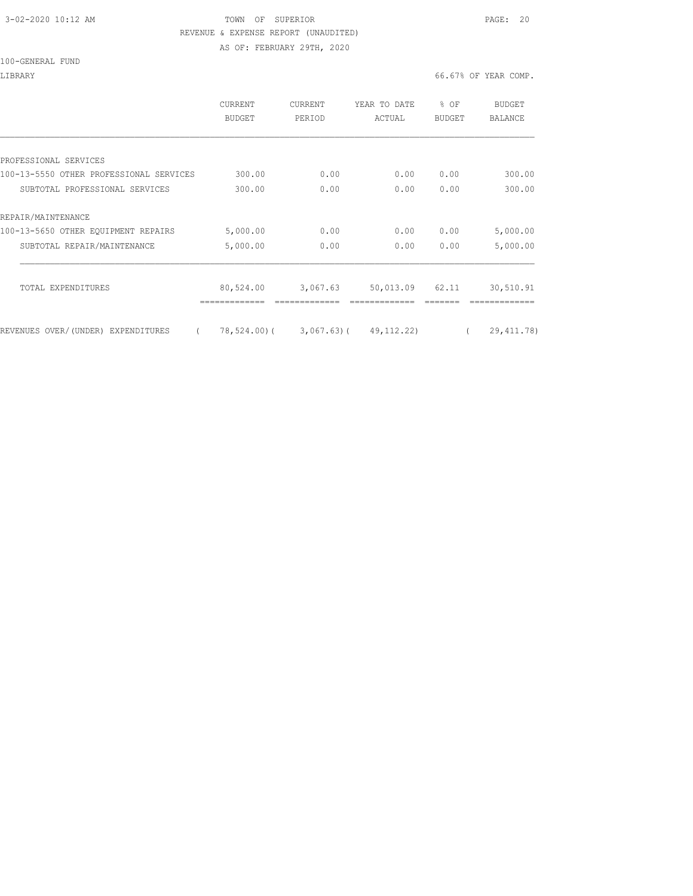TOWN OF SUPERIOR

REVENUE & EXPENSE REPORT (UNAUDITED)

AS OF: FEBRUARY 29TH, 2020

100-GENERAL FUND

LIBRARY — 66.67% OF YEAR COMP.

| | CURRENT BUDGET | CURRENT PERIOD | YEAR TO DATE ACTUAL | % OF BUDGET | BUDGET BALANCE |
|---|---|---|---|---|---|
| PROFESSIONAL SERVICES | | | | | |
| 100-13-5550 OTHER PROFESSIONAL SERVICES | 300.00 | 0.00 | 0.00 | 0.00 | 300.00 |
| SUBTOTAL PROFESSIONAL SERVICES | 300.00 | 0.00 | 0.00 | 0.00 | 300.00 |
| REPAIR/MAINTENANCE | | | | | |
| 100-13-5650 OTHER EQUIPMENT REPAIRS | 5,000.00 | 0.00 | 0.00 | 0.00 | 5,000.00 |
| SUBTOTAL REPAIR/MAINTENANCE | 5,000.00 | 0.00 | 0.00 | 0.00 | 5,000.00 |
| TOTAL EXPENDITURES | 80,524.00 | 3,067.63 | 50,013.09 | 62.11 | 30,510.91 |
| REVENUES OVER/(UNDER) EXPENDITURES | ( 78,524.00) | ( 3,067.63) | ( 49,112.22) | | ( 29,411.78) |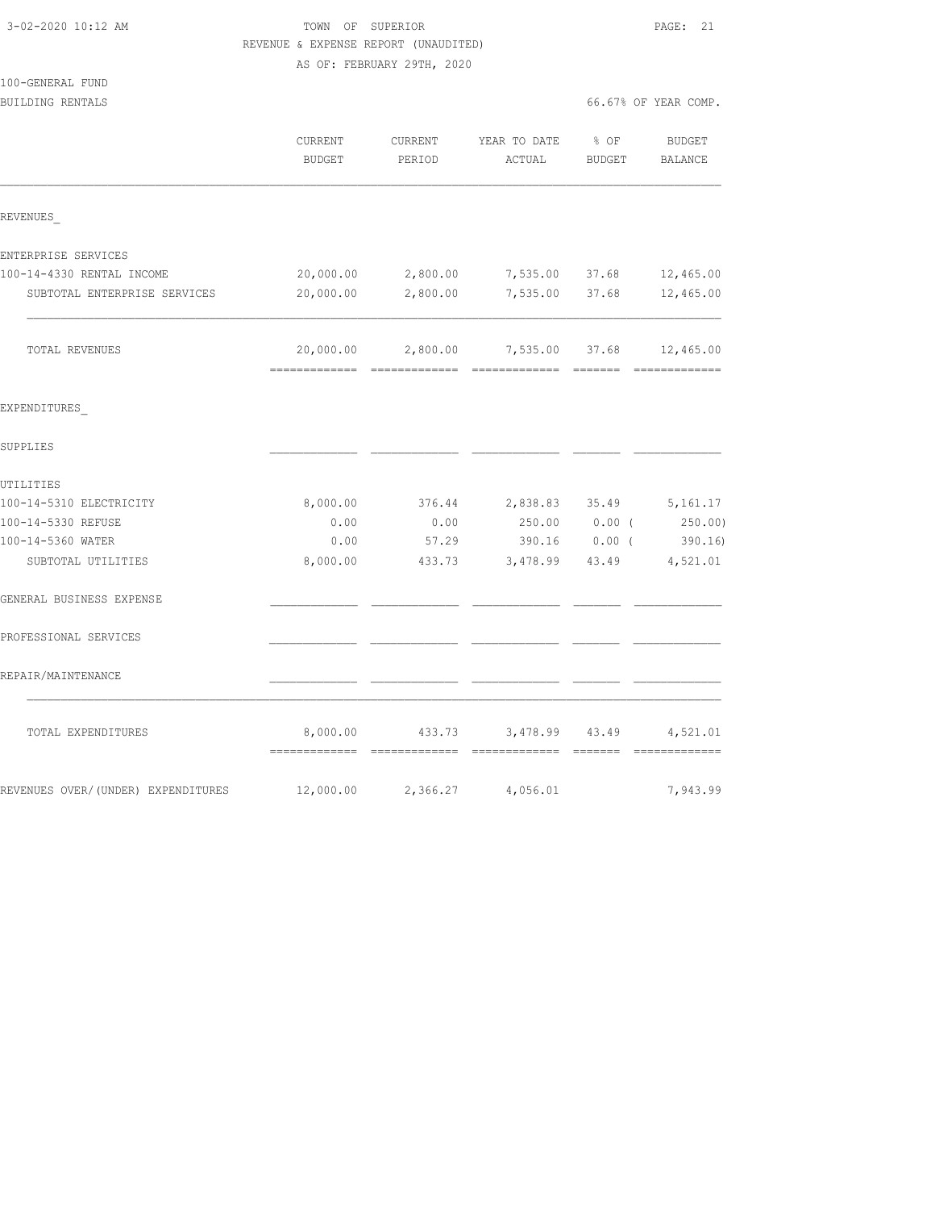TOWN OF SUPERIOR
REVENUE & EXPENSE REPORT (UNAUDITED)
AS OF: FEBRUARY 29TH, 2020

100-GENERAL FUND
BUILDING RENTALS

66.67% OF YEAR COMP.

| | CURRENT BUDGET | CURRENT PERIOD | YEAR TO DATE ACTUAL | % OF BUDGET | BUDGET BALANCE |
|---|---|---|---|---|---|
| REVENUES_ | | | | | |
| ENTERPRISE SERVICES | | | | | |
| 100-14-4330 RENTAL INCOME | 20,000.00 | 2,800.00 | 7,535.00 | 37.68 | 12,465.00 |
| SUBTOTAL ENTERPRISE SERVICES | 20,000.00 | 2,800.00 | 7,535.00 | 37.68 | 12,465.00 |
| TOTAL REVENUES | 20,000.00 | 2,800.00 | 7,535.00 | 37.68 | 12,465.00 |
| EXPENDITURES_ | | | | | |
| SUPPLIES | | | | | |
| UTILITIES | | | | | |
| 100-14-5310 ELECTRICITY | 8,000.00 | 376.44 | 2,838.83 | 35.49 | 5,161.17 |
| 100-14-5330 REFUSE | 0.00 | 0.00 | 250.00 | 0.00 | ( 250.00) |
| 100-14-5360 WATER | 0.00 | 57.29 | 390.16 | 0.00 | ( 390.16) |
| SUBTOTAL UTILITIES | 8,000.00 | 433.73 | 3,478.99 | 43.49 | 4,521.01 |
| GENERAL BUSINESS EXPENSE | | | | | |
| PROFESSIONAL SERVICES | | | | | |
| REPAIR/MAINTENANCE | | | | | |
| TOTAL EXPENDITURES | 8,000.00 | 433.73 | 3,478.99 | 43.49 | 4,521.01 |
| REVENUES OVER/(UNDER) EXPENDITURES | 12,000.00 | 2,366.27 | 4,056.01 | | 7,943.99 |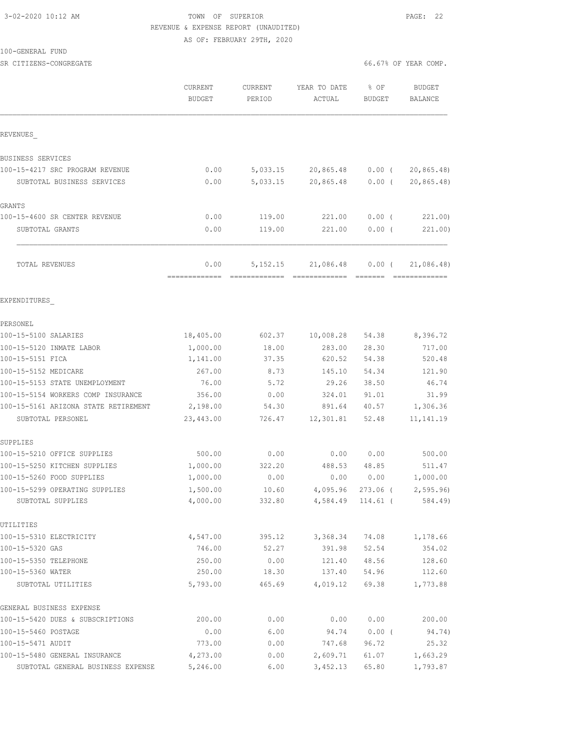3-02-2020 10:12 AM TOWN OF SUPERIOR

REVENUE & EXPENSE REPORT (UNAUDITED)

AS OF: FEBRUARY 29TH, 2020

100-GENERAL FUND

SR CITIZENS-CONGREGATE 66.67% OF YEAR COMP.

| | CURRENT BUDGET | CURRENT PERIOD | YEAR TO DATE ACTUAL | % OF BUDGET | BUDGET BALANCE |
|---|---|---|---|---|---|
| REVENUES_ | | | | | |
| BUSINESS SERVICES | | | | | |
| 100-15-4217 SRC PROGRAM REVENUE | 0.00 | 5,033.15 | 20,865.48 | 0.00 ( | 20,865.48) |
| SUBTOTAL BUSINESS SERVICES | 0.00 | 5,033.15 | 20,865.48 | 0.00 ( | 20,865.48) |
| GRANTS | | | | | |
| 100-15-4600 SR CENTER REVENUE | 0.00 | 119.00 | 221.00 | 0.00 ( | 221.00) |
| SUBTOTAL GRANTS | 0.00 | 119.00 | 221.00 | 0.00 ( | 221.00) |
| TOTAL REVENUES | 0.00 | 5,152.15 | 21,086.48 | 0.00 ( | 21,086.48) |
| EXPENDITURES_ | | | | | |
| PERSONEL | | | | | |
| 100-15-5100 SALARIES | 18,405.00 | 602.37 | 10,008.28 | 54.38 | 8,396.72 |
| 100-15-5120 INMATE LABOR | 1,000.00 | 18.00 | 283.00 | 28.30 | 717.00 |
| 100-15-5151 FICA | 1,141.00 | 37.35 | 620.52 | 54.38 | 520.48 |
| 100-15-5152 MEDICARE | 267.00 | 8.73 | 145.10 | 54.34 | 121.90 |
| 100-15-5153 STATE UNEMPLOYMENT | 76.00 | 5.72 | 29.26 | 38.50 | 46.74 |
| 100-15-5154 WORKERS COMP INSURANCE | 356.00 | 0.00 | 324.01 | 91.01 | 31.99 |
| 100-15-5161 ARIZONA STATE RETIREMENT | 2,198.00 | 54.30 | 891.64 | 40.57 | 1,306.36 |
| SUBTOTAL PERSONEL | 23,443.00 | 726.47 | 12,301.81 | 52.48 | 11,141.19 |
| SUPPLIES | | | | | |
| 100-15-5210 OFFICE SUPPLIES | 500.00 | 0.00 | 0.00 | 0.00 | 500.00 |
| 100-15-5250 KITCHEN SUPPLIES | 1,000.00 | 322.20 | 488.53 | 48.85 | 511.47 |
| 100-15-5260 FOOD SUPPLIES | 1,000.00 | 0.00 | 0.00 | 0.00 | 1,000.00 |
| 100-15-5299 OPERATING SUPPLIES | 1,500.00 | 10.60 | 4,095.96 | 273.06 ( | 2,595.96) |
| SUBTOTAL SUPPLIES | 4,000.00 | 332.80 | 4,584.49 | 114.61 ( | 584.49) |
| UTILITIES | | | | | |
| 100-15-5310 ELECTRICITY | 4,547.00 | 395.12 | 3,368.34 | 74.08 | 1,178.66 |
| 100-15-5320 GAS | 746.00 | 52.27 | 391.98 | 52.54 | 354.02 |
| 100-15-5350 TELEPHONE | 250.00 | 0.00 | 121.40 | 48.56 | 128.60 |
| 100-15-5360 WATER | 250.00 | 18.30 | 137.40 | 54.96 | 112.60 |
| SUBTOTAL UTILITIES | 5,793.00 | 465.69 | 4,019.12 | 69.38 | 1,773.88 |
| GENERAL BUSINESS EXPENSE | | | | | |
| 100-15-5420 DUES & SUBSCRIPTIONS | 200.00 | 0.00 | 0.00 | 0.00 | 200.00 |
| 100-15-5460 POSTAGE | 0.00 | 6.00 | 94.74 | 0.00 ( | 94.74) |
| 100-15-5471 AUDIT | 773.00 | 0.00 | 747.68 | 96.72 | 25.32 |
| 100-15-5480 GENERAL INSURANCE | 4,273.00 | 0.00 | 2,609.71 | 61.07 | 1,663.29 |
| SUBTOTAL GENERAL BUSINESS EXPENSE | 5,246.00 | 6.00 | 3,452.13 | 65.80 | 1,793.87 |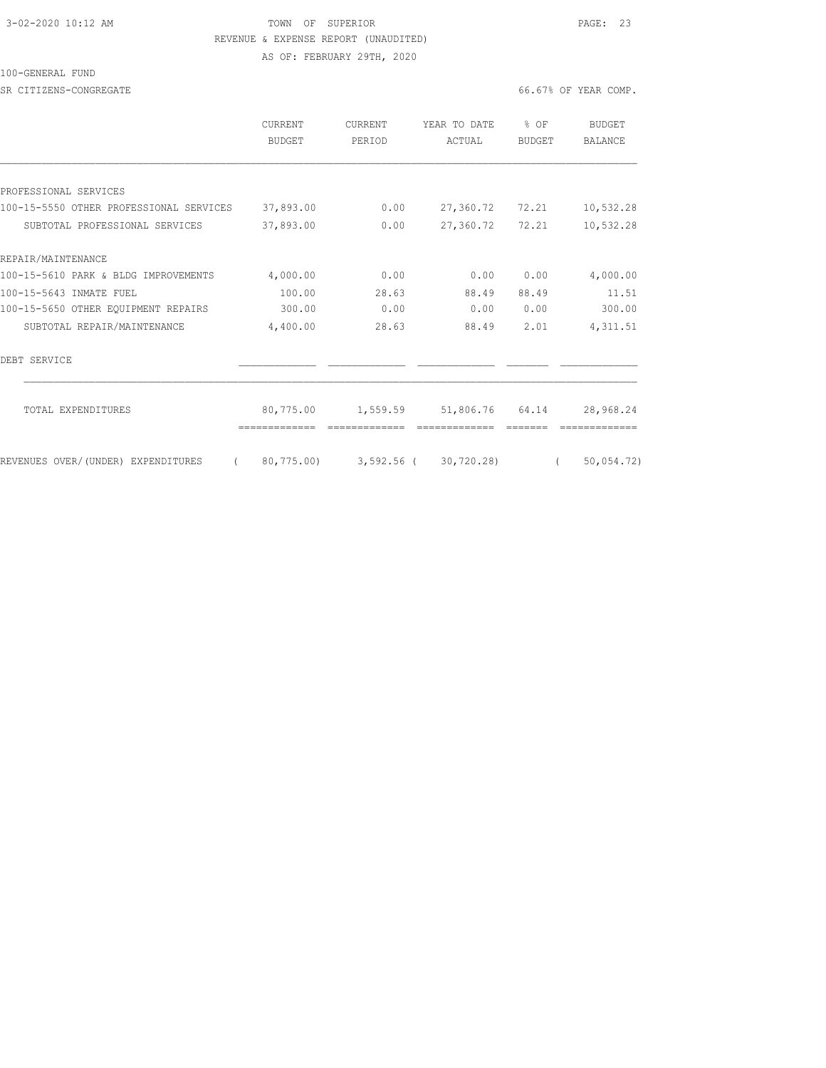TOWN OF SUPERIOR
REVENUE & EXPENSE REPORT (UNAUDITED)
AS OF: FEBRUARY 29TH, 2020

100-GENERAL FUND

SR CITIZENS-CONGREGATE — 66.67% OF YEAR COMP.

| | CURRENT BUDGET | CURRENT PERIOD | YEAR TO DATE ACTUAL | % OF BUDGET | BUDGET BALANCE |
|---|---|---|---|---|---|
| PROFESSIONAL SERVICES | | | | | |
| 100-15-5550 OTHER PROFESSIONAL SERVICES | 37,893.00 | 0.00 | 27,360.72 | 72.21 | 10,532.28 |
| SUBTOTAL PROFESSIONAL SERVICES | 37,893.00 | 0.00 | 27,360.72 | 72.21 | 10,532.28 |
| REPAIR/MAINTENANCE | | | | | |
| 100-15-5610 PARK & BLDG IMPROVEMENTS | 4,000.00 | 0.00 | 0.00 | 0.00 | 4,000.00 |
| 100-15-5643 INMATE FUEL | 100.00 | 28.63 | 88.49 | 88.49 | 11.51 |
| 100-15-5650 OTHER EQUIPMENT REPAIRS | 300.00 | 0.00 | 0.00 | 0.00 | 300.00 |
| SUBTOTAL REPAIR/MAINTENANCE | 4,400.00 | 28.63 | 88.49 | 2.01 | 4,311.51 |
| DEBT SERVICE | | | | | |
| TOTAL EXPENDITURES | 80,775.00 | 1,559.59 | 51,806.76 | 64.14 | 28,968.24 |
| REVENUES OVER/(UNDER) EXPENDITURES | ( 80,775.00) | 3,592.56 | ( 30,720.28) | | ( 50,054.72) |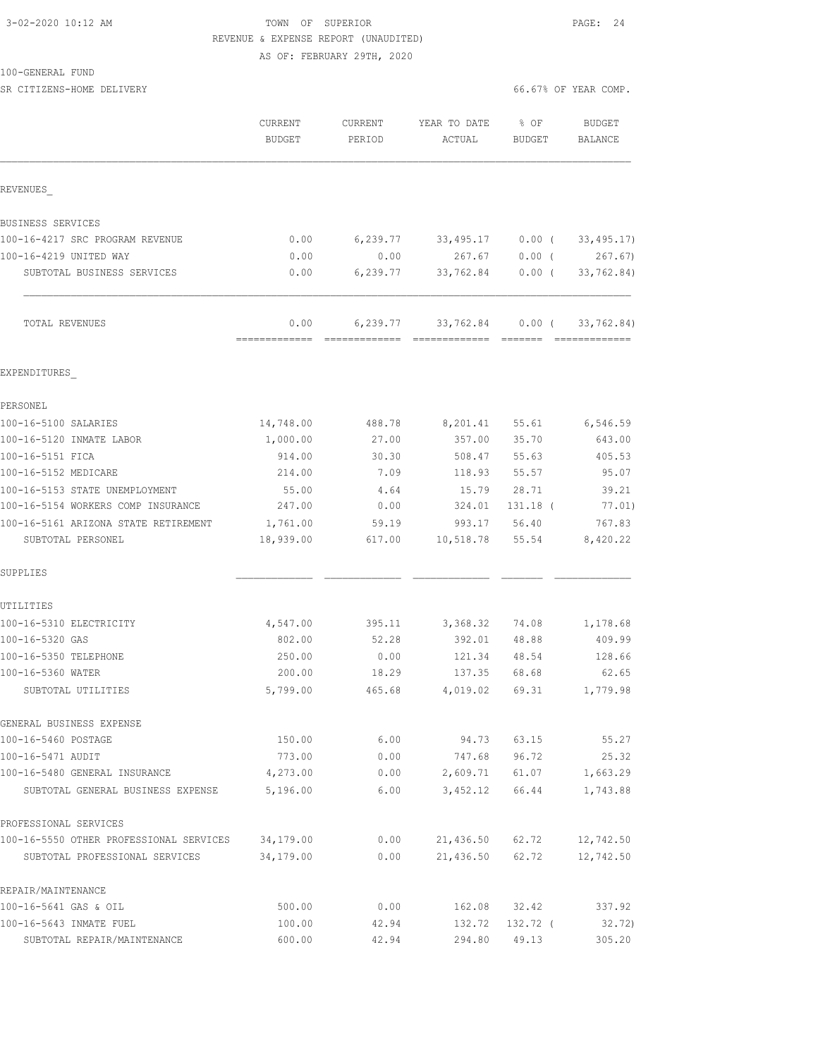3-02-2020 10:12 AM

TOWN OF SUPERIOR

REVENUE & EXPENSE REPORT (UNAUDITED)

AS OF: FEBRUARY 29TH, 2020

100-GENERAL FUND

SR CITIZENS-HOME DELIVERY

66.67% OF YEAR COMP.

| | CURRENT BUDGET | CURRENT PERIOD | YEAR TO DATE ACTUAL | % OF BUDGET | BUDGET BALANCE |
|---|---|---|---|---|---|
| REVENUES_ | | | | | |
| BUSINESS SERVICES | | | | | |
| 100-16-4217 SRC PROGRAM REVENUE | 0.00 | 6,239.77 | 33,495.17 | 0.00 ( | 33,495.17) |
| 100-16-4219 UNITED WAY | 0.00 | 0.00 | 267.67 | 0.00 ( | 267.67) |
| SUBTOTAL BUSINESS SERVICES | 0.00 | 6,239.77 | 33,762.84 | 0.00 ( | 33,762.84) |
| TOTAL REVENUES | 0.00 | 6,239.77 | 33,762.84 | 0.00 ( | 33,762.84) |
| EXPENDITURES_ | | | | | |
| PERSONEL | | | | | |
| 100-16-5100 SALARIES | 14,748.00 | 488.78 | 8,201.41 | 55.61 | 6,546.59 |
| 100-16-5120 INMATE LABOR | 1,000.00 | 27.00 | 357.00 | 35.70 | 643.00 |
| 100-16-5151 FICA | 914.00 | 30.30 | 508.47 | 55.63 | 405.53 |
| 100-16-5152 MEDICARE | 214.00 | 7.09 | 118.93 | 55.57 | 95.07 |
| 100-16-5153 STATE UNEMPLOYMENT | 55.00 | 4.64 | 15.79 | 28.71 | 39.21 |
| 100-16-5154 WORKERS COMP INSURANCE | 247.00 | 0.00 | 324.01 | 131.18 ( | 77.01) |
| 100-16-5161 ARIZONA STATE RETIREMENT | 1,761.00 | 59.19 | 993.17 | 56.40 | 767.83 |
| SUBTOTAL PERSONEL | 18,939.00 | 617.00 | 10,518.78 | 55.54 | 8,420.22 |
| SUPPLIES | | | | | |
| UTILITIES | | | | | |
| 100-16-5310 ELECTRICITY | 4,547.00 | 395.11 | 3,368.32 | 74.08 | 1,178.68 |
| 100-16-5320 GAS | 802.00 | 52.28 | 392.01 | 48.88 | 409.99 |
| 100-16-5350 TELEPHONE | 250.00 | 0.00 | 121.34 | 48.54 | 128.66 |
| 100-16-5360 WATER | 200.00 | 18.29 | 137.35 | 68.68 | 62.65 |
| SUBTOTAL UTILITIES | 5,799.00 | 465.68 | 4,019.02 | 69.31 | 1,779.98 |
| GENERAL BUSINESS EXPENSE | | | | | |
| 100-16-5460 POSTAGE | 150.00 | 6.00 | 94.73 | 63.15 | 55.27 |
| 100-16-5471 AUDIT | 773.00 | 0.00 | 747.68 | 96.72 | 25.32 |
| 100-16-5480 GENERAL INSURANCE | 4,273.00 | 0.00 | 2,609.71 | 61.07 | 1,663.29 |
| SUBTOTAL GENERAL BUSINESS EXPENSE | 5,196.00 | 6.00 | 3,452.12 | 66.44 | 1,743.88 |
| PROFESSIONAL SERVICES | | | | | |
| 100-16-5550 OTHER PROFESSIONAL SERVICES | 34,179.00 | 0.00 | 21,436.50 | 62.72 | 12,742.50 |
| SUBTOTAL PROFESSIONAL SERVICES | 34,179.00 | 0.00 | 21,436.50 | 62.72 | 12,742.50 |
| REPAIR/MAINTENANCE | | | | | |
| 100-16-5641 GAS & OIL | 500.00 | 0.00 | 162.08 | 32.42 | 337.92 |
| 100-16-5643 INMATE FUEL | 100.00 | 42.94 | 132.72 | 132.72 ( | 32.72) |
| SUBTOTAL REPAIR/MAINTENANCE | 600.00 | 42.94 | 294.80 | 49.13 | 305.20 |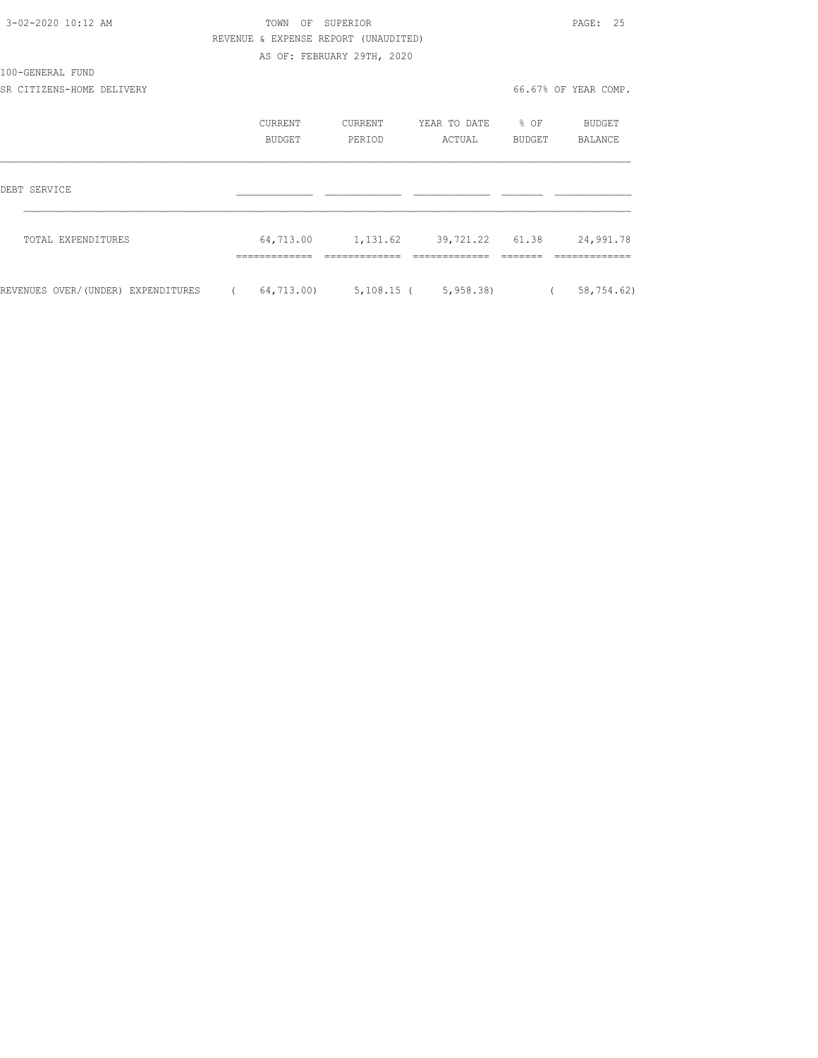TOWN OF SUPERIOR
REVENUE & EXPENSE REPORT (UNAUDITED)
AS OF: FEBRUARY 29TH, 2020

100-GENERAL FUND
SR CITIZENS-HOME DELIVERY

66.67% OF YEAR COMP.

| | CURRENT BUDGET | CURRENT PERIOD | YEAR TO DATE ACTUAL | % OF BUDGET | BUDGET BALANCE |
|---|---|---|---|---|---|
| DEBT SERVICE | | | | | |
| TOTAL EXPENDITURES | 64,713.00 | 1,131.62 | 39,721.22 | 61.38 | 24,991.78 |
| REVENUES OVER/(UNDER) EXPENDITURES | ( 64,713.00) | 5,108.15 | ( 5,958.38) | | ( 58,754.62) |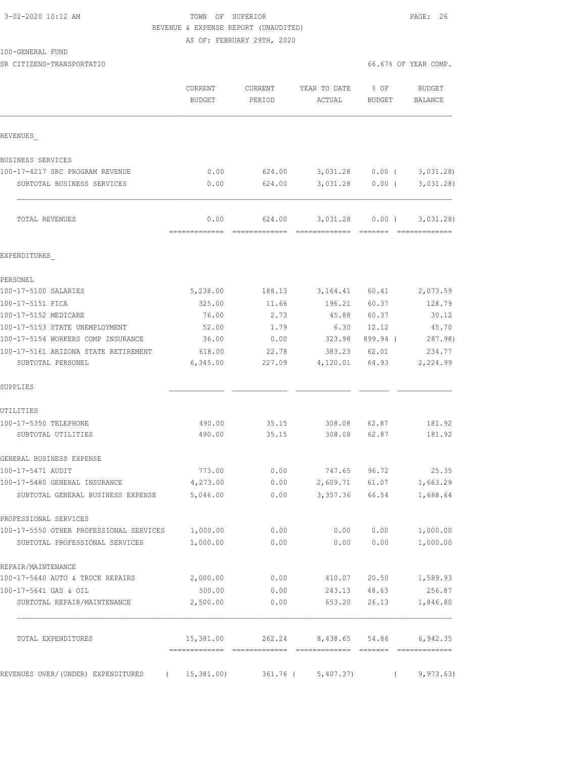3-02-2020 10:12 AM

# TOWN OF SUPERIOR

REVENUE & EXPENSE REPORT (UNAUDITED)

AS OF: FEBRUARY 29TH, 2020

100-GENERAL FUND

SR CITIZENS-TRANSPORTATIO

66.67% OF YEAR COMP.

| | CURRENT BUDGET | CURRENT PERIOD | YEAR TO DATE ACTUAL | % OF BUDGET | BUDGET BALANCE |
|---|---|---|---|---|---|
| **REVENUES_** | | | | | |
| BUSINESS SERVICES | | | | | |
| 100-17-4217 SRC PROGRAM REVENUE | 0.00 | 624.00 | 3,031.28 | 0.00 ( | 3,031.28) |
| SUBTOTAL BUSINESS SERVICES | 0.00 | 624.00 | 3,031.28 | 0.00 ( | 3,031.28) |
| TOTAL REVENUES | 0.00 | 624.00 | 3,031.28 | 0.00 ( | 3,031.28) |
| **EXPENDITURES_** | | | | | |
| PERSONEL | | | | | |
| 100-17-5100 SALARIES | 5,238.00 | 188.13 | 3,164.41 | 60.41 | 2,073.59 |
| 100-17-5151 FICA | 325.00 | 11.66 | 196.21 | 60.37 | 128.79 |
| 100-17-5152 MEDICARE | 76.00 | 2.73 | 45.88 | 60.37 | 30.12 |
| 100-17-5153 STATE UNEMPLOYMENT | 52.00 | 1.79 | 6.30 | 12.12 | 45.70 |
| 100-17-5154 WORKERS COMP INSURANCE | 36.00 | 0.00 | 323.98 | 899.94 ( | 287.98) |
| 100-17-5161 ARIZONA STATE RETIREMENT | 618.00 | 22.78 | 383.23 | 62.01 | 234.77 |
| SUBTOTAL PERSONEL | 6,345.00 | 227.09 | 4,120.01 | 64.93 | 2,224.99 |
| SUPPLIES | | | | | |
| UTILITIES | | | | | |
| 100-17-5350 TELEPHONE | 490.00 | 35.15 | 308.08 | 62.87 | 181.92 |
| SUBTOTAL UTILITIES | 490.00 | 35.15 | 308.08 | 62.87 | 181.92 |
| GENERAL BUSINESS EXPENSE | | | | | |
| 100-17-5471 AUDIT | 773.00 | 0.00 | 747.65 | 96.72 | 25.35 |
| 100-17-5480 GENERAL INSURANCE | 4,273.00 | 0.00 | 2,609.71 | 61.07 | 1,663.29 |
| SUBTOTAL GENERAL BUSINESS EXPENSE | 5,046.00 | 0.00 | 3,357.36 | 66.54 | 1,688.64 |
| PROFESSIONAL SERVICES | | | | | |
| 100-17-5550 OTHER PROFESSIONAL SERVICES | 1,000.00 | 0.00 | 0.00 | 0.00 | 1,000.00 |
| SUBTOTAL PROFESSIONAL SERVICES | 1,000.00 | 0.00 | 0.00 | 0.00 | 1,000.00 |
| REPAIR/MAINTENANCE | | | | | |
| 100-17-5640 AUTO & TRUCK REPAIRS | 2,000.00 | 0.00 | 410.07 | 20.50 | 1,589.93 |
| 100-17-5641 GAS & OIL | 500.00 | 0.00 | 243.13 | 48.63 | 256.87 |
| SUBTOTAL REPAIR/MAINTENANCE | 2,500.00 | 0.00 | 653.20 | 26.13 | 1,846.80 |
| TOTAL EXPENDITURES | 15,381.00 | 262.24 | 8,438.65 | 54.86 | 6,942.35 |
| REVENUES OVER/(UNDER) EXPENDITURES | ( 15,381.00) | 361.76 ( | 5,407.37) | ( | 9,973.63) |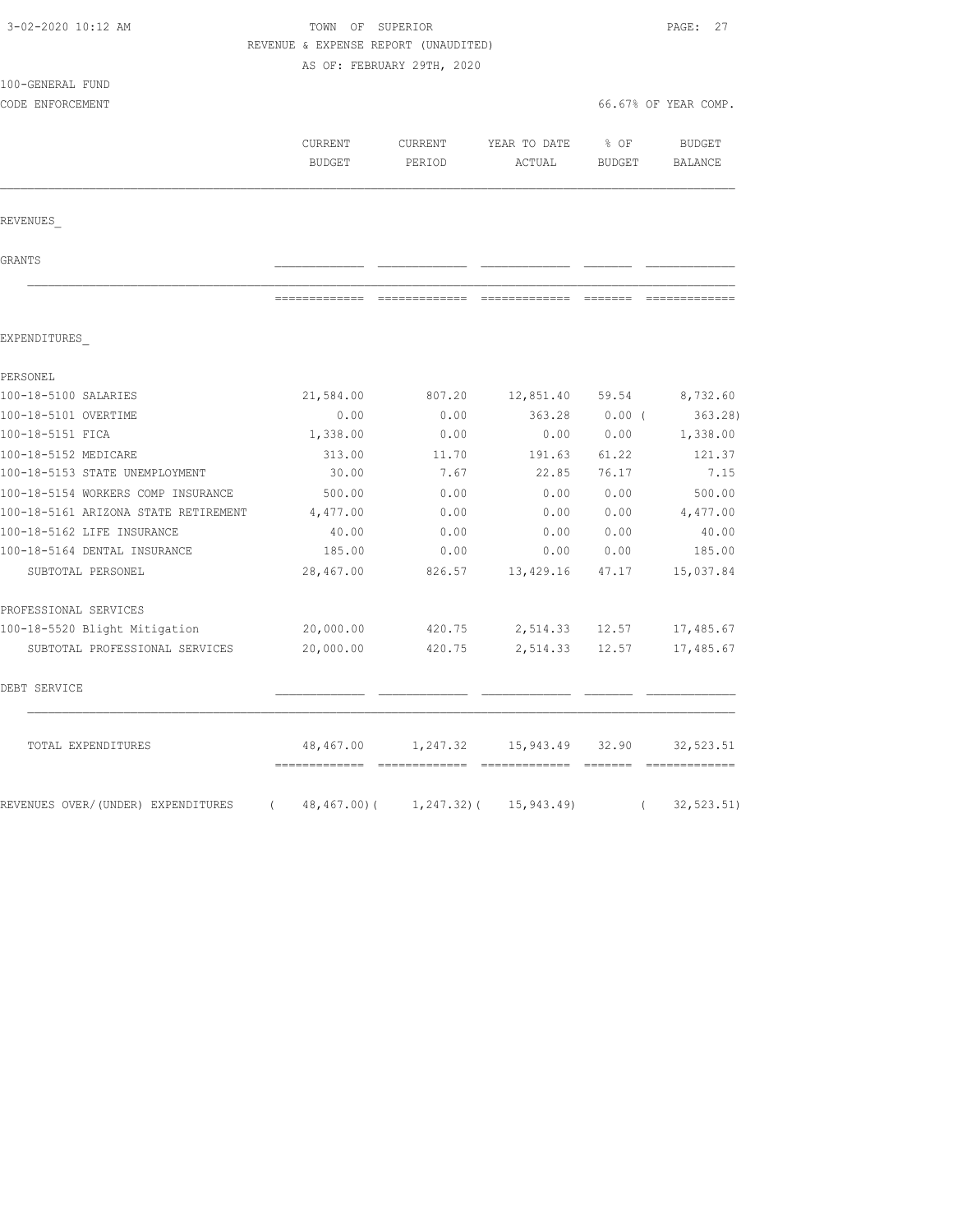3-02-2020 10:12 AM

TOWN OF SUPERIOR

REVENUE & EXPENSE REPORT (UNAUDITED)

AS OF: FEBRUARY 29TH, 2020

100-GENERAL FUND

CODE ENFORCEMENT

66.67% OF YEAR COMP.

| | CURRENT BUDGET | CURRENT PERIOD | YEAR TO DATE ACTUAL | % OF BUDGET | BUDGET BALANCE |
|---|---|---|---|---|---|
| **REVENUES** | | | | | |
| GRANTS | | | | | |
| **EXPENDITURES** | | | | | |
| PERSONEL | | | | | |
| 100-18-5100 SALARIES | 21,584.00 | 807.20 | 12,851.40 | 59.54 | 8,732.60 |
| 100-18-5101 OVERTIME | 0.00 | 0.00 | 363.28 | 0.00 | ( 363.28) |
| 100-18-5151 FICA | 1,338.00 | 0.00 | 0.00 | 0.00 | 1,338.00 |
| 100-18-5152 MEDICARE | 313.00 | 11.70 | 191.63 | 61.22 | 121.37 |
| 100-18-5153 STATE UNEMPLOYMENT | 30.00 | 7.67 | 22.85 | 76.17 | 7.15 |
| 100-18-5154 WORKERS COMP INSURANCE | 500.00 | 0.00 | 0.00 | 0.00 | 500.00 |
| 100-18-5161 ARIZONA STATE RETIREMENT | 4,477.00 | 0.00 | 0.00 | 0.00 | 4,477.00 |
| 100-18-5162 LIFE INSURANCE | 40.00 | 0.00 | 0.00 | 0.00 | 40.00 |
| 100-18-5164 DENTAL INSURANCE | 185.00 | 0.00 | 0.00 | 0.00 | 185.00 |
| SUBTOTAL PERSONEL | 28,467.00 | 826.57 | 13,429.16 | 47.17 | 15,037.84 |
| PROFESSIONAL SERVICES | | | | | |
| 100-18-5520 Blight Mitigation | 20,000.00 | 420.75 | 2,514.33 | 12.57 | 17,485.67 |
| SUBTOTAL PROFESSIONAL SERVICES | 20,000.00 | 420.75 | 2,514.33 | 12.57 | 17,485.67 |
| DEBT SERVICE | | | | | |
| TOTAL EXPENDITURES | 48,467.00 | 1,247.32 | 15,943.49 | 32.90 | 32,523.51 |
| REVENUES OVER/(UNDER) EXPENDITURES | ( 48,467.00) | ( 1,247.32) | ( 15,943.49) | | ( 32,523.51) |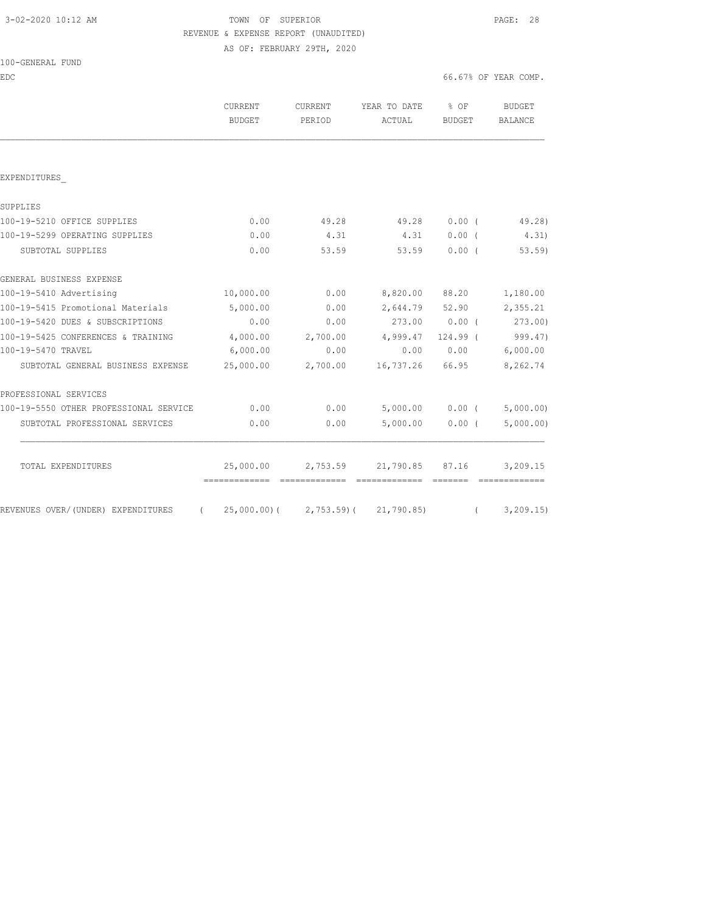3-02-2020 10:12 AM

TOWN OF SUPERIOR

REVENUE & EXPENSE REPORT (UNAUDITED)

AS OF: FEBRUARY 29TH, 2020

100-GENERAL FUND

EDC

66.67% OF YEAR COMP.

| | CURRENT BUDGET | CURRENT PERIOD | YEAR TO DATE ACTUAL | % OF BUDGET | BUDGET BALANCE |
|---|---|---|---|---|---|
| EXPENDITURES_ | | | | | |
| SUPPLIES | | | | | |
| 100-19-5210 OFFICE SUPPLIES | 0.00 | 49.28 | 49.28 | 0.00 ( | 49.28) |
| 100-19-5299 OPERATING SUPPLIES | 0.00 | 4.31 | 4.31 | 0.00 ( | 4.31) |
| SUBTOTAL SUPPLIES | 0.00 | 53.59 | 53.59 | 0.00 ( | 53.59) |
| GENERAL BUSINESS EXPENSE | | | | | |
| 100-19-5410 Advertising | 10,000.00 | 0.00 | 8,820.00 | 88.20 | 1,180.00 |
| 100-19-5415 Promotional Materials | 5,000.00 | 0.00 | 2,644.79 | 52.90 | 2,355.21 |
| 100-19-5420 DUES & SUBSCRIPTIONS | 0.00 | 0.00 | 273.00 | 0.00 ( | 273.00) |
| 100-19-5425 CONFERENCES & TRAINING | 4,000.00 | 2,700.00 | 4,999.47 | 124.99 ( | 999.47) |
| 100-19-5470 TRAVEL | 6,000.00 | 0.00 | 0.00 | 0.00 | 6,000.00 |
| SUBTOTAL GENERAL BUSINESS EXPENSE | 25,000.00 | 2,700.00 | 16,737.26 | 66.95 | 8,262.74 |
| PROFESSIONAL SERVICES | | | | | |
| 100-19-5550 OTHER PROFESSIONAL SERVICE | 0.00 | 0.00 | 5,000.00 | 0.00 ( | 5,000.00) |
| SUBTOTAL PROFESSIONAL SERVICES | 0.00 | 0.00 | 5,000.00 | 0.00 ( | 5,000.00) |
| TOTAL EXPENDITURES | 25,000.00 | 2,753.59 | 21,790.85 | 87.16 | 3,209.15 |
| REVENUES OVER/(UNDER) EXPENDITURES | ( 25,000.00)( | 2,753.59)( | 21,790.85) | ( | 3,209.15) |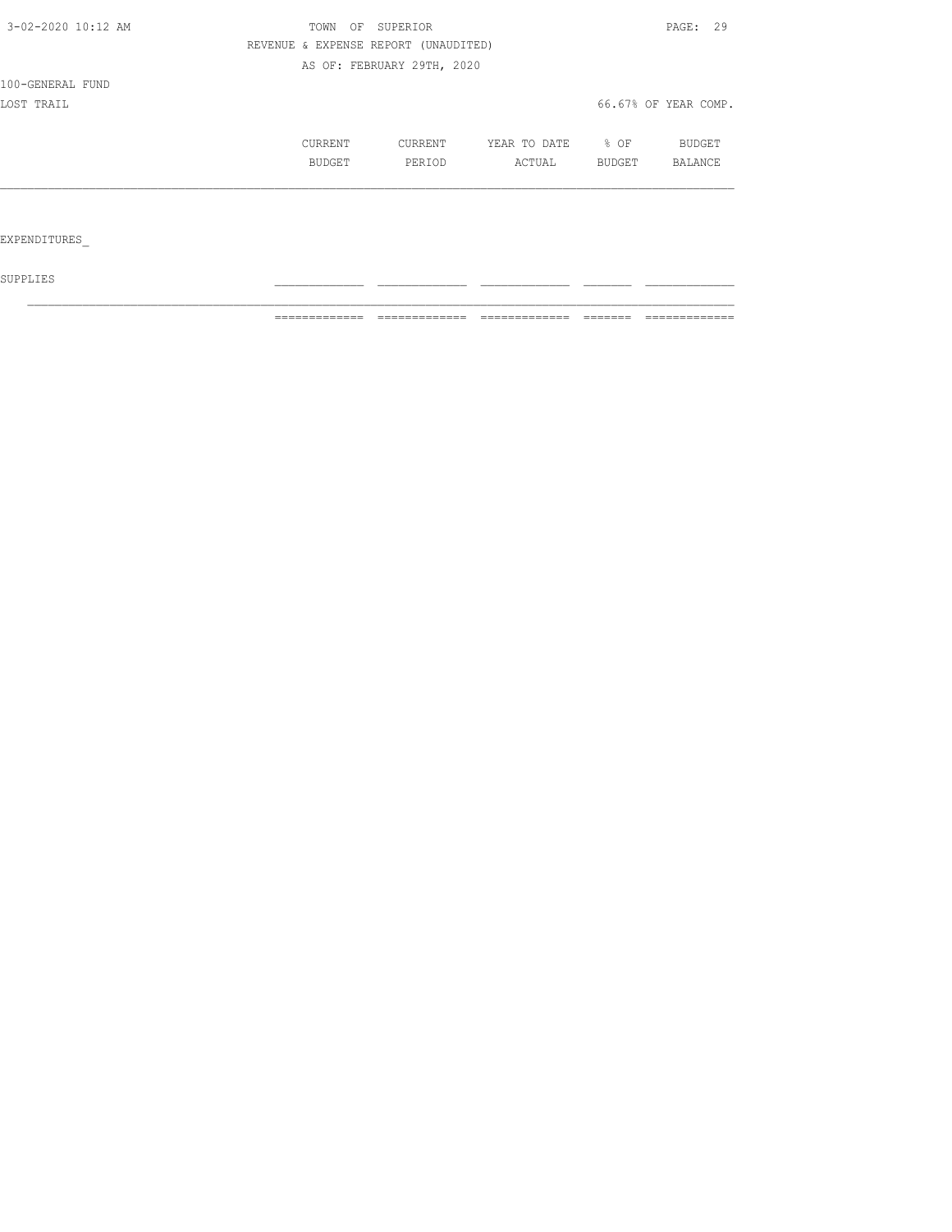3-02-2020 10:12 AM

TOWN OF SUPERIOR

REVENUE & EXPENSE REPORT (UNAUDITED)

AS OF: FEBRUARY 29TH, 2020

100-GENERAL FUND

LOST TRAIL

66.67% OF YEAR COMP.

| | CURRENT BUDGET | CURRENT PERIOD | YEAR TO DATE ACTUAL | % OF BUDGET | BUDGET BALANCE |
|---|---|---|---|---|---|
| EXPENDITURES_ | | | | | |
| SUPPLIES | | | | | |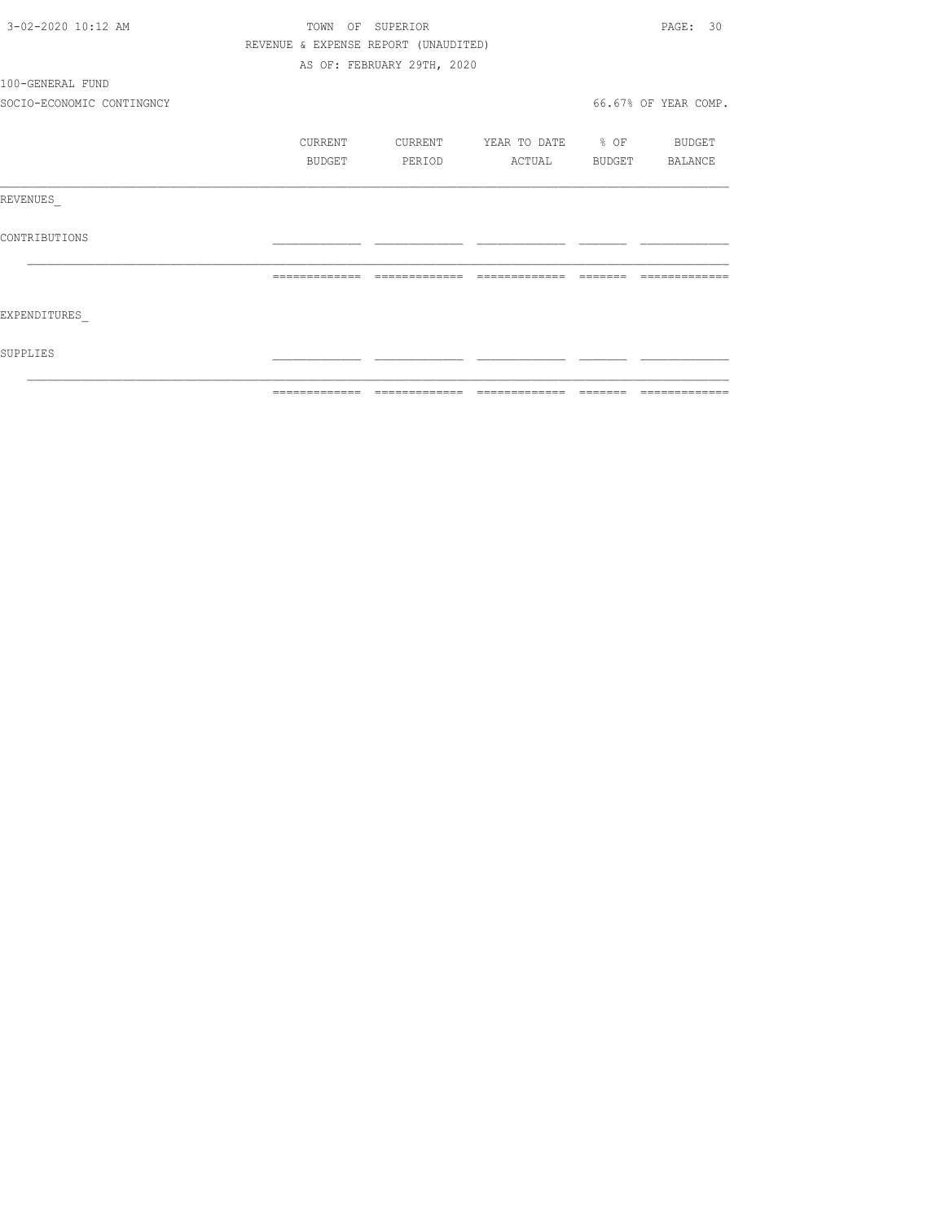TOWN OF SUPERIOR

REVENUE & EXPENSE REPORT (UNAUDITED)

AS OF: FEBRUARY 29TH, 2020

100-GENERAL FUND

SOCIO-ECONOMIC CONTINGNCY

66.67% OF YEAR COMP.

| | CURRENT BUDGET | CURRENT PERIOD | YEAR TO DATE ACTUAL | % OF BUDGET | BUDGET BALANCE |
|---|---|---|---|---|---|
| REVENUES_ | | | | | |
| CONTRIBUTIONS | | | | | |
| | | | | | |
| EXPENDITURES_ | | | | | |
| SUPPLIES | | | | | |
| | | | | | |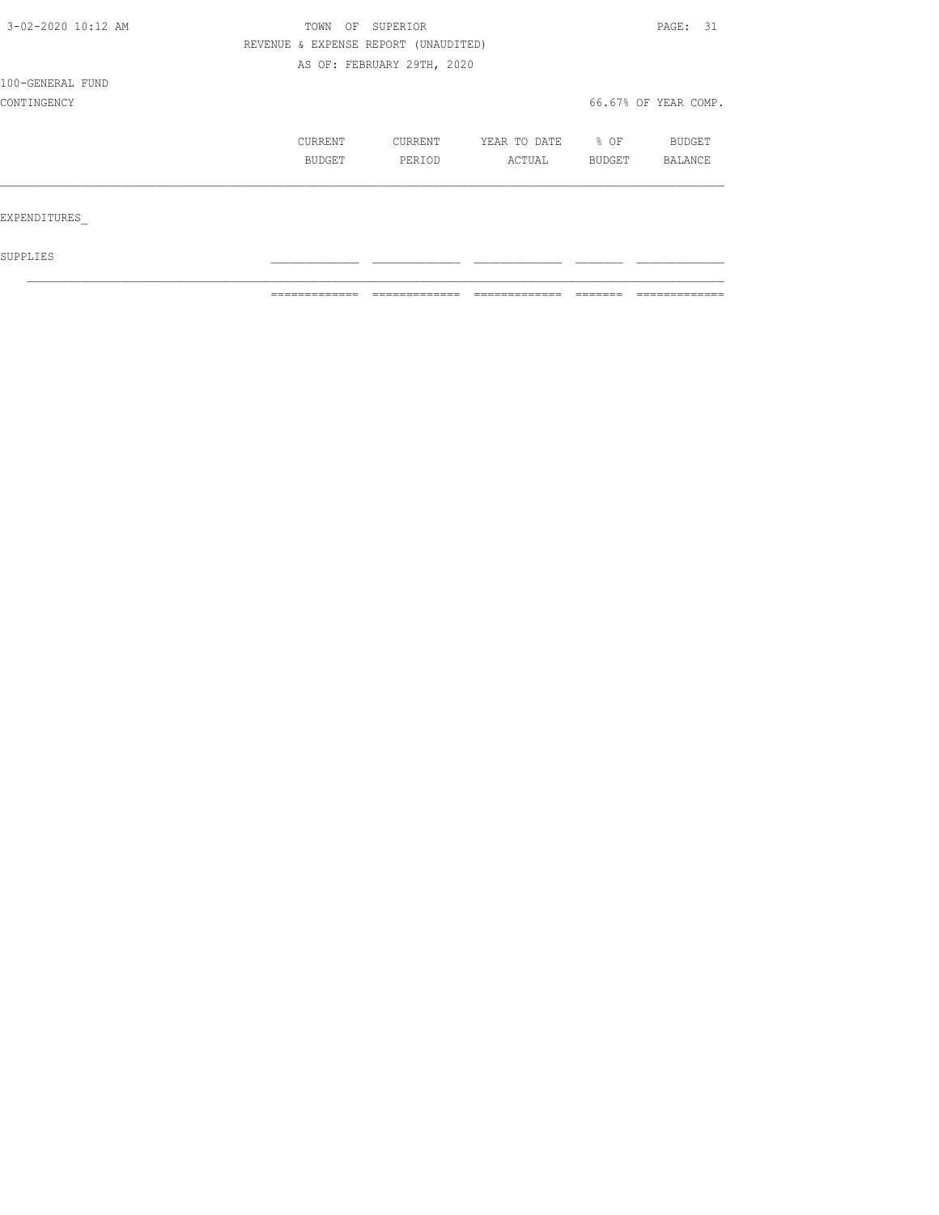3-02-2020 10:12 AM

TOWN OF SUPERIOR

REVENUE & EXPENSE REPORT (UNAUDITED)

AS OF: FEBRUARY 29TH, 2020

100-GENERAL FUND

CONTINGENCY

66.67% OF YEAR COMP.

| | CURRENT BUDGET | CURRENT PERIOD | YEAR TO DATE ACTUAL | % OF BUDGET | BUDGET BALANCE |
|---|---|---|---|---|---|
| EXPENDITURES_ | | | | | |
| SUPPLIES | | | | | |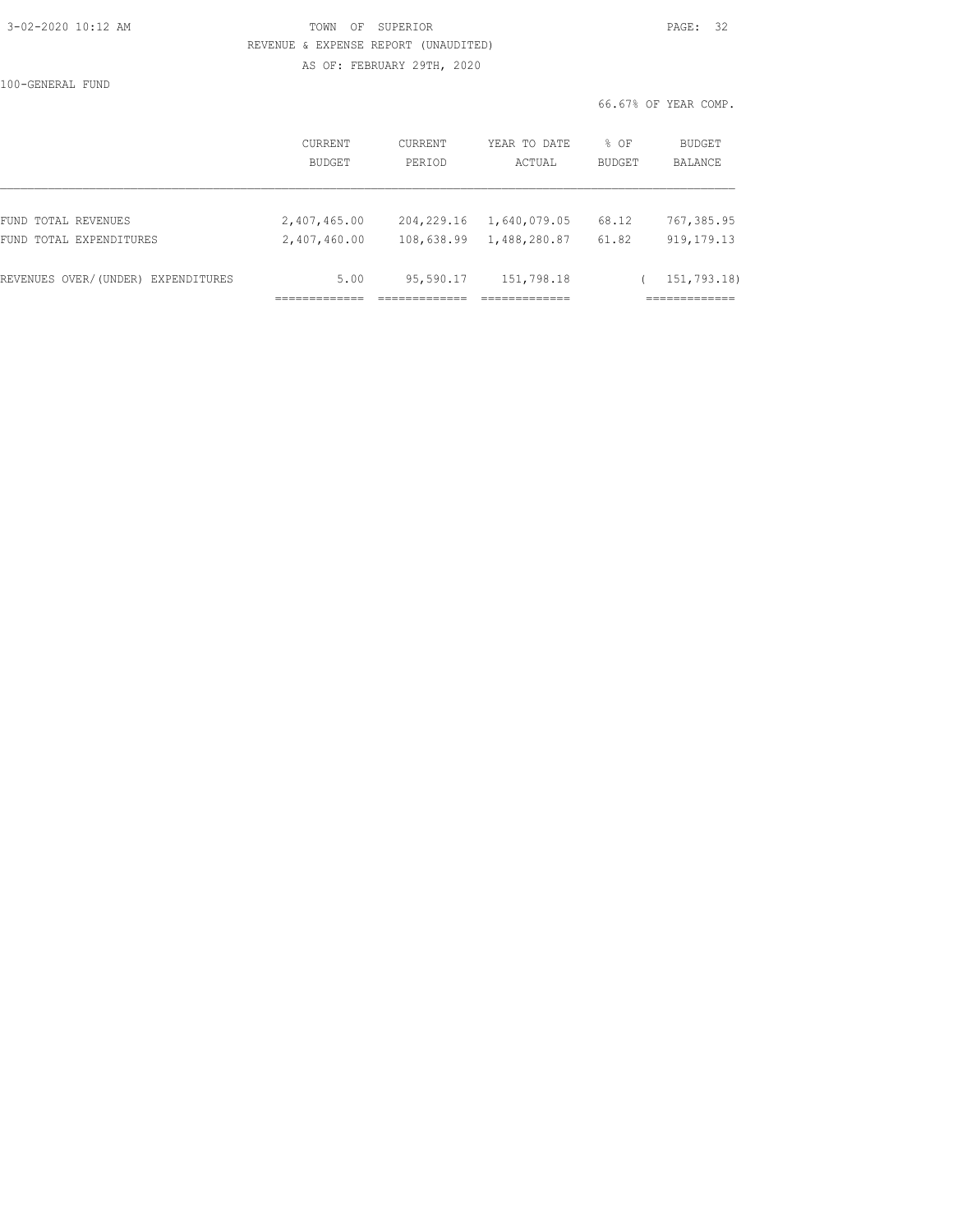TOWN OF SUPERIOR

REVENUE & EXPENSE REPORT (UNAUDITED)

AS OF: FEBRUARY 29TH, 2020

100-GENERAL FUND

66.67% OF YEAR COMP.

| | CURRENT BUDGET | CURRENT PERIOD | YEAR TO DATE ACTUAL | % OF BUDGET | BUDGET BALANCE |
|---|---|---|---|---|---|
| FUND TOTAL REVENUES | 2,407,465.00 | 204,229.16 | 1,640,079.05 | 68.12 | 767,385.95 |
| FUND TOTAL EXPENDITURES | 2,407,460.00 | 108,638.99 | 1,488,280.87 | 61.82 | 919,179.13 |
| REVENUES OVER/(UNDER) EXPENDITURES | 5.00 | 95,590.17 | 151,798.18 | | ( 151,793.18) |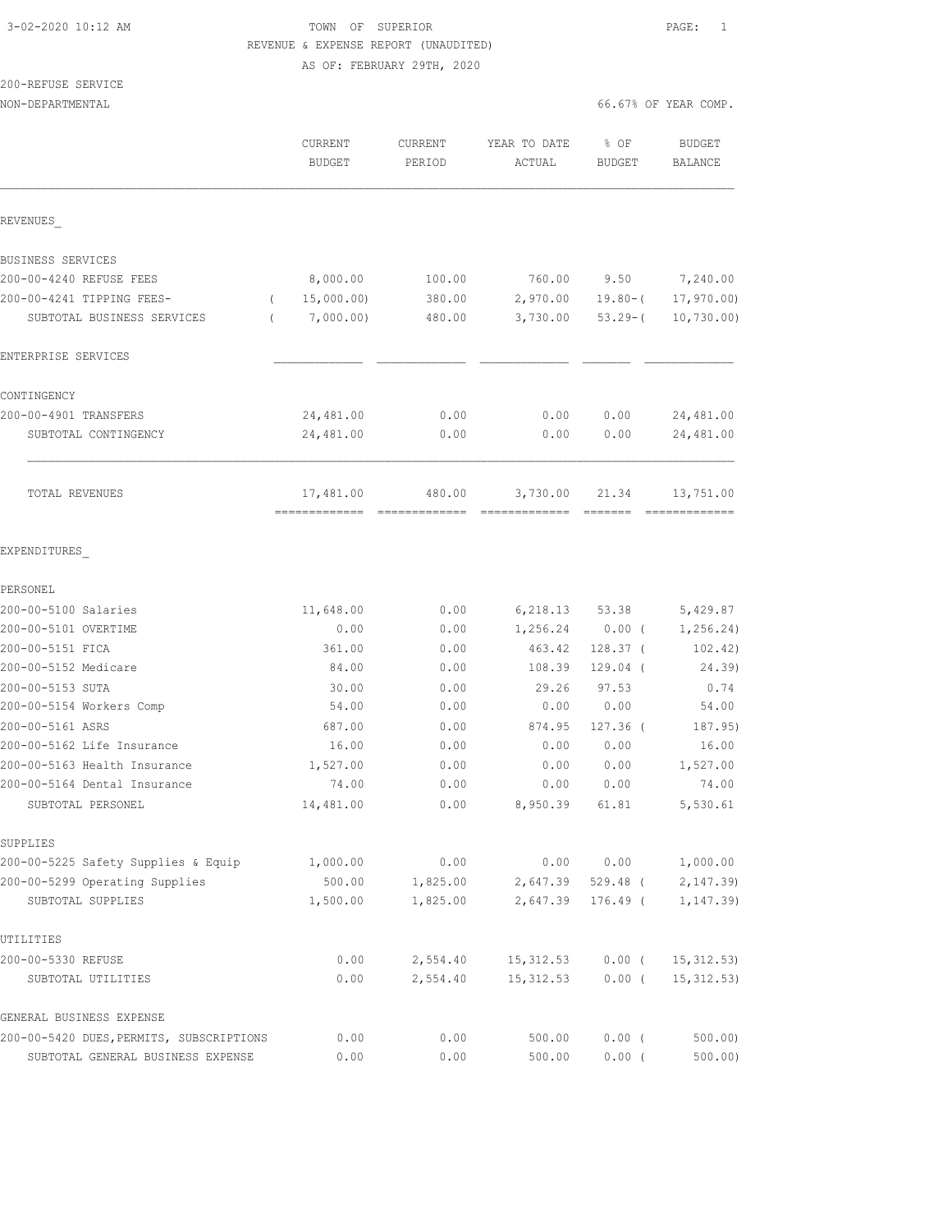3-02-2020 10:12 AM

TOWN OF SUPERIOR

REVENUE & EXPENSE REPORT (UNAUDITED)

AS OF: FEBRUARY 29TH, 2020

200-REFUSE SERVICE

NON-DEPARTMENTAL

66.67% OF YEAR COMP.

| | CURRENT BUDGET | CURRENT PERIOD | YEAR TO DATE ACTUAL | % OF BUDGET | BUDGET BALANCE |
|---|---|---|---|---|---|
| REVENUES_ | | | | | |
| BUSINESS SERVICES | | | | | |
| 200-00-4240 REFUSE FEES | 8,000.00 | 100.00 | 760.00 | 9.50 | 7,240.00 |
| 200-00-4241 TIPPING FEES- | ( 15,000.00) | 380.00 | 2,970.00 | 19.80-( | 17,970.00) |
| SUBTOTAL BUSINESS SERVICES | ( 7,000.00) | 480.00 | 3,730.00 | 53.29-( | 10,730.00) |
| ENTERPRISE SERVICES | | | | | |
| CONTINGENCY | | | | | |
| 200-00-4901 TRANSFERS | 24,481.00 | 0.00 | 0.00 | 0.00 | 24,481.00 |
| SUBTOTAL CONTINGENCY | 24,481.00 | 0.00 | 0.00 | 0.00 | 24,481.00 |
| TOTAL REVENUES | 17,481.00 | 480.00 | 3,730.00 | 21.34 | 13,751.00 |
| EXPENDITURES_ | | | | | |
| PERSONEL | | | | | |
| 200-00-5100 Salaries | 11,648.00 | 0.00 | 6,218.13 | 53.38 | 5,429.87 |
| 200-00-5101 OVERTIME | 0.00 | 0.00 | 1,256.24 | 0.00 ( | 1,256.24) |
| 200-00-5151 FICA | 361.00 | 0.00 | 463.42 | 128.37 ( | 102.42) |
| 200-00-5152 Medicare | 84.00 | 0.00 | 108.39 | 129.04 ( | 24.39) |
| 200-00-5153 SUTA | 30.00 | 0.00 | 29.26 | 97.53 | 0.74 |
| 200-00-5154 Workers Comp | 54.00 | 0.00 | 0.00 | 0.00 | 54.00 |
| 200-00-5161 ASRS | 687.00 | 0.00 | 874.95 | 127.36 ( | 187.95) |
| 200-00-5162 Life Insurance | 16.00 | 0.00 | 0.00 | 0.00 | 16.00 |
| 200-00-5163 Health Insurance | 1,527.00 | 0.00 | 0.00 | 0.00 | 1,527.00 |
| 200-00-5164 Dental Insurance | 74.00 | 0.00 | 0.00 | 0.00 | 74.00 |
| SUBTOTAL PERSONEL | 14,481.00 | 0.00 | 8,950.39 | 61.81 | 5,530.61 |
| SUPPLIES | | | | | |
| 200-00-5225 Safety Supplies & Equip | 1,000.00 | 0.00 | 0.00 | 0.00 | 1,000.00 |
| 200-00-5299 Operating Supplies | 500.00 | 1,825.00 | 2,647.39 | 529.48 ( | 2,147.39) |
| SUBTOTAL SUPPLIES | 1,500.00 | 1,825.00 | 2,647.39 | 176.49 ( | 1,147.39) |
| UTILITIES | | | | | |
| 200-00-5330 REFUSE | 0.00 | 2,554.40 | 15,312.53 | 0.00 ( | 15,312.53) |
| SUBTOTAL UTILITIES | 0.00 | 2,554.40 | 15,312.53 | 0.00 ( | 15,312.53) |
| GENERAL BUSINESS EXPENSE | | | | | |
| 200-00-5420 DUES,PERMITS, SUBSCRIPTIONS | 0.00 | 0.00 | 500.00 | 0.00 ( | 500.00) |
| SUBTOTAL GENERAL BUSINESS EXPENSE | 0.00 | 0.00 | 500.00 | 0.00 ( | 500.00) |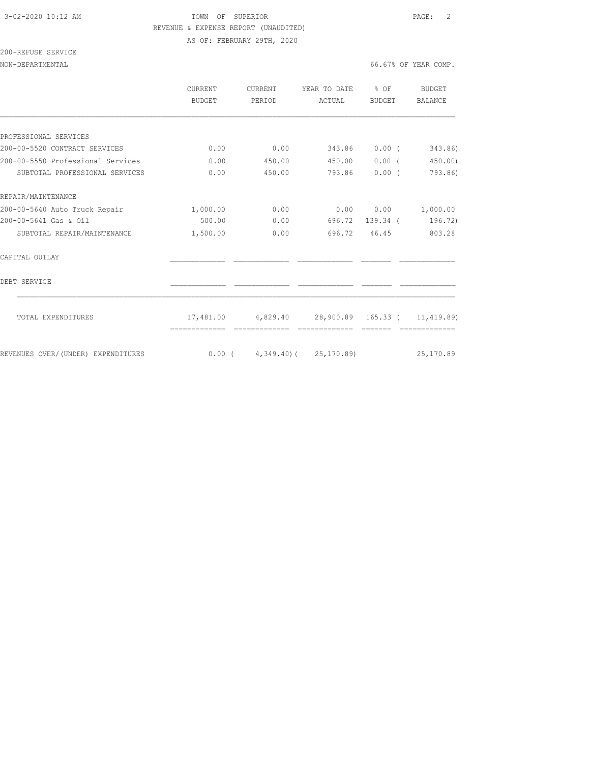TOWN OF SUPERIOR

REVENUE & EXPENSE REPORT (UNAUDITED)

AS OF: FEBRUARY 29TH, 2020

200-REFUSE SERVICE

NON-DEPARTMENTAL — 66.67% OF YEAR COMP.

| | CURRENT BUDGET | CURRENT PERIOD | YEAR TO DATE ACTUAL | % OF BUDGET | BUDGET BALANCE |
|---|---|---|---|---|---|
| PROFESSIONAL SERVICES | | | | | |
| 200-00-5520 CONTRACT SERVICES | 0.00 | 0.00 | 343.86 | 0.00 ( | 343.86) |
| 200-00-5550 Professional Services | 0.00 | 450.00 | 450.00 | 0.00 ( | 450.00) |
| SUBTOTAL PROFESSIONAL SERVICES | 0.00 | 450.00 | 793.86 | 0.00 ( | 793.86) |
| REPAIR/MAINTENANCE | | | | | |
| 200-00-5640 Auto Truck Repair | 1,000.00 | 0.00 | 0.00 | 0.00 | 1,000.00 |
| 200-00-5641 Gas & Oil | 500.00 | 0.00 | 696.72 | 139.34 ( | 196.72) |
| SUBTOTAL REPAIR/MAINTENANCE | 1,500.00 | 0.00 | 696.72 | 46.45 | 803.28 |
| CAPITAL OUTLAY | | | | | |
| DEBT SERVICE | | | | | |
| TOTAL EXPENDITURES | 17,481.00 | 4,829.40 | 28,900.89 | 165.33 ( | 11,419.89) |
| REVENUES OVER/(UNDER) EXPENDITURES | 0.00 ( | 4,349.40)( | 25,170.89) | | 25,170.89 |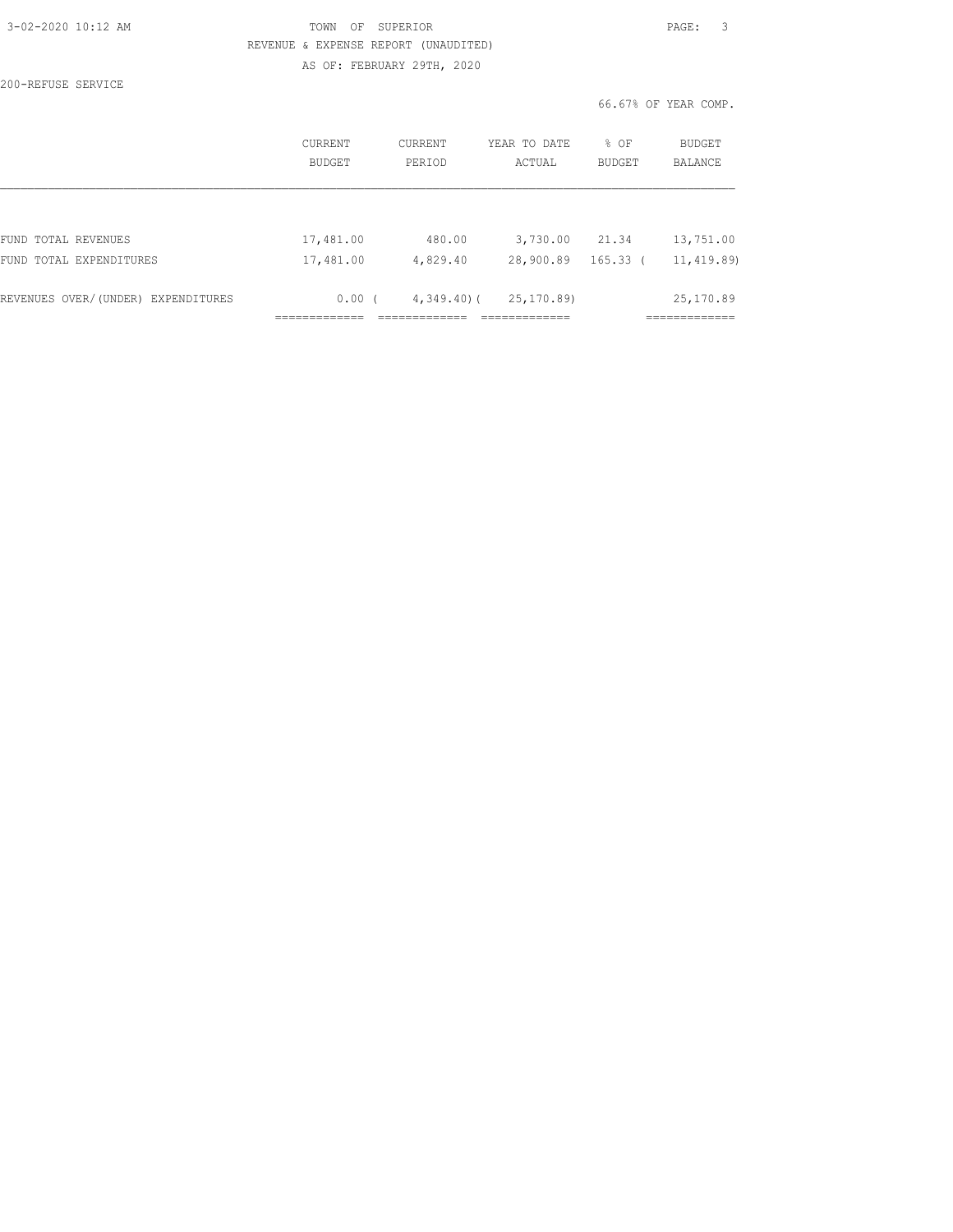TOWN OF SUPERIOR

REVENUE & EXPENSE REPORT (UNAUDITED)

AS OF: FEBRUARY 29TH, 2020

200-REFUSE SERVICE

66.67% OF YEAR COMP.

| | CURRENT BUDGET | CURRENT PERIOD | YEAR TO DATE ACTUAL | % OF BUDGET | BUDGET BALANCE |
|---|---|---|---|---|---|
| FUND TOTAL REVENUES | 17,481.00 | 480.00 | 3,730.00 | 21.34 | 13,751.00 |
| FUND TOTAL EXPENDITURES | 17,481.00 | 4,829.40 | 28,900.89 | 165.33 | ( 11,419.89) |
| REVENUES OVER/(UNDER) EXPENDITURES | 0.00 | ( 4,349.40) | ( 25,170.89) | | 25,170.89 |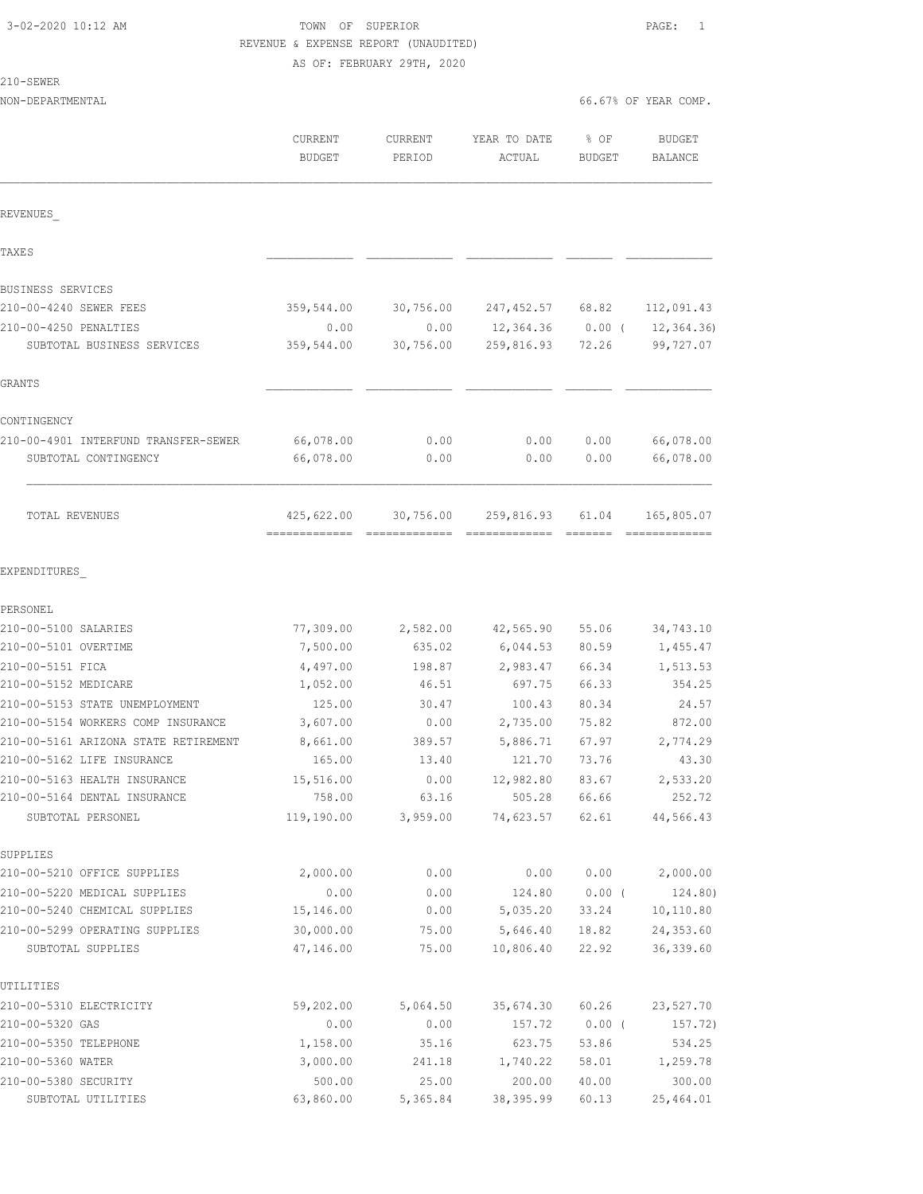3-02-2020 10:12 AM

TOWN OF SUPERIOR

REVENUE & EXPENSE REPORT (UNAUDITED)

AS OF: FEBRUARY 29TH, 2020

210-SEWER

NON-DEPARTMENTAL — 66.67% OF YEAR COMP.

| | CURRENT BUDGET | CURRENT PERIOD | YEAR TO DATE ACTUAL | % OF BUDGET | BUDGET BALANCE |
|---|---|---|---|---|---|
| REVENUES_ | | | | | |
| TAXES | | | | | |
| BUSINESS SERVICES | | | | | |
| 210-00-4240 SEWER FEES | 359,544.00 | 30,756.00 | 247,452.57 | 68.82 | 112,091.43 |
| 210-00-4250 PENALTIES | 0.00 | 0.00 | 12,364.36 | 0.00 ( | 12,364.36) |
| SUBTOTAL BUSINESS SERVICES | 359,544.00 | 30,756.00 | 259,816.93 | 72.26 | 99,727.07 |
| GRANTS | | | | | |
| CONTINGENCY | | | | | |
| 210-00-4901 INTERFUND TRANSFER-SEWER | 66,078.00 | 0.00 | 0.00 | 0.00 | 66,078.00 |
| SUBTOTAL CONTINGENCY | 66,078.00 | 0.00 | 0.00 | 0.00 | 66,078.00 |
| TOTAL REVENUES | 425,622.00 | 30,756.00 | 259,816.93 | 61.04 | 165,805.07 |
| EXPENDITURES_ | | | | | |
| PERSONEL | | | | | |
| 210-00-5100 SALARIES | 77,309.00 | 2,582.00 | 42,565.90 | 55.06 | 34,743.10 |
| 210-00-5101 OVERTIME | 7,500.00 | 635.02 | 6,044.53 | 80.59 | 1,455.47 |
| 210-00-5151 FICA | 4,497.00 | 198.87 | 2,983.47 | 66.34 | 1,513.53 |
| 210-00-5152 MEDICARE | 1,052.00 | 46.51 | 697.75 | 66.33 | 354.25 |
| 210-00-5153 STATE UNEMPLOYMENT | 125.00 | 30.47 | 100.43 | 80.34 | 24.57 |
| 210-00-5154 WORKERS COMP INSURANCE | 3,607.00 | 0.00 | 2,735.00 | 75.82 | 872.00 |
| 210-00-5161 ARIZONA STATE RETIREMENT | 8,661.00 | 389.57 | 5,886.71 | 67.97 | 2,774.29 |
| 210-00-5162 LIFE INSURANCE | 165.00 | 13.40 | 121.70 | 73.76 | 43.30 |
| 210-00-5163 HEALTH INSURANCE | 15,516.00 | 0.00 | 12,982.80 | 83.67 | 2,533.20 |
| 210-00-5164 DENTAL INSURANCE | 758.00 | 63.16 | 505.28 | 66.66 | 252.72 |
| SUBTOTAL PERSONEL | 119,190.00 | 3,959.00 | 74,623.57 | 62.61 | 44,566.43 |
| SUPPLIES | | | | | |
| 210-00-5210 OFFICE SUPPLIES | 2,000.00 | 0.00 | 0.00 | 0.00 | 2,000.00 |
| 210-00-5220 MEDICAL SUPPLIES | 0.00 | 0.00 | 124.80 | 0.00 ( | 124.80) |
| 210-00-5240 CHEMICAL SUPPLIES | 15,146.00 | 0.00 | 5,035.20 | 33.24 | 10,110.80 |
| 210-00-5299 OPERATING SUPPLIES | 30,000.00 | 75.00 | 5,646.40 | 18.82 | 24,353.60 |
| SUBTOTAL SUPPLIES | 47,146.00 | 75.00 | 10,806.40 | 22.92 | 36,339.60 |
| UTILITIES | | | | | |
| 210-00-5310 ELECTRICITY | 59,202.00 | 5,064.50 | 35,674.30 | 60.26 | 23,527.70 |
| 210-00-5320 GAS | 0.00 | 0.00 | 157.72 | 0.00 ( | 157.72) |
| 210-00-5350 TELEPHONE | 1,158.00 | 35.16 | 623.75 | 53.86 | 534.25 |
| 210-00-5360 WATER | 3,000.00 | 241.18 | 1,740.22 | 58.01 | 1,259.78 |
| 210-00-5380 SECURITY | 500.00 | 25.00 | 200.00 | 40.00 | 300.00 |
| SUBTOTAL UTILITIES | 63,860.00 | 5,365.84 | 38,395.99 | 60.13 | 25,464.01 |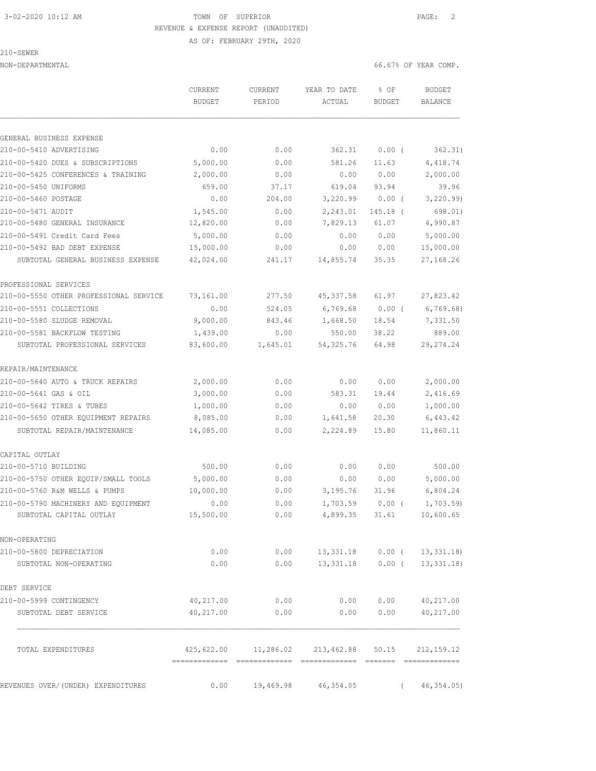3-02-2020 10:12 AM TOWN OF SUPERIOR

REVENUE & EXPENSE REPORT (UNAUDITED)

AS OF: FEBRUARY 29TH, 2020

210-SEWER

NON-DEPARTMENTAL 66.67% OF YEAR COMP.

| | CURRENT BUDGET | CURRENT PERIOD | YEAR TO DATE ACTUAL | % OF BUDGET | BUDGET BALANCE |
|---|---|---|---|---|---|
| **GENERAL BUSINESS EXPENSE** | | | | | |
| 210-00-5410 ADVERTISING | 0.00 | 0.00 | 362.31 | 0.00 ( | 362.31) |
| 210-00-5420 DUES & SUBSCRIPTIONS | 5,000.00 | 0.00 | 581.26 | 11.63 | 4,418.74 |
| 210-00-5425 CONFERENCES & TRAINING | 2,000.00 | 0.00 | 0.00 | 0.00 | 2,000.00 |
| 210-00-5450 UNIFORMS | 659.00 | 37.17 | 619.04 | 93.94 | 39.96 |
| 210-00-5460 POSTAGE | 0.00 | 204.00 | 3,220.99 | 0.00 ( | 3,220.99) |
| 210-00-5471 AUDIT | 1,545.00 | 0.00 | 2,243.01 | 145.18 ( | 698.01) |
| 210-00-5480 GENERAL INSURANCE | 12,820.00 | 0.00 | 7,829.13 | 61.07 | 4,990.87 |
| 210-00-5491 Credit Card Fees | 5,000.00 | 0.00 | 0.00 | 0.00 | 5,000.00 |
| 210-00-5492 BAD DEBT EXPENSE | 15,000.00 | 0.00 | 0.00 | 0.00 | 15,000.00 |
| SUBTOTAL GENERAL BUSINESS EXPENSE | 42,024.00 | 241.17 | 14,855.74 | 35.35 | 27,168.26 |
| **PROFESSIONAL SERVICES** | | | | | |
| 210-00-5550 OTHER PROFESSIONAL SERVICE | 73,161.00 | 277.50 | 45,337.58 | 61.97 | 27,823.42 |
| 210-00-5551 COLLECTIONS | 0.00 | 524.05 | 6,769.68 | 0.00 ( | 6,769.68) |
| 210-00-5580 SLUDGE REMOVAL | 9,000.00 | 843.46 | 1,668.50 | 18.54 | 7,331.50 |
| 210-00-5581 BACKFLOW TESTING | 1,439.00 | 0.00 | 550.00 | 38.22 | 889.00 |
| SUBTOTAL PROFESSIONAL SERVICES | 83,600.00 | 1,645.01 | 54,325.76 | 64.98 | 29,274.24 |
| **REPAIR/MAINTENANCE** | | | | | |
| 210-00-5640 AUTO & TRUCK REPAIRS | 2,000.00 | 0.00 | 0.00 | 0.00 | 2,000.00 |
| 210-00-5641 GAS & OIL | 3,000.00 | 0.00 | 583.31 | 19.44 | 2,416.69 |
| 210-00-5642 TIRES & TUBES | 1,000.00 | 0.00 | 0.00 | 0.00 | 1,000.00 |
| 210-00-5650 OTHER EQUIPMENT REPAIRS | 8,085.00 | 0.00 | 1,641.58 | 20.30 | 6,443.42 |
| SUBTOTAL REPAIR/MAINTENANCE | 14,085.00 | 0.00 | 2,224.89 | 15.80 | 11,860.11 |
| **CAPITAL OUTLAY** | | | | | |
| 210-00-5710 BUILDING | 500.00 | 0.00 | 0.00 | 0.00 | 500.00 |
| 210-00-5750 OTHER EQUIP/SMALL TOOLS | 5,000.00 | 0.00 | 0.00 | 0.00 | 5,000.00 |
| 210-00-5760 R&M WELLS & PUMPS | 10,000.00 | 0.00 | 3,195.76 | 31.96 | 6,804.24 |
| 210-00-5790 MACHINERY AND EQUIPMENT | 0.00 | 0.00 | 1,703.59 | 0.00 ( | 1,703.59) |
| SUBTOTAL CAPITAL OUTLAY | 15,500.00 | 0.00 | 4,899.35 | 31.61 | 10,600.65 |
| **NON-OPERATING** | | | | | |
| 210-00-5800 DEPRECIATION | 0.00 | 0.00 | 13,331.18 | 0.00 ( | 13,331.18) |
| SUBTOTAL NON-OPERATING | 0.00 | 0.00 | 13,331.18 | 0.00 ( | 13,331.18) |
| **DEBT SERVICE** | | | | | |
| 210-00-5999 CONTINGENCY | 40,217.00 | 0.00 | 0.00 | 0.00 | 40,217.00 |
| SUBTOTAL DEBT SERVICE | 40,217.00 | 0.00 | 0.00 | 0.00 | 40,217.00 |
| TOTAL EXPENDITURES | 425,622.00 | 11,286.02 | 213,462.88 | 50.15 | 212,159.12 |
| REVENUES OVER/(UNDER) EXPENDITURES | 0.00 | 19,469.98 | 46,354.05 | ( | 46,354.05) |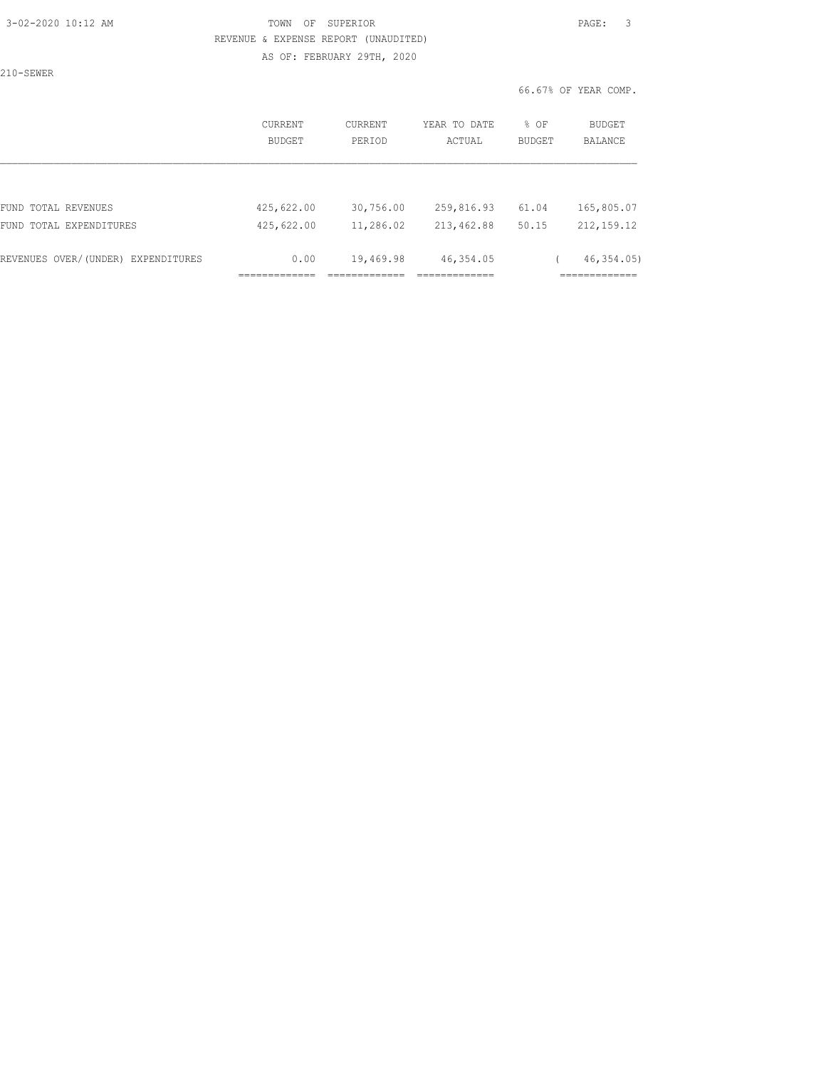TOWN OF SUPERIOR

REVENUE & EXPENSE REPORT (UNAUDITED)

AS OF: FEBRUARY 29TH, 2020

210-SEWER

66.67% OF YEAR COMP.

| | CURRENT BUDGET | CURRENT PERIOD | YEAR TO DATE ACTUAL | % OF BUDGET | BUDGET BALANCE |
|---|---|---|---|---|---|
| FUND TOTAL REVENUES | 425,622.00 | 30,756.00 | 259,816.93 | 61.04 | 165,805.07 |
| FUND TOTAL EXPENDITURES | 425,622.00 | 11,286.02 | 213,462.88 | 50.15 | 212,159.12 |
| REVENUES OVER/(UNDER) EXPENDITURES | 0.00 | 19,469.98 | 46,354.05 | | ( 46,354.05) |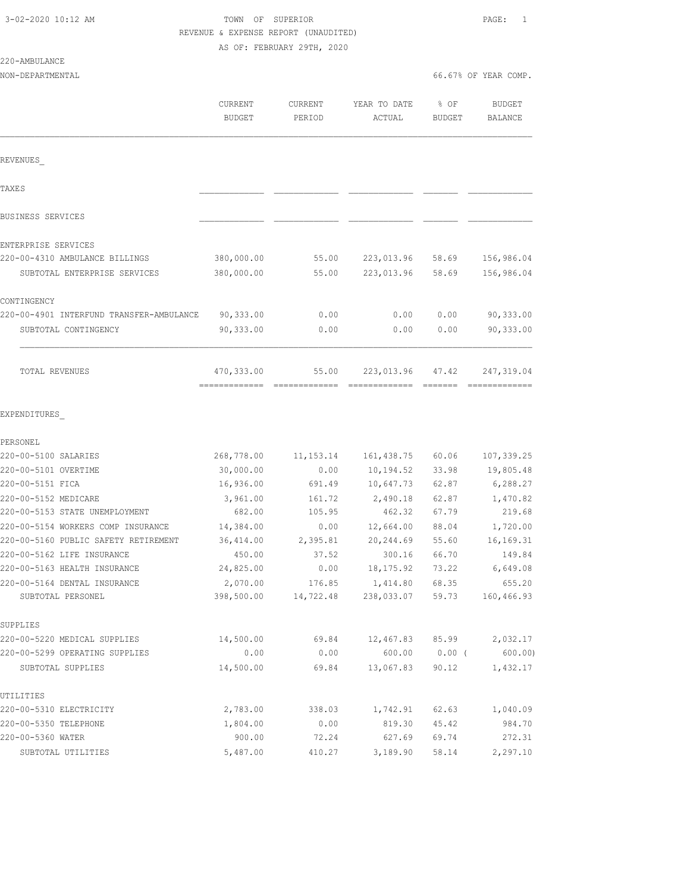TOWN OF SUPERIOR
REVENUE & EXPENSE REPORT (UNAUDITED)
AS OF: FEBRUARY 29TH, 2020

220-AMBULANCE
NON-DEPARTMENTAL

66.67% OF YEAR COMP.

| | CURRENT BUDGET | CURRENT PERIOD | YEAR TO DATE ACTUAL | % OF BUDGET | BUDGET BALANCE |
|---|---|---|---|---|---|
| **REVENUES** | | | | | |
| TAXES | | | | | |
| BUSINESS SERVICES | | | | | |
| ENTERPRISE SERVICES | | | | | |
| 220-00-4310 AMBULANCE BILLINGS | 380,000.00 | 55.00 | 223,013.96 | 58.69 | 156,986.04 |
| SUBTOTAL ENTERPRISE SERVICES | 380,000.00 | 55.00 | 223,013.96 | 58.69 | 156,986.04 |
| CONTINGENCY | | | | | |
| 220-00-4901 INTERFUND TRANSFER-AMBULANCE | 90,333.00 | 0.00 | 0.00 | 0.00 | 90,333.00 |
| SUBTOTAL CONTINGENCY | 90,333.00 | 0.00 | 0.00 | 0.00 | 90,333.00 |
| TOTAL REVENUES | 470,333.00 | 55.00 | 223,013.96 | 47.42 | 247,319.04 |
| **EXPENDITURES** | | | | | |
| PERSONEL | | | | | |
| 220-00-5100 SALARIES | 268,778.00 | 11,153.14 | 161,438.75 | 60.06 | 107,339.25 |
| 220-00-5101 OVERTIME | 30,000.00 | 0.00 | 10,194.52 | 33.98 | 19,805.48 |
| 220-00-5151 FICA | 16,936.00 | 691.49 | 10,647.73 | 62.87 | 6,288.27 |
| 220-00-5152 MEDICARE | 3,961.00 | 161.72 | 2,490.18 | 62.87 | 1,470.82 |
| 220-00-5153 STATE UNEMPLOYMENT | 682.00 | 105.95 | 462.32 | 67.79 | 219.68 |
| 220-00-5154 WORKERS COMP INSURANCE | 14,384.00 | 0.00 | 12,664.00 | 88.04 | 1,720.00 |
| 220-00-5160 PUBLIC SAFETY RETIREMENT | 36,414.00 | 2,395.81 | 20,244.69 | 55.60 | 16,169.31 |
| 220-00-5162 LIFE INSURANCE | 450.00 | 37.52 | 300.16 | 66.70 | 149.84 |
| 220-00-5163 HEALTH INSURANCE | 24,825.00 | 0.00 | 18,175.92 | 73.22 | 6,649.08 |
| 220-00-5164 DENTAL INSURANCE | 2,070.00 | 176.85 | 1,414.80 | 68.35 | 655.20 |
| SUBTOTAL PERSONEL | 398,500.00 | 14,722.48 | 238,033.07 | 59.73 | 160,466.93 |
| SUPPLIES | | | | | |
| 220-00-5220 MEDICAL SUPPLIES | 14,500.00 | 69.84 | 12,467.83 | 85.99 | 2,032.17 |
| 220-00-5299 OPERATING SUPPLIES | 0.00 | 0.00 | 600.00 | 0.00 ( | 600.00) |
| SUBTOTAL SUPPLIES | 14,500.00 | 69.84 | 13,067.83 | 90.12 | 1,432.17 |
| UTILITIES | | | | | |
| 220-00-5310 ELECTRICITY | 2,783.00 | 338.03 | 1,742.91 | 62.63 | 1,040.09 |
| 220-00-5350 TELEPHONE | 1,804.00 | 0.00 | 819.30 | 45.42 | 984.70 |
| 220-00-5360 WATER | 900.00 | 72.24 | 627.69 | 69.74 | 272.31 |
| SUBTOTAL UTILITIES | 5,487.00 | 410.27 | 3,189.90 | 58.14 | 2,297.10 |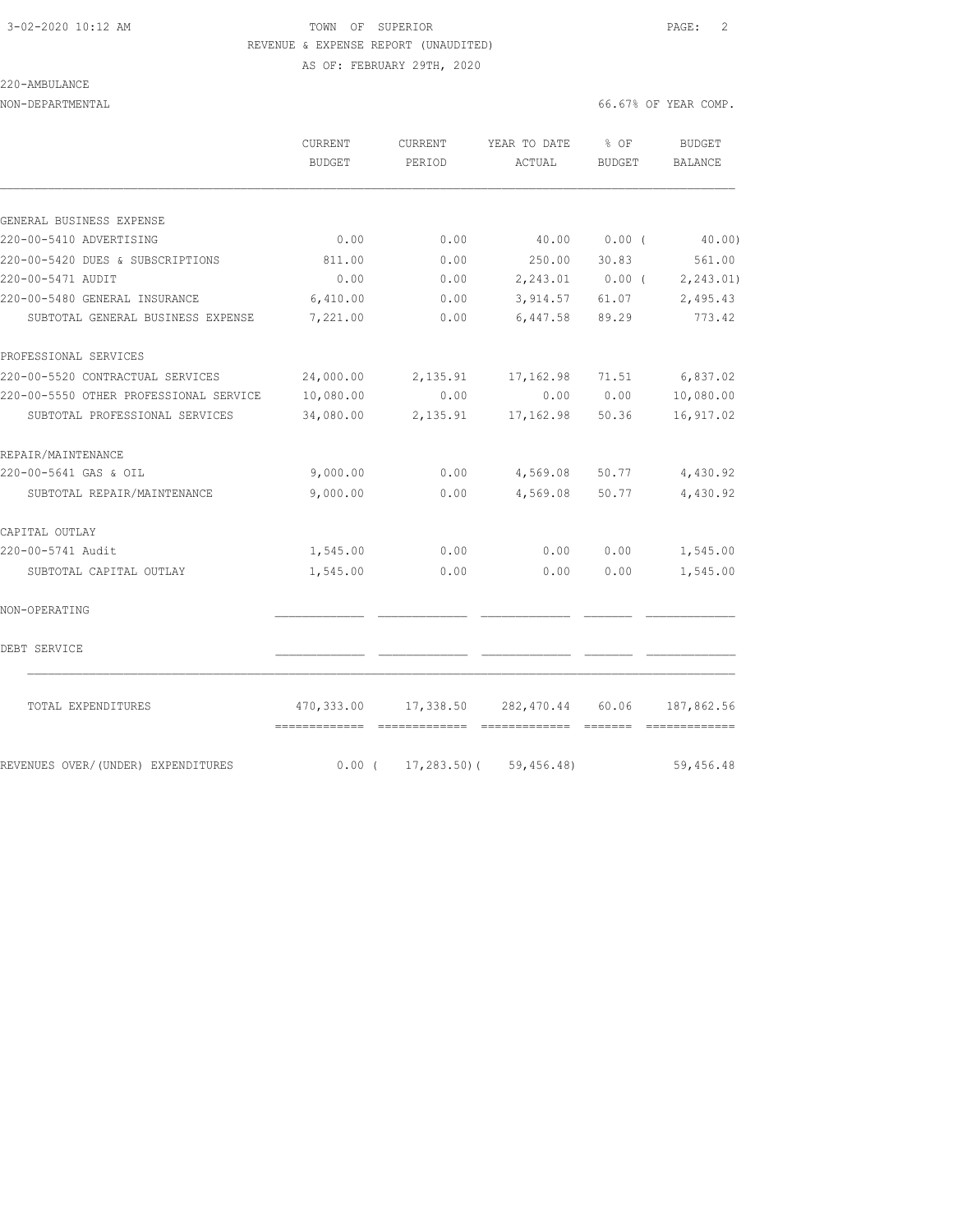3-02-2020 10:12 AM TOWN OF SUPERIOR

REVENUE & EXPENSE REPORT (UNAUDITED)

AS OF: FEBRUARY 29TH, 2020

220-AMBULANCE

NON-DEPARTMENTAL 66.67% OF YEAR COMP.

| | CURRENT BUDGET | CURRENT PERIOD | YEAR TO DATE ACTUAL | % OF BUDGET | BUDGET BALANCE |
|---|---|---|---|---|---|
| GENERAL BUSINESS EXPENSE | | | | | |
| 220-00-5410 ADVERTISING | 0.00 | 0.00 | 40.00 | 0.00 ( | 40.00) |
| 220-00-5420 DUES & SUBSCRIPTIONS | 811.00 | 0.00 | 250.00 | 30.83 | 561.00 |
| 220-00-5471 AUDIT | 0.00 | 0.00 | 2,243.01 | 0.00 ( | 2,243.01) |
| 220-00-5480 GENERAL INSURANCE | 6,410.00 | 0.00 | 3,914.57 | 61.07 | 2,495.43 |
| SUBTOTAL GENERAL BUSINESS EXPENSE | 7,221.00 | 0.00 | 6,447.58 | 89.29 | 773.42 |
| PROFESSIONAL SERVICES | | | | | |
| 220-00-5520 CONTRACTUAL SERVICES | 24,000.00 | 2,135.91 | 17,162.98 | 71.51 | 6,837.02 |
| 220-00-5550 OTHER PROFESSIONAL SERVICE | 10,080.00 | 0.00 | 0.00 | 0.00 | 10,080.00 |
| SUBTOTAL PROFESSIONAL SERVICES | 34,080.00 | 2,135.91 | 17,162.98 | 50.36 | 16,917.02 |
| REPAIR/MAINTENANCE | | | | | |
| 220-00-5641 GAS & OIL | 9,000.00 | 0.00 | 4,569.08 | 50.77 | 4,430.92 |
| SUBTOTAL REPAIR/MAINTENANCE | 9,000.00 | 0.00 | 4,569.08 | 50.77 | 4,430.92 |
| CAPITAL OUTLAY | | | | | |
| 220-00-5741 Audit | 1,545.00 | 0.00 | 0.00 | 0.00 | 1,545.00 |
| SUBTOTAL CAPITAL OUTLAY | 1,545.00 | 0.00 | 0.00 | 0.00 | 1,545.00 |
| NON-OPERATING | | | | | |
| DEBT SERVICE | | | | | |
| TOTAL EXPENDITURES | 470,333.00 | 17,338.50 | 282,470.44 | 60.06 | 187,862.56 |
| REVENUES OVER/(UNDER) EXPENDITURES | 0.00 ( | 17,283.50)( | 59,456.48) | | 59,456.48 |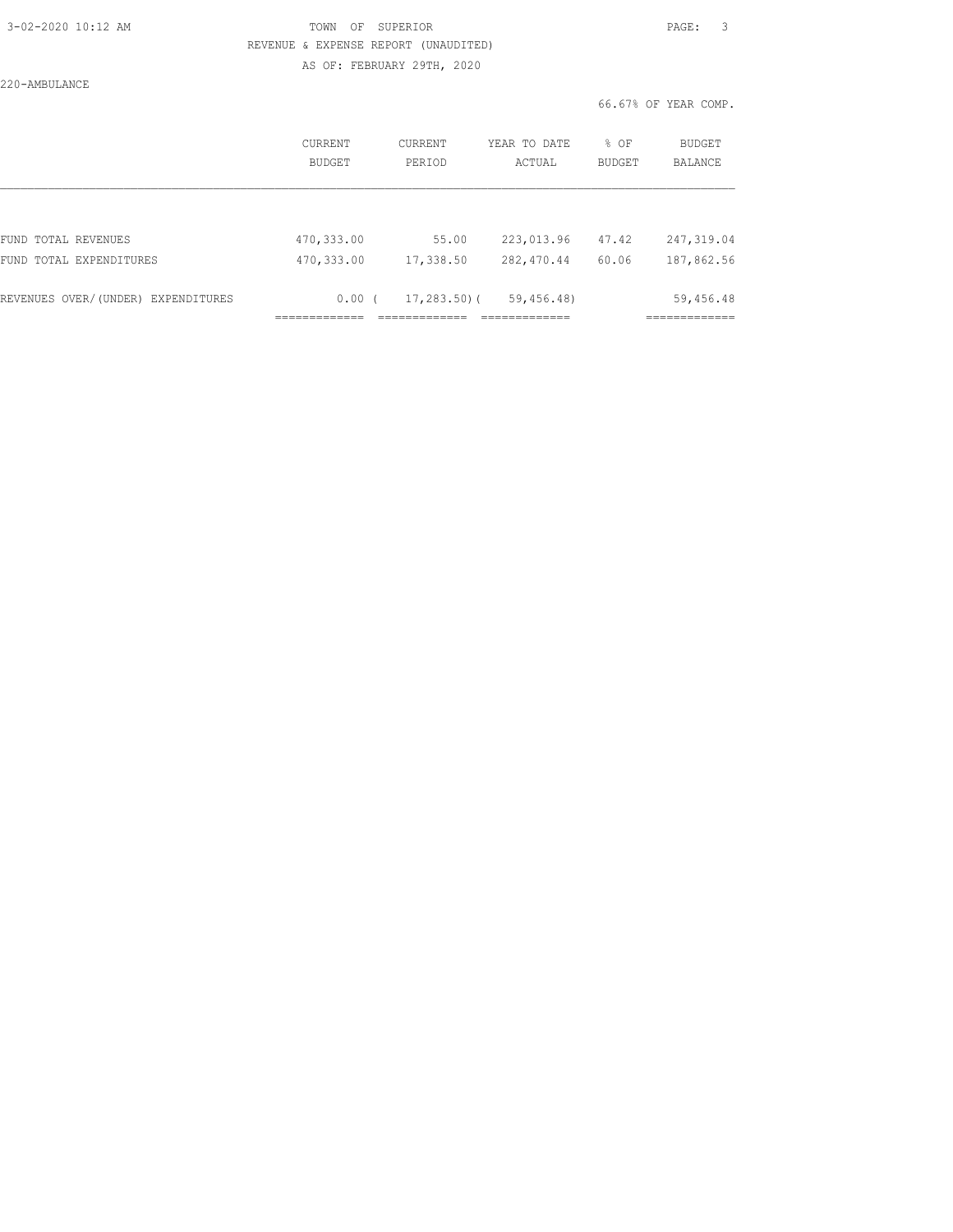TOWN OF SUPERIOR

REVENUE & EXPENSE REPORT (UNAUDITED)

AS OF: FEBRUARY 29TH, 2020

220-AMBULANCE

66.67% OF YEAR COMP.

| | CURRENT BUDGET | CURRENT PERIOD | YEAR TO DATE ACTUAL | % OF BUDGET | BUDGET BALANCE |
|---|---|---|---|---|---|
| FUND TOTAL REVENUES | 470,333.00 | 55.00 | 223,013.96 | 47.42 | 247,319.04 |
| FUND TOTAL EXPENDITURES | 470,333.00 | 17,338.50 | 282,470.44 | 60.06 | 187,862.56 |
| REVENUES OVER/(UNDER) EXPENDITURES | 0.00 | ( 17,283.50) | ( 59,456.48) | | 59,456.48 |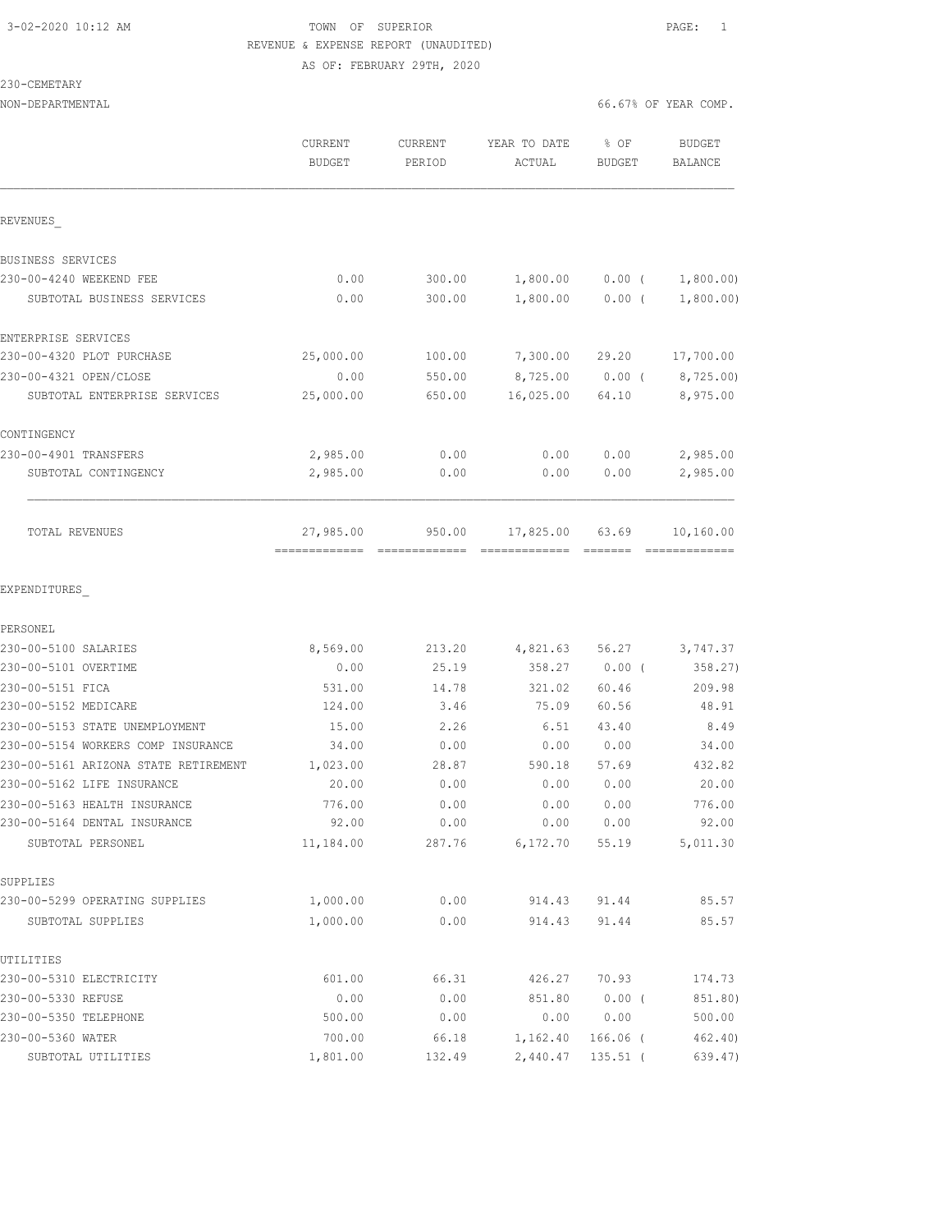3-02-2020 10:12 AM

TOWN OF SUPERIOR

REVENUE & EXPENSE REPORT (UNAUDITED)

AS OF: FEBRUARY 29TH, 2020

230-CEMETARY

NON-DEPARTMENTAL — 66.67% OF YEAR COMP.

| | CURRENT BUDGET | CURRENT PERIOD | YEAR TO DATE ACTUAL | % OF BUDGET | BUDGET BALANCE |
|---|---|---|---|---|---|
| **REVENUES** | | | | | |
| BUSINESS SERVICES | | | | | |
| 230-00-4240 WEEKEND FEE | 0.00 | 300.00 | 1,800.00 | 0.00 ( | 1,800.00) |
| SUBTOTAL BUSINESS SERVICES | 0.00 | 300.00 | 1,800.00 | 0.00 ( | 1,800.00) |
| ENTERPRISE SERVICES | | | | | |
| 230-00-4320 PLOT PURCHASE | 25,000.00 | 100.00 | 7,300.00 | 29.20 | 17,700.00 |
| 230-00-4321 OPEN/CLOSE | 0.00 | 550.00 | 8,725.00 | 0.00 ( | 8,725.00) |
| SUBTOTAL ENTERPRISE SERVICES | 25,000.00 | 650.00 | 16,025.00 | 64.10 | 8,975.00 |
| CONTINGENCY | | | | | |
| 230-00-4901 TRANSFERS | 2,985.00 | 0.00 | 0.00 | 0.00 | 2,985.00 |
| SUBTOTAL CONTINGENCY | 2,985.00 | 0.00 | 0.00 | 0.00 | 2,985.00 |
| TOTAL REVENUES | 27,985.00 | 950.00 | 17,825.00 | 63.69 | 10,160.00 |
| **EXPENDITURES** | | | | | |
| PERSONEL | | | | | |
| 230-00-5100 SALARIES | 8,569.00 | 213.20 | 4,821.63 | 56.27 | 3,747.37 |
| 230-00-5101 OVERTIME | 0.00 | 25.19 | 358.27 | 0.00 ( | 358.27) |
| 230-00-5151 FICA | 531.00 | 14.78 | 321.02 | 60.46 | 209.98 |
| 230-00-5152 MEDICARE | 124.00 | 3.46 | 75.09 | 60.56 | 48.91 |
| 230-00-5153 STATE UNEMPLOYMENT | 15.00 | 2.26 | 6.51 | 43.40 | 8.49 |
| 230-00-5154 WORKERS COMP INSURANCE | 34.00 | 0.00 | 0.00 | 0.00 | 34.00 |
| 230-00-5161 ARIZONA STATE RETIREMENT | 1,023.00 | 28.87 | 590.18 | 57.69 | 432.82 |
| 230-00-5162 LIFE INSURANCE | 20.00 | 0.00 | 0.00 | 0.00 | 20.00 |
| 230-00-5163 HEALTH INSURANCE | 776.00 | 0.00 | 0.00 | 0.00 | 776.00 |
| 230-00-5164 DENTAL INSURANCE | 92.00 | 0.00 | 0.00 | 0.00 | 92.00 |
| SUBTOTAL PERSONEL | 11,184.00 | 287.76 | 6,172.70 | 55.19 | 5,011.30 |
| SUPPLIES | | | | | |
| 230-00-5299 OPERATING SUPPLIES | 1,000.00 | 0.00 | 914.43 | 91.44 | 85.57 |
| SUBTOTAL SUPPLIES | 1,000.00 | 0.00 | 914.43 | 91.44 | 85.57 |
| UTILITIES | | | | | |
| 230-00-5310 ELECTRICITY | 601.00 | 66.31 | 426.27 | 70.93 | 174.73 |
| 230-00-5330 REFUSE | 0.00 | 0.00 | 851.80 | 0.00 ( | 851.80) |
| 230-00-5350 TELEPHONE | 500.00 | 0.00 | 0.00 | 0.00 | 500.00 |
| 230-00-5360 WATER | 700.00 | 66.18 | 1,162.40 | 166.06 ( | 462.40) |
| SUBTOTAL UTILITIES | 1,801.00 | 132.49 | 2,440.47 | 135.51 ( | 639.47) |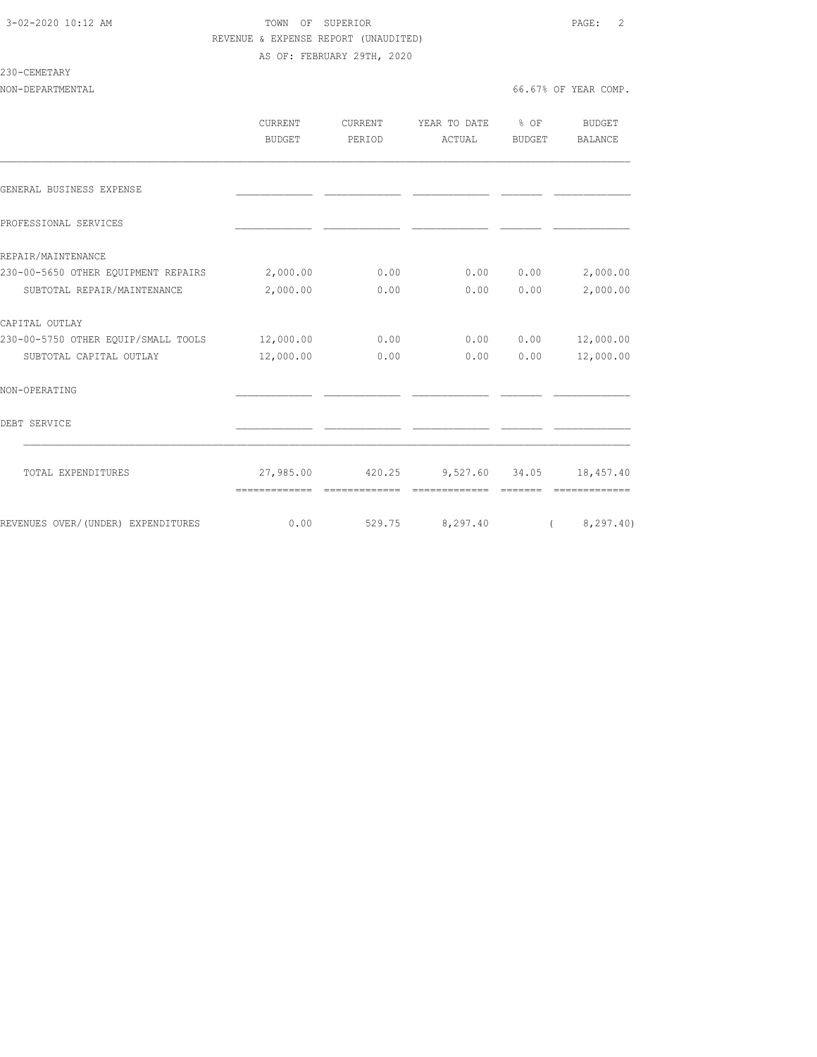TOWN OF SUPERIOR

REVENUE & EXPENSE REPORT (UNAUDITED)

AS OF: FEBRUARY 29TH, 2020

230-CEMETARY

NON-DEPARTMENTAL — 66.67% OF YEAR COMP.

| | CURRENT BUDGET | CURRENT PERIOD | YEAR TO DATE ACTUAL | % OF BUDGET | BUDGET BALANCE |
|---|---|---|---|---|---|
| GENERAL BUSINESS EXPENSE | | | | | |
| PROFESSIONAL SERVICES | | | | | |
| REPAIR/MAINTENANCE | | | | | |
| 230-00-5650 OTHER EQUIPMENT REPAIRS | 2,000.00 | 0.00 | 0.00 | 0.00 | 2,000.00 |
| SUBTOTAL REPAIR/MAINTENANCE | 2,000.00 | 0.00 | 0.00 | 0.00 | 2,000.00 |
| CAPITAL OUTLAY | | | | | |
| 230-00-5750 OTHER EQUIP/SMALL TOOLS | 12,000.00 | 0.00 | 0.00 | 0.00 | 12,000.00 |
| SUBTOTAL CAPITAL OUTLAY | 12,000.00 | 0.00 | 0.00 | 0.00 | 12,000.00 |
| NON-OPERATING | | | | | |
| DEBT SERVICE | | | | | |
| TOTAL EXPENDITURES | 27,985.00 | 420.25 | 9,527.60 | 34.05 | 18,457.40 |
| REVENUES OVER/(UNDER) EXPENDITURES | 0.00 | 529.75 | 8,297.40 | | ( 8,297.40) |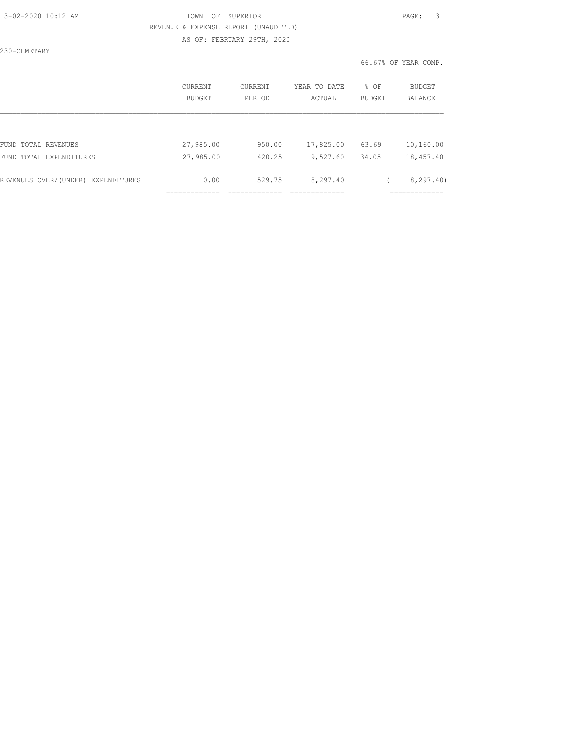TOWN OF SUPERIOR
REVENUE & EXPENSE REPORT (UNAUDITED)
AS OF: FEBRUARY 29TH, 2020

230-CEMETARY

66.67% OF YEAR COMP.

| | CURRENT BUDGET | CURRENT PERIOD | YEAR TO DATE ACTUAL | % OF BUDGET | BUDGET BALANCE |
|---|---|---|---|---|---|
| FUND TOTAL REVENUES | 27,985.00 | 950.00 | 17,825.00 | 63.69 | 10,160.00 |
| FUND TOTAL EXPENDITURES | 27,985.00 | 420.25 | 9,527.60 | 34.05 | 18,457.40 |
| REVENUES OVER/(UNDER) EXPENDITURES | 0.00 | 529.75 | 8,297.40 | | ( 8,297.40) |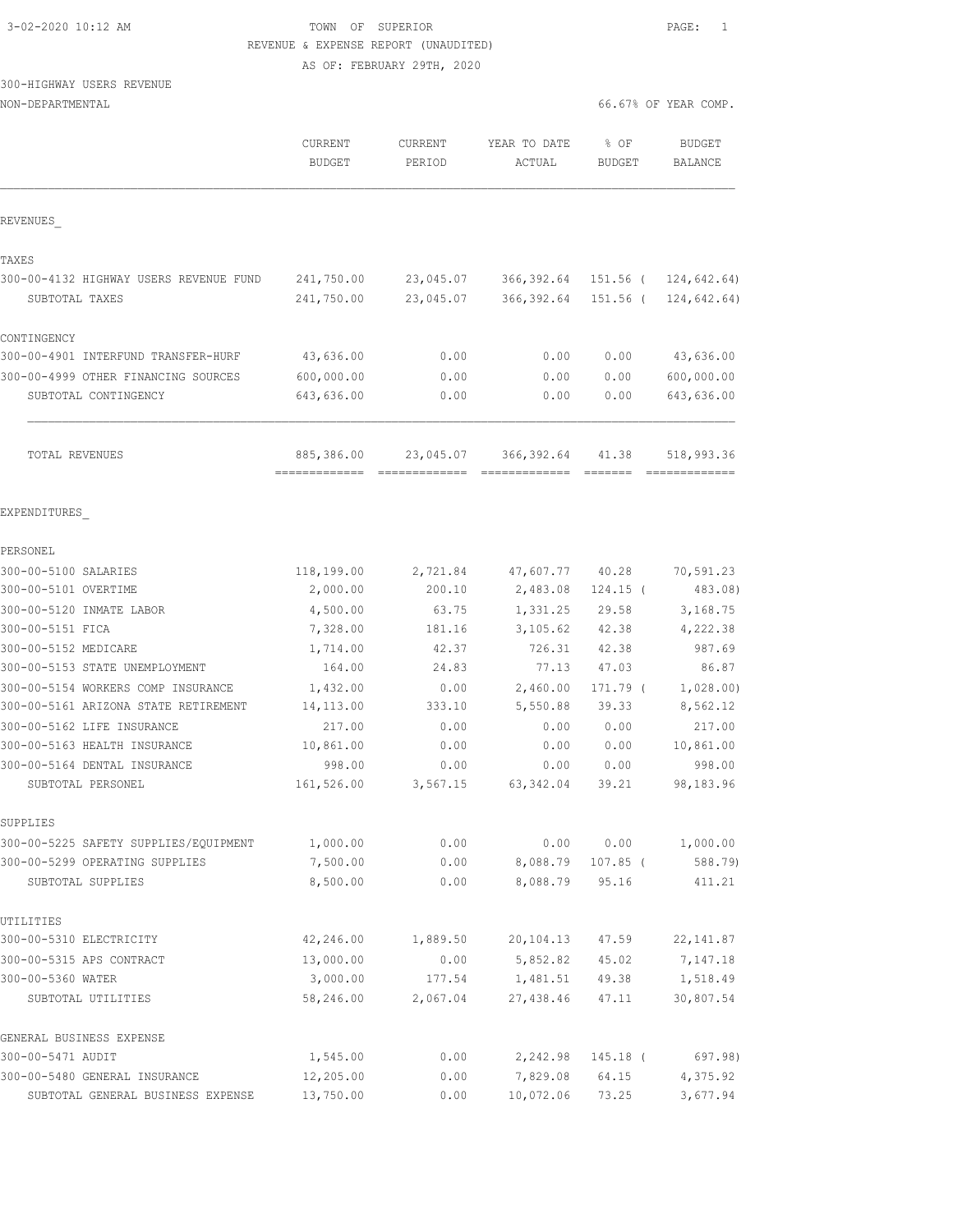TOWN OF SUPERIOR

REVENUE & EXPENSE REPORT (UNAUDITED)

AS OF: FEBRUARY 29TH, 2020

3-02-2020 10:12 AM

300-HIGHWAY USERS REVENUE

NON-DEPARTMENTAL

66.67% OF YEAR COMP.

| | CURRENT BUDGET | CURRENT PERIOD | YEAR TO DATE ACTUAL | % OF BUDGET | BUDGET BALANCE |
|---|---|---|---|---|---|
| **REVENUES** | | | | | |
| **TAXES** | | | | | |
| 300-00-4132 HIGHWAY USERS REVENUE FUND | 241,750.00 | 23,045.07 | 366,392.64 | 151.56 ( | 124,642.64) |
| SUBTOTAL TAXES | 241,750.00 | 23,045.07 | 366,392.64 | 151.56 ( | 124,642.64) |
| **CONTINGENCY** | | | | | |
| 300-00-4901 INTERFUND TRANSFER-HURF | 43,636.00 | 0.00 | 0.00 | 0.00 | 43,636.00 |
| 300-00-4999 OTHER FINANCING SOURCES | 600,000.00 | 0.00 | 0.00 | 0.00 | 600,000.00 |
| SUBTOTAL CONTINGENCY | 643,636.00 | 0.00 | 0.00 | 0.00 | 643,636.00 |
| TOTAL REVENUES | 885,386.00 | 23,045.07 | 366,392.64 | 41.38 | 518,993.36 |
| **EXPENDITURES** | | | | | |
| **PERSONEL** | | | | | |
| 300-00-5100 SALARIES | 118,199.00 | 2,721.84 | 47,607.77 | 40.28 | 70,591.23 |
| 300-00-5101 OVERTIME | 2,000.00 | 200.10 | 2,483.08 | 124.15 ( | 483.08) |
| 300-00-5120 INMATE LABOR | 4,500.00 | 63.75 | 1,331.25 | 29.58 | 3,168.75 |
| 300-00-5151 FICA | 7,328.00 | 181.16 | 3,105.62 | 42.38 | 4,222.38 |
| 300-00-5152 MEDICARE | 1,714.00 | 42.37 | 726.31 | 42.38 | 987.69 |
| 300-00-5153 STATE UNEMPLOYMENT | 164.00 | 24.83 | 77.13 | 47.03 | 86.87 |
| 300-00-5154 WORKERS COMP INSURANCE | 1,432.00 | 0.00 | 2,460.00 | 171.79 ( | 1,028.00) |
| 300-00-5161 ARIZONA STATE RETIREMENT | 14,113.00 | 333.10 | 5,550.88 | 39.33 | 8,562.12 |
| 300-00-5162 LIFE INSURANCE | 217.00 | 0.00 | 0.00 | 0.00 | 217.00 |
| 300-00-5163 HEALTH INSURANCE | 10,861.00 | 0.00 | 0.00 | 0.00 | 10,861.00 |
| 300-00-5164 DENTAL INSURANCE | 998.00 | 0.00 | 0.00 | 0.00 | 998.00 |
| SUBTOTAL PERSONEL | 161,526.00 | 3,567.15 | 63,342.04 | 39.21 | 98,183.96 |
| **SUPPLIES** | | | | | |
| 300-00-5225 SAFETY SUPPLIES/EQUIPMENT | 1,000.00 | 0.00 | 0.00 | 0.00 | 1,000.00 |
| 300-00-5299 OPERATING SUPPLIES | 7,500.00 | 0.00 | 8,088.79 | 107.85 ( | 588.79) |
| SUBTOTAL SUPPLIES | 8,500.00 | 0.00 | 8,088.79 | 95.16 | 411.21 |
| **UTILITIES** | | | | | |
| 300-00-5310 ELECTRICITY | 42,246.00 | 1,889.50 | 20,104.13 | 47.59 | 22,141.87 |
| 300-00-5315 APS CONTRACT | 13,000.00 | 0.00 | 5,852.82 | 45.02 | 7,147.18 |
| 300-00-5360 WATER | 3,000.00 | 177.54 | 1,481.51 | 49.38 | 1,518.49 |
| SUBTOTAL UTILITIES | 58,246.00 | 2,067.04 | 27,438.46 | 47.11 | 30,807.54 |
| **GENERAL BUSINESS EXPENSE** | | | | | |
| 300-00-5471 AUDIT | 1,545.00 | 0.00 | 2,242.98 | 145.18 ( | 697.98) |
| 300-00-5480 GENERAL INSURANCE | 12,205.00 | 0.00 | 7,829.08 | 64.15 | 4,375.92 |
| SUBTOTAL GENERAL BUSINESS EXPENSE | 13,750.00 | 0.00 | 10,072.06 | 73.25 | 3,677.94 |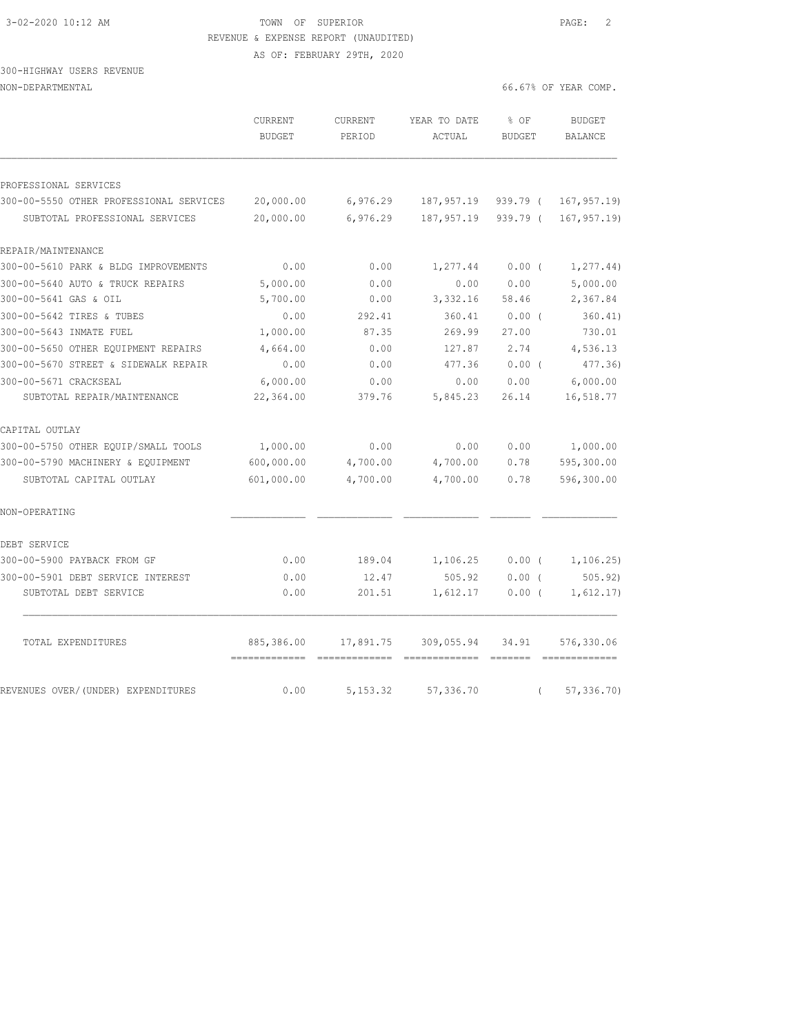TOWN OF SUPERIOR
REVENUE & EXPENSE REPORT (UNAUDITED)
AS OF: FEBRUARY 29TH, 2020

300-HIGHWAY USERS REVENUE
NON-DEPARTMENTAL

66.67% OF YEAR COMP.

| | CURRENT BUDGET | CURRENT PERIOD | YEAR TO DATE ACTUAL | % OF BUDGET | BUDGET BALANCE |
|---|---|---|---|---|---|
| PROFESSIONAL SERVICES | | | | | |
| 300-00-5550 OTHER PROFESSIONAL SERVICES | 20,000.00 | 6,976.29 | 187,957.19 | 939.79 ( | 167,957.19) |
| SUBTOTAL PROFESSIONAL SERVICES | 20,000.00 | 6,976.29 | 187,957.19 | 939.79 ( | 167,957.19) |
| REPAIR/MAINTENANCE | | | | | |
| 300-00-5610 PARK & BLDG IMPROVEMENTS | 0.00 | 0.00 | 1,277.44 | 0.00 ( | 1,277.44) |
| 300-00-5640 AUTO & TRUCK REPAIRS | 5,000.00 | 0.00 | 0.00 | 0.00 | 5,000.00 |
| 300-00-5641 GAS & OIL | 5,700.00 | 0.00 | 3,332.16 | 58.46 | 2,367.84 |
| 300-00-5642 TIRES & TUBES | 0.00 | 292.41 | 360.41 | 0.00 ( | 360.41) |
| 300-00-5643 INMATE FUEL | 1,000.00 | 87.35 | 269.99 | 27.00 | 730.01 |
| 300-00-5650 OTHER EQUIPMENT REPAIRS | 4,664.00 | 0.00 | 127.87 | 2.74 | 4,536.13 |
| 300-00-5670 STREET & SIDEWALK REPAIR | 0.00 | 0.00 | 477.36 | 0.00 ( | 477.36) |
| 300-00-5671 CRACKSEAL | 6,000.00 | 0.00 | 0.00 | 0.00 | 6,000.00 |
| SUBTOTAL REPAIR/MAINTENANCE | 22,364.00 | 379.76 | 5,845.23 | 26.14 | 16,518.77 |
| CAPITAL OUTLAY | | | | | |
| 300-00-5750 OTHER EQUIP/SMALL TOOLS | 1,000.00 | 0.00 | 0.00 | 0.00 | 1,000.00 |
| 300-00-5790 MACHINERY & EQUIPMENT | 600,000.00 | 4,700.00 | 4,700.00 | 0.78 | 595,300.00 |
| SUBTOTAL CAPITAL OUTLAY | 601,000.00 | 4,700.00 | 4,700.00 | 0.78 | 596,300.00 |
| NON-OPERATING | | | | | |
| DEBT SERVICE | | | | | |
| 300-00-5900 PAYBACK FROM GF | 0.00 | 189.04 | 1,106.25 | 0.00 ( | 1,106.25) |
| 300-00-5901 DEBT SERVICE INTEREST | 0.00 | 12.47 | 505.92 | 0.00 ( | 505.92) |
| SUBTOTAL DEBT SERVICE | 0.00 | 201.51 | 1,612.17 | 0.00 ( | 1,612.17) |
| TOTAL EXPENDITURES | 885,386.00 | 17,891.75 | 309,055.94 | 34.91 | 576,330.06 |
| REVENUES OVER/(UNDER) EXPENDITURES | 0.00 | 5,153.32 | 57,336.70 | ( | 57,336.70) |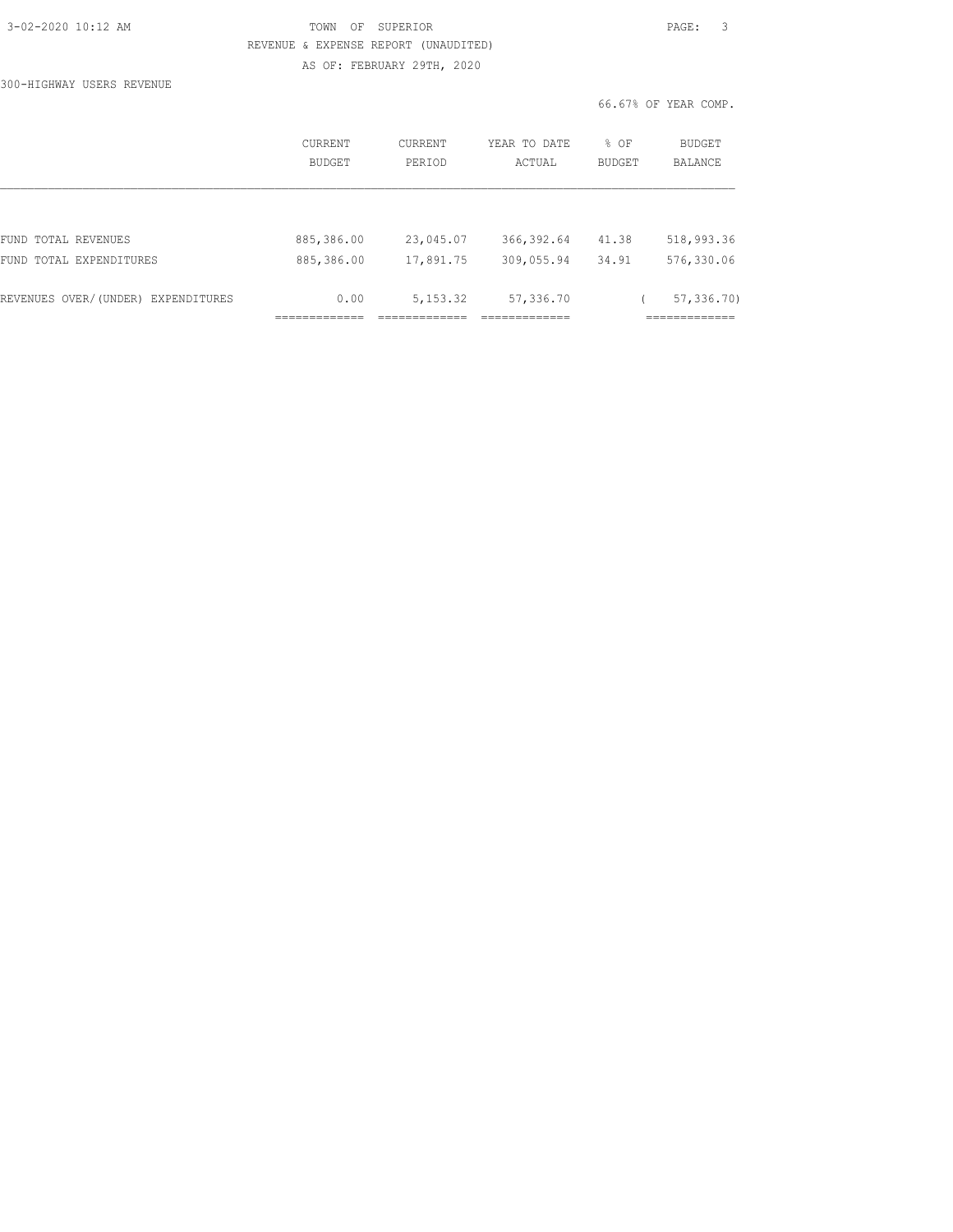TOWN OF SUPERIOR

REVENUE & EXPENSE REPORT (UNAUDITED)

AS OF: FEBRUARY 29TH, 2020

300-HIGHWAY USERS REVENUE

66.67% OF YEAR COMP.

| | CURRENT BUDGET | CURRENT PERIOD | YEAR TO DATE ACTUAL | % OF BUDGET | BUDGET BALANCE |
|---|---|---|---|---|---|
| FUND TOTAL REVENUES | 885,386.00 | 23,045.07 | 366,392.64 | 41.38 | 518,993.36 |
| FUND TOTAL EXPENDITURES | 885,386.00 | 17,891.75 | 309,055.94 | 34.91 | 576,330.06 |
| REVENUES OVER/(UNDER) EXPENDITURES | 0.00 | 5,153.32 | 57,336.70 | | ( 57,336.70) |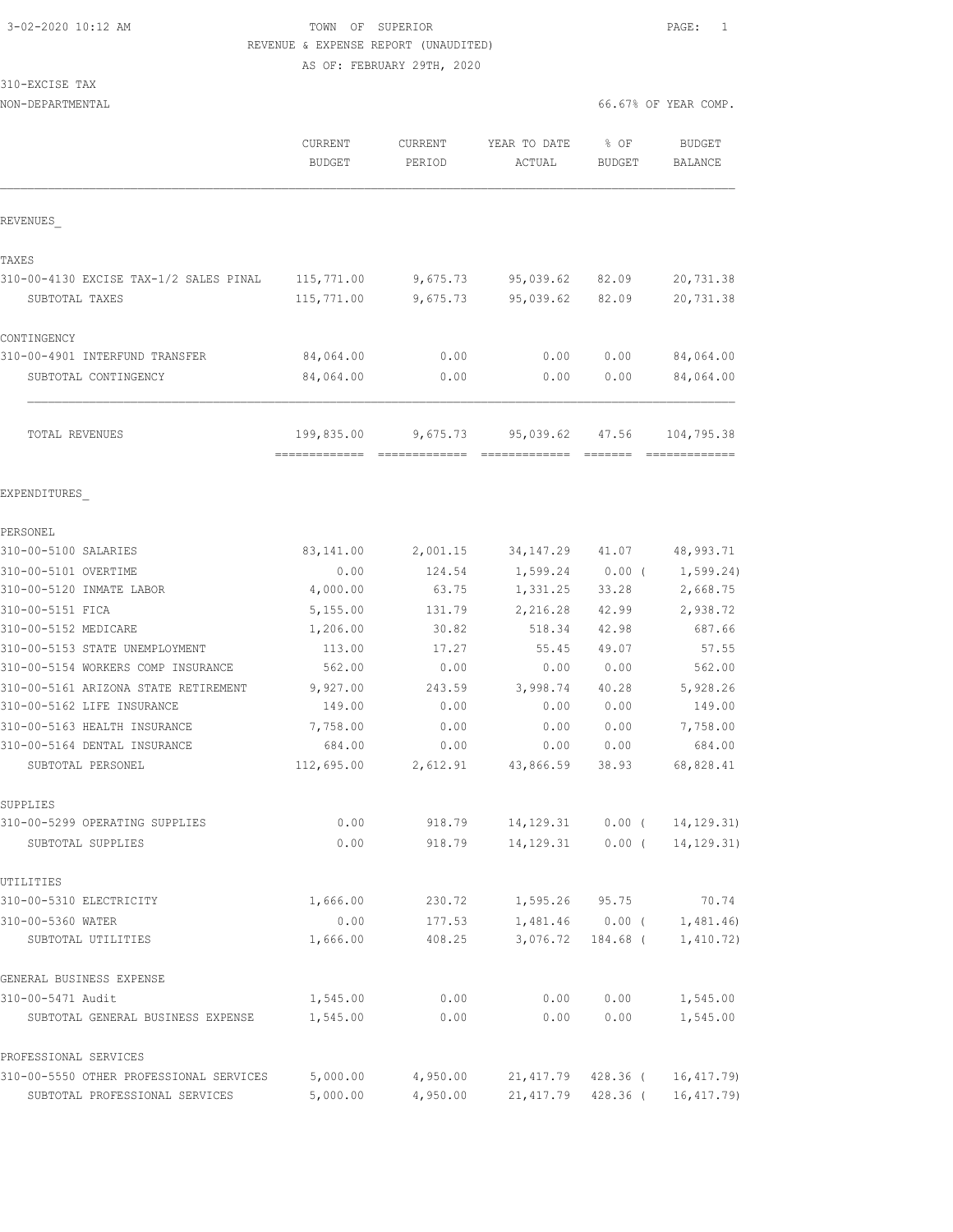3-02-2020 10:12 AM

TOWN OF SUPERIOR

REVENUE & EXPENSE REPORT (UNAUDITED)

AS OF: FEBRUARY 29TH, 2020

310-EXCISE TAX

NON-DEPARTMENTAL

66.67% OF YEAR COMP.

| | CURRENT BUDGET | CURRENT PERIOD | YEAR TO DATE ACTUAL | % OF BUDGET | BUDGET BALANCE |
|---|---|---|---|---|---|
| REVENUES_ | | | | | |
| TAXES | | | | | |
| 310-00-4130 EXCISE TAX-1/2 SALES PINAL | 115,771.00 | 9,675.73 | 95,039.62 | 82.09 | 20,731.38 |
| SUBTOTAL TAXES | 115,771.00 | 9,675.73 | 95,039.62 | 82.09 | 20,731.38 |
| CONTINGENCY | | | | | |
| 310-00-4901 INTERFUND TRANSFER | 84,064.00 | 0.00 | 0.00 | 0.00 | 84,064.00 |
| SUBTOTAL CONTINGENCY | 84,064.00 | 0.00 | 0.00 | 0.00 | 84,064.00 |
| TOTAL REVENUES | 199,835.00 | 9,675.73 | 95,039.62 | 47.56 | 104,795.38 |
| EXPENDITURES_ | | | | | |
| PERSONEL | | | | | |
| 310-00-5100 SALARIES | 83,141.00 | 2,001.15 | 34,147.29 | 41.07 | 48,993.71 |
| 310-00-5101 OVERTIME | 0.00 | 124.54 | 1,599.24 | 0.00 ( | 1,599.24) |
| 310-00-5120 INMATE LABOR | 4,000.00 | 63.75 | 1,331.25 | 33.28 | 2,668.75 |
| 310-00-5151 FICA | 5,155.00 | 131.79 | 2,216.28 | 42.99 | 2,938.72 |
| 310-00-5152 MEDICARE | 1,206.00 | 30.82 | 518.34 | 42.98 | 687.66 |
| 310-00-5153 STATE UNEMPLOYMENT | 113.00 | 17.27 | 55.45 | 49.07 | 57.55 |
| 310-00-5154 WORKERS COMP INSURANCE | 562.00 | 0.00 | 0.00 | 0.00 | 562.00 |
| 310-00-5161 ARIZONA STATE RETIREMENT | 9,927.00 | 243.59 | 3,998.74 | 40.28 | 5,928.26 |
| 310-00-5162 LIFE INSURANCE | 149.00 | 0.00 | 0.00 | 0.00 | 149.00 |
| 310-00-5163 HEALTH INSURANCE | 7,758.00 | 0.00 | 0.00 | 0.00 | 7,758.00 |
| 310-00-5164 DENTAL INSURANCE | 684.00 | 0.00 | 0.00 | 0.00 | 684.00 |
| SUBTOTAL PERSONEL | 112,695.00 | 2,612.91 | 43,866.59 | 38.93 | 68,828.41 |
| SUPPLIES | | | | | |
| 310-00-5299 OPERATING SUPPLIES | 0.00 | 918.79 | 14,129.31 | 0.00 ( | 14,129.31) |
| SUBTOTAL SUPPLIES | 0.00 | 918.79 | 14,129.31 | 0.00 ( | 14,129.31) |
| UTILITIES | | | | | |
| 310-00-5310 ELECTRICITY | 1,666.00 | 230.72 | 1,595.26 | 95.75 | 70.74 |
| 310-00-5360 WATER | 0.00 | 177.53 | 1,481.46 | 0.00 ( | 1,481.46) |
| SUBTOTAL UTILITIES | 1,666.00 | 408.25 | 3,076.72 | 184.68 ( | 1,410.72) |
| GENERAL BUSINESS EXPENSE | | | | | |
| 310-00-5471 Audit | 1,545.00 | 0.00 | 0.00 | 0.00 | 1,545.00 |
| SUBTOTAL GENERAL BUSINESS EXPENSE | 1,545.00 | 0.00 | 0.00 | 0.00 | 1,545.00 |
| PROFESSIONAL SERVICES | | | | | |
| 310-00-5550 OTHER PROFESSIONAL SERVICES | 5,000.00 | 4,950.00 | 21,417.79 | 428.36 ( | 16,417.79) |
| SUBTOTAL PROFESSIONAL SERVICES | 5,000.00 | 4,950.00 | 21,417.79 | 428.36 ( | 16,417.79) |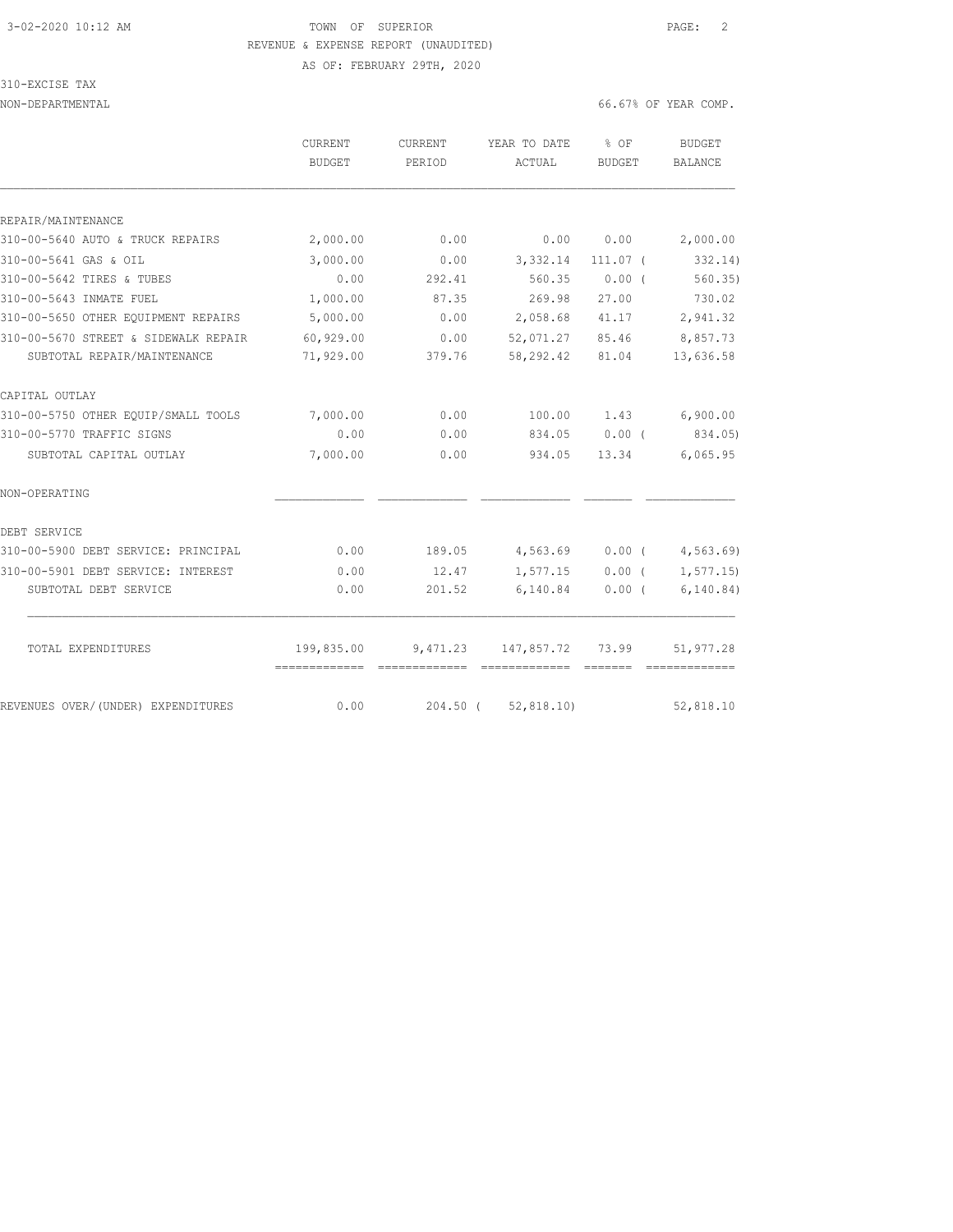TOWN OF SUPERIOR

REVENUE & EXPENSE REPORT (UNAUDITED)

AS OF: FEBRUARY 29TH, 2020

310-EXCISE TAX

NON-DEPARTMENTAL — 66.67% OF YEAR COMP.

| | CURRENT BUDGET | CURRENT PERIOD | YEAR TO DATE ACTUAL | % OF BUDGET | BUDGET BALANCE |
|---|---|---|---|---|---|
| REPAIR/MAINTENANCE | | | | | |
| 310-00-5640 AUTO & TRUCK REPAIRS | 2,000.00 | 0.00 | 0.00 | 0.00 | 2,000.00 |
| 310-00-5641 GAS & OIL | 3,000.00 | 0.00 | 3,332.14 | 111.07 | ( 332.14) |
| 310-00-5642 TIRES & TUBES | 0.00 | 292.41 | 560.35 | 0.00 | ( 560.35) |
| 310-00-5643 INMATE FUEL | 1,000.00 | 87.35 | 269.98 | 27.00 | 730.02 |
| 310-00-5650 OTHER EQUIPMENT REPAIRS | 5,000.00 | 0.00 | 2,058.68 | 41.17 | 2,941.32 |
| 310-00-5670 STREET & SIDEWALK REPAIR | 60,929.00 | 0.00 | 52,071.27 | 85.46 | 8,857.73 |
| SUBTOTAL REPAIR/MAINTENANCE | 71,929.00 | 379.76 | 58,292.42 | 81.04 | 13,636.58 |
| CAPITAL OUTLAY | | | | | |
| 310-00-5750 OTHER EQUIP/SMALL TOOLS | 7,000.00 | 0.00 | 100.00 | 1.43 | 6,900.00 |
| 310-00-5770 TRAFFIC SIGNS | 0.00 | 0.00 | 834.05 | 0.00 | ( 834.05) |
| SUBTOTAL CAPITAL OUTLAY | 7,000.00 | 0.00 | 934.05 | 13.34 | 6,065.95 |
| NON-OPERATING | | | | | |
| DEBT SERVICE | | | | | |
| 310-00-5900 DEBT SERVICE: PRINCIPAL | 0.00 | 189.05 | 4,563.69 | 0.00 | ( 4,563.69) |
| 310-00-5901 DEBT SERVICE: INTEREST | 0.00 | 12.47 | 1,577.15 | 0.00 | ( 1,577.15) |
| SUBTOTAL DEBT SERVICE | 0.00 | 201.52 | 6,140.84 | 0.00 | ( 6,140.84) |
| TOTAL EXPENDITURES | 199,835.00 | 9,471.23 | 147,857.72 | 73.99 | 51,977.28 |
| REVENUES OVER/(UNDER) EXPENDITURES | 0.00 | 204.50 | ( 52,818.10) | | 52,818.10 |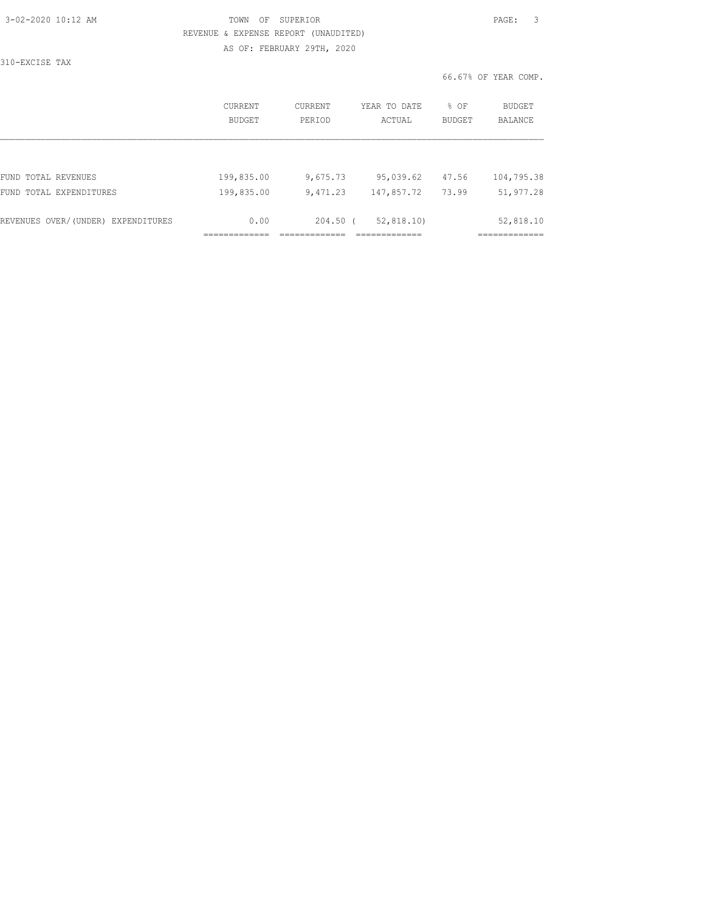TOWN OF SUPERIOR

REVENUE & EXPENSE REPORT (UNAUDITED)

AS OF: FEBRUARY 29TH, 2020

310-EXCISE TAX

66.67% OF YEAR COMP.

| | CURRENT BUDGET | CURRENT PERIOD | YEAR TO DATE ACTUAL | % OF BUDGET | BUDGET BALANCE |
|---|---|---|---|---|---|
| FUND TOTAL REVENUES | 199,835.00 | 9,675.73 | 95,039.62 | 47.56 | 104,795.38 |
| FUND TOTAL EXPENDITURES | 199,835.00 | 9,471.23 | 147,857.72 | 73.99 | 51,977.28 |
| REVENUES OVER/(UNDER) EXPENDITURES | 0.00 | 204.50 | ( 52,818.10) | | 52,818.10 |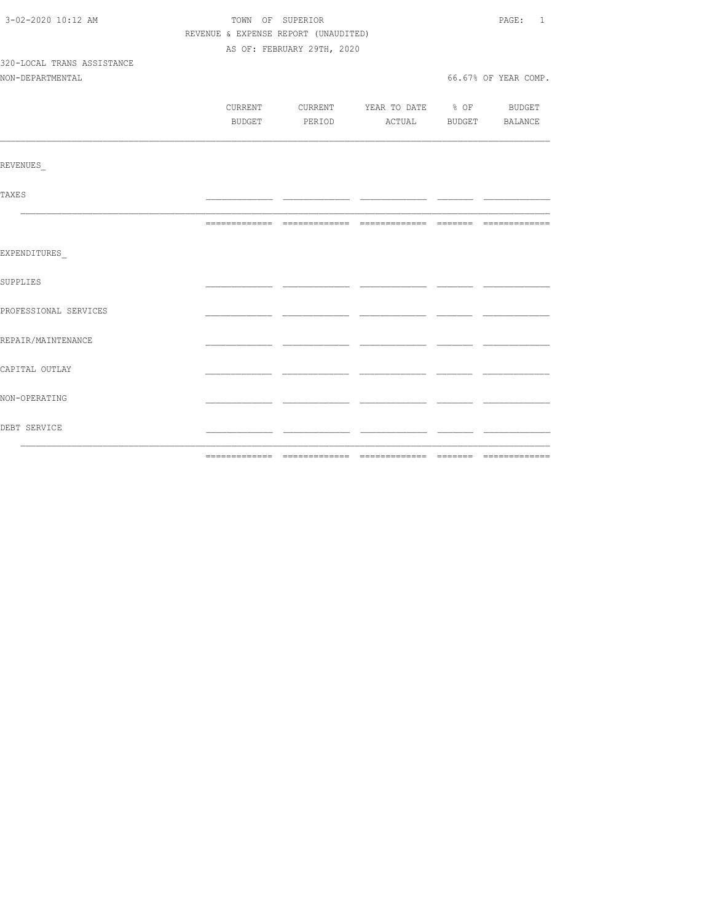3-02-2020 10:12 AM

TOWN OF SUPERIOR

REVENUE & EXPENSE REPORT (UNAUDITED)

AS OF: FEBRUARY 29TH, 2020

320-LOCAL TRANS ASSISTANCE

NON-DEPARTMENTAL

66.67% OF YEAR COMP.

| | CURRENT BUDGET | CURRENT PERIOD | YEAR TO DATE ACTUAL | % OF BUDGET | BUDGET BALANCE |
|---|---|---|---|---|---|
| REVENUES_ | | | | | |
| TAXES | | | | | |
| EXPENDITURES_ | | | | | |
| SUPPLIES | | | | | |
| PROFESSIONAL SERVICES | | | | | |
| REPAIR/MAINTENANCE | | | | | |
| CAPITAL OUTLAY | | | | | |
| NON-OPERATING | | | | | |
| DEBT SERVICE | | | | | |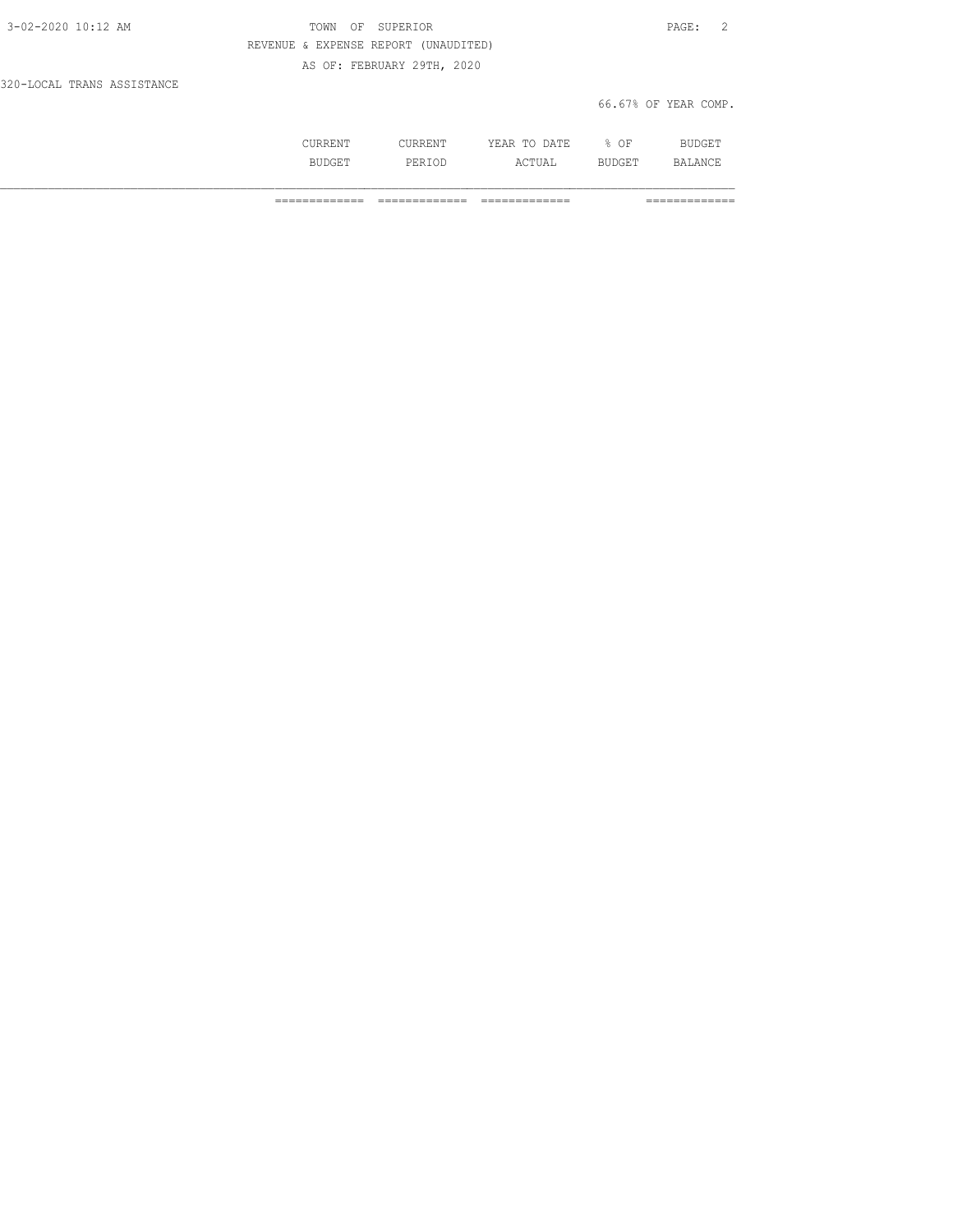REVENUE & EXPENSE REPORT (UNAUDITED)

AS OF: FEBRUARY 29TH, 2020

320-LOCAL TRANS ASSISTANCE

66.67% OF YEAR COMP.

| | CURRENT BUDGET | CURRENT PERIOD | YEAR TO DATE ACTUAL | % OF BUDGET | BUDGET BALANCE |
|---|---|---|---|---|---|
| | ============= | ============= | ============= | | ============= |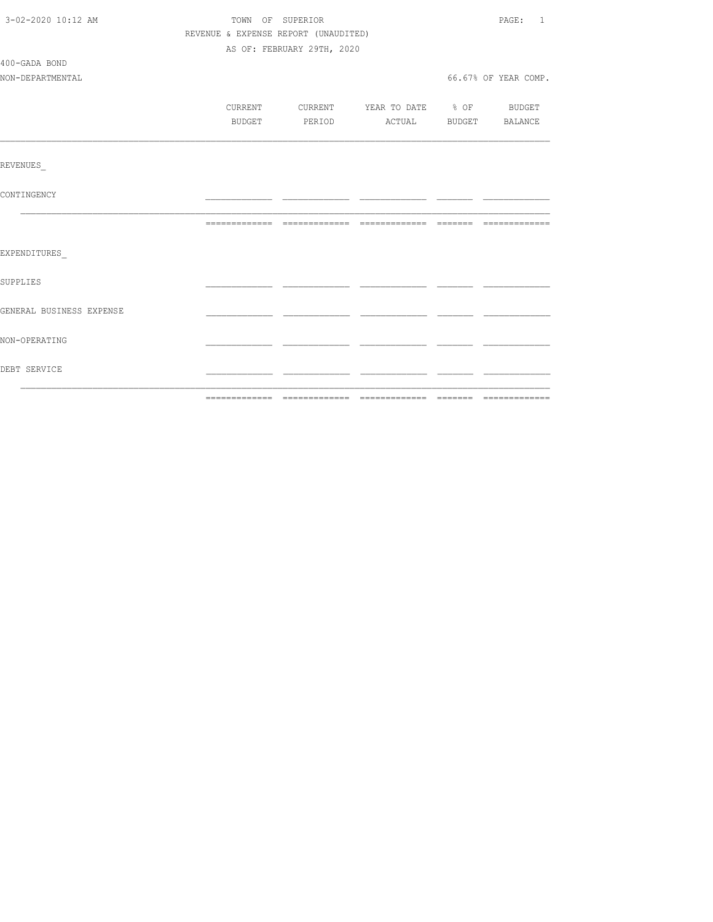TOWN OF SUPERIOR

REVENUE & EXPENSE REPORT (UNAUDITED)

AS OF: FEBRUARY 29TH, 2020

400-GADA BOND

NON-DEPARTMENTAL

66.67% OF YEAR COMP.

| | CURRENT BUDGET | CURRENT PERIOD | YEAR TO DATE ACTUAL | % OF BUDGET | BUDGET BALANCE |
|---|---|---|---|---|---|
| REVENUES_ | | | | | |
| CONTINGENCY | | | | | |
| | | | | | |
| EXPENDITURES_ | | | | | |
| SUPPLIES | | | | | |
| GENERAL BUSINESS EXPENSE | | | | | |
| NON-OPERATING | | | | | |
| DEBT SERVICE | | | | | |
| | | | | | |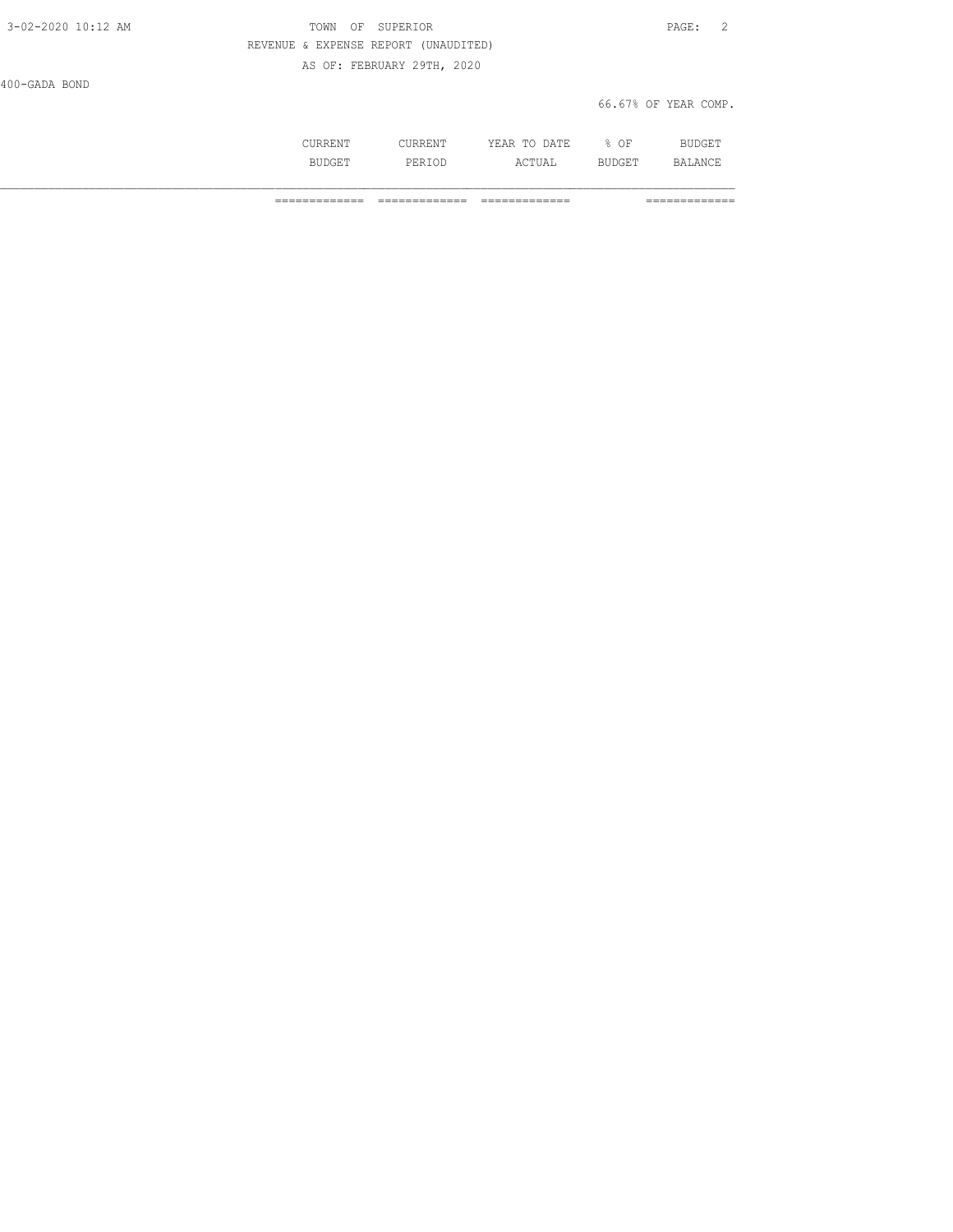400-GADA BOND

66.67% OF YEAR COMP.

| | CURRENT BUDGET | CURRENT PERIOD | YEAR TO DATE ACTUAL | % OF BUDGET | BUDGET BALANCE |
|---|---|---|---|---|---|
| | ============= | ============= | ============= | | ============= |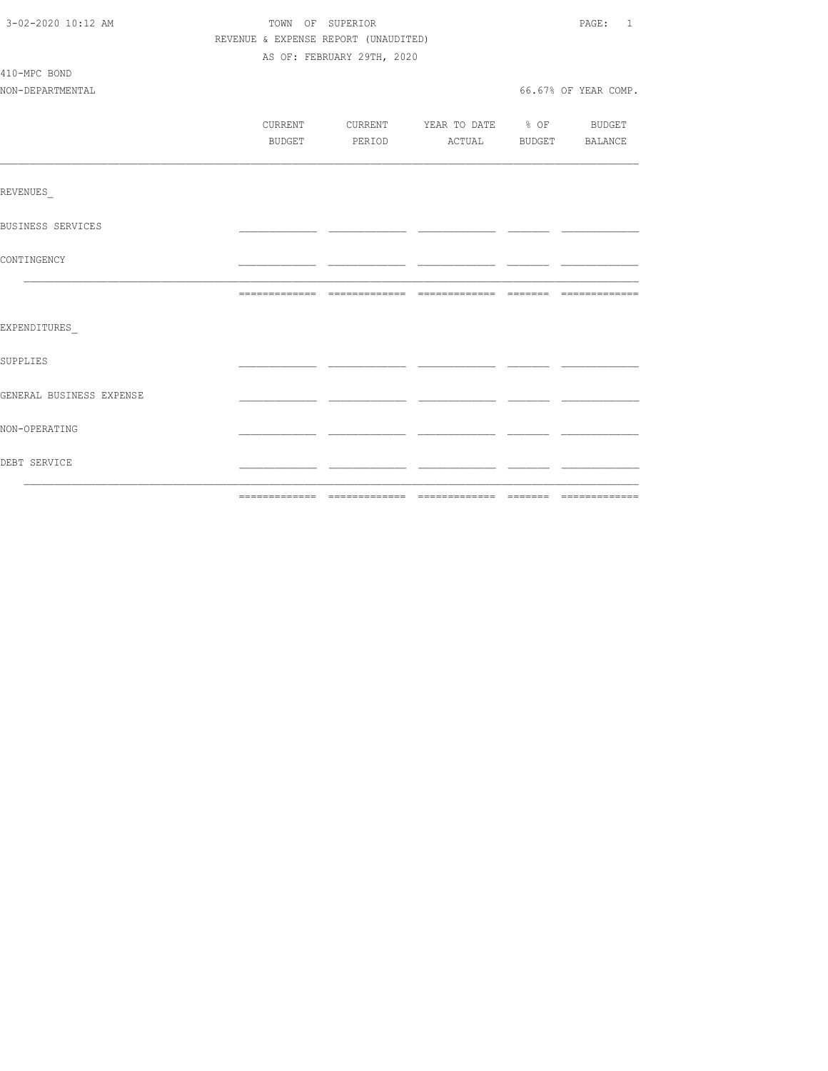3-02-2020 10:12 AM

TOWN OF SUPERIOR

REVENUE & EXPENSE REPORT (UNAUDITED)

AS OF: FEBRUARY 29TH, 2020

410-MPC BOND

NON-DEPARTMENTAL

66.67% OF YEAR COMP.

| | CURRENT BUDGET | CURRENT PERIOD | YEAR TO DATE ACTUAL | % OF BUDGET | BUDGET BALANCE |
|---|---|---|---|---|---|
| REVENUES_ | | | | | |
| BUSINESS SERVICES | | | | | |
| CONTINGENCY | | | | | |
| | | | | | |
| EXPENDITURES_ | | | | | |
| SUPPLIES | | | | | |
| GENERAL BUSINESS EXPENSE | | | | | |
| NON-OPERATING | | | | | |
| DEBT SERVICE | | | | | |
| | | | | | |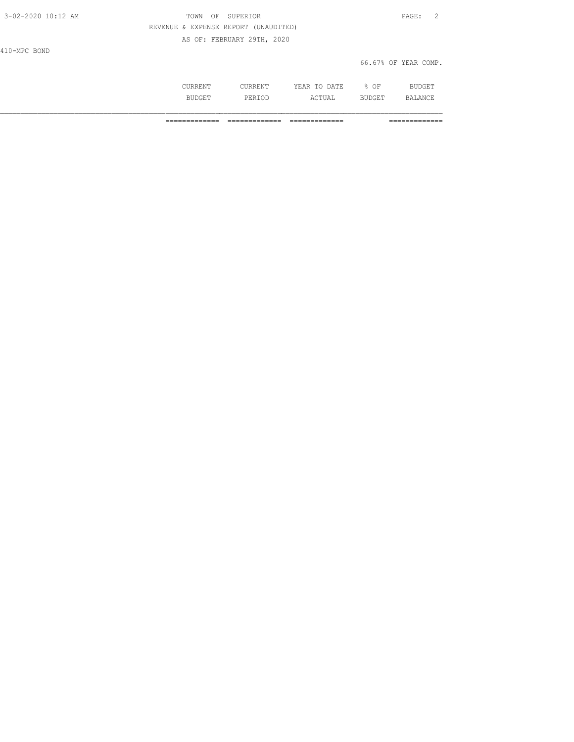TOWN OF SUPERIOR

REVENUE & EXPENSE REPORT (UNAUDITED)

AS OF: FEBRUARY 29TH, 2020

410-MPC BOND

66.67% OF YEAR COMP.

| | CURRENT BUDGET | CURRENT PERIOD | YEAR TO DATE ACTUAL | % OF BUDGET | BUDGET BALANCE |
|---|---|---|---|---|---|
| | ============= | ============= | ============= | | ============= |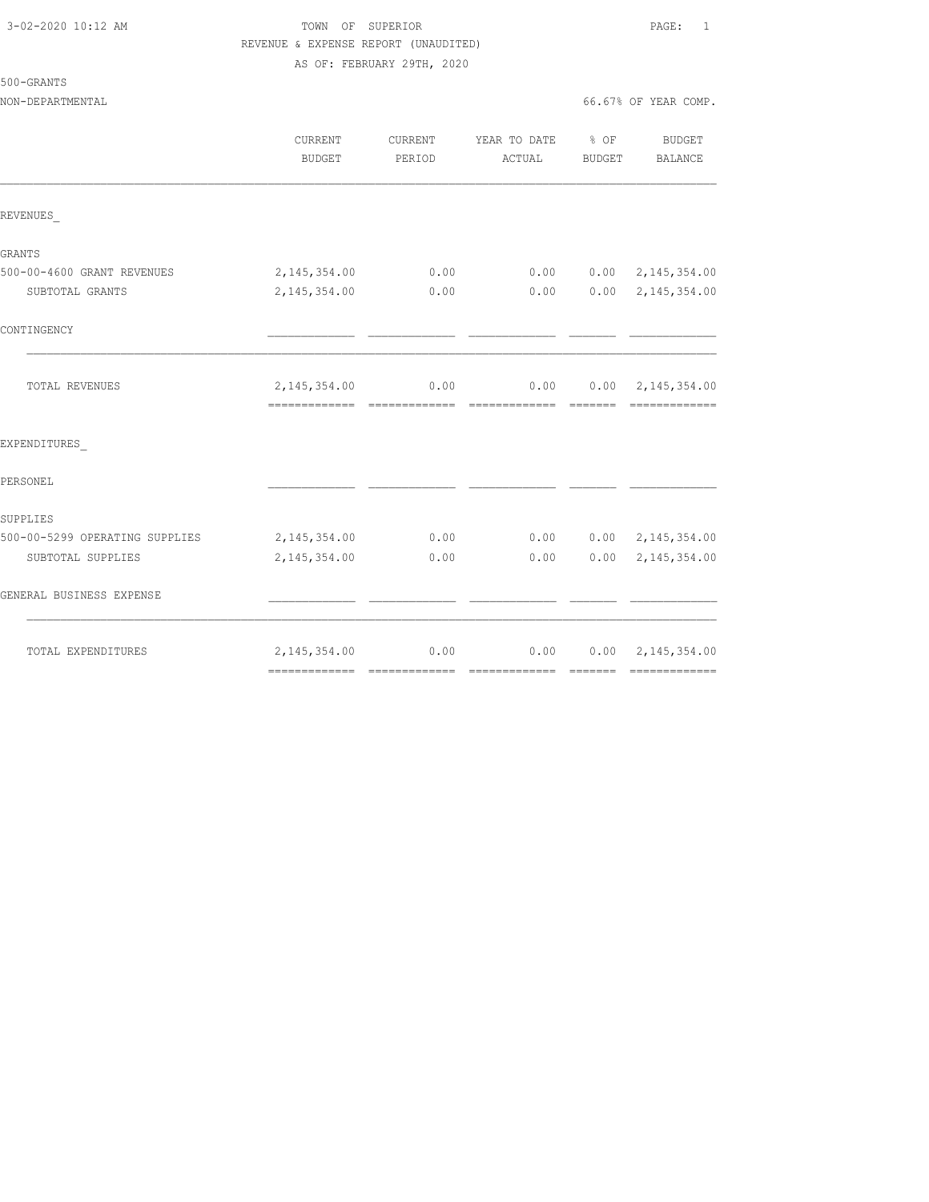3-02-2020 10:12 AM

# TOWN OF SUPERIOR

REVENUE & EXPENSE REPORT (UNAUDITED)

AS OF: FEBRUARY 29TH, 2020

500-GRANTS

NON-DEPARTMENTAL — 66.67% OF YEAR COMP.

| | CURRENT BUDGET | CURRENT PERIOD | YEAR TO DATE ACTUAL | % OF BUDGET | BUDGET BALANCE |
|---|---|---|---|---|---|
| **REVENUES** | | | | | |
| GRANTS | | | | | |
| 500-00-4600 GRANT REVENUES | 2,145,354.00 | 0.00 | 0.00 | 0.00 | 2,145,354.00 |
| SUBTOTAL GRANTS | 2,145,354.00 | 0.00 | 0.00 | 0.00 | 2,145,354.00 |
| CONTINGENCY | | | | | |
| TOTAL REVENUES | 2,145,354.00 | 0.00 | 0.00 | 0.00 | 2,145,354.00 |
| **EXPENDITURES** | | | | | |
| PERSONEL | | | | | |
| SUPPLIES | | | | | |
| 500-00-5299 OPERATING SUPPLIES | 2,145,354.00 | 0.00 | 0.00 | 0.00 | 2,145,354.00 |
| SUBTOTAL SUPPLIES | 2,145,354.00 | 0.00 | 0.00 | 0.00 | 2,145,354.00 |
| GENERAL BUSINESS EXPENSE | | | | | |
| TOTAL EXPENDITURES | 2,145,354.00 | 0.00 | 0.00 | 0.00 | 2,145,354.00 |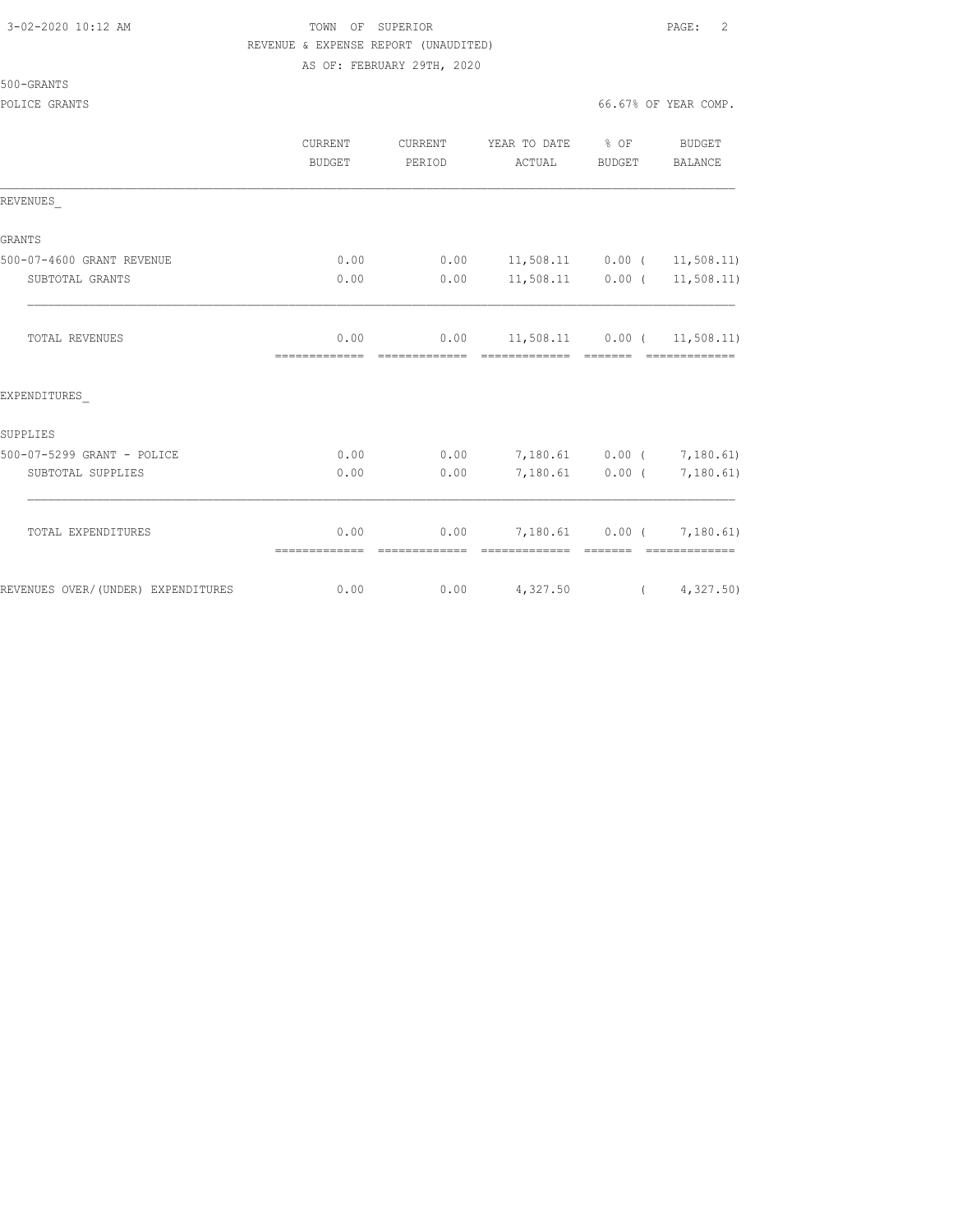TOWN OF SUPERIOR
REVENUE & EXPENSE REPORT (UNAUDITED)
AS OF: FEBRUARY 29TH, 2020

500-GRANTS

POLICE GRANTS 66.67% OF YEAR COMP.

| | CURRENT BUDGET | CURRENT PERIOD | YEAR TO DATE ACTUAL | % OF BUDGET | BUDGET BALANCE |
|---|---|---|---|---|---|
| REVENUES_ | | | | | |
| GRANTS | | | | | |
| 500-07-4600 GRANT REVENUE | 0.00 | 0.00 | 11,508.11 | 0.00 | ( 11,508.11) |
| SUBTOTAL GRANTS | 0.00 | 0.00 | 11,508.11 | 0.00 | ( 11,508.11) |
| TOTAL REVENUES | 0.00 | 0.00 | 11,508.11 | 0.00 | ( 11,508.11) |
| EXPENDITURES_ | | | | | |
| SUPPLIES | | | | | |
| 500-07-5299 GRANT - POLICE | 0.00 | 0.00 | 7,180.61 | 0.00 | ( 7,180.61) |
| SUBTOTAL SUPPLIES | 0.00 | 0.00 | 7,180.61 | 0.00 | ( 7,180.61) |
| TOTAL EXPENDITURES | 0.00 | 0.00 | 7,180.61 | 0.00 | ( 7,180.61) |
| REVENUES OVER/(UNDER) EXPENDITURES | 0.00 | 0.00 | 4,327.50 | | ( 4,327.50) |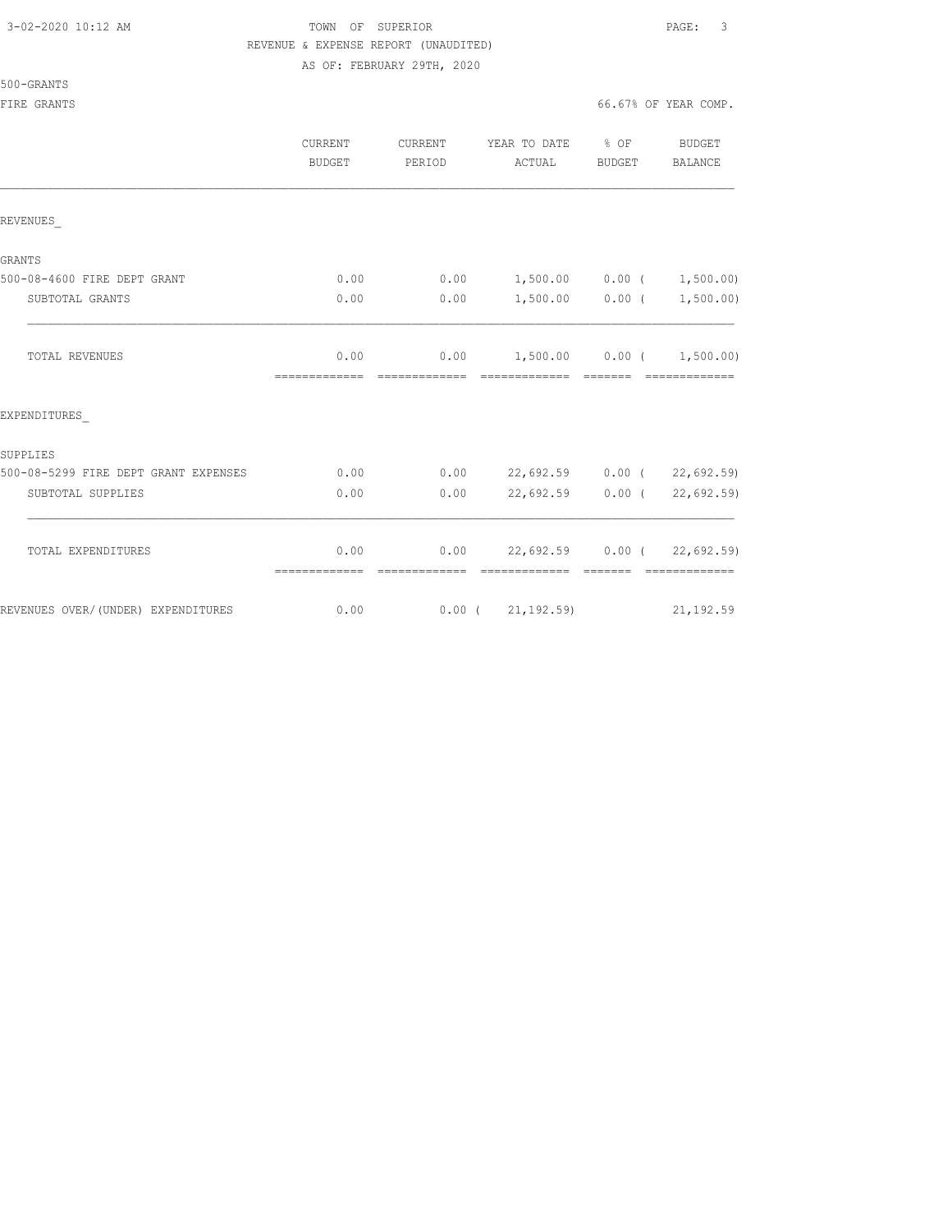TOWN OF SUPERIOR

REVENUE & EXPENSE REPORT (UNAUDITED)

AS OF: FEBRUARY 29TH, 2020

500-GRANTS

FIRE GRANTS

66.67% OF YEAR COMP.

| | CURRENT BUDGET | CURRENT PERIOD | YEAR TO DATE ACTUAL | % OF BUDGET | BUDGET BALANCE |
|---|---|---|---|---|---|
| REVENUES_ | | | | | |
| GRANTS | | | | | |
| 500-08-4600 FIRE DEPT GRANT | 0.00 | 0.00 | 1,500.00 | 0.00 | ( 1,500.00) |
| SUBTOTAL GRANTS | 0.00 | 0.00 | 1,500.00 | 0.00 | ( 1,500.00) |
| TOTAL REVENUES | 0.00 | 0.00 | 1,500.00 | 0.00 | ( 1,500.00) |
| EXPENDITURES_ | | | | | |
| SUPPLIES | | | | | |
| 500-08-5299 FIRE DEPT GRANT EXPENSES | 0.00 | 0.00 | 22,692.59 | 0.00 | ( 22,692.59) |
| SUBTOTAL SUPPLIES | 0.00 | 0.00 | 22,692.59 | 0.00 | ( 22,692.59) |
| TOTAL EXPENDITURES | 0.00 | 0.00 | 22,692.59 | 0.00 | ( 22,692.59) |
| REVENUES OVER/(UNDER) EXPENDITURES | 0.00 | 0.00 | ( 21,192.59) | | 21,192.59 |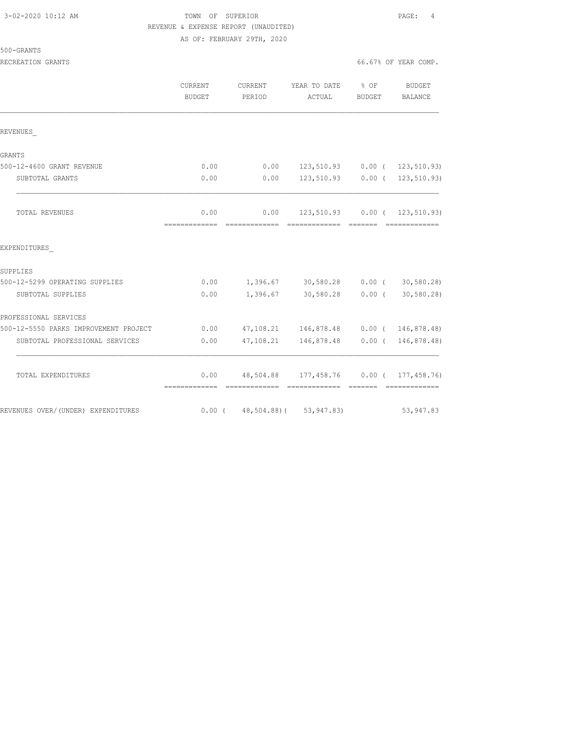TOWN OF SUPERIOR

REVENUE & EXPENSE REPORT (UNAUDITED)

AS OF: FEBRUARY 29TH, 2020

500-GRANTS

RECREATION GRANTS

66.67% OF YEAR COMP.

| | CURRENT BUDGET | CURRENT PERIOD | YEAR TO DATE ACTUAL | % OF BUDGET | BUDGET BALANCE |
|---|---|---|---|---|---|
| REVENUES_ | | | | | |
| GRANTS | | | | | |
| 500-12-4600 GRANT REVENUE | 0.00 | 0.00 | 123,510.93 | 0.00 | ( 123,510.93) |
| SUBTOTAL GRANTS | 0.00 | 0.00 | 123,510.93 | 0.00 | ( 123,510.93) |
| TOTAL REVENUES | 0.00 | 0.00 | 123,510.93 | 0.00 | ( 123,510.93) |
| EXPENDITURES_ | | | | | |
| SUPPLIES | | | | | |
| 500-12-5299 OPERATING SUPPLIES | 0.00 | 1,396.67 | 30,580.28 | 0.00 | ( 30,580.28) |
| SUBTOTAL SUPPLIES | 0.00 | 1,396.67 | 30,580.28 | 0.00 | ( 30,580.28) |
| PROFESSIONAL SERVICES | | | | | |
| 500-12-5550 PARKS IMPROVEMENT PROJECT | 0.00 | 47,108.21 | 146,878.48 | 0.00 | ( 146,878.48) |
| SUBTOTAL PROFESSIONAL SERVICES | 0.00 | 47,108.21 | 146,878.48 | 0.00 | ( 146,878.48) |
| TOTAL EXPENDITURES | 0.00 | 48,504.88 | 177,458.76 | 0.00 | ( 177,458.76) |
| REVENUES OVER/(UNDER) EXPENDITURES | 0.00 | ( 48,504.88) | ( 53,947.83) | | 53,947.83 |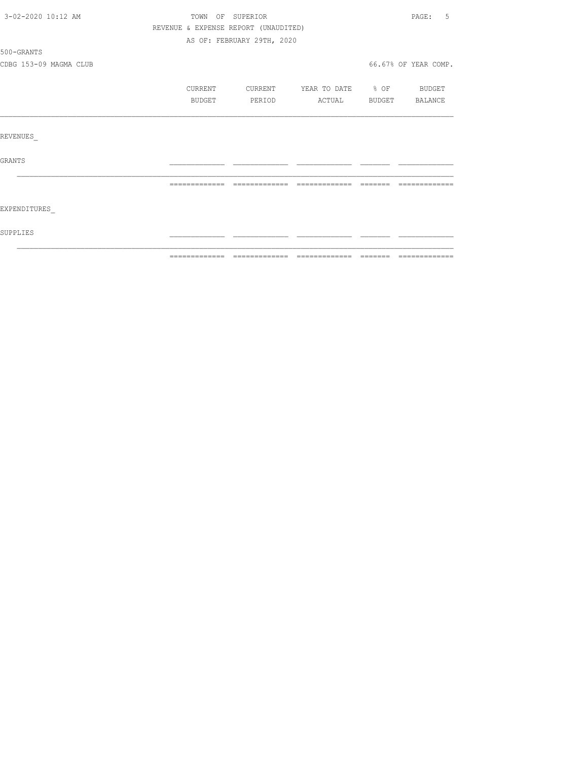TOWN OF SUPERIOR

REVENUE & EXPENSE REPORT (UNAUDITED)

AS OF: FEBRUARY 29TH, 2020

500-GRANTS

CDBG 153-09 MAGMA CLUB

66.67% OF YEAR COMP.

| | CURRENT BUDGET | CURRENT PERIOD | YEAR TO DATE ACTUAL | % OF BUDGET | BUDGET BALANCE |
|---|---|---|---|---|---|
| REVENUES_ | | | | | |
| GRANTS | | | | | |
| EXPENDITURES_ | | | | | |
| SUPPLIES | | | | | |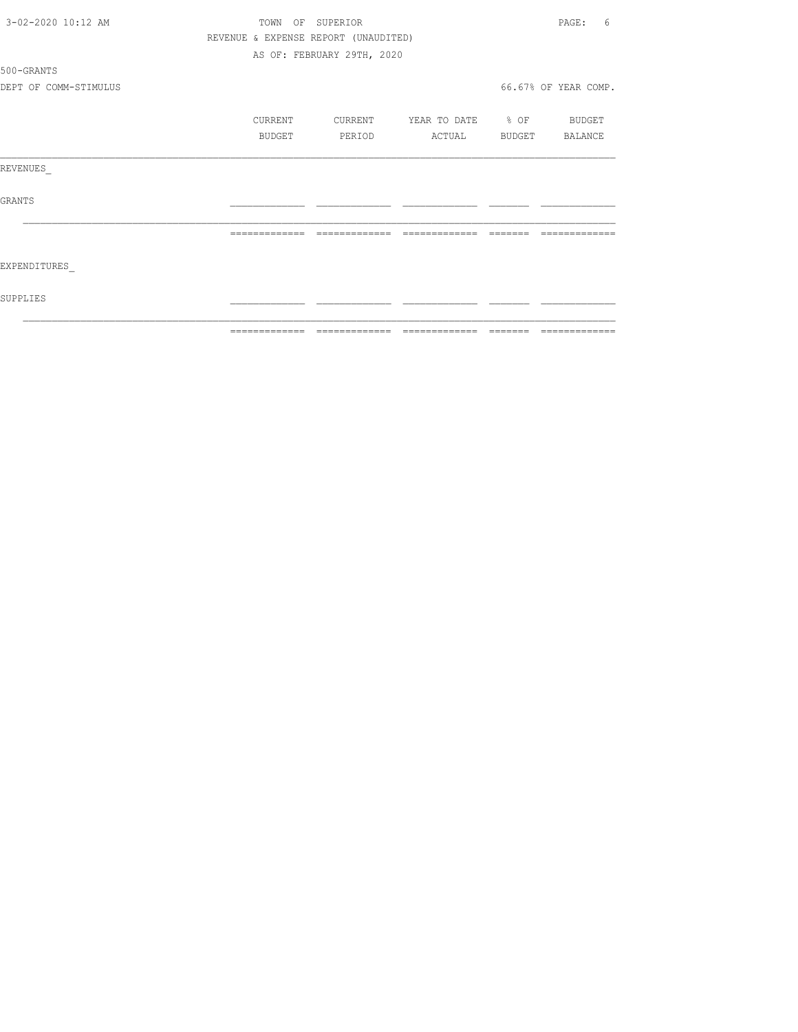TOWN OF SUPERIOR

REVENUE & EXPENSE REPORT (UNAUDITED)

AS OF: FEBRUARY 29TH, 2020

500-GRANTS

DEPT OF COMM-STIMULUS

66.67% OF YEAR COMP.

| | CURRENT BUDGET | CURRENT PERIOD | YEAR TO DATE ACTUAL | % OF BUDGET | BUDGET BALANCE |
|---|---|---|---|---|---|
| REVENUES_ | | | | | |
| GRANTS | | | | | |
| | | | | | |
| EXPENDITURES_ | | | | | |
| SUPPLIES | | | | | |
| | | | | | |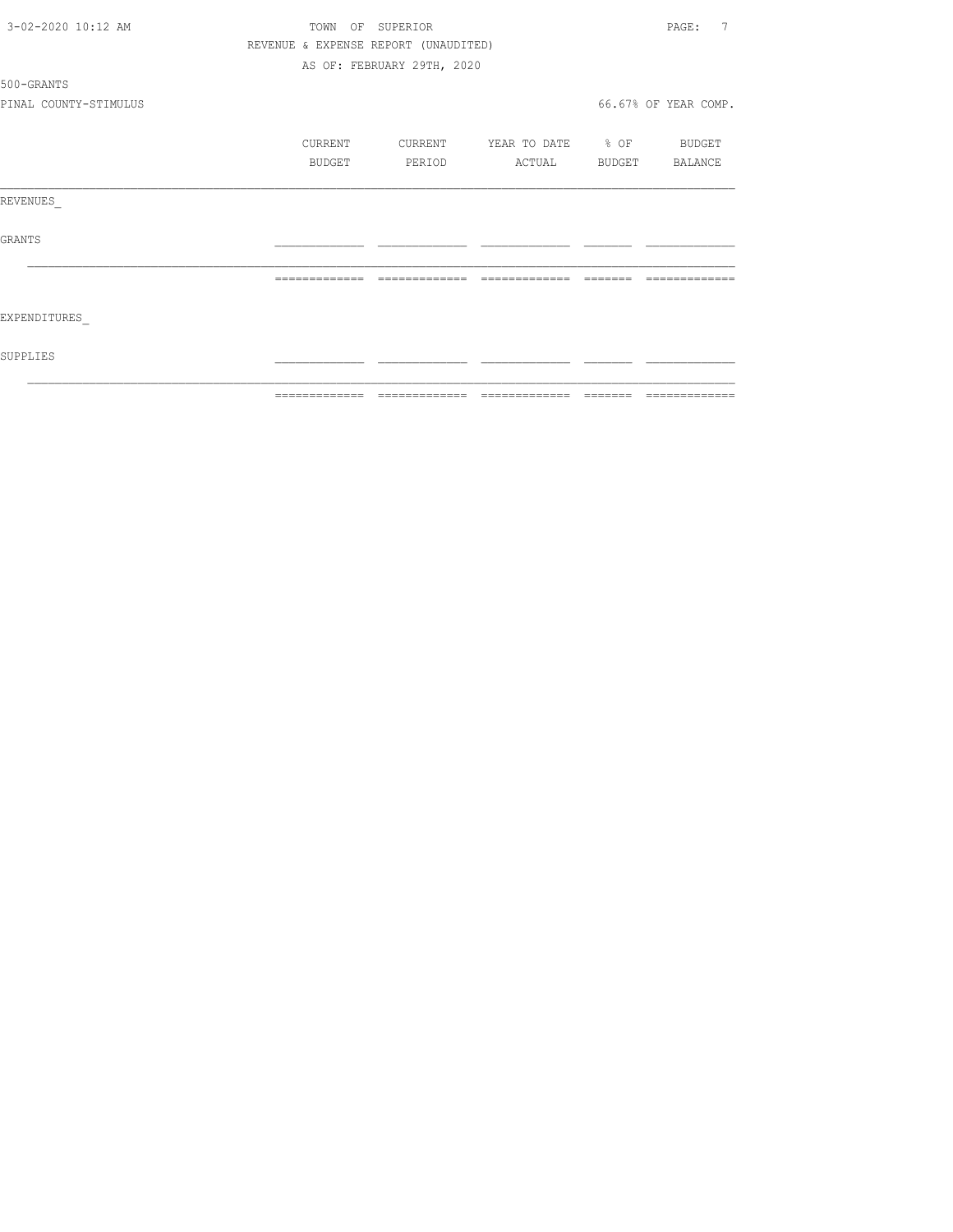3-02-2020 10:12 AM TOWN OF SUPERIOR

REVENUE & EXPENSE REPORT (UNAUDITED)

AS OF: FEBRUARY 29TH, 2020

500-GRANTS

PINAL COUNTY-STIMULUS 66.67% OF YEAR COMP.

| | CURRENT BUDGET | CURRENT PERIOD | YEAR TO DATE ACTUAL | % OF BUDGET | BUDGET BALANCE |
|---|---|---|---|---|---|
| REVENUES | | | | | |
| GRANTS | | | | | |
| | | | | | |
| EXPENDITURES | | | | | |
| SUPPLIES | | | | | |
| | | | | | |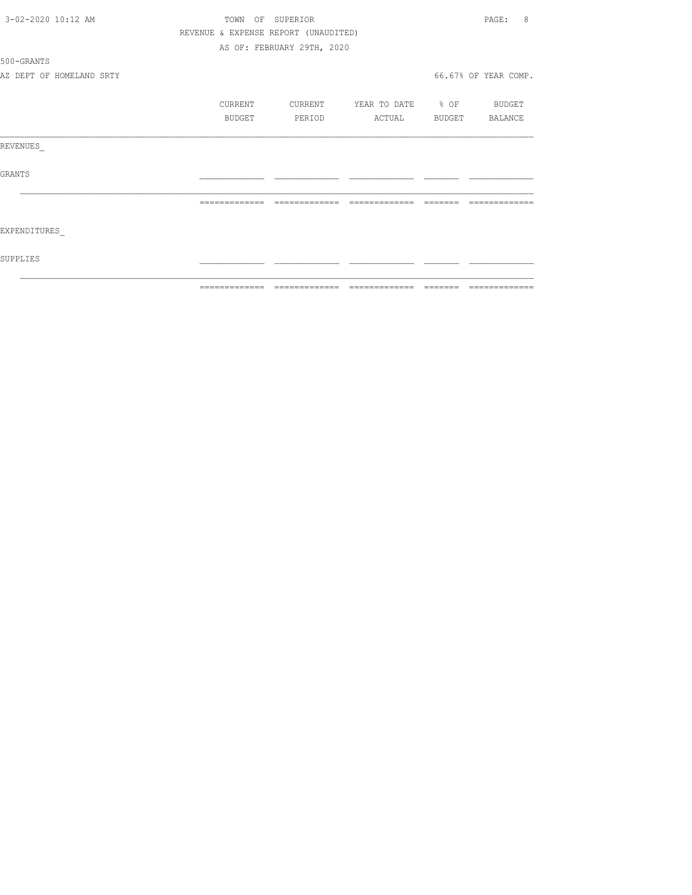TOWN OF SUPERIOR

REVENUE & EXPENSE REPORT (UNAUDITED)

AS OF: FEBRUARY 29TH, 2020

500-GRANTS

AZ DEPT OF HOMELAND SRTY — 66.67% OF YEAR COMP.

| | CURRENT BUDGET | CURRENT PERIOD | YEAR TO DATE ACTUAL | % OF BUDGET | BUDGET BALANCE |
|---|---|---|---|---|---|
| REVENUES_ | | | | | |
| GRANTS | | | | | |
| | | | | | |
| EXPENDITURES_ | | | | | |
| SUPPLIES | | | | | |
| | | | | | |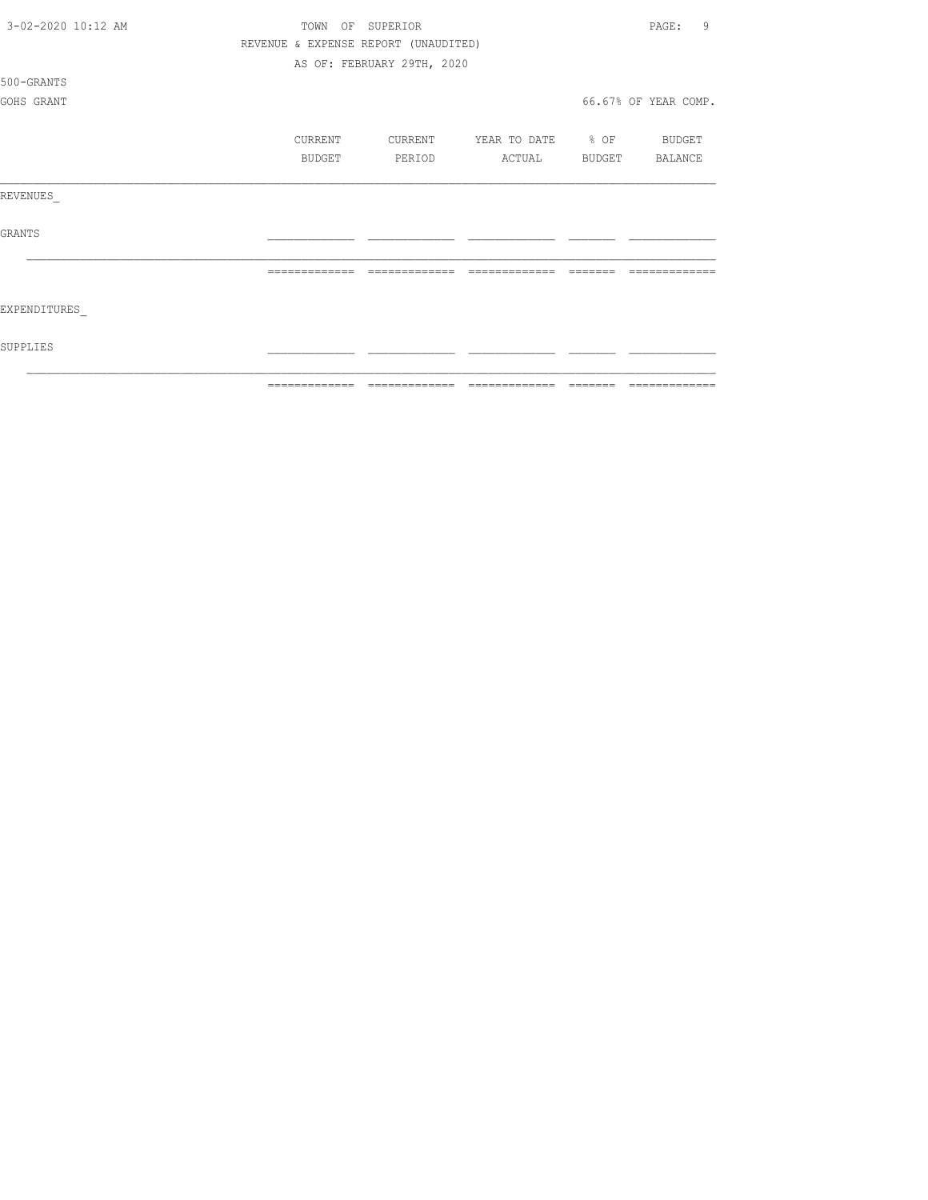TOWN OF SUPERIOR

REVENUE & EXPENSE REPORT (UNAUDITED)

AS OF: FEBRUARY 29TH, 2020

500-GRANTS

GOHS GRANT

66.67% OF YEAR COMP.

| | CURRENT BUDGET | CURRENT PERIOD | YEAR TO DATE ACTUAL | % OF BUDGET | BUDGET BALANCE |
|---|---|---|---|---|---|
| REVENUES_ | | | | | |
| GRANTS | | | | | |
| EXPENDITURES_ | | | | | |
| SUPPLIES | | | | | |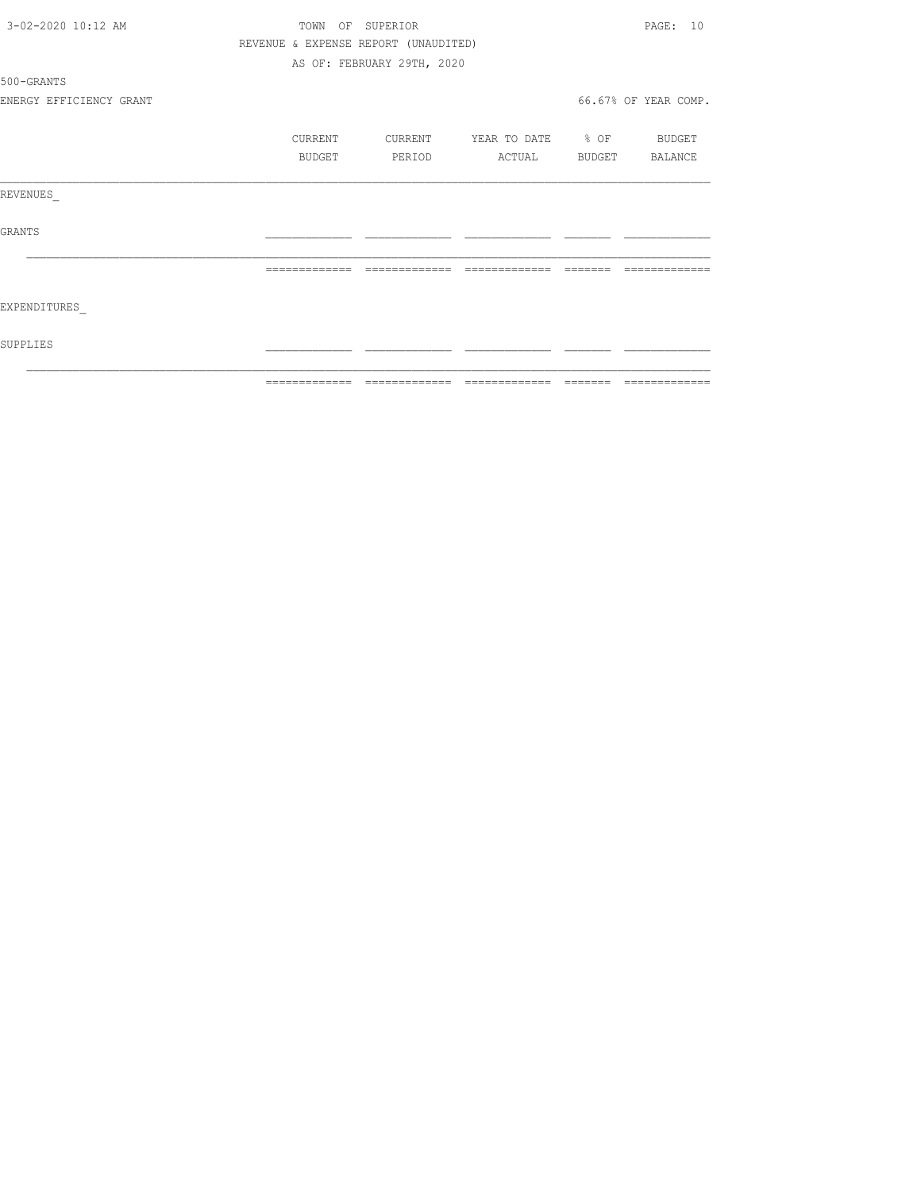TOWN OF SUPERIOR

REVENUE & EXPENSE REPORT (UNAUDITED)

AS OF: FEBRUARY 29TH, 2020

500-GRANTS

ENERGY EFFICIENCY GRANT

66.67% OF YEAR COMP.

| | CURRENT BUDGET | CURRENT PERIOD | YEAR TO DATE ACTUAL | % OF BUDGET | BUDGET BALANCE |
|---|---|---|---|---|---|
| REVENUES_ | | | | | |
| GRANTS | | | | | |
| EXPENDITURES_ | | | | | |
| SUPPLIES | | | | | |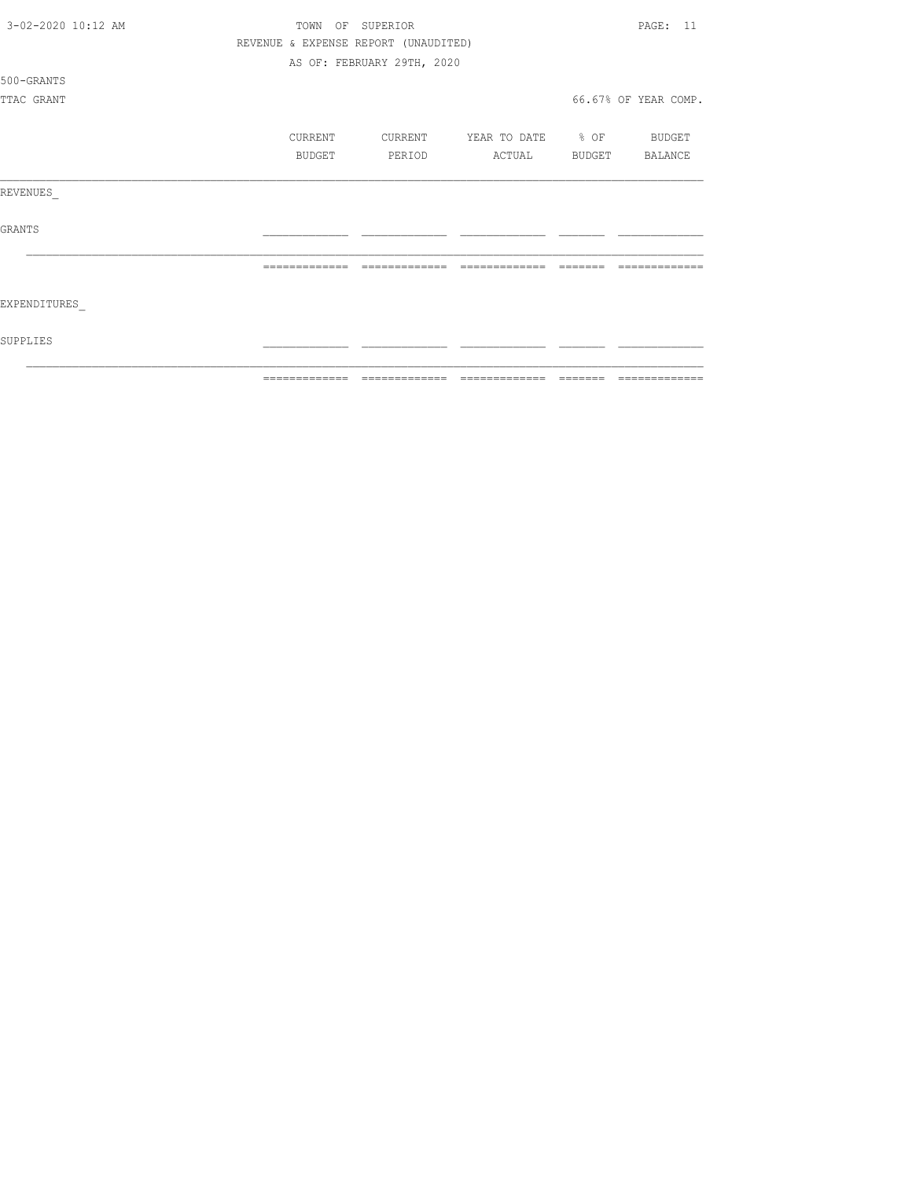TOWN OF SUPERIOR

REVENUE & EXPENSE REPORT (UNAUDITED)

AS OF: FEBRUARY 29TH, 2020

500-GRANTS

TTAC GRANT — 66.67% OF YEAR COMP.

| | CURRENT BUDGET | CURRENT PERIOD | YEAR TO DATE ACTUAL | % OF BUDGET | BUDGET BALANCE |
|---|---|---|---|---|---|
| REVENUES_ | | | | | |
| GRANTS | | | | | |
| EXPENDITURES_ | | | | | |
| SUPPLIES | | | | | |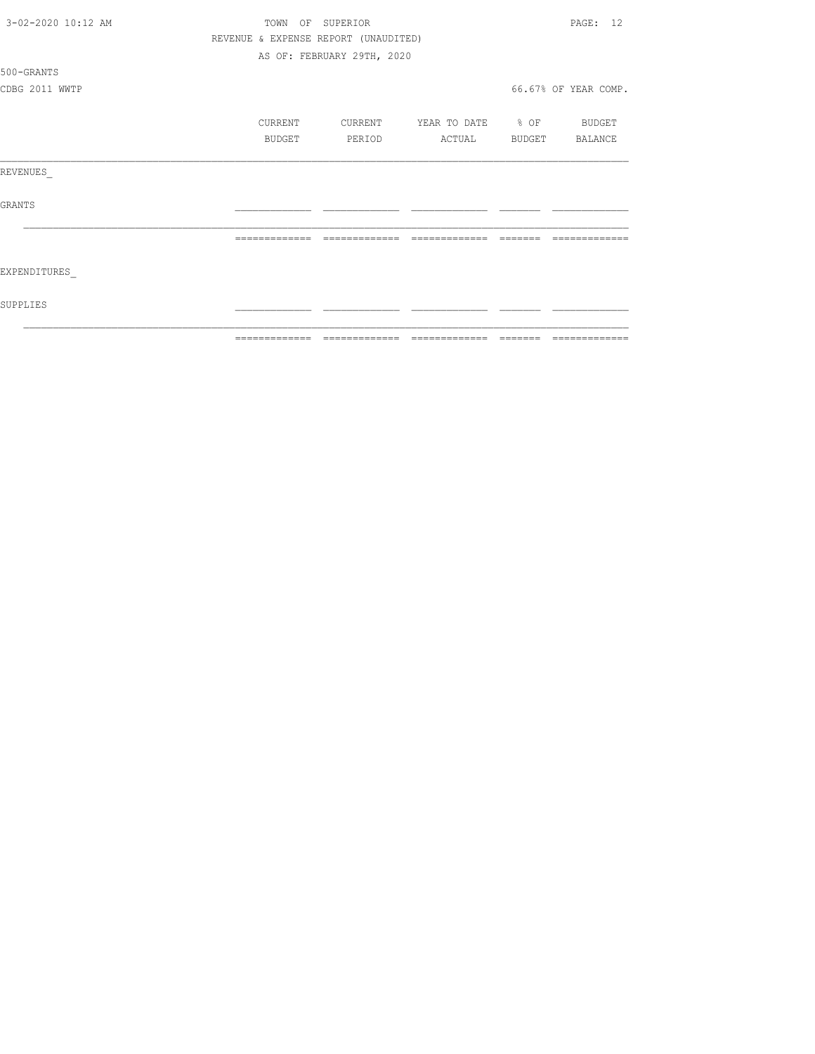TOWN OF SUPERIOR

REVENUE & EXPENSE REPORT (UNAUDITED)

AS OF: FEBRUARY 29TH, 2020

500-GRANTS

CDBG 2011 WWTP

66.67% OF YEAR COMP.

| | CURRENT BUDGET | CURRENT PERIOD | YEAR TO DATE ACTUAL | % OF BUDGET | BUDGET BALANCE |
|---|---|---|---|---|---|
| REVENUES_ | | | | | |
| GRANTS | | | | | |
| | | | | | |
| EXPENDITURES_ | | | | | |
| SUPPLIES | | | | | |
| | | | | | |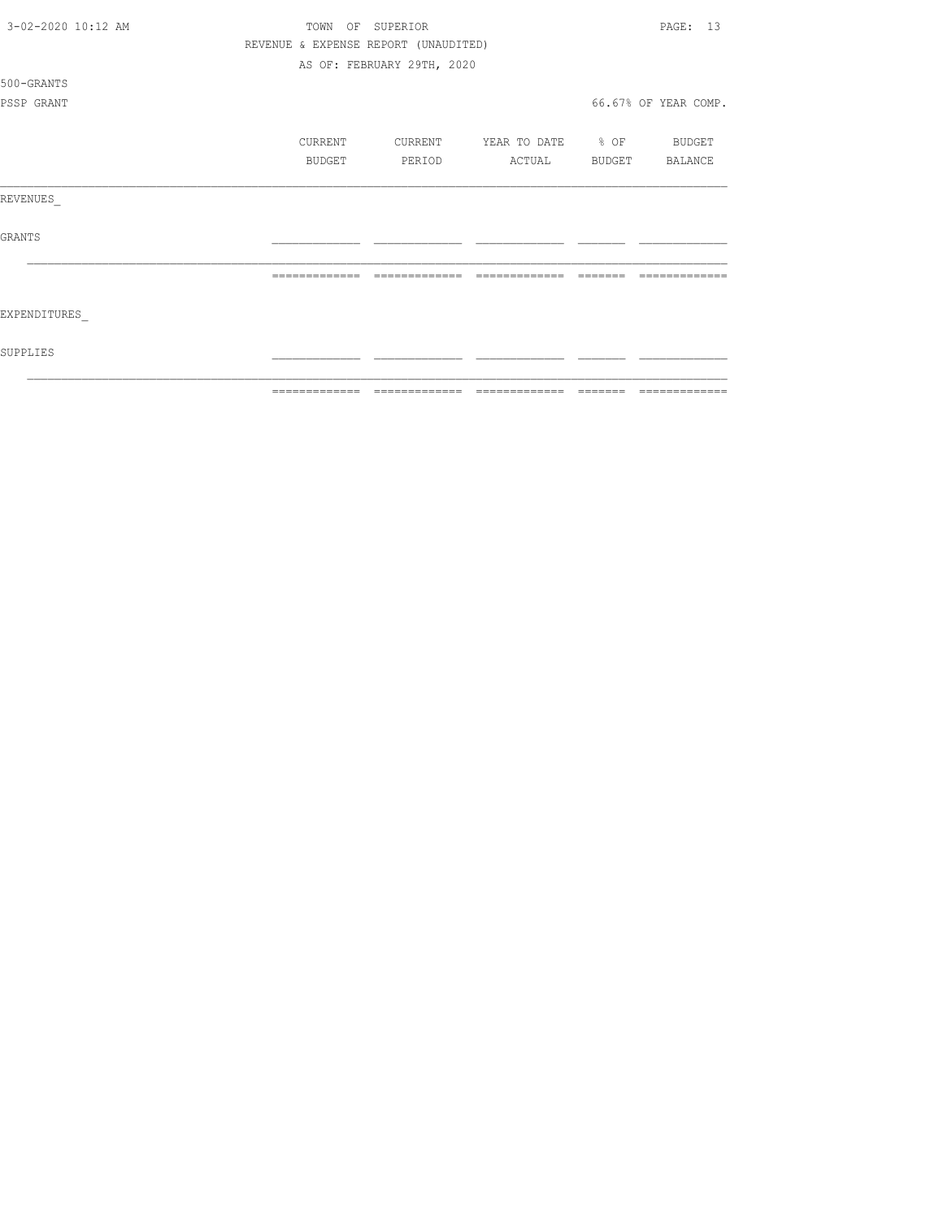TOWN OF SUPERIOR

REVENUE & EXPENSE REPORT (UNAUDITED)

AS OF: FEBRUARY 29TH, 2020

500-GRANTS

PSSP GRANT

66.67% OF YEAR COMP.

| | CURRENT BUDGET | CURRENT PERIOD | YEAR TO DATE ACTUAL | % OF BUDGET | BUDGET BALANCE |
|---|---|---|---|---|---|
| REVENUES_ | | | | | |
| GRANTS | | | | | |
| EXPENDITURES_ | | | | | |
| SUPPLIES | | | | | |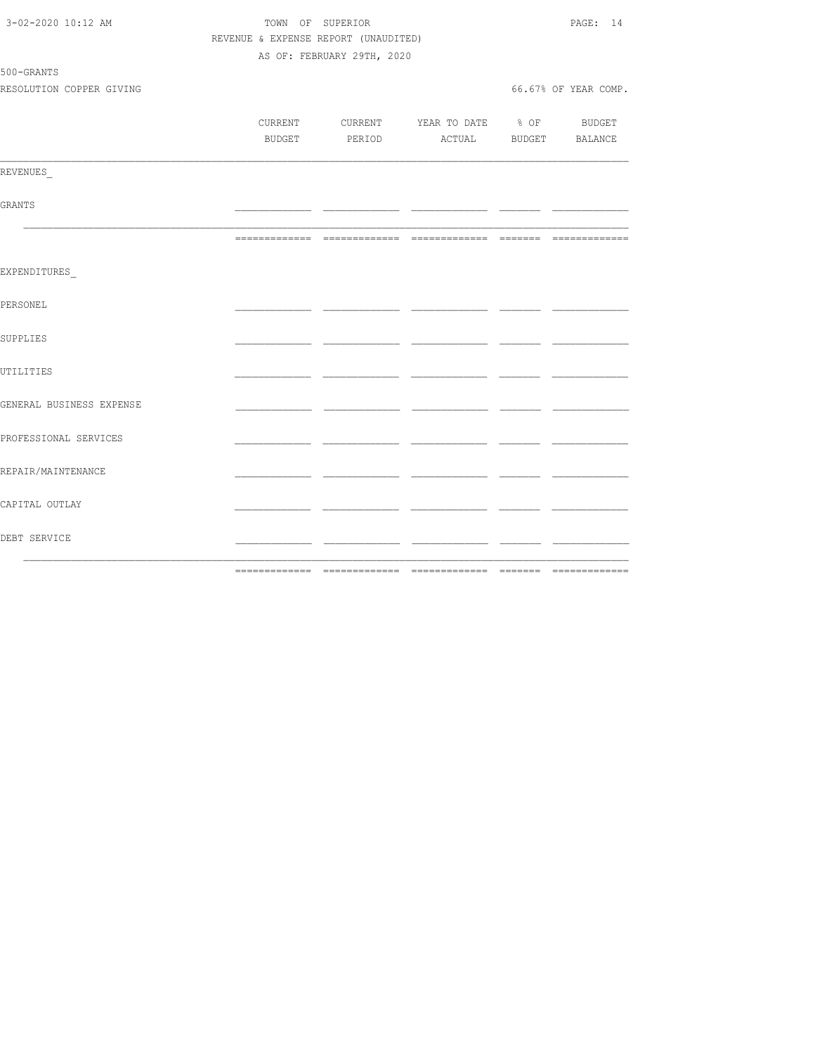REVENUE & EXPENSE REPORT (UNAUDITED)

AS OF: FEBRUARY 29TH, 2020

500-GRANTS

RESOLUTION COPPER GIVING

66.67% OF YEAR COMP.

| | CURRENT BUDGET | CURRENT PERIOD | YEAR TO DATE ACTUAL | % OF BUDGET | BUDGET BALANCE |
|---|---|---|---|---|---|
| REVENUES_ | | | | | |
| GRANTS | | | | | |
| | | | | | |
| EXPENDITURES_ | | | | | |
| PERSONEL | | | | | |
| SUPPLIES | | | | | |
| UTILITIES | | | | | |
| GENERAL BUSINESS EXPENSE | | | | | |
| PROFESSIONAL SERVICES | | | | | |
| REPAIR/MAINTENANCE | | | | | |
| CAPITAL OUTLAY | | | | | |
| DEBT SERVICE | | | | | |
| | | | | | |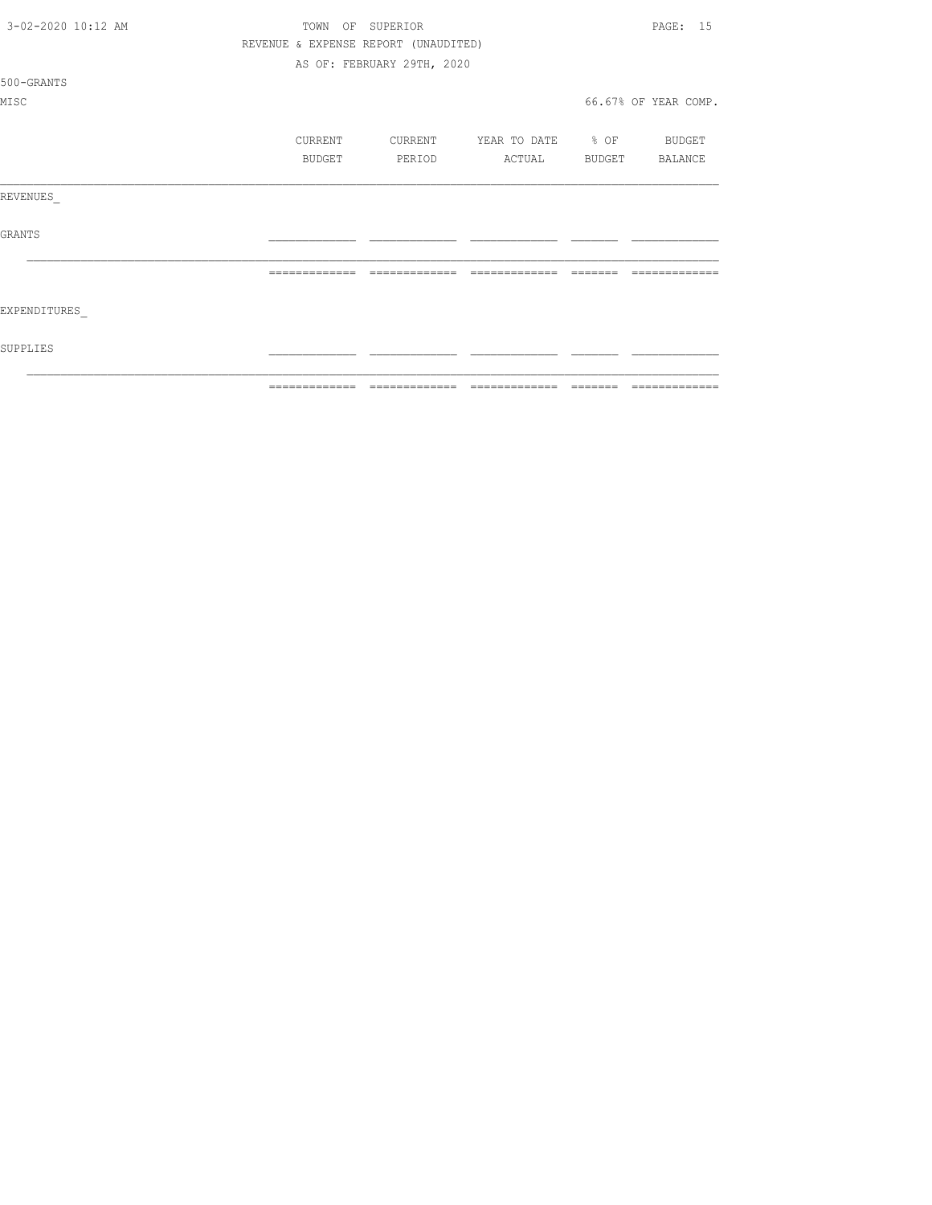TOWN OF SUPERIOR
REVENUE & EXPENSE REPORT (UNAUDITED)
AS OF: FEBRUARY 29TH, 2020

500-GRANTS
MISC

66.67% OF YEAR COMP.

| | CURRENT BUDGET | CURRENT PERIOD | YEAR TO DATE ACTUAL | % OF BUDGET | BUDGET BALANCE |
|---|---|---|---|---|---|
| REVENUES_ | | | | | |
| GRANTS | | | | | |
| | | | | | |
| EXPENDITURES_ | | | | | |
| SUPPLIES | | | | | |
| | | | | | |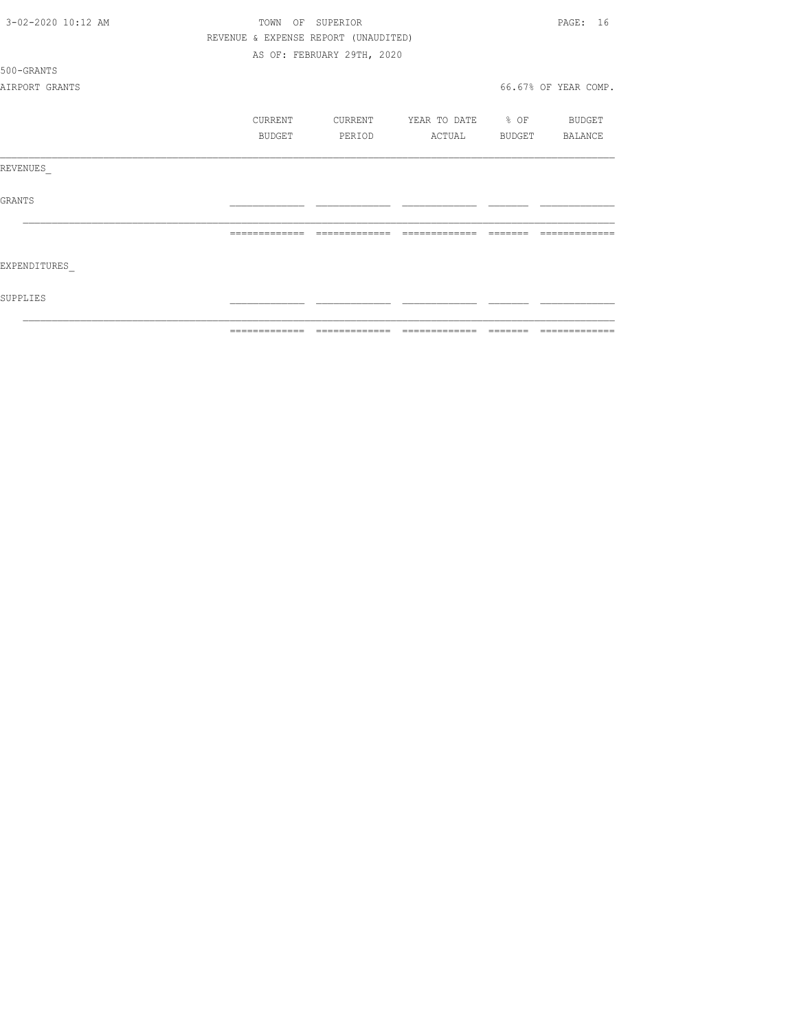TOWN OF SUPERIOR

REVENUE & EXPENSE REPORT (UNAUDITED)

AS OF: FEBRUARY 29TH, 2020

500-GRANTS

AIRPORT GRANTS

66.67% OF YEAR COMP.

| | CURRENT BUDGET | CURRENT PERIOD | YEAR TO DATE ACTUAL | % OF BUDGET | BUDGET BALANCE |
|---|---|---|---|---|---|
| REVENUES_ | | | | | |
| GRANTS | | | | | |
| | | | | | |
| EXPENDITURES_ | | | | | |
| SUPPLIES | | | | | |
| | | | | | |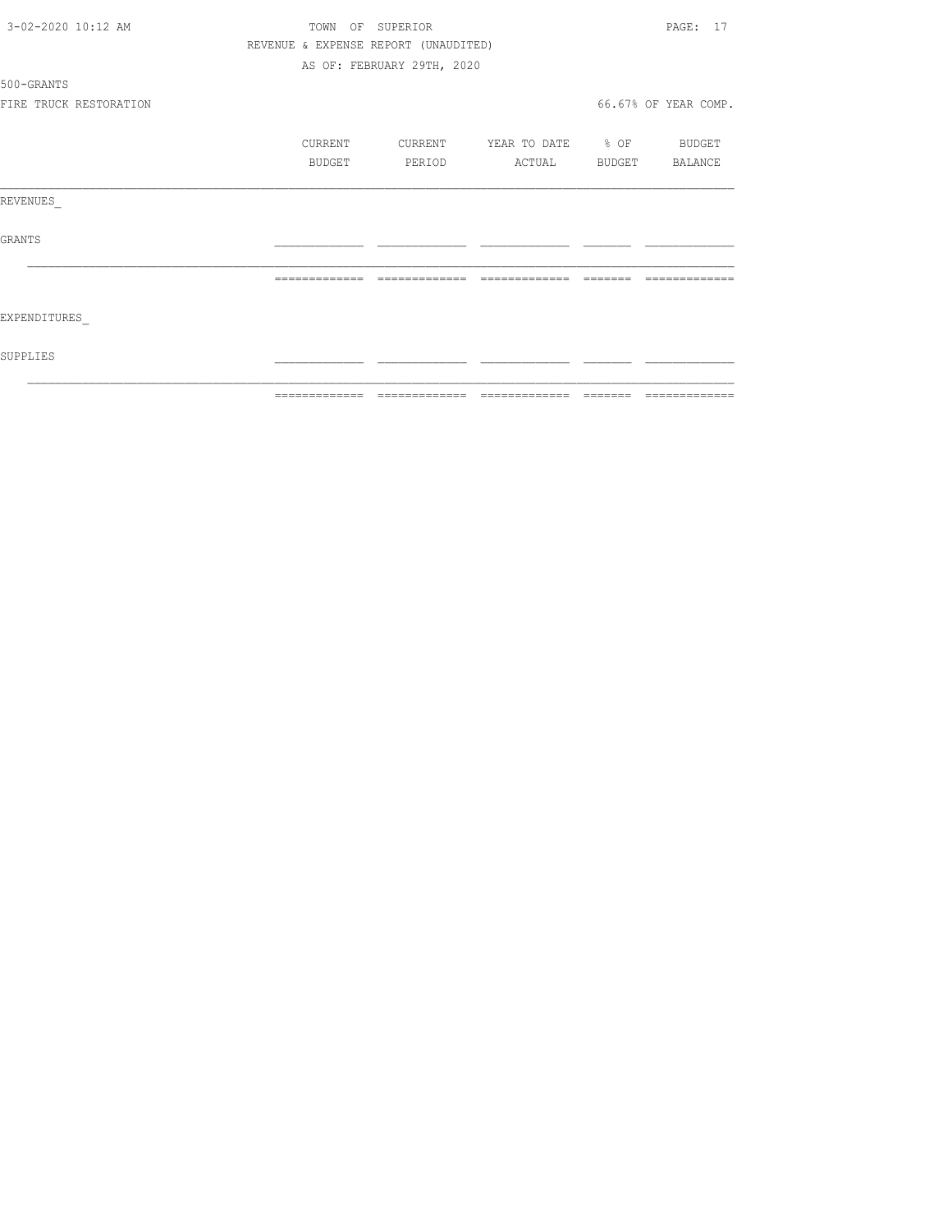TOWN OF SUPERIOR

REVENUE & EXPENSE REPORT (UNAUDITED)

AS OF: FEBRUARY 29TH, 2020

500-GRANTS

FIRE TRUCK RESTORATION

66.67% OF YEAR COMP.

| | CURRENT BUDGET | CURRENT PERIOD | YEAR TO DATE ACTUAL | % OF BUDGET | BUDGET BALANCE |
|---|---|---|---|---|---|
| REVENUES_ | | | | | |
| GRANTS | | | | | |
| EXPENDITURES_ | | | | | |
| SUPPLIES | | | | | |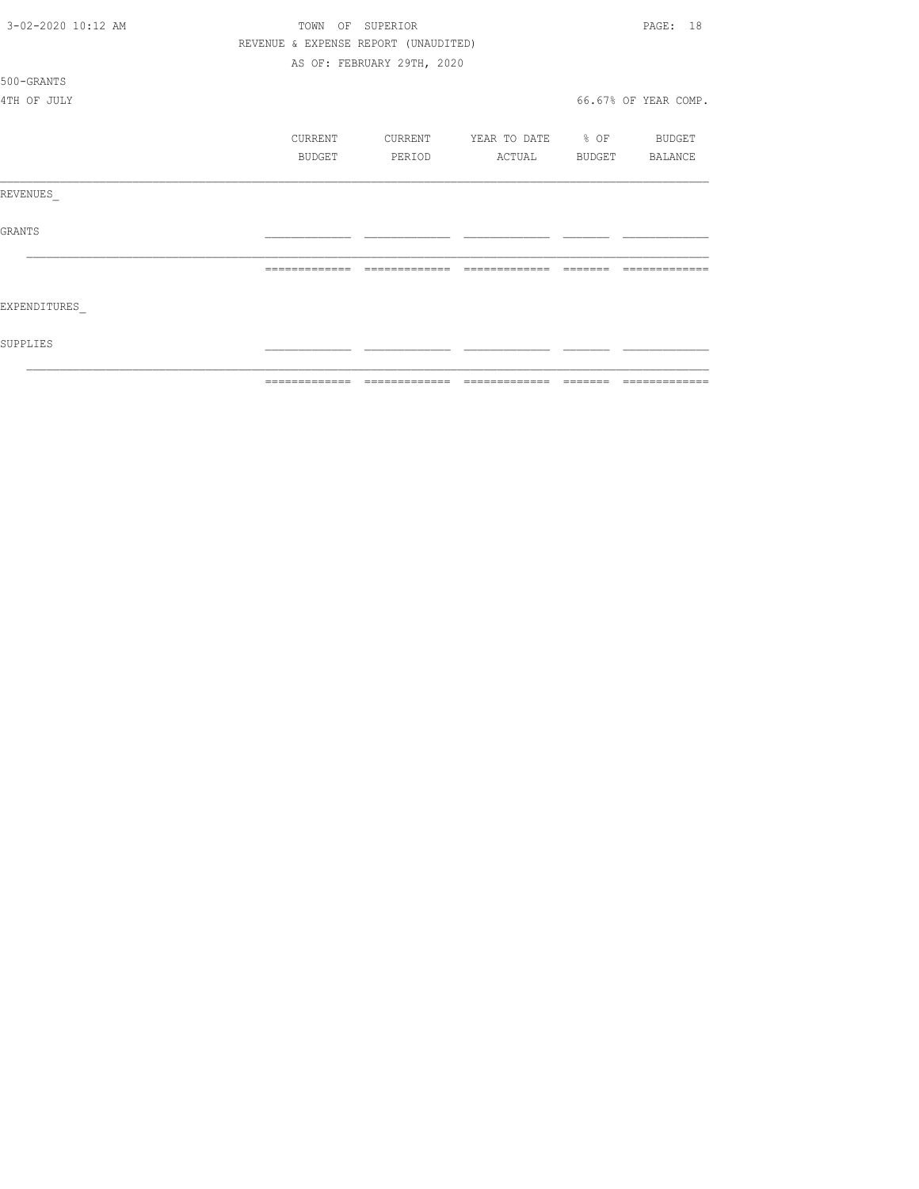TOWN OF SUPERIOR

REVENUE & EXPENSE REPORT (UNAUDITED)

AS OF: FEBRUARY 29TH, 2020

500-GRANTS

4TH OF JULY

66.67% OF YEAR COMP.

| | CURRENT BUDGET | CURRENT PERIOD | YEAR TO DATE ACTUAL | % OF BUDGET | BUDGET BALANCE |
|---|---|---|---|---|---|
| REVENUES_ | | | | | |
| GRANTS | | | | | |
| | | | | | |
| EXPENDITURES_ | | | | | |
| SUPPLIES | | | | | |
| | | | | | |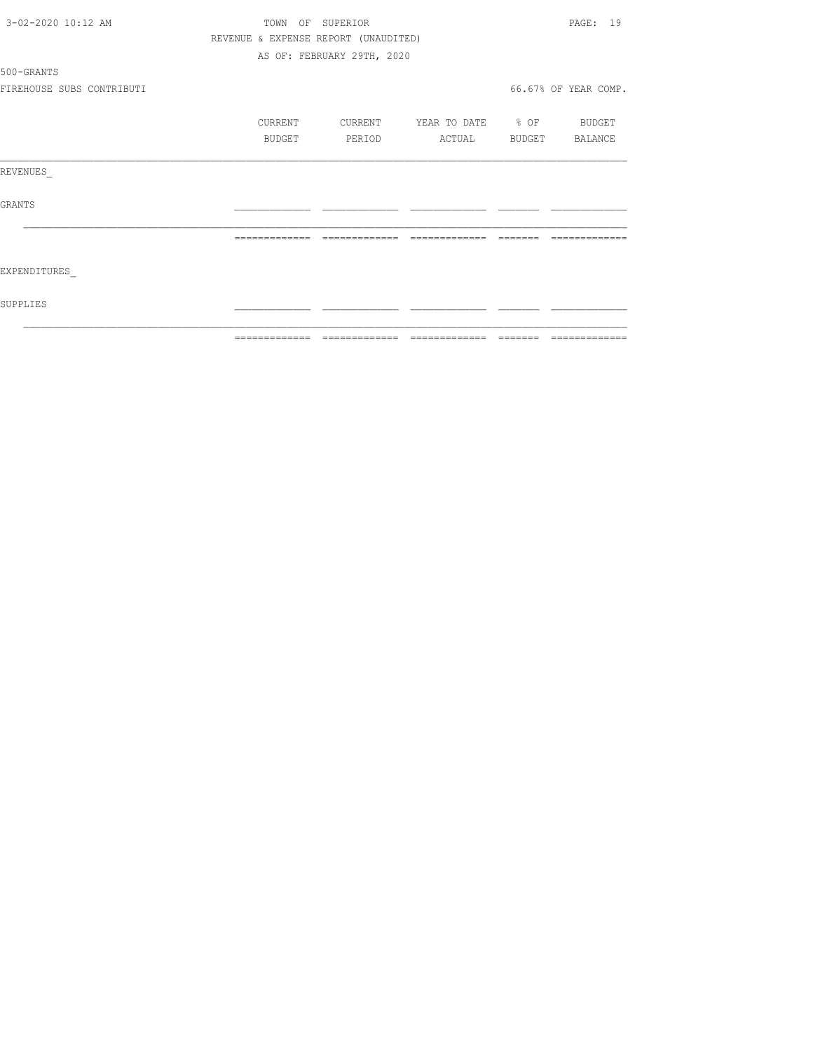TOWN OF SUPERIOR
REVENUE & EXPENSE REPORT (UNAUDITED)
AS OF: FEBRUARY 29TH, 2020

500-GRANTS
FIREHOUSE SUBS CONTRIBUTI

66.67% OF YEAR COMP.

| | CURRENT BUDGET | CURRENT PERIOD | YEAR TO DATE ACTUAL | % OF BUDGET | BUDGET BALANCE |
|---|---|---|---|---|---|
| REVENUES_ | | | | | |
| GRANTS | | | | | |
| | | | | | |
| EXPENDITURES_ | | | | | |
| SUPPLIES | | | | | |
| | | | | | |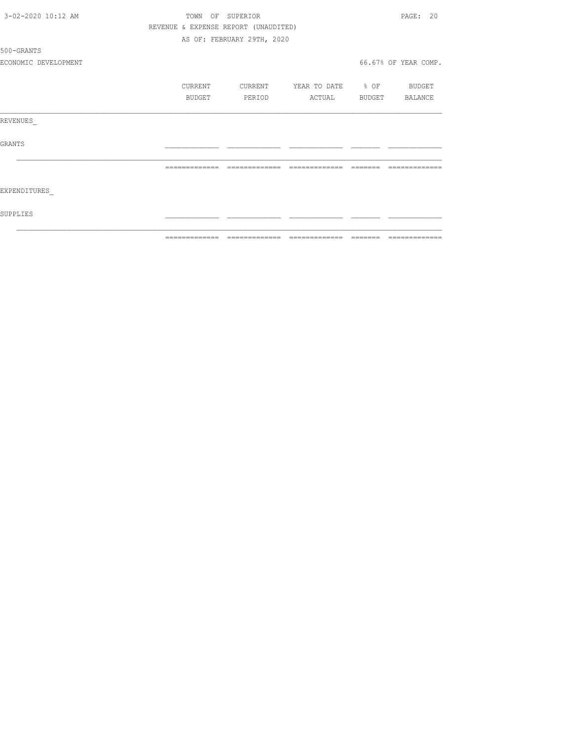TOWN OF SUPERIOR

REVENUE & EXPENSE REPORT (UNAUDITED)

AS OF: FEBRUARY 29TH, 2020

500-GRANTS

ECONOMIC DEVELOPMENT

66.67% OF YEAR COMP.

| | CURRENT BUDGET | CURRENT PERIOD | YEAR TO DATE ACTUAL | % OF BUDGET | BUDGET BALANCE |
|---|---|---|---|---|---|
| REVENUES_ | | | | | |
| GRANTS | | | | | |
| EXPENDITURES_ | | | | | |
| SUPPLIES | | | | | |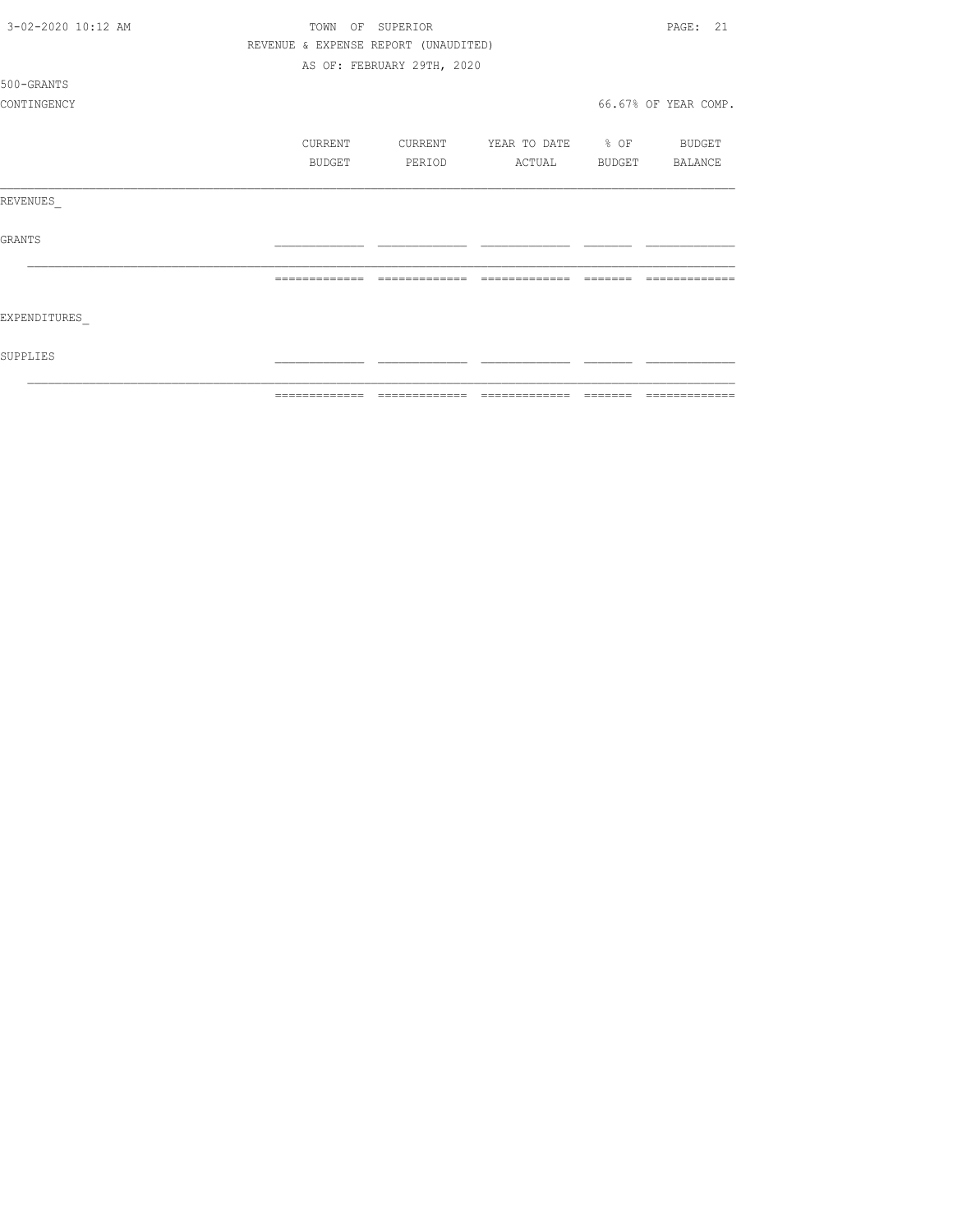TOWN OF SUPERIOR
REVENUE & EXPENSE REPORT (UNAUDITED)
AS OF: FEBRUARY 29TH, 2020

500-GRANTS
CONTINGENCY

66.67% OF YEAR COMP.

| | CURRENT BUDGET | CURRENT PERIOD | YEAR TO DATE ACTUAL | % OF BUDGET | BUDGET BALANCE |
|---|---|---|---|---|---|
| REVENUES_ | | | | | |
| GRANTS | | | | | |
| | | | | | |
| EXPENDITURES_ | | | | | |
| SUPPLIES | | | | | |
| | | | | | |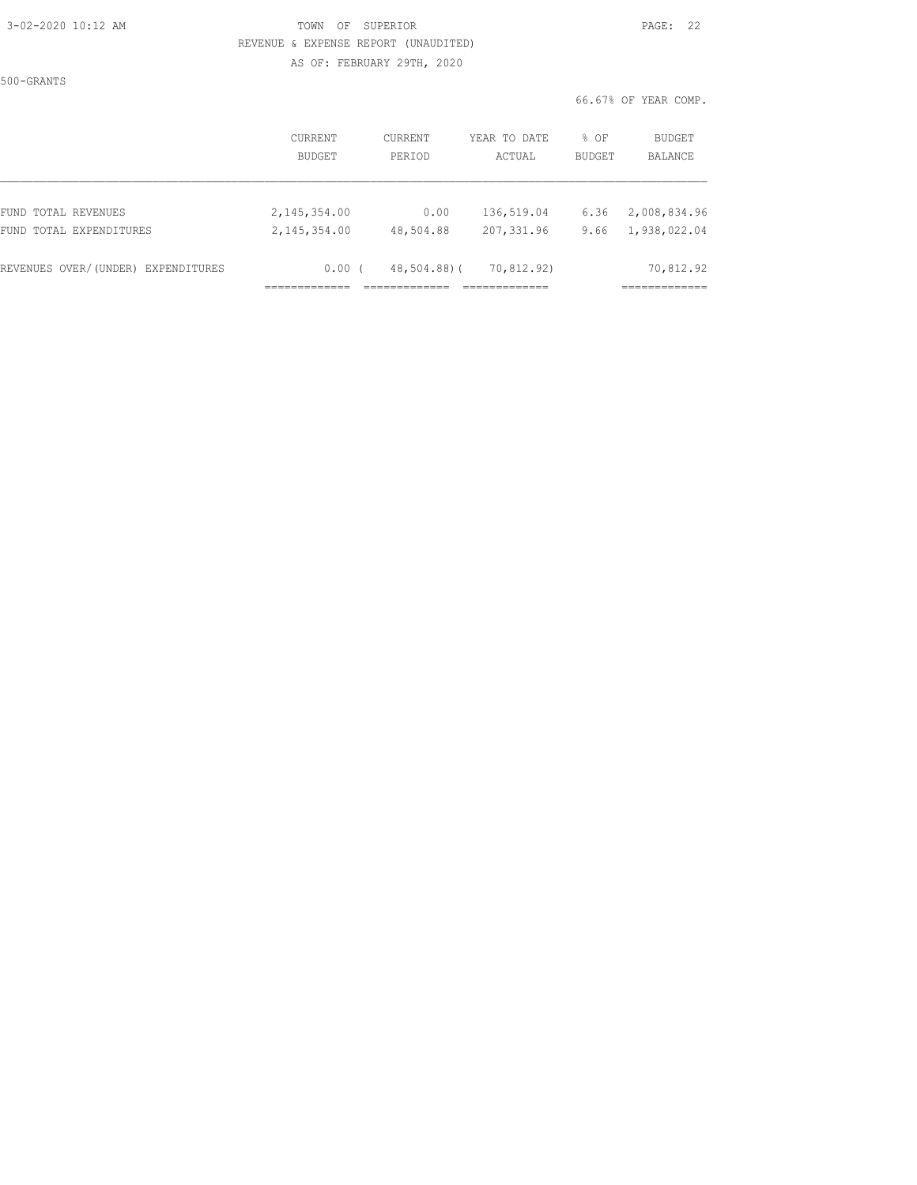TOWN OF SUPERIOR

REVENUE & EXPENSE REPORT (UNAUDITED)

AS OF: FEBRUARY 29TH, 2020

500-GRANTS

66.67% OF YEAR COMP.

| | CURRENT BUDGET | CURRENT PERIOD | YEAR TO DATE ACTUAL | % OF BUDGET | BUDGET BALANCE |
|---|---|---|---|---|---|
| FUND TOTAL REVENUES | 2,145,354.00 | 0.00 | 136,519.04 | 6.36 | 2,008,834.96 |
| FUND TOTAL EXPENDITURES | 2,145,354.00 | 48,504.88 | 207,331.96 | 9.66 | 1,938,022.04 |
| REVENUES OVER/(UNDER) EXPENDITURES | 0.00 | ( 48,504.88) | ( 70,812.92) | | 70,812.92 |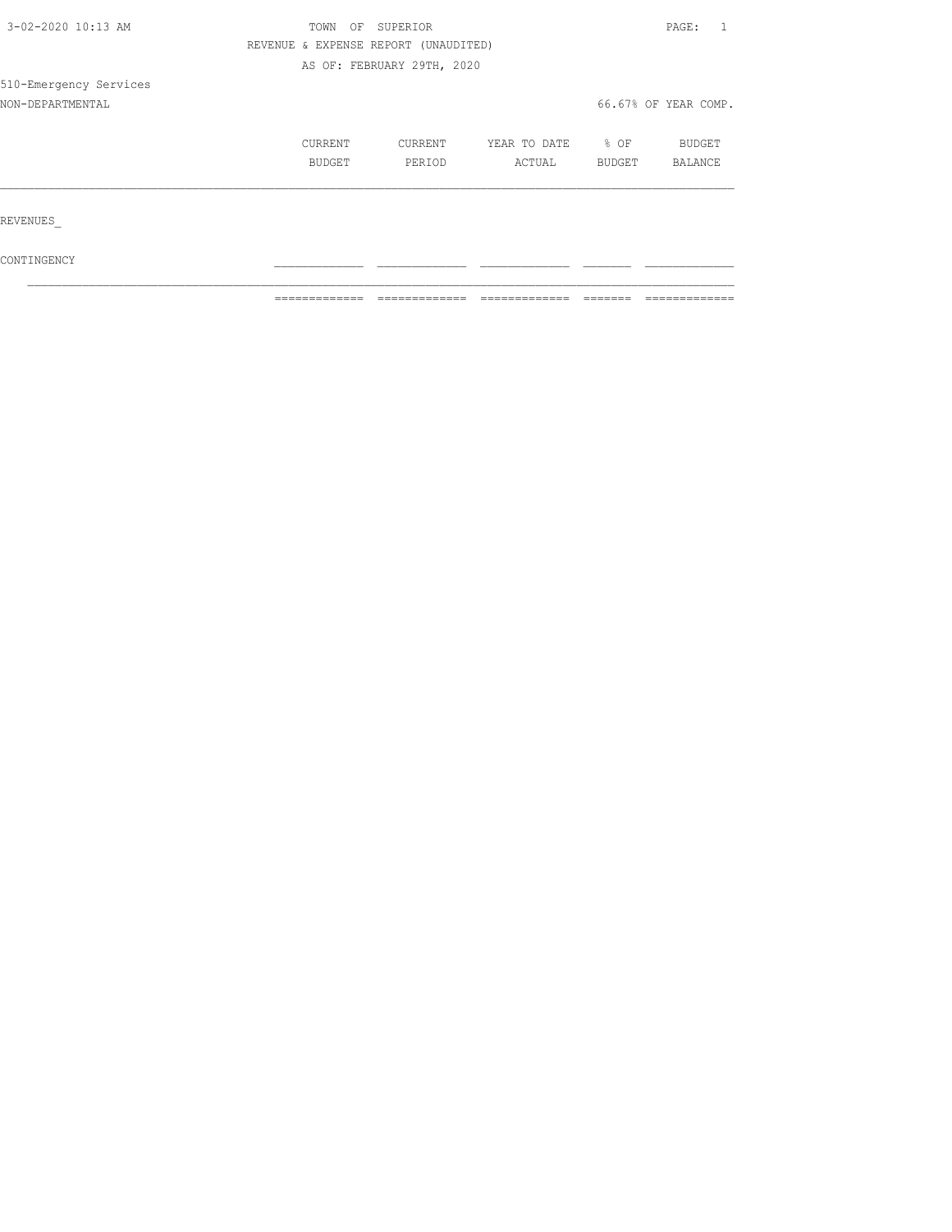TOWN OF SUPERIOR

REVENUE & EXPENSE REPORT (UNAUDITED)

AS OF: FEBRUARY 29TH, 2020

510-Emergency Services

NON-DEPARTMENTAL

66.67% OF YEAR COMP.

| | CURRENT BUDGET | CURRENT PERIOD | YEAR TO DATE ACTUAL | % OF BUDGET | BUDGET BALANCE |
|---|---|---|---|---|---|
| REVENUES_ | | | | | |
| CONTINGENCY | | | | | |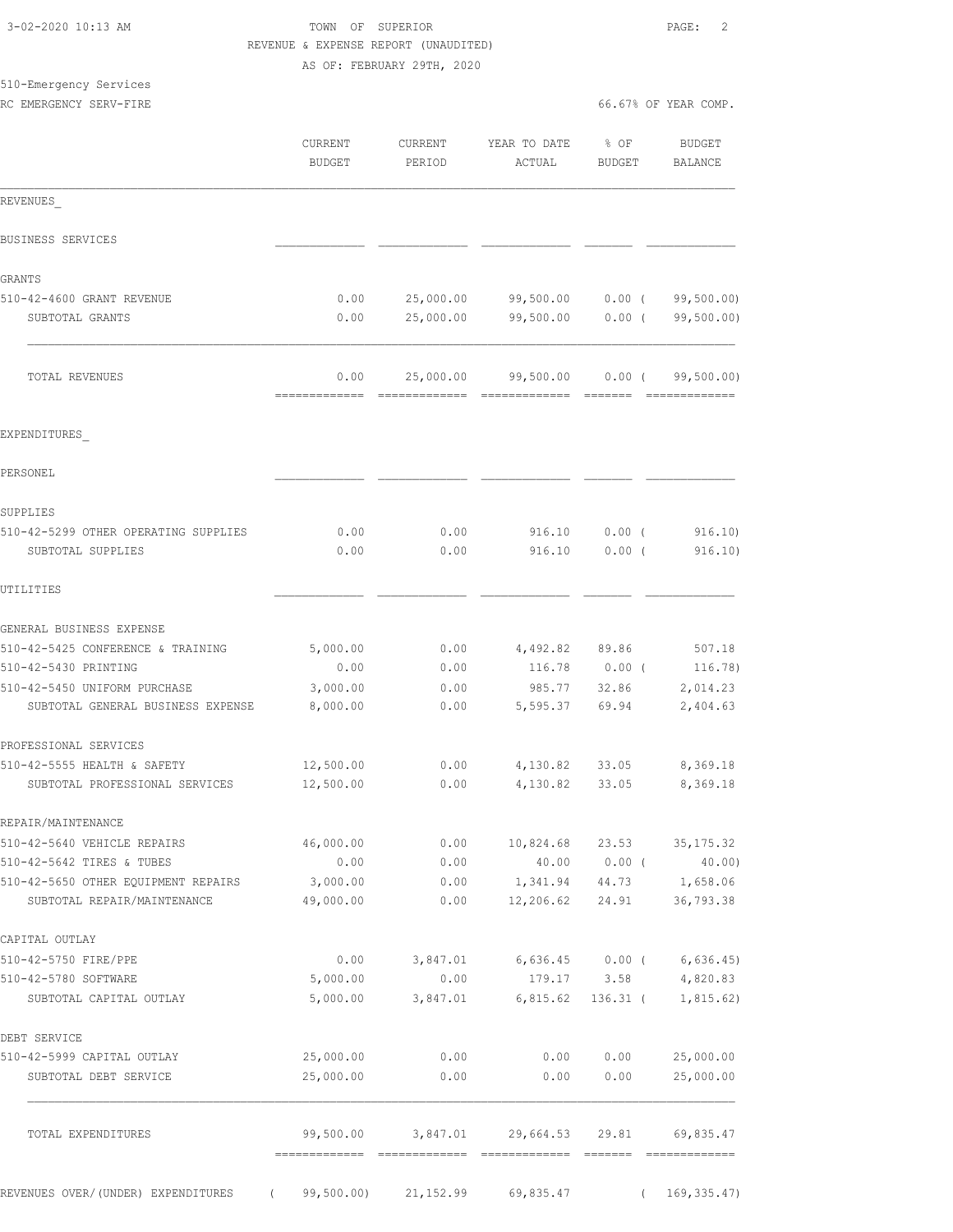TOWN OF SUPERIOR

REVENUE & EXPENSE REPORT (UNAUDITED)

AS OF: FEBRUARY 29TH, 2020

3-02-2020 10:13 AM

510-Emergency Services

RC EMERGENCY SERV-FIRE

66.67% OF YEAR COMP.

| | CURRENT BUDGET | CURRENT PERIOD | YEAR TO DATE ACTUAL | % OF BUDGET | BUDGET BALANCE |
|---|---|---|---|---|---|
| **REVENUES** | | | | | |
| BUSINESS SERVICES | | | | | |
| GRANTS | | | | | |
| 510-42-4600 GRANT REVENUE | 0.00 | 25,000.00 | 99,500.00 | 0.00 ( | 99,500.00) |
| SUBTOTAL GRANTS | 0.00 | 25,000.00 | 99,500.00 | 0.00 ( | 99,500.00) |
| TOTAL REVENUES | 0.00 | 25,000.00 | 99,500.00 | 0.00 ( | 99,500.00) |
| **EXPENDITURES** | | | | | |
| PERSONEL | | | | | |
| SUPPLIES | | | | | |
| 510-42-5299 OTHER OPERATING SUPPLIES | 0.00 | 0.00 | 916.10 | 0.00 ( | 916.10) |
| SUBTOTAL SUPPLIES | 0.00 | 0.00 | 916.10 | 0.00 ( | 916.10) |
| UTILITIES | | | | | |
| GENERAL BUSINESS EXPENSE | | | | | |
| 510-42-5425 CONFERENCE & TRAINING | 5,000.00 | 0.00 | 4,492.82 | 89.86 | 507.18 |
| 510-42-5430 PRINTING | 0.00 | 0.00 | 116.78 | 0.00 ( | 116.78) |
| 510-42-5450 UNIFORM PURCHASE | 3,000.00 | 0.00 | 985.77 | 32.86 | 2,014.23 |
| SUBTOTAL GENERAL BUSINESS EXPENSE | 8,000.00 | 0.00 | 5,595.37 | 69.94 | 2,404.63 |
| PROFESSIONAL SERVICES | | | | | |
| 510-42-5555 HEALTH & SAFETY | 12,500.00 | 0.00 | 4,130.82 | 33.05 | 8,369.18 |
| SUBTOTAL PROFESSIONAL SERVICES | 12,500.00 | 0.00 | 4,130.82 | 33.05 | 8,369.18 |
| REPAIR/MAINTENANCE | | | | | |
| 510-42-5640 VEHICLE REPAIRS | 46,000.00 | 0.00 | 10,824.68 | 23.53 | 35,175.32 |
| 510-42-5642 TIRES & TUBES | 0.00 | 0.00 | 40.00 | 0.00 ( | 40.00) |
| 510-42-5650 OTHER EQUIPMENT REPAIRS | 3,000.00 | 0.00 | 1,341.94 | 44.73 | 1,658.06 |
| SUBTOTAL REPAIR/MAINTENANCE | 49,000.00 | 0.00 | 12,206.62 | 24.91 | 36,793.38 |
| CAPITAL OUTLAY | | | | | |
| 510-42-5750 FIRE/PPE | 0.00 | 3,847.01 | 6,636.45 | 0.00 ( | 6,636.45) |
| 510-42-5780 SOFTWARE | 5,000.00 | 0.00 | 179.17 | 3.58 | 4,820.83 |
| SUBTOTAL CAPITAL OUTLAY | 5,000.00 | 3,847.01 | 6,815.62 | 136.31 ( | 1,815.62) |
| DEBT SERVICE | | | | | |
| 510-42-5999 CAPITAL OUTLAY | 25,000.00 | 0.00 | 0.00 | 0.00 | 25,000.00 |
| SUBTOTAL DEBT SERVICE | 25,000.00 | 0.00 | 0.00 | 0.00 | 25,000.00 |
| TOTAL EXPENDITURES | 99,500.00 | 3,847.01 | 29,664.53 | 29.81 | 69,835.47 |
| REVENUES OVER/(UNDER) EXPENDITURES | ( 99,500.00) | 21,152.99 | 69,835.47 | | ( 169,335.47) |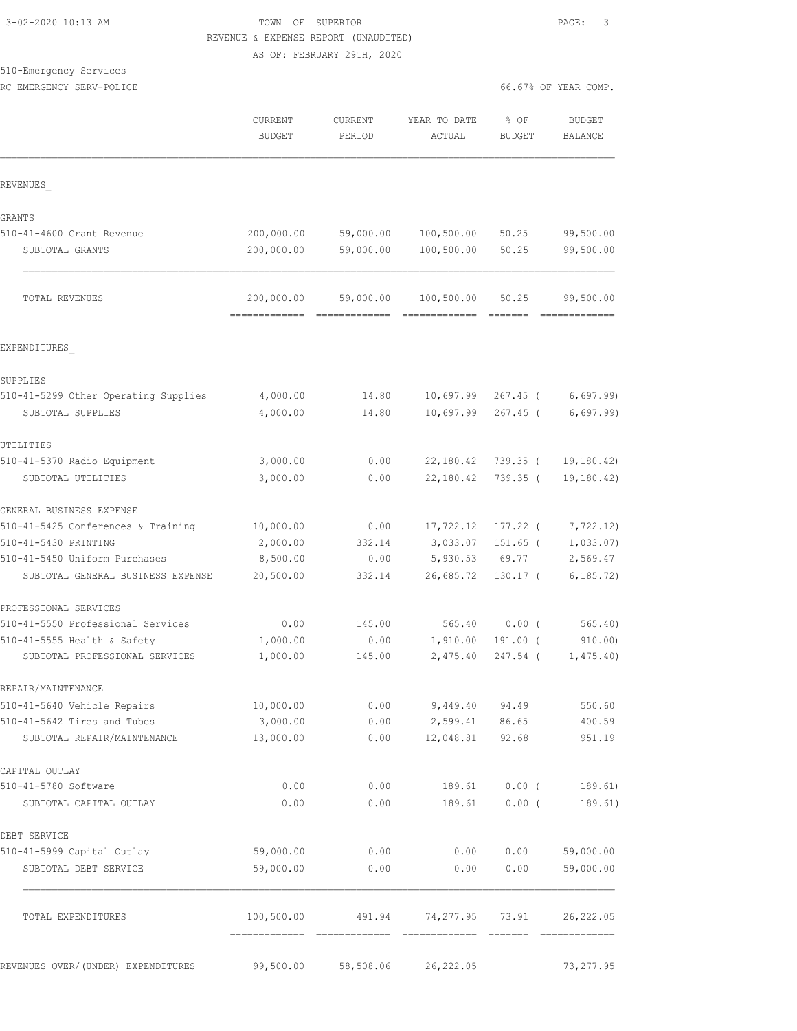3-02-2020 10:13 AM TOWN OF SUPERIOR PAGE: 3

REVENUE & EXPENSE REPORT (UNAUDITED)

AS OF: FEBRUARY 29TH, 2020

510-Emergency Services

RC EMERGENCY SERV-POLICE 66.67% OF YEAR COMP.

| | CURRENT BUDGET | CURRENT PERIOD | YEAR TO DATE ACTUAL | % OF BUDGET | BUDGET BALANCE |
|---|---|---|---|---|---|
| **REVENUES** | | | | | |
| GRANTS | | | | | |
| 510-41-4600 Grant Revenue | 200,000.00 | 59,000.00 | 100,500.00 | 50.25 | 99,500.00 |
| SUBTOTAL GRANTS | 200,000.00 | 59,000.00 | 100,500.00 | 50.25 | 99,500.00 |
| TOTAL REVENUES | 200,000.00 | 59,000.00 | 100,500.00 | 50.25 | 99,500.00 |
| **EXPENDITURES** | | | | | |
| SUPPLIES | | | | | |
| 510-41-5299 Other Operating Supplies | 4,000.00 | 14.80 | 10,697.99 | 267.45 ( | 6,697.99) |
| SUBTOTAL SUPPLIES | 4,000.00 | 14.80 | 10,697.99 | 267.45 ( | 6,697.99) |
| UTILITIES | | | | | |
| 510-41-5370 Radio Equipment | 3,000.00 | 0.00 | 22,180.42 | 739.35 ( | 19,180.42) |
| SUBTOTAL UTILITIES | 3,000.00 | 0.00 | 22,180.42 | 739.35 ( | 19,180.42) |
| GENERAL BUSINESS EXPENSE | | | | | |
| 510-41-5425 Conferences & Training | 10,000.00 | 0.00 | 17,722.12 | 177.22 ( | 7,722.12) |
| 510-41-5430 PRINTING | 2,000.00 | 332.14 | 3,033.07 | 151.65 ( | 1,033.07) |
| 510-41-5450 Uniform Purchases | 8,500.00 | 0.00 | 5,930.53 | 69.77 | 2,569.47 |
| SUBTOTAL GENERAL BUSINESS EXPENSE | 20,500.00 | 332.14 | 26,685.72 | 130.17 ( | 6,185.72) |
| PROFESSIONAL SERVICES | | | | | |
| 510-41-5550 Professional Services | 0.00 | 145.00 | 565.40 | 0.00 ( | 565.40) |
| 510-41-5555 Health & Safety | 1,000.00 | 0.00 | 1,910.00 | 191.00 ( | 910.00) |
| SUBTOTAL PROFESSIONAL SERVICES | 1,000.00 | 145.00 | 2,475.40 | 247.54 ( | 1,475.40) |
| REPAIR/MAINTENANCE | | | | | |
| 510-41-5640 Vehicle Repairs | 10,000.00 | 0.00 | 9,449.40 | 94.49 | 550.60 |
| 510-41-5642 Tires and Tubes | 3,000.00 | 0.00 | 2,599.41 | 86.65 | 400.59 |
| SUBTOTAL REPAIR/MAINTENANCE | 13,000.00 | 0.00 | 12,048.81 | 92.68 | 951.19 |
| CAPITAL OUTLAY | | | | | |
| 510-41-5780 Software | 0.00 | 0.00 | 189.61 | 0.00 ( | 189.61) |
| SUBTOTAL CAPITAL OUTLAY | 0.00 | 0.00 | 189.61 | 0.00 ( | 189.61) |
| DEBT SERVICE | | | | | |
| 510-41-5999 Capital Outlay | 59,000.00 | 0.00 | 0.00 | 0.00 | 59,000.00 |
| SUBTOTAL DEBT SERVICE | 59,000.00 | 0.00 | 0.00 | 0.00 | 59,000.00 |
| TOTAL EXPENDITURES | 100,500.00 | 491.94 | 74,277.95 | 73.91 | 26,222.05 |
| REVENUES OVER/(UNDER) EXPENDITURES | 99,500.00 | 58,508.06 | 26,222.05 | | 73,277.95 |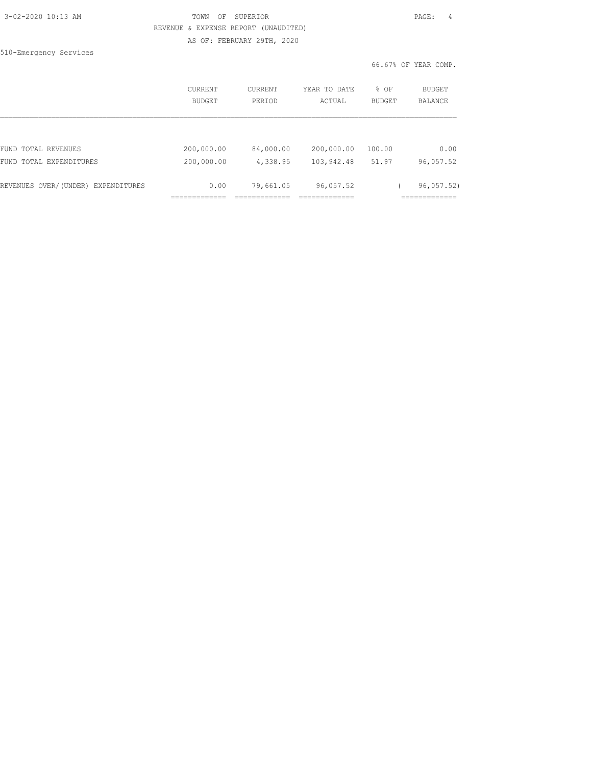TOWN OF SUPERIOR

REVENUE & EXPENSE REPORT (UNAUDITED)

AS OF: FEBRUARY 29TH, 2020

510-Emergency Services

66.67% OF YEAR COMP.

| | CURRENT BUDGET | CURRENT PERIOD | YEAR TO DATE ACTUAL | % OF BUDGET | BUDGET BALANCE |
|---|---|---|---|---|---|
| FUND TOTAL REVENUES | 200,000.00 | 84,000.00 | 200,000.00 | 100.00 | 0.00 |
| FUND TOTAL EXPENDITURES | 200,000.00 | 4,338.95 | 103,942.48 | 51.97 | 96,057.52 |
| REVENUES OVER/(UNDER) EXPENDITURES | 0.00 | 79,661.05 | 96,057.52 | | ( 96,057.52) |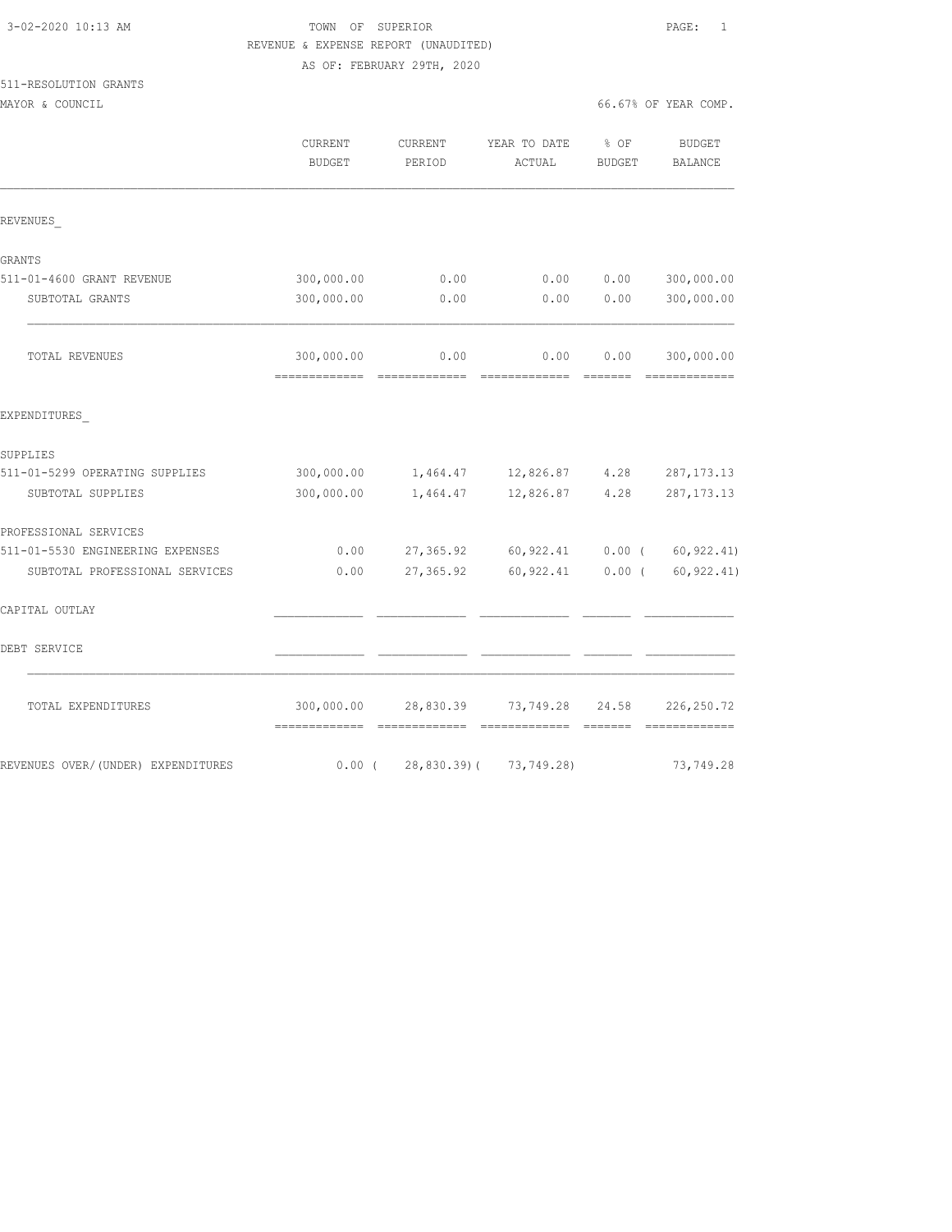3-02-2020 10:13 AM

TOWN OF SUPERIOR

REVENUE & EXPENSE REPORT (UNAUDITED)

AS OF: FEBRUARY 29TH, 2020

511-RESOLUTION GRANTS

MAYOR & COUNCIL — 66.67% OF YEAR COMP.

| | CURRENT BUDGET | CURRENT PERIOD | YEAR TO DATE ACTUAL | % OF BUDGET | BUDGET BALANCE |
|---|---|---|---|---|---|
| **REVENUES_** | | | | | |
| GRANTS | | | | | |
| 511-01-4600 GRANT REVENUE | 300,000.00 | 0.00 | 0.00 | 0.00 | 300,000.00 |
| SUBTOTAL GRANTS | 300,000.00 | 0.00 | 0.00 | 0.00 | 300,000.00 |
| TOTAL REVENUES | 300,000.00 | 0.00 | 0.00 | 0.00 | 300,000.00 |
| **EXPENDITURES_** | | | | | |
| SUPPLIES | | | | | |
| 511-01-5299 OPERATING SUPPLIES | 300,000.00 | 1,464.47 | 12,826.87 | 4.28 | 287,173.13 |
| SUBTOTAL SUPPLIES | 300,000.00 | 1,464.47 | 12,826.87 | 4.28 | 287,173.13 |
| PROFESSIONAL SERVICES | | | | | |
| 511-01-5530 ENGINEERING EXPENSES | 0.00 | 27,365.92 | 60,922.41 | 0.00 | ( 60,922.41) |
| SUBTOTAL PROFESSIONAL SERVICES | 0.00 | 27,365.92 | 60,922.41 | 0.00 | ( 60,922.41) |
| CAPITAL OUTLAY | | | | | |
| DEBT SERVICE | | | | | |
| TOTAL EXPENDITURES | 300,000.00 | 28,830.39 | 73,749.28 | 24.58 | 226,250.72 |
| REVENUES OVER/(UNDER) EXPENDITURES | 0.00 | ( 28,830.39) | ( 73,749.28) | | 73,749.28 |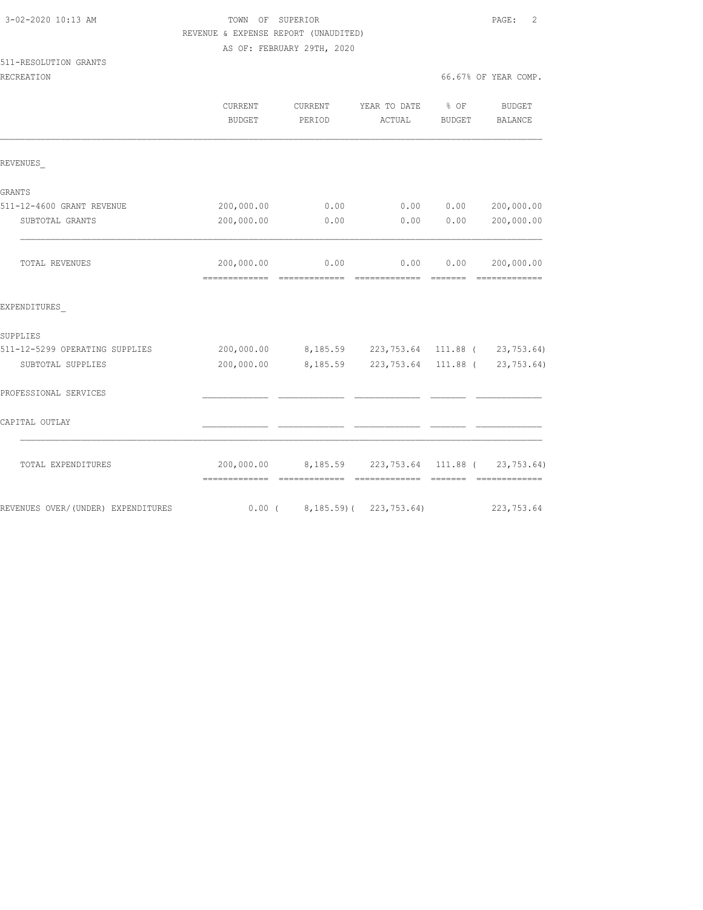TOWN OF SUPERIOR

REVENUE & EXPENSE REPORT (UNAUDITED)

AS OF: FEBRUARY 29TH, 2020

511-RESOLUTION GRANTS

RECREATION — 66.67% OF YEAR COMP.

| | CURRENT BUDGET | CURRENT PERIOD | YEAR TO DATE ACTUAL | % OF BUDGET | BUDGET BALANCE |
|---|---|---|---|---|---|
| **REVENUES_** | | | | | |
| GRANTS | | | | | |
| 511-12-4600 GRANT REVENUE | 200,000.00 | 0.00 | 0.00 | 0.00 | 200,000.00 |
| SUBTOTAL GRANTS | 200,000.00 | 0.00 | 0.00 | 0.00 | 200,000.00 |
| TOTAL REVENUES | 200,000.00 | 0.00 | 0.00 | 0.00 | 200,000.00 |
| **EXPENDITURES_** | | | | | |
| SUPPLIES | | | | | |
| 511-12-5299 OPERATING SUPPLIES | 200,000.00 | 8,185.59 | 223,753.64 | 111.88 | ( 23,753.64) |
| SUBTOTAL SUPPLIES | 200,000.00 | 8,185.59 | 223,753.64 | 111.88 | ( 23,753.64) |
| PROFESSIONAL SERVICES | | | | | |
| CAPITAL OUTLAY | | | | | |
| TOTAL EXPENDITURES | 200,000.00 | 8,185.59 | 223,753.64 | 111.88 | ( 23,753.64) |
| REVENUES OVER/(UNDER) EXPENDITURES | 0.00 | ( 8,185.59) | ( 223,753.64) | | 223,753.64 |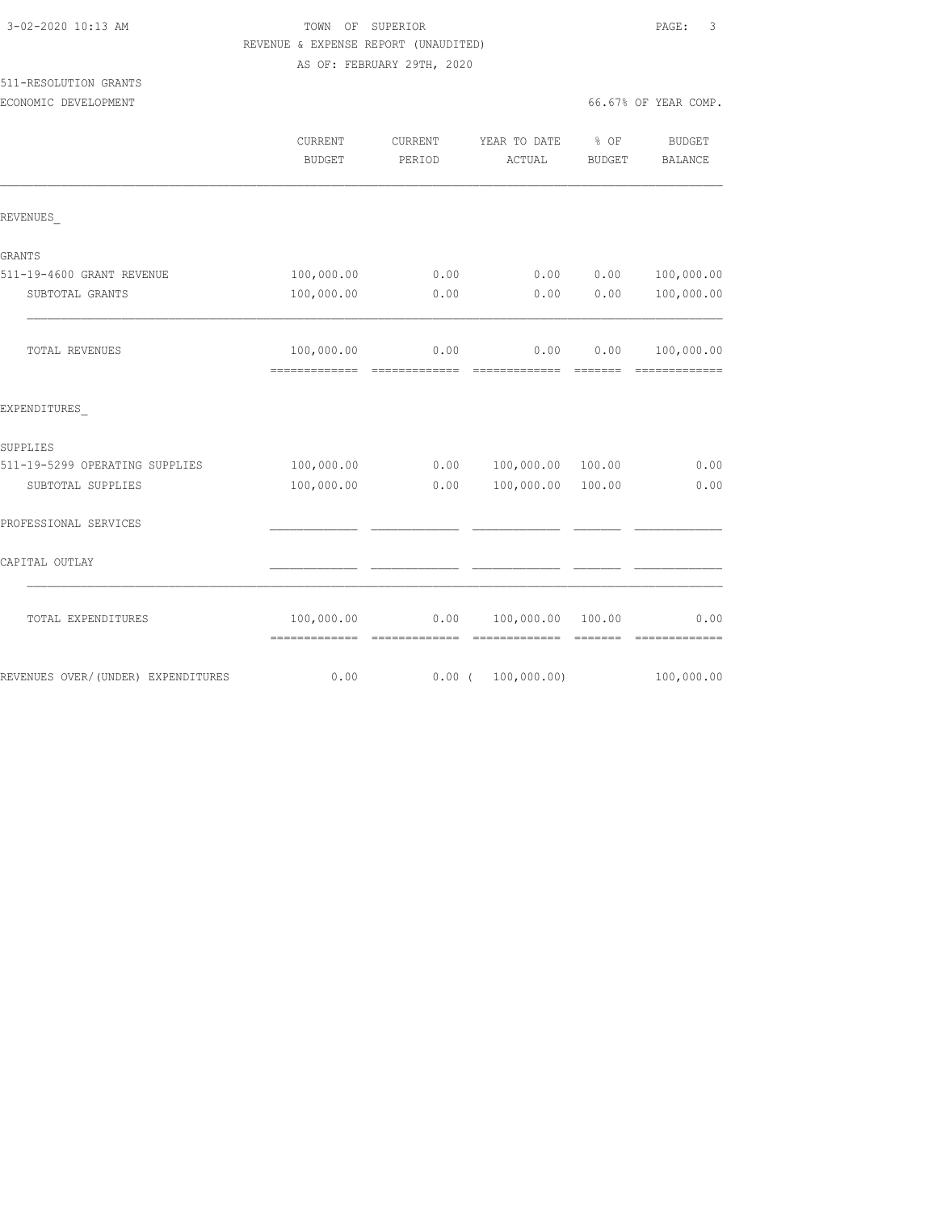TOWN OF SUPERIOR
REVENUE & EXPENSE REPORT (UNAUDITED)
AS OF: FEBRUARY 29TH, 2020

511-RESOLUTION GRANTS
ECONOMIC DEVELOPMENT

66.67% OF YEAR COMP.

| | CURRENT BUDGET | CURRENT PERIOD | YEAR TO DATE ACTUAL | % OF BUDGET | BUDGET BALANCE |
|---|---|---|---|---|---|
| REVENUES_ | | | | | |
| GRANTS | | | | | |
| 511-19-4600 GRANT REVENUE | 100,000.00 | 0.00 | 0.00 | 0.00 | 100,000.00 |
| SUBTOTAL GRANTS | 100,000.00 | 0.00 | 0.00 | 0.00 | 100,000.00 |
| TOTAL REVENUES | 100,000.00 | 0.00 | 0.00 | 0.00 | 100,000.00 |
| EXPENDITURES_ | | | | | |
| SUPPLIES | | | | | |
| 511-19-5299 OPERATING SUPPLIES | 100,000.00 | 0.00 | 100,000.00 | 100.00 | 0.00 |
| SUBTOTAL SUPPLIES | 100,000.00 | 0.00 | 100,000.00 | 100.00 | 0.00 |
| PROFESSIONAL SERVICES | | | | | |
| CAPITAL OUTLAY | | | | | |
| TOTAL EXPENDITURES | 100,000.00 | 0.00 | 100,000.00 | 100.00 | 0.00 |
| REVENUES OVER/(UNDER) EXPENDITURES | 0.00 | 0.00 | ( 100,000.00) | | 100,000.00 |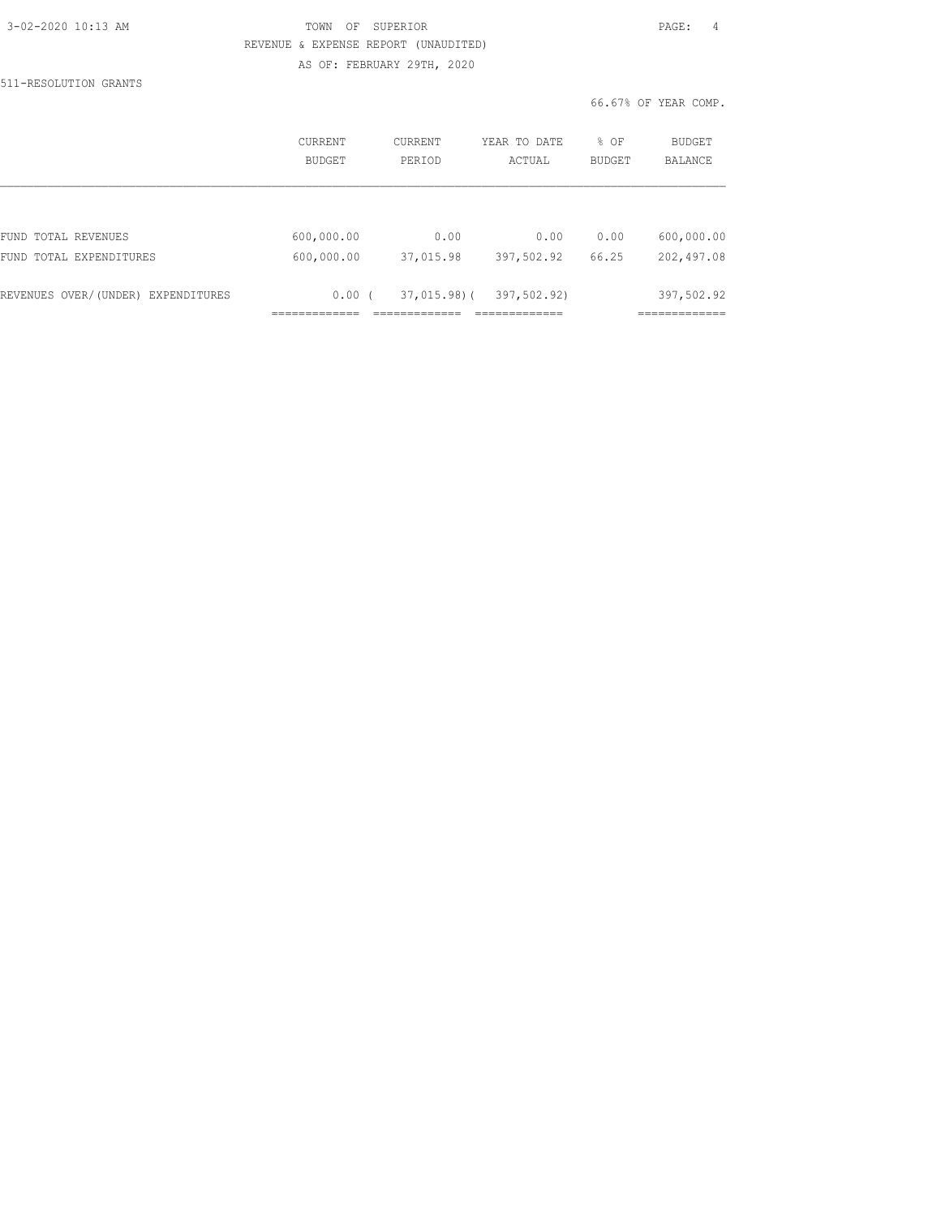TOWN OF SUPERIOR
REVENUE & EXPENSE REPORT (UNAUDITED)
AS OF: FEBRUARY 29TH, 2020

511-RESOLUTION GRANTS

66.67% OF YEAR COMP.

| | CURRENT BUDGET | CURRENT PERIOD | YEAR TO DATE ACTUAL | % OF BUDGET | BUDGET BALANCE |
|---|---|---|---|---|---|
| FUND TOTAL REVENUES | 600,000.00 | 0.00 | 0.00 | 0.00 | 600,000.00 |
| FUND TOTAL EXPENDITURES | 600,000.00 | 37,015.98 | 397,502.92 | 66.25 | 202,497.08 |
| REVENUES OVER/(UNDER) EXPENDITURES | 0.00 | ( 37,015.98) | ( 397,502.92) | | 397,502.92 |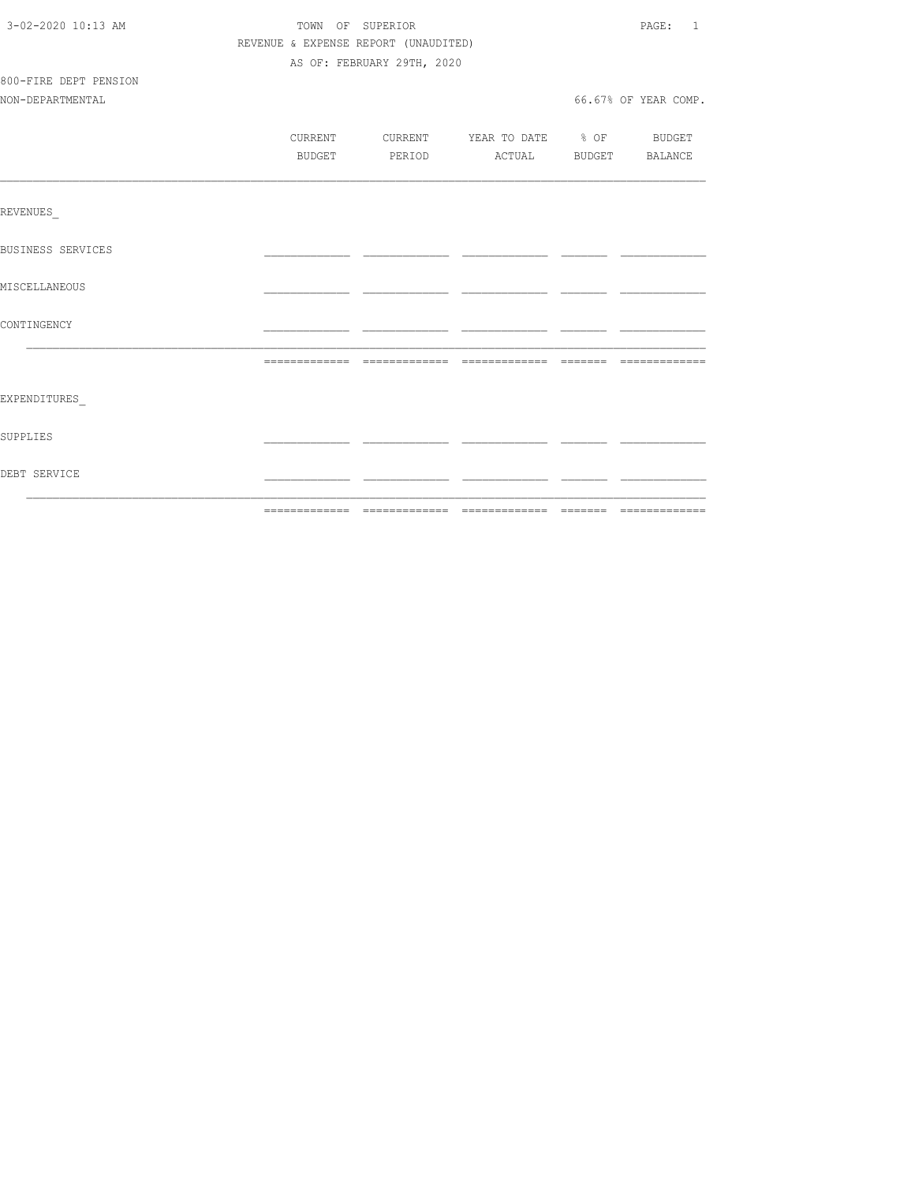TOWN OF SUPERIOR

REVENUE & EXPENSE REPORT (UNAUDITED)

AS OF: FEBRUARY 29TH, 2020

800-FIRE DEPT PENSION

NON-DEPARTMENTAL

66.67% OF YEAR COMP.

| | CURRENT BUDGET | CURRENT PERIOD | YEAR TO DATE ACTUAL | % OF BUDGET | BUDGET BALANCE |
|---|---|---|---|---|---|
| REVENUES_ | | | | | |
| BUSINESS SERVICES | | | | | |
| MISCELLANEOUS | | | | | |
| CONTINGENCY | | | | | |
| | | | | | |
| EXPENDITURES_ | | | | | |
| SUPPLIES | | | | | |
| DEBT SERVICE | | | | | |
| | | | | | |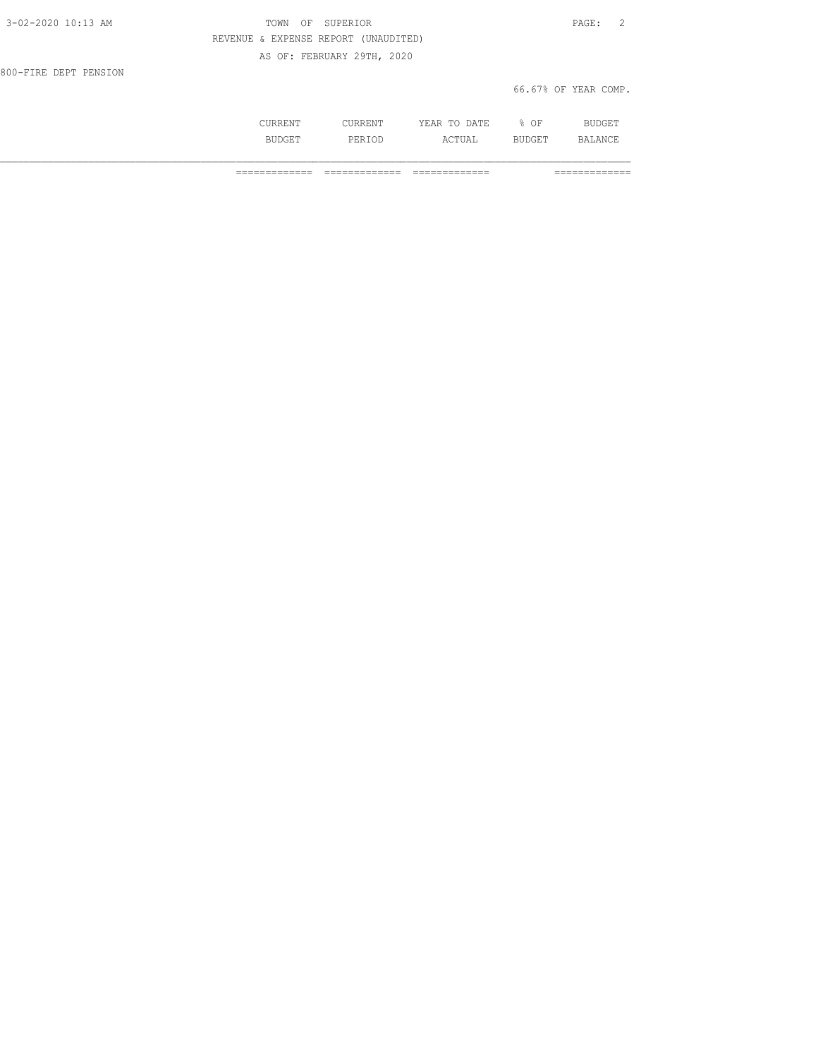REVENUE & EXPENSE REPORT (UNAUDITED)

AS OF: FEBRUARY 29TH, 2020

800-FIRE DEPT PENSION

66.67% OF YEAR COMP.

| | CURRENT BUDGET | CURRENT PERIOD | YEAR TO DATE ACTUAL | % OF BUDGET | BUDGET BALANCE |
|---|---|---|---|---|---|
| | ============= | ============= | ============= | | ============= |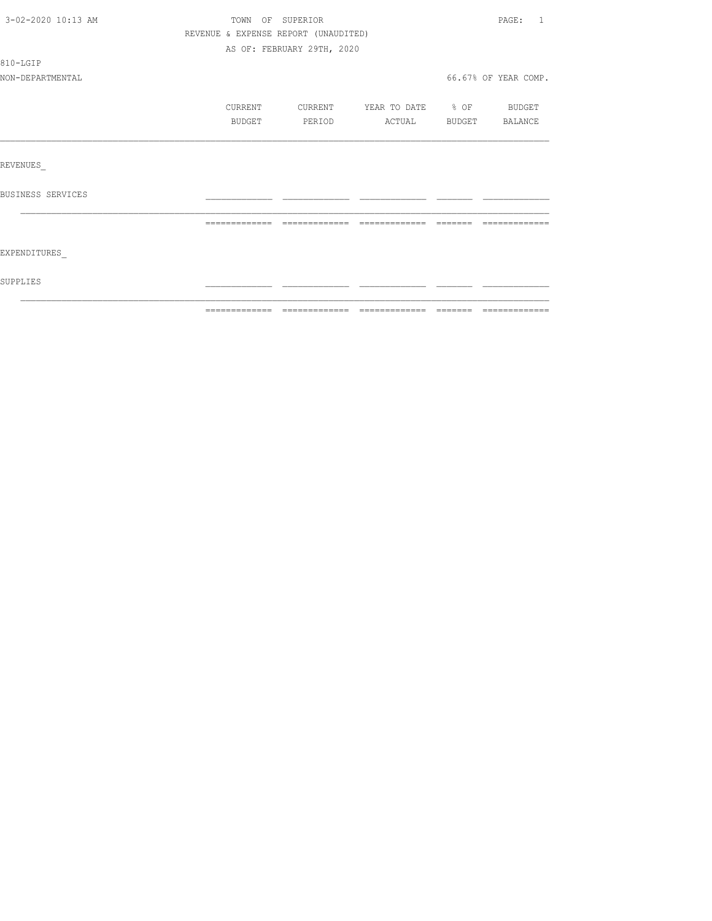TOWN OF SUPERIOR

REVENUE & EXPENSE REPORT (UNAUDITED)

AS OF: FEBRUARY 29TH, 2020

810-LGIP

NON-DEPARTMENTAL

66.67% OF YEAR COMP.

| | CURRENT BUDGET | CURRENT PERIOD | YEAR TO DATE ACTUAL | % OF BUDGET | BUDGET BALANCE |
|---|---|---|---|---|---|
| REVENUES | | | | | |
| BUSINESS SERVICES | | | | | |
| EXPENDITURES | | | | | |
| SUPPLIES | | | | | |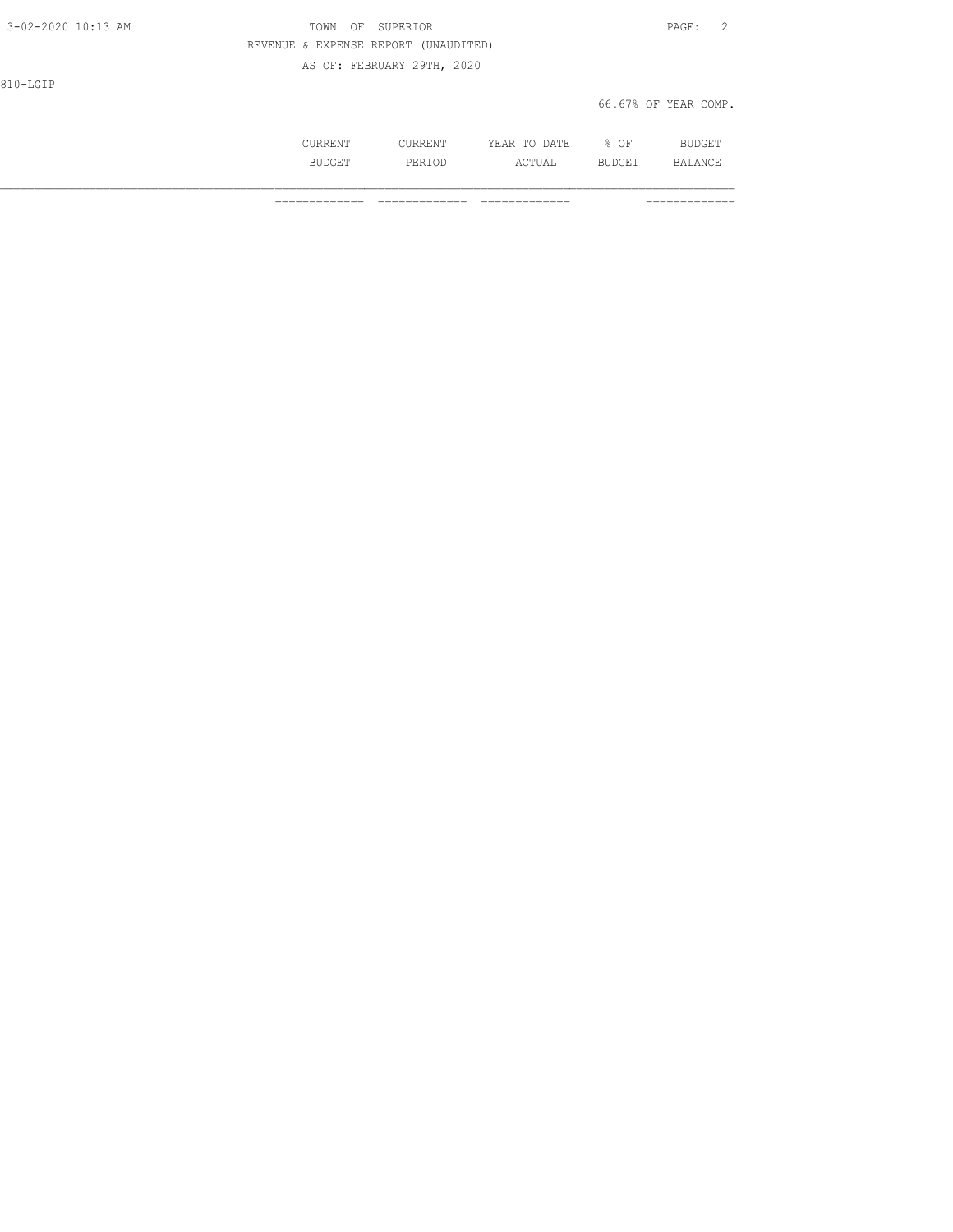TOWN OF SUPERIOR

REVENUE & EXPENSE REPORT (UNAUDITED)

AS OF: FEBRUARY 29TH, 2020

810-LGIP

66.67% OF YEAR COMP.

| | CURRENT BUDGET | CURRENT PERIOD | YEAR TO DATE ACTUAL | % OF BUDGET | BUDGET BALANCE |
|---|---|---|---|---|---|
| | ============= | ============= | ============= | | ============= |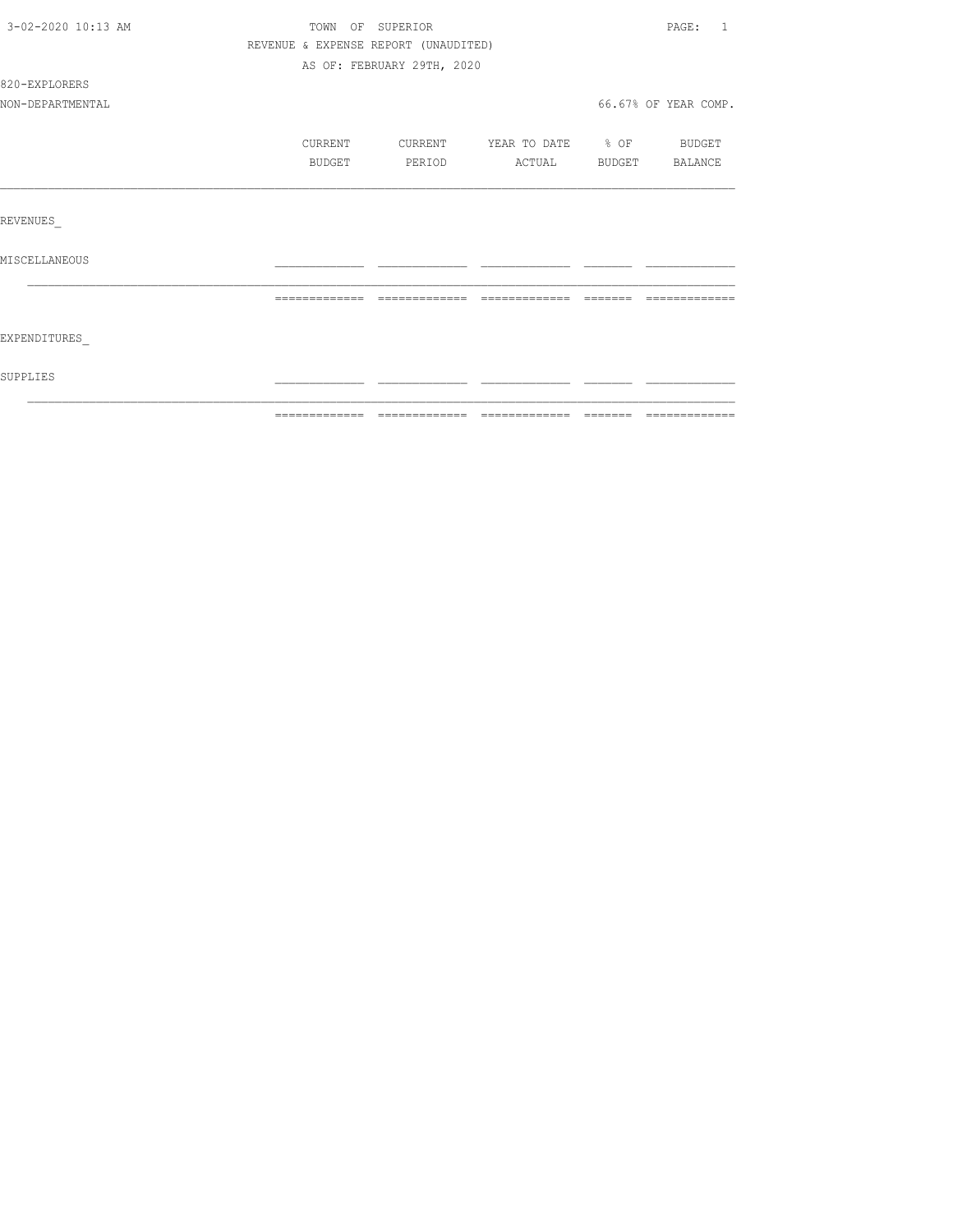TOWN OF SUPERIOR

REVENUE & EXPENSE REPORT (UNAUDITED)

AS OF: FEBRUARY 29TH, 2020

3-02-2020 10:13 AM

820-EXPLORERS

NON-DEPARTMENTAL

66.67% OF YEAR COMP.

| | CURRENT BUDGET | CURRENT PERIOD | YEAR TO DATE ACTUAL | % OF BUDGET | BUDGET BALANCE |
|---|---|---|---|---|---|
| REVENUES_ | | | | | |
| MISCELLANEOUS | | | | | |
| | | | | | |
| EXPENDITURES_ | | | | | |
| SUPPLIES | | | | | |
| | | | | | |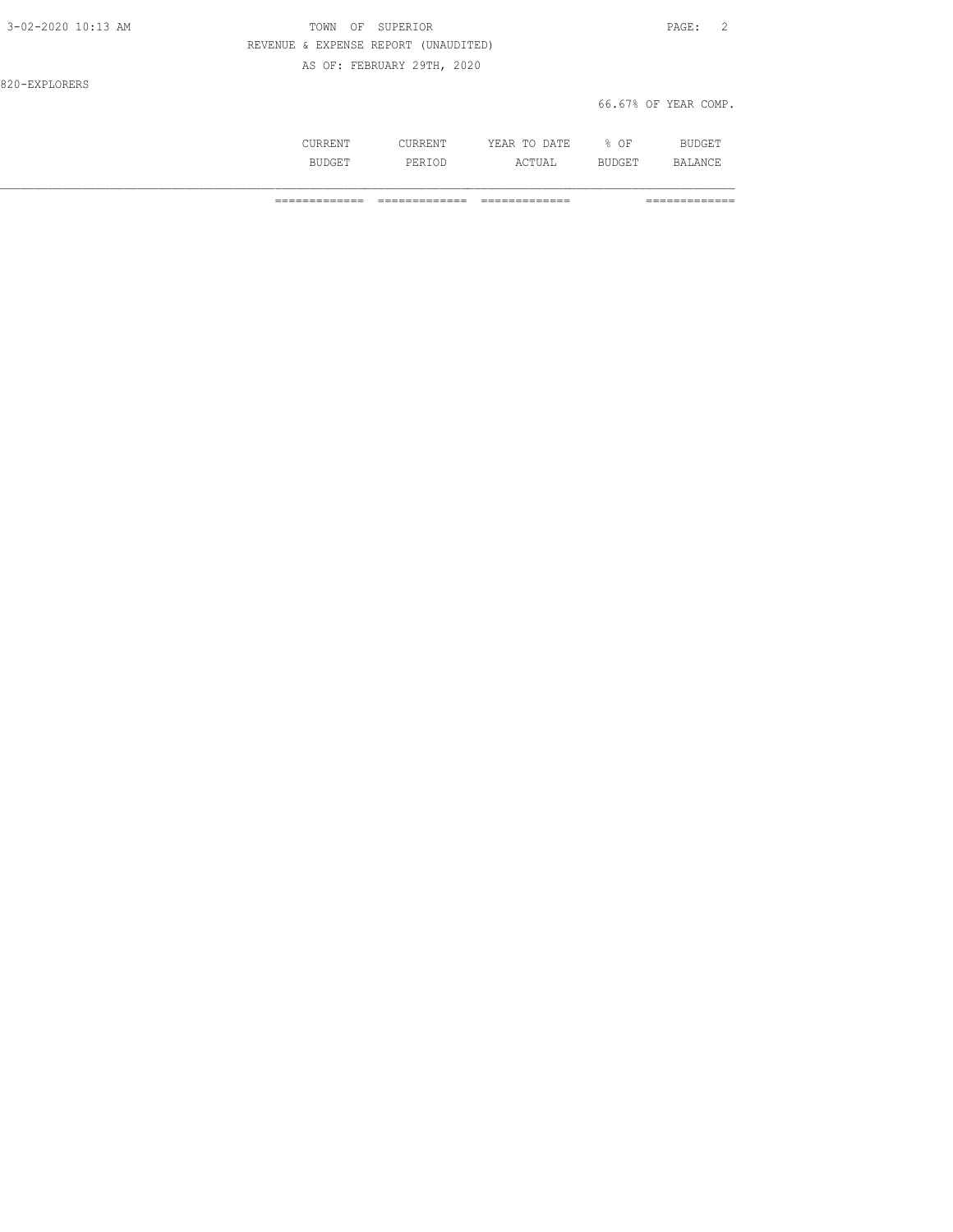REVENUE & EXPENSE REPORT (UNAUDITED)

AS OF: FEBRUARY 29TH, 2020

820-EXPLORERS

66.67% OF YEAR COMP.

| | CURRENT BUDGET | CURRENT PERIOD | YEAR TO DATE ACTUAL | % OF BUDGET | BUDGET BALANCE |
|---|---|---|---|---|---|
| | ============= | ============= | ============= | | ============= |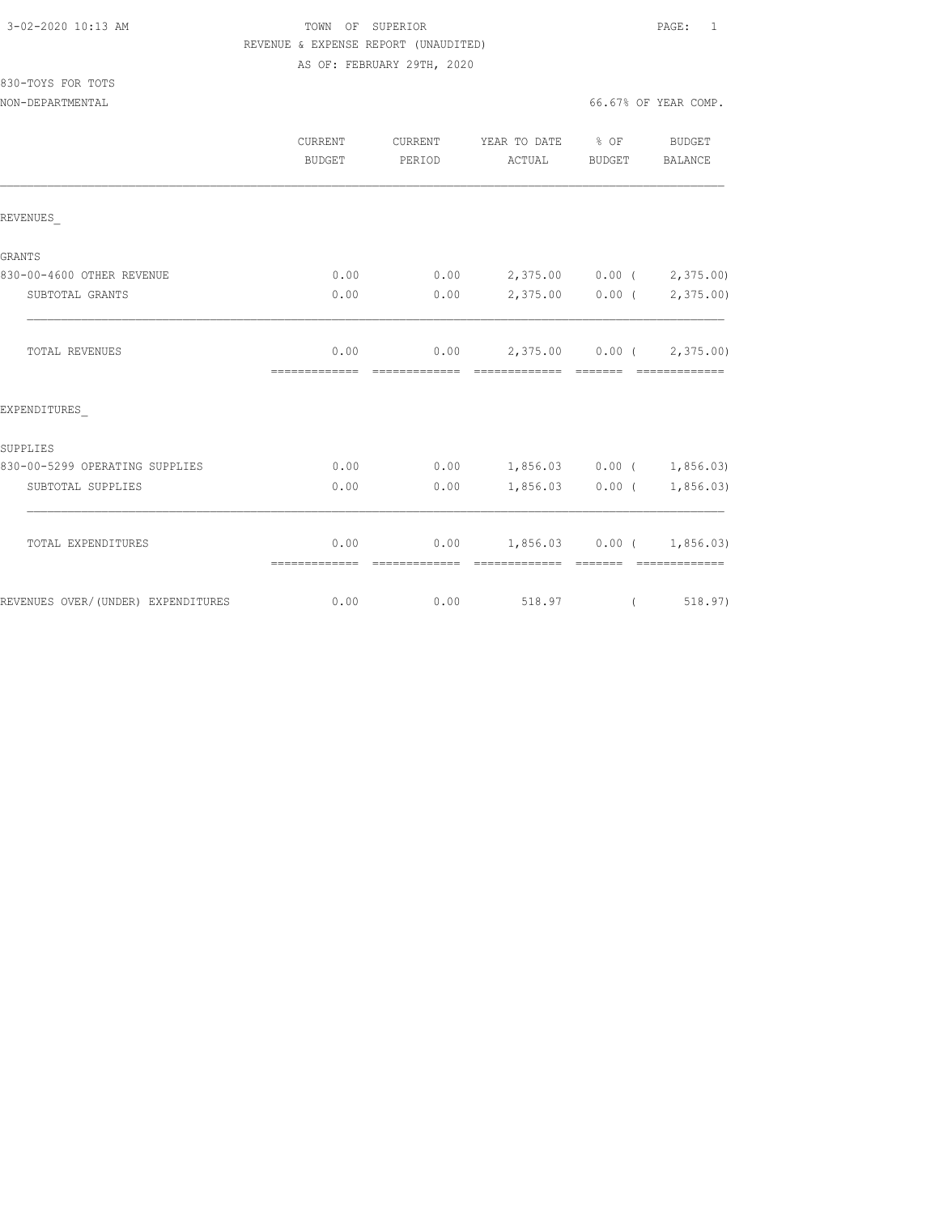3-02-2020 10:13 AM

TOWN OF SUPERIOR

REVENUE & EXPENSE REPORT (UNAUDITED)

AS OF: FEBRUARY 29TH, 2020

830-TOYS FOR TOTS

NON-DEPARTMENTAL

66.67% OF YEAR COMP.

| | CURRENT BUDGET | CURRENT PERIOD | YEAR TO DATE ACTUAL | % OF BUDGET | BUDGET BALANCE |
|---|---|---|---|---|---|
| REVENUES_ | | | | | |
| GRANTS | | | | | |
| 830-00-4600 OTHER REVENUE | 0.00 | 0.00 | 2,375.00 | 0.00 | ( 2,375.00) |
| SUBTOTAL GRANTS | 0.00 | 0.00 | 2,375.00 | 0.00 | ( 2,375.00) |
| TOTAL REVENUES | 0.00 | 0.00 | 2,375.00 | 0.00 | ( 2,375.00) |
| EXPENDITURES_ | | | | | |
| SUPPLIES | | | | | |
| 830-00-5299 OPERATING SUPPLIES | 0.00 | 0.00 | 1,856.03 | 0.00 | ( 1,856.03) |
| SUBTOTAL SUPPLIES | 0.00 | 0.00 | 1,856.03 | 0.00 | ( 1,856.03) |
| TOTAL EXPENDITURES | 0.00 | 0.00 | 1,856.03 | 0.00 | ( 1,856.03) |
| REVENUES OVER/(UNDER) EXPENDITURES | 0.00 | 0.00 | 518.97 | | ( 518.97) |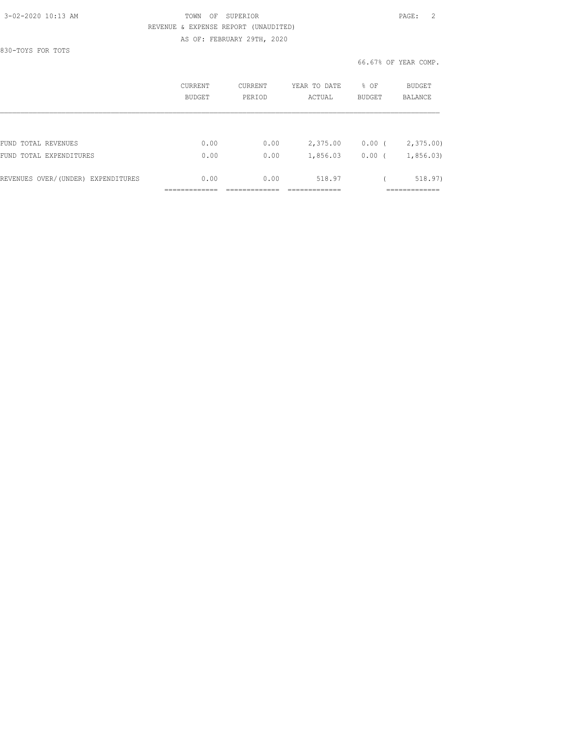TOWN OF SUPERIOR

REVENUE & EXPENSE REPORT (UNAUDITED)

AS OF: FEBRUARY 29TH, 2020

830-TOYS FOR TOTS

66.67% OF YEAR COMP.

| | CURRENT BUDGET | CURRENT PERIOD | YEAR TO DATE ACTUAL | % OF BUDGET | BUDGET BALANCE |
|---|---|---|---|---|---|
| FUND TOTAL REVENUES | 0.00 | 0.00 | 2,375.00 | 0.00 | ( 2,375.00) |
| FUND TOTAL EXPENDITURES | 0.00 | 0.00 | 1,856.03 | 0.00 | ( 1,856.03) |
| REVENUES OVER/(UNDER) EXPENDITURES | 0.00 | 0.00 | 518.97 | | ( 518.97) |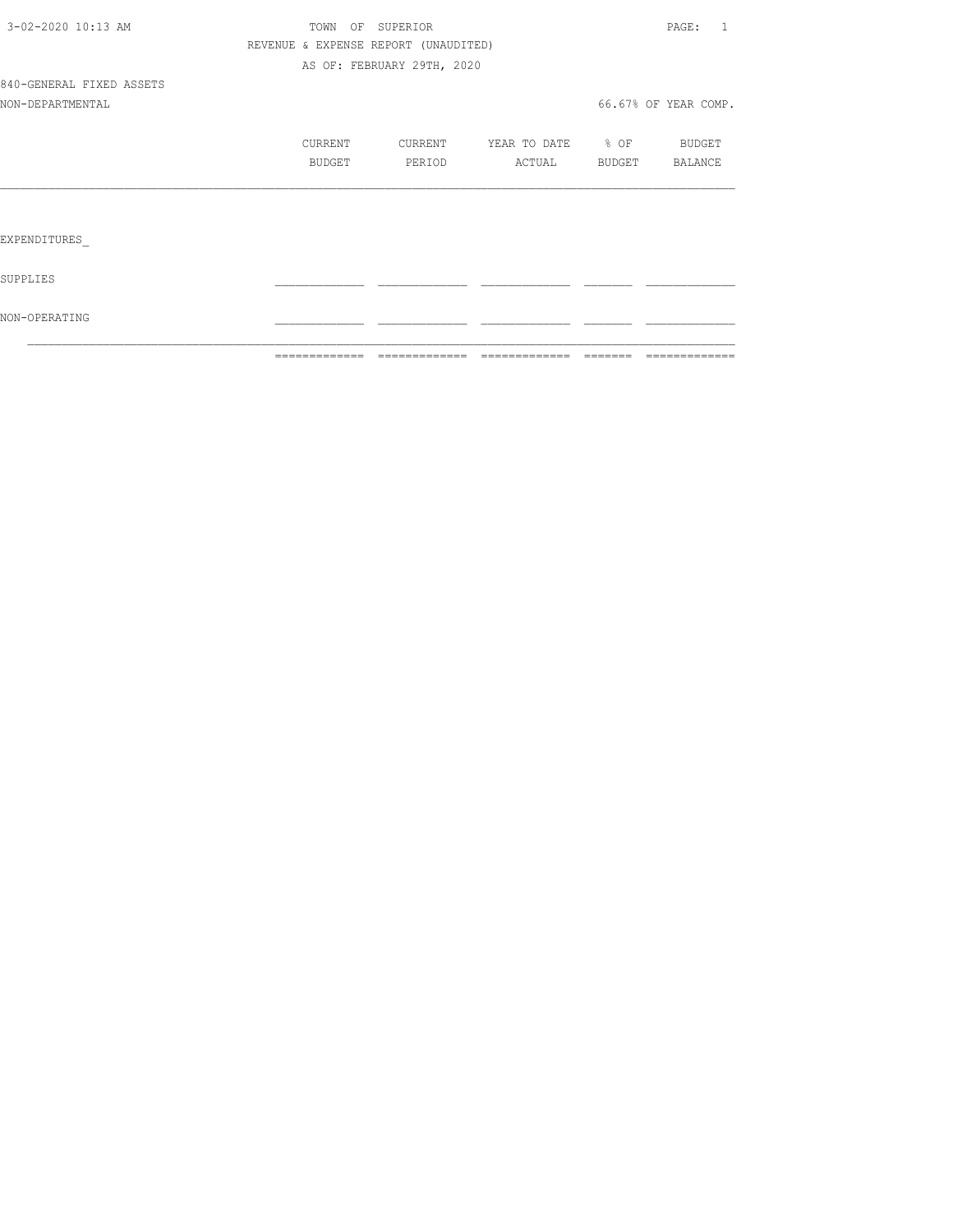TOWN OF SUPERIOR

REVENUE & EXPENSE REPORT (UNAUDITED)

AS OF: FEBRUARY 29TH, 2020

840-GENERAL FIXED ASSETS

NON-DEPARTMENTAL

66.67% OF YEAR COMP.

| | CURRENT BUDGET | CURRENT PERIOD | YEAR TO DATE ACTUAL | % OF BUDGET | BUDGET BALANCE |
|---|---|---|---|---|---|
| EXPENDITURES_ | | | | | |
| SUPPLIES | | | | | |
| NON-OPERATING | | | | | |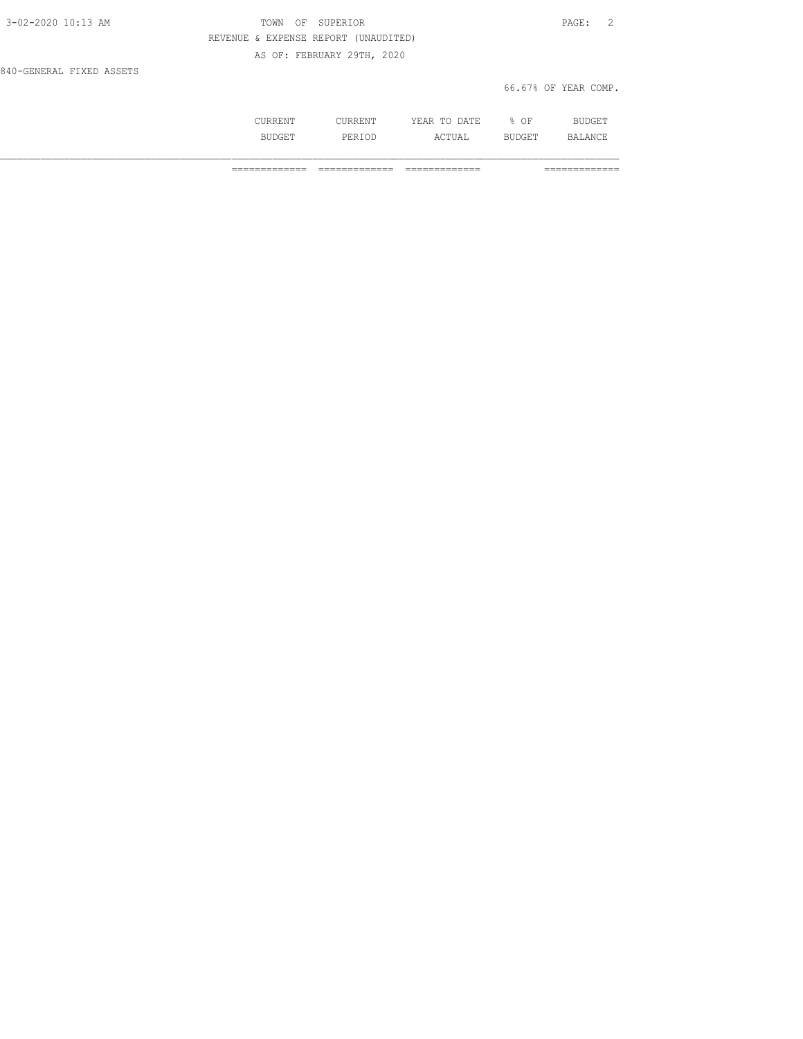TOWN OF SUPERIOR

REVENUE & EXPENSE REPORT (UNAUDITED)

AS OF: FEBRUARY 29TH, 2020

840-GENERAL FIXED ASSETS

66.67% OF YEAR COMP.

| | CURRENT BUDGET | CURRENT PERIOD | YEAR TO DATE ACTUAL | % OF BUDGET | BUDGET BALANCE |
|---|---|---|---|---|---|
| | ============= | ============= | ============= | | ============= |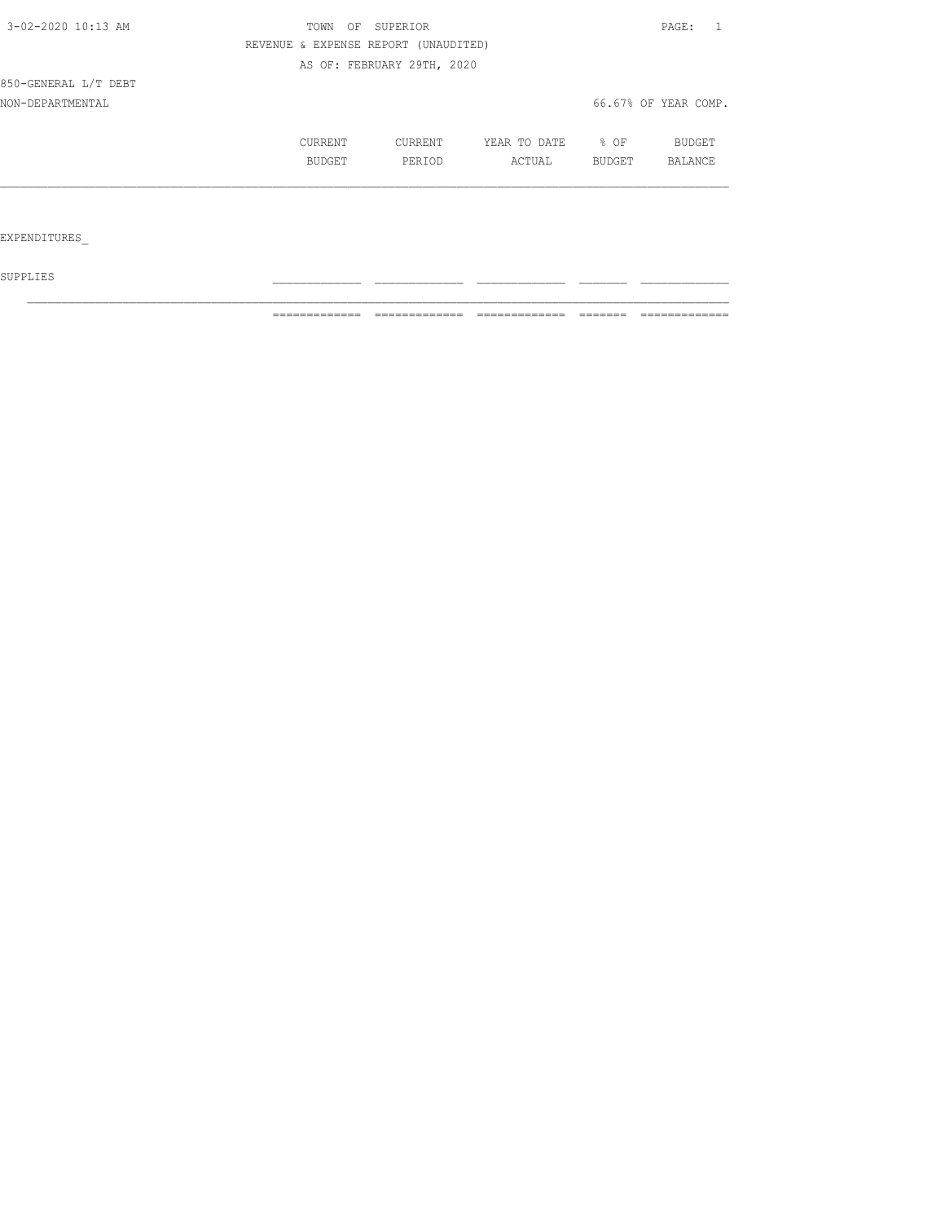TOWN OF SUPERIOR

REVENUE & EXPENSE REPORT (UNAUDITED)

AS OF: FEBRUARY 29TH, 2020

850-GENERAL L/T DEBT

NON-DEPARTMENTAL

66.67% OF YEAR COMP.

| | CURRENT BUDGET | CURRENT PERIOD | YEAR TO DATE ACTUAL | % OF BUDGET | BUDGET BALANCE |
|---|---|---|---|---|---|
| EXPENDITURES | | | | | |
| SUPPLIES | | | | | |
| | | | | | |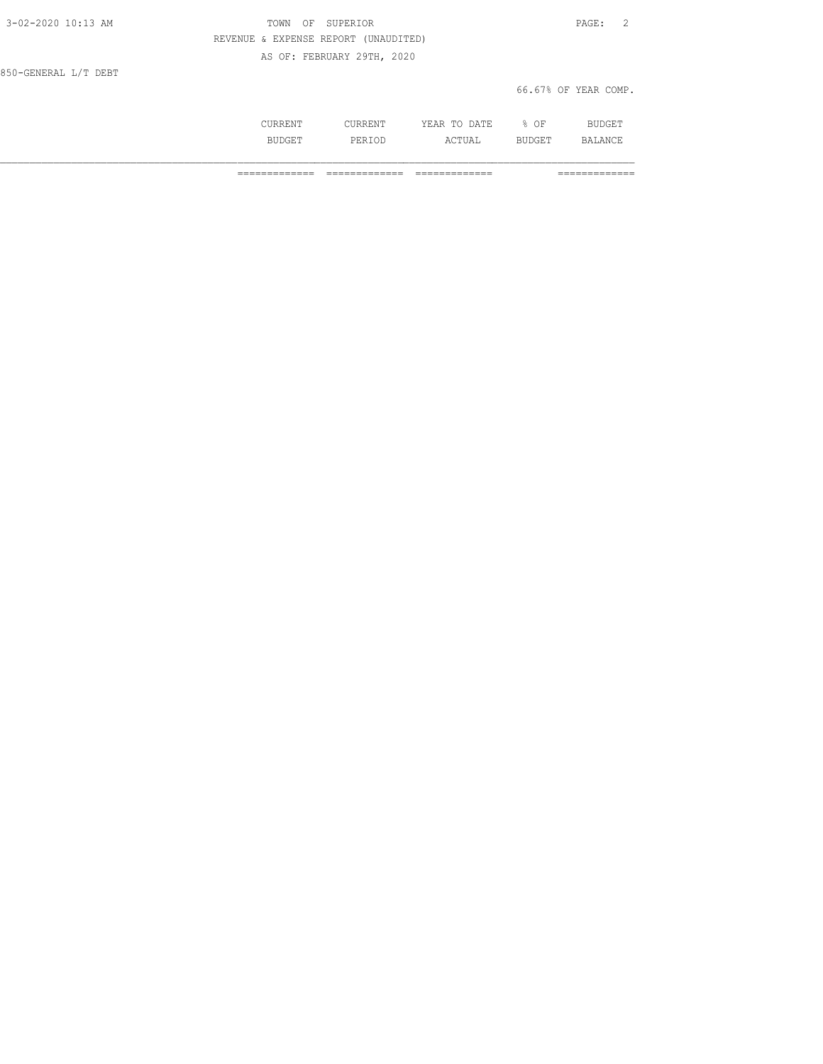850-GENERAL L/T DEBT

66.67% OF YEAR COMP.

| | CURRENT BUDGET | CURRENT PERIOD | YEAR TO DATE ACTUAL | % OF BUDGET | BUDGET BALANCE |
|---|---|---|---|---|---|
| | ============= | ============= | ============= | | ============= |